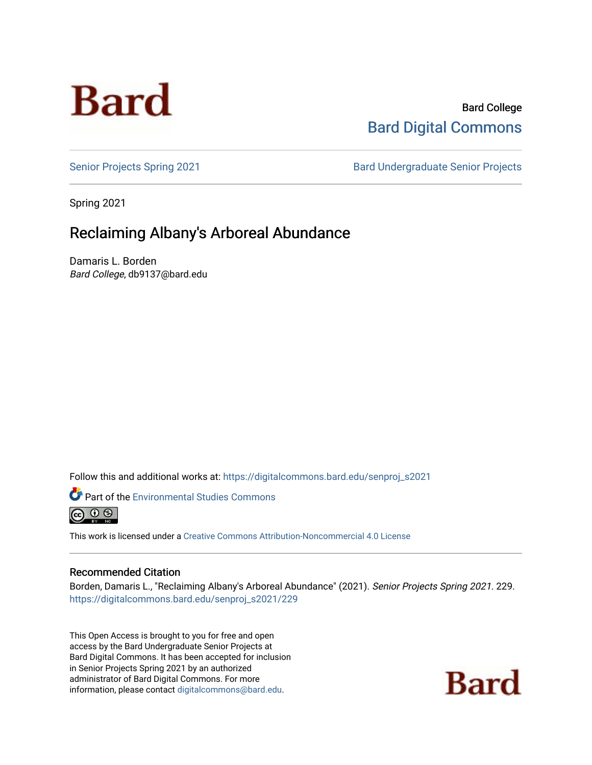Bard

Bard College
Bard Digital Commons

Senior Projects Spring 2021 | Bard Undergraduate Senior Projects

Spring 2021

# Reclaiming Albany's Arboreal Abundance

Damaris L. Borden
*Bard College*, db9137@bard.edu

Follow this and additional works at: https://digitalcommons.bard.edu/senproj_s2021

Part of the Environmental Studies Commons

This work is licensed under a Creative Commons Attribution-Noncommercial 4.0 License

## Recommended Citation

Borden, Damaris L., "Reclaiming Albany's Arboreal Abundance" (2021). *Senior Projects Spring 2021*. 229.
https://digitalcommons.bard.edu/senproj_s2021/229

This Open Access is brought to you for free and open access by the Bard Undergraduate Senior Projects at Bard Digital Commons. It has been accepted for inclusion in Senior Projects Spring 2021 by an authorized administrator of Bard Digital Commons. For more information, please contact digitalcommons@bard.edu.

Bard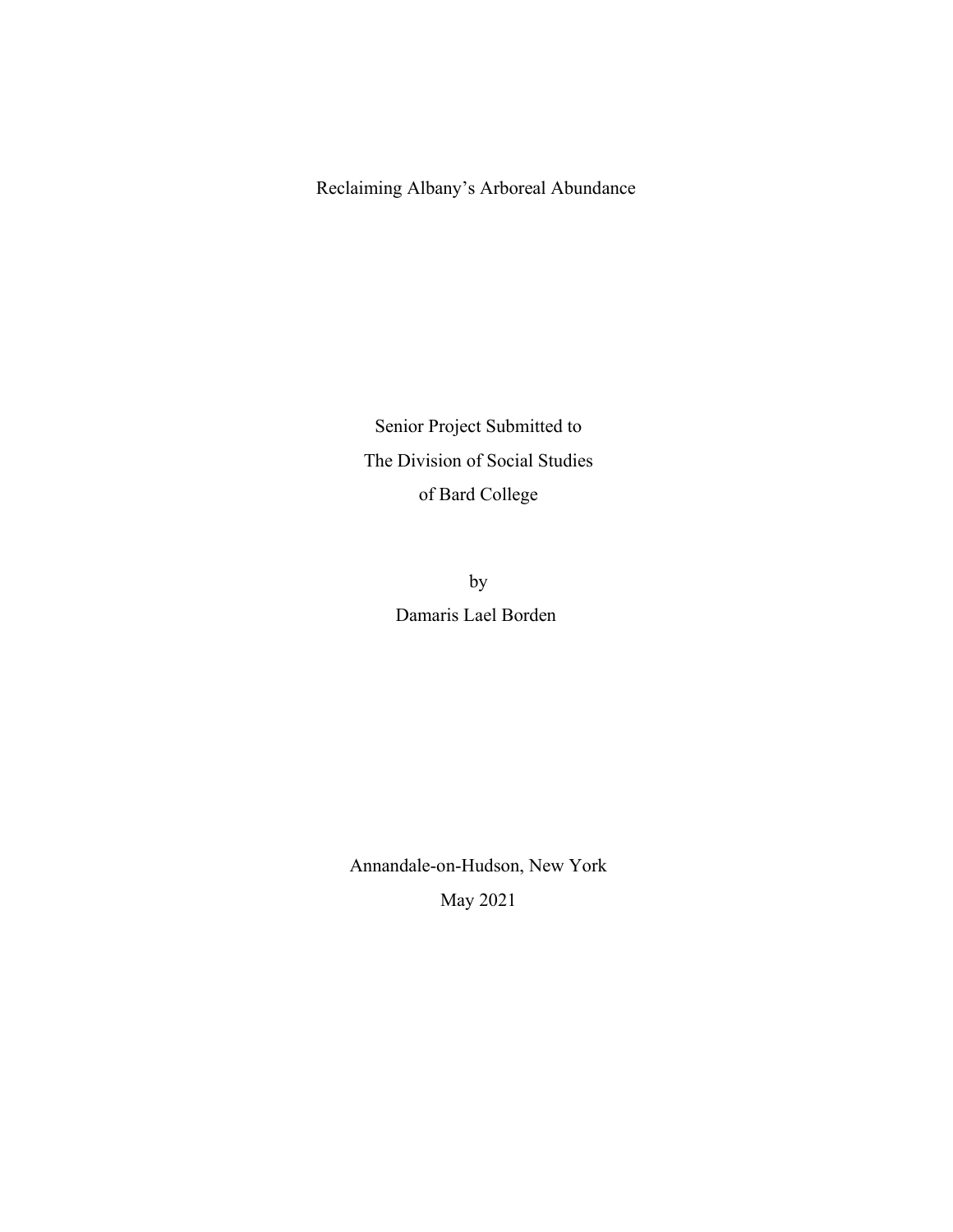# Reclaiming Albany's Arboreal Abundance

Senior Project Submitted to
The Division of Social Studies
of Bard College

by
Damaris Lael Borden

Annandale-on-Hudson, New York
May 2021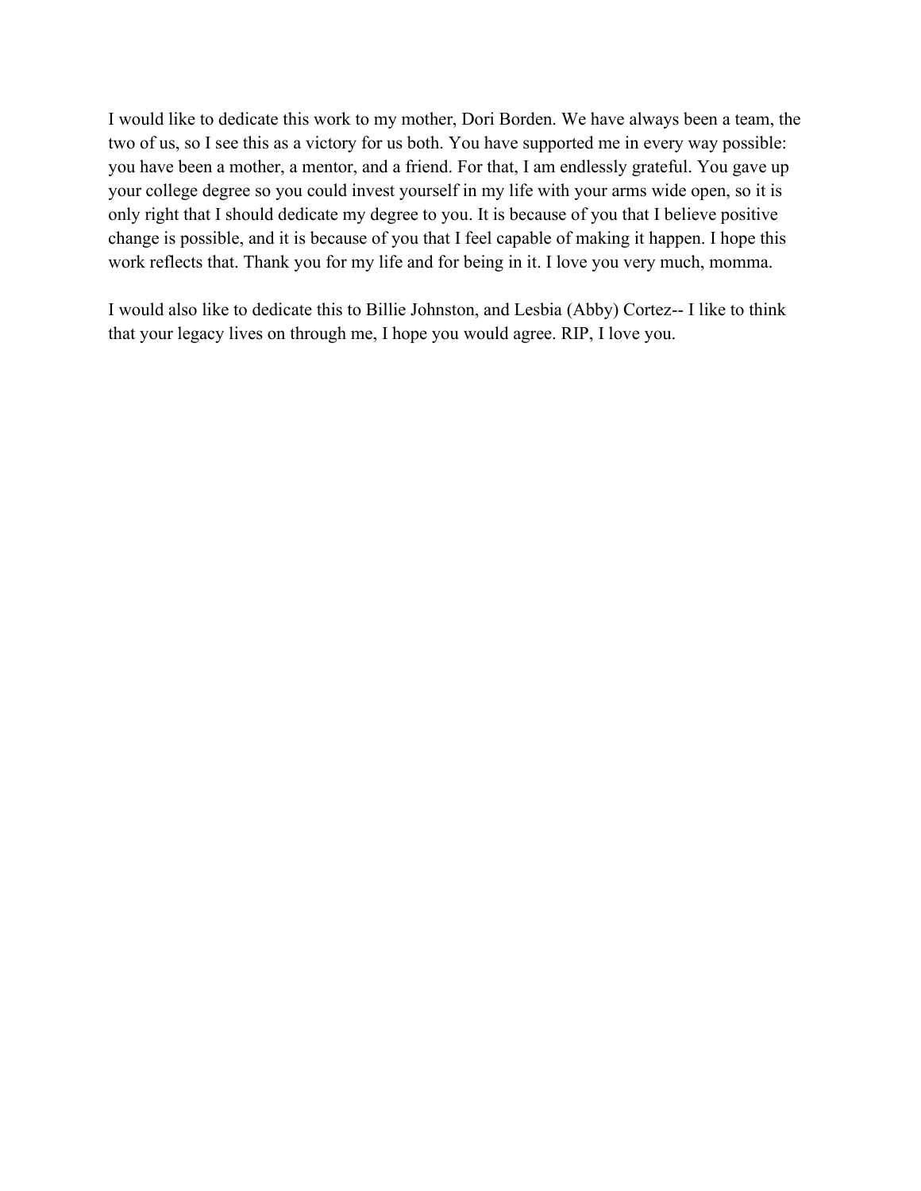I would like to dedicate this work to my mother, Dori Borden. We have always been a team, the two of us, so I see this as a victory for us both. You have supported me in every way possible: you have been a mother, a mentor, and a friend. For that, I am endlessly grateful. You gave up your college degree so you could invest yourself in my life with your arms wide open, so it is only right that I should dedicate my degree to you. It is because of you that I believe positive change is possible, and it is because of you that I feel capable of making it happen. I hope this work reflects that. Thank you for my life and for being in it. I love you very much, momma.

I would also like to dedicate this to Billie Johnston, and Lesbia (Abby) Cortez-- I like to think that your legacy lives on through me, I hope you would agree. RIP, I love you.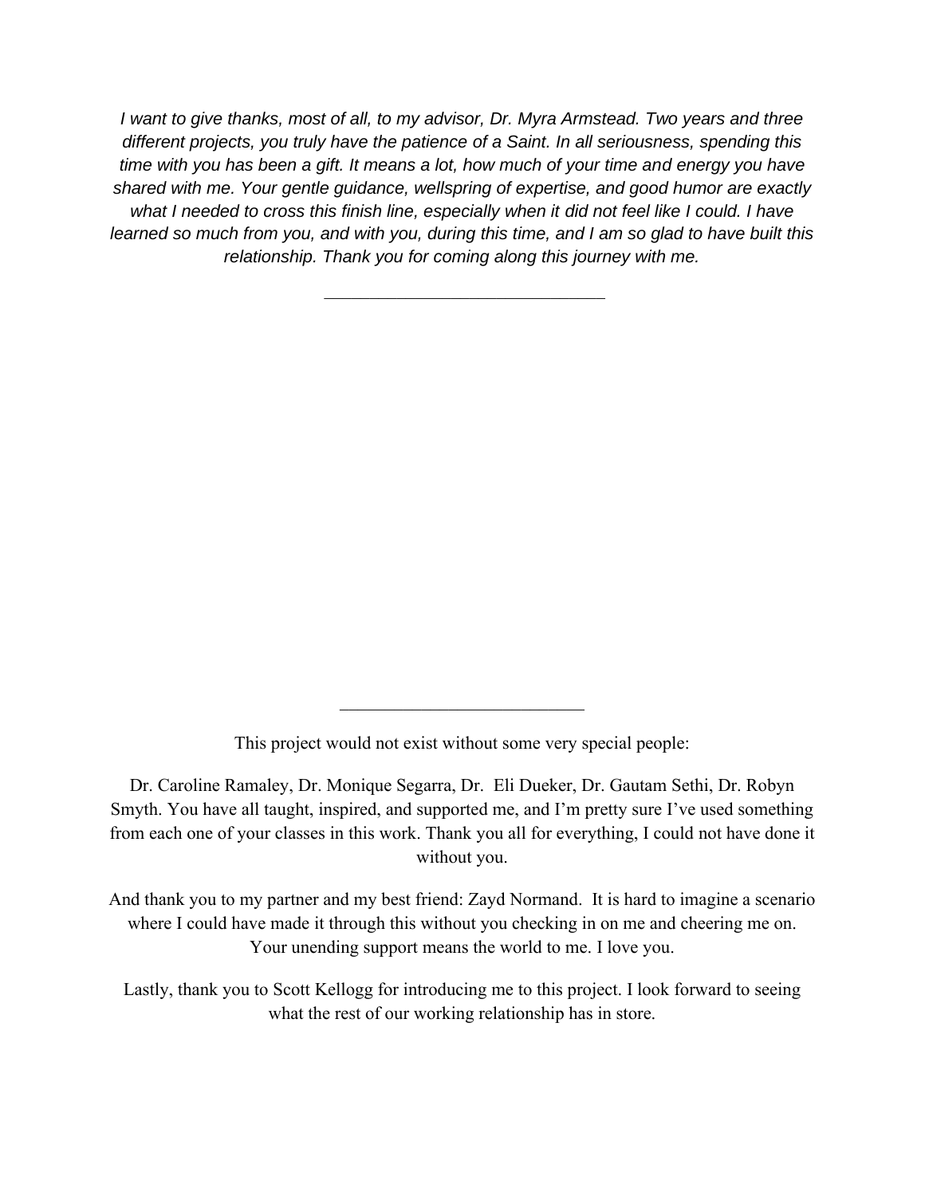*I want to give thanks, most of all, to my advisor, Dr. Myra Armstead. Two years and three different projects, you truly have the patience of a Saint. In all seriousness, spending this time with you has been a gift. It means a lot, how much of your time and energy you have shared with me. Your gentle guidance, wellspring of expertise, and good humor are exactly what I needed to cross this finish line, especially when it did not feel like I could. I have learned so much from you, and with you, during this time, and I am so glad to have built this relationship. Thank you for coming along this journey with me.*

---

---

This project would not exist without some very special people:

Dr. Caroline Ramaley, Dr. Monique Segarra, Dr.  Eli Dueker, Dr. Gautam Sethi, Dr. Robyn Smyth. You have all taught, inspired, and supported me, and I'm pretty sure I've used something from each one of your classes in this work. Thank you all for everything, I could not have done it without you.

And thank you to my partner and my best friend: Zayd Normand.  It is hard to imagine a scenario where I could have made it through this without you checking in on me and cheering me on. Your unending support means the world to me. I love you.

Lastly, thank you to Scott Kellogg for introducing me to this project. I look forward to seeing what the rest of our working relationship has in store.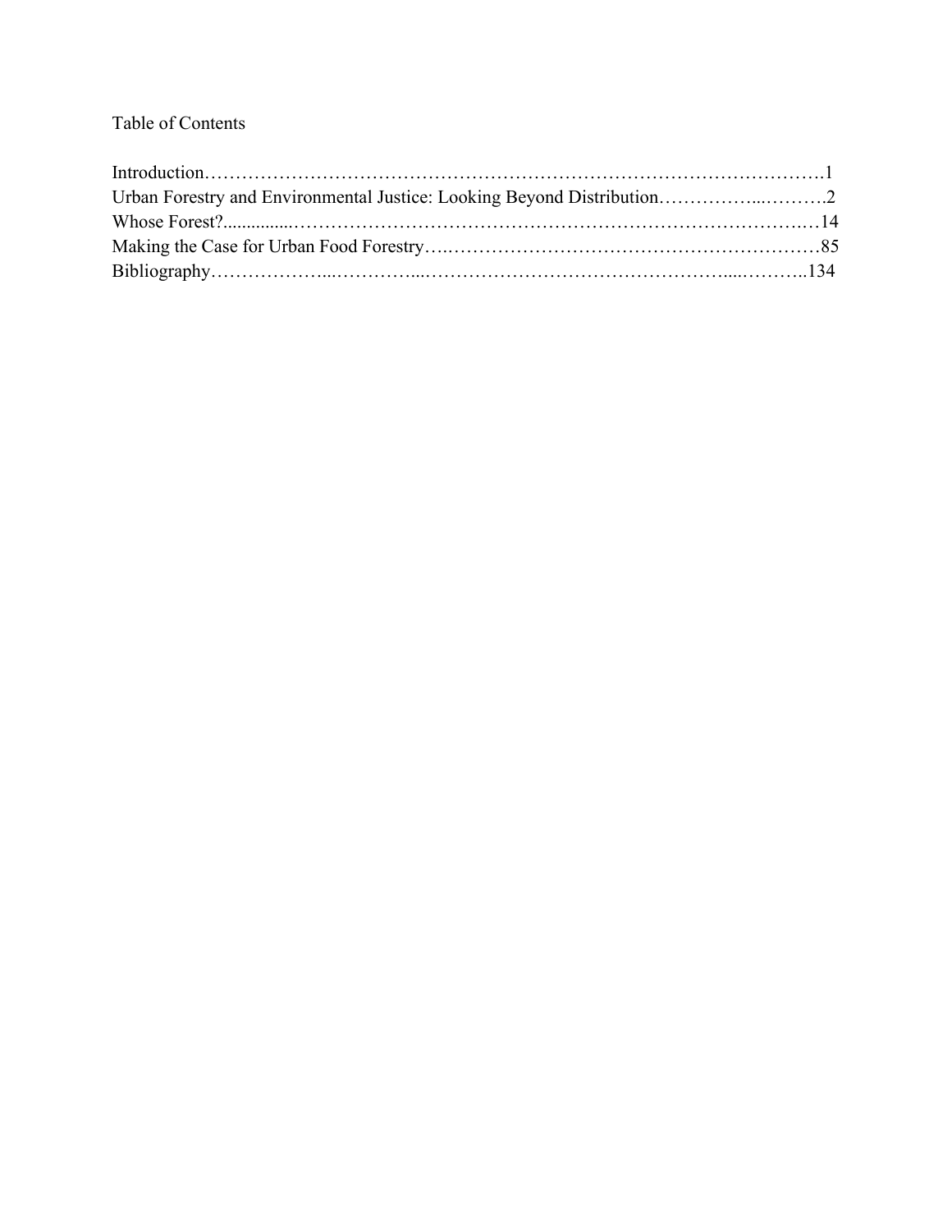Table of Contents

Introduction……………………………………………………………………………………….1
Urban Forestry and Environmental Justice: Looking Beyond Distribution……………...……….2
Whose Forest?..............…………………………………………………………………….…14
Making the Case for Urban Food Forestry….……………………………………………………85
Bibliography………………...…………...…………………………………………....………..134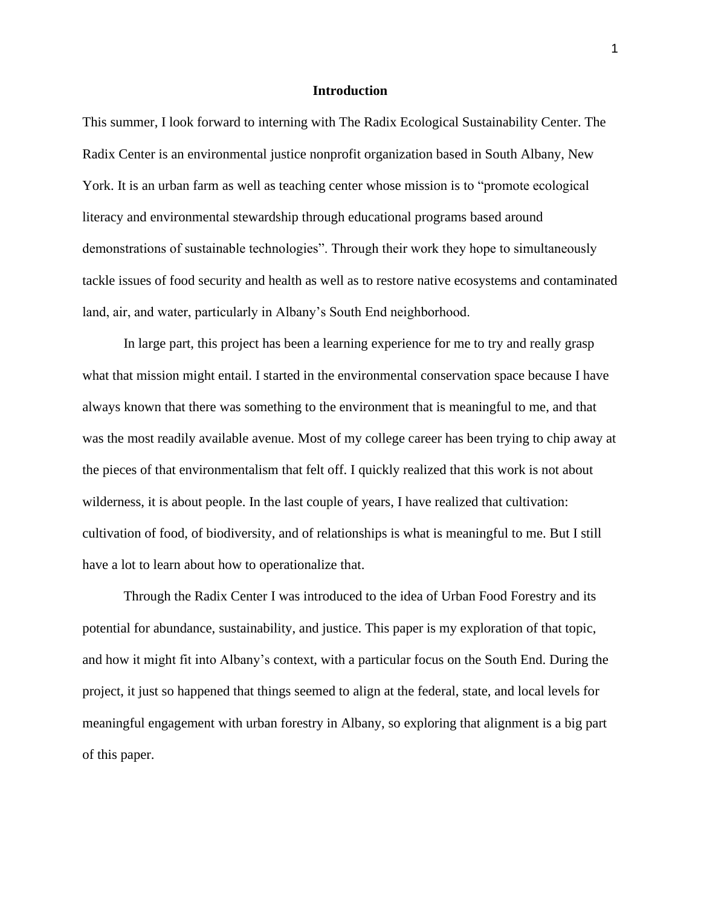## Introduction

This summer, I look forward to interning with The Radix Ecological Sustainability Center. The Radix Center is an environmental justice nonprofit organization based in South Albany, New York. It is an urban farm as well as teaching center whose mission is to "promote ecological literacy and environmental stewardship through educational programs based around demonstrations of sustainable technologies". Through their work they hope to simultaneously tackle issues of food security and health as well as to restore native ecosystems and contaminated land, air, and water, particularly in Albany's South End neighborhood.

In large part, this project has been a learning experience for me to try and really grasp what that mission might entail. I started in the environmental conservation space because I have always known that there was something to the environment that is meaningful to me, and that was the most readily available avenue. Most of my college career has been trying to chip away at the pieces of that environmentalism that felt off. I quickly realized that this work is not about wilderness, it is about people. In the last couple of years, I have realized that cultivation: cultivation of food, of biodiversity, and of relationships is what is meaningful to me. But I still have a lot to learn about how to operationalize that.

Through the Radix Center I was introduced to the idea of Urban Food Forestry and its potential for abundance, sustainability, and justice. This paper is my exploration of that topic, and how it might fit into Albany's context, with a particular focus on the South End. During the project, it just so happened that things seemed to align at the federal, state, and local levels for meaningful engagement with urban forestry in Albany, so exploring that alignment is a big part of this paper.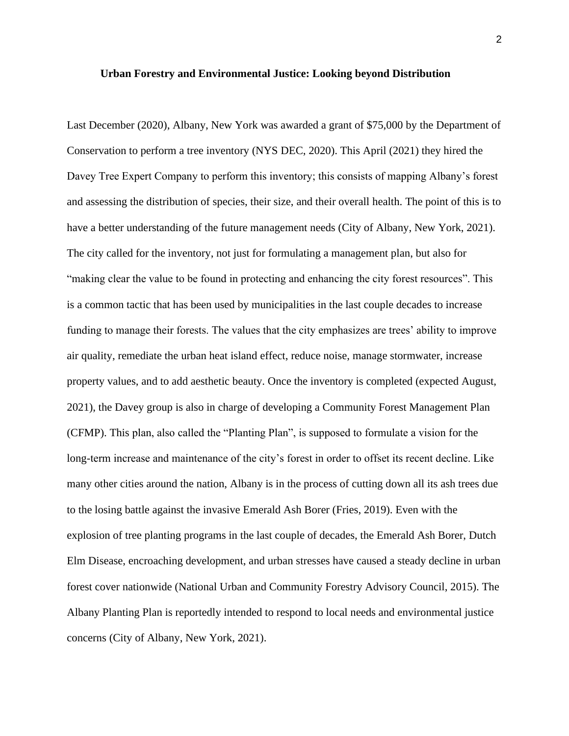**Urban Forestry and Environmental Justice: Looking beyond Distribution**

Last December (2020), Albany, New York was awarded a grant of $75,000 by the Department of Conservation to perform a tree inventory (NYS DEC, 2020). This April (2021) they hired the Davey Tree Expert Company to perform this inventory; this consists of mapping Albany's forest and assessing the distribution of species, their size, and their overall health. The point of this is to have a better understanding of the future management needs (City of Albany, New York, 2021). The city called for the inventory, not just for formulating a management plan, but also for "making clear the value to be found in protecting and enhancing the city forest resources". This is a common tactic that has been used by municipalities in the last couple decades to increase funding to manage their forests. The values that the city emphasizes are trees' ability to improve air quality, remediate the urban heat island effect, reduce noise, manage stormwater, increase property values, and to add aesthetic beauty. Once the inventory is completed (expected August, 2021), the Davey group is also in charge of developing a Community Forest Management Plan (CFMP). This plan, also called the "Planting Plan", is supposed to formulate a vision for the long-term increase and maintenance of the city's forest in order to offset its recent decline. Like many other cities around the nation, Albany is in the process of cutting down all its ash trees due to the losing battle against the invasive Emerald Ash Borer (Fries, 2019). Even with the explosion of tree planting programs in the last couple of decades, the Emerald Ash Borer, Dutch Elm Disease, encroaching development, and urban stresses have caused a steady decline in urban forest cover nationwide (National Urban and Community Forestry Advisory Council, 2015). The Albany Planting Plan is reportedly intended to respond to local needs and environmental justice concerns (City of Albany, New York, 2021).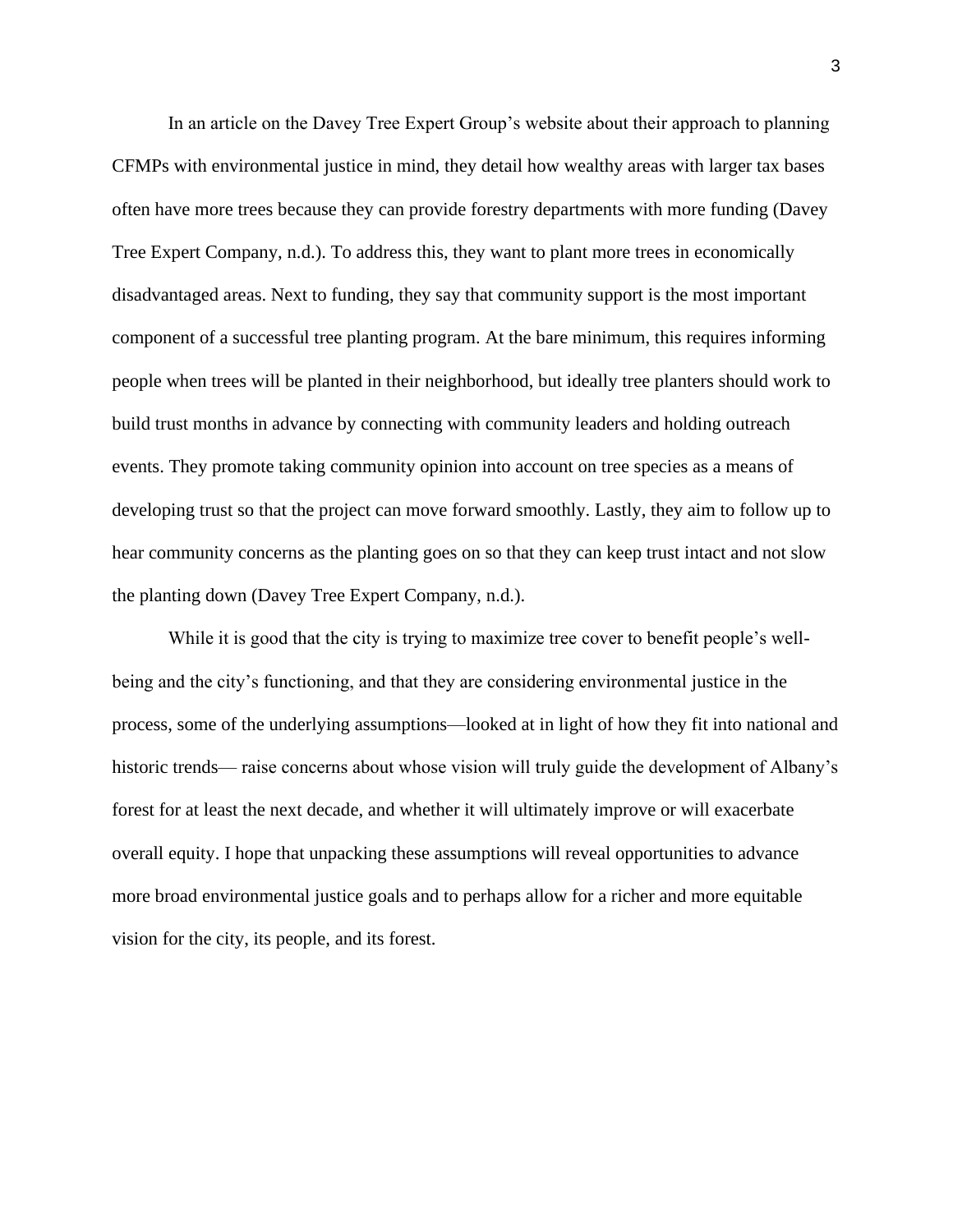In an article on the Davey Tree Expert Group's website about their approach to planning CFMPs with environmental justice in mind, they detail how wealthy areas with larger tax bases often have more trees because they can provide forestry departments with more funding (Davey Tree Expert Company, n.d.). To address this, they want to plant more trees in economically disadvantaged areas. Next to funding, they say that community support is the most important component of a successful tree planting program. At the bare minimum, this requires informing people when trees will be planted in their neighborhood, but ideally tree planters should work to build trust months in advance by connecting with community leaders and holding outreach events. They promote taking community opinion into account on tree species as a means of developing trust so that the project can move forward smoothly. Lastly, they aim to follow up to hear community concerns as the planting goes on so that they can keep trust intact and not slow the planting down (Davey Tree Expert Company, n.d.).

While it is good that the city is trying to maximize tree cover to benefit people's well-being and the city's functioning, and that they are considering environmental justice in the process, some of the underlying assumptions—looked at in light of how they fit into national and historic trends— raise concerns about whose vision will truly guide the development of Albany's forest for at least the next decade, and whether it will ultimately improve or will exacerbate overall equity. I hope that unpacking these assumptions will reveal opportunities to advance more broad environmental justice goals and to perhaps allow for a richer and more equitable vision for the city, its people, and its forest.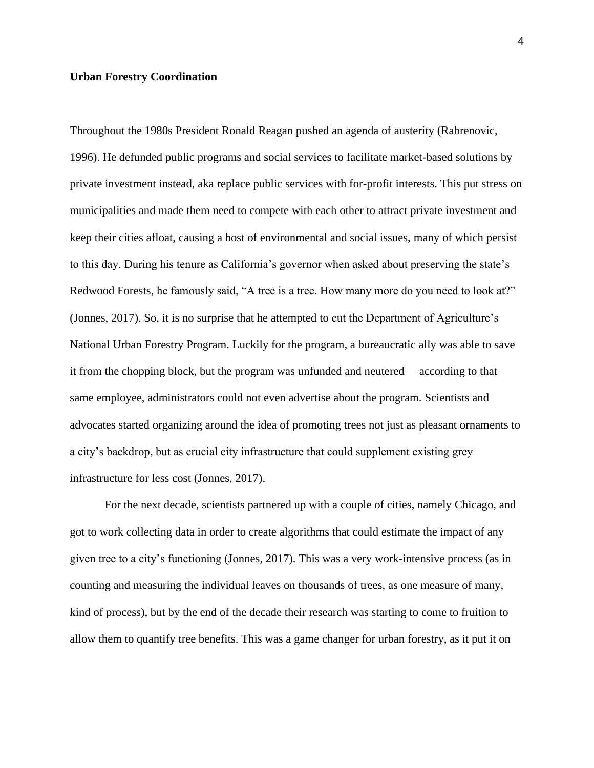**Urban Forestry Coordination**

Throughout the 1980s President Ronald Reagan pushed an agenda of austerity (Rabrenovic, 1996). He defunded public programs and social services to facilitate market-based solutions by private investment instead, aka replace public services with for-profit interests. This put stress on municipalities and made them need to compete with each other to attract private investment and keep their cities afloat, causing a host of environmental and social issues, many of which persist to this day. During his tenure as California's governor when asked about preserving the state's Redwood Forests, he famously said, "A tree is a tree. How many more do you need to look at?" (Jonnes, 2017). So, it is no surprise that he attempted to cut the Department of Agriculture's National Urban Forestry Program. Luckily for the program, a bureaucratic ally was able to save it from the chopping block, but the program was unfunded and neutered— according to that same employee, administrators could not even advertise about the program. Scientists and advocates started organizing around the idea of promoting trees not just as pleasant ornaments to a city's backdrop, but as crucial city infrastructure that could supplement existing grey infrastructure for less cost (Jonnes, 2017).

For the next decade, scientists partnered up with a couple of cities, namely Chicago, and got to work collecting data in order to create algorithms that could estimate the impact of any given tree to a city's functioning (Jonnes, 2017). This was a very work-intensive process (as in counting and measuring the individual leaves on thousands of trees, as one measure of many, kind of process), but by the end of the decade their research was starting to come to fruition to allow them to quantify tree benefits. This was a game changer for urban forestry, as it put it on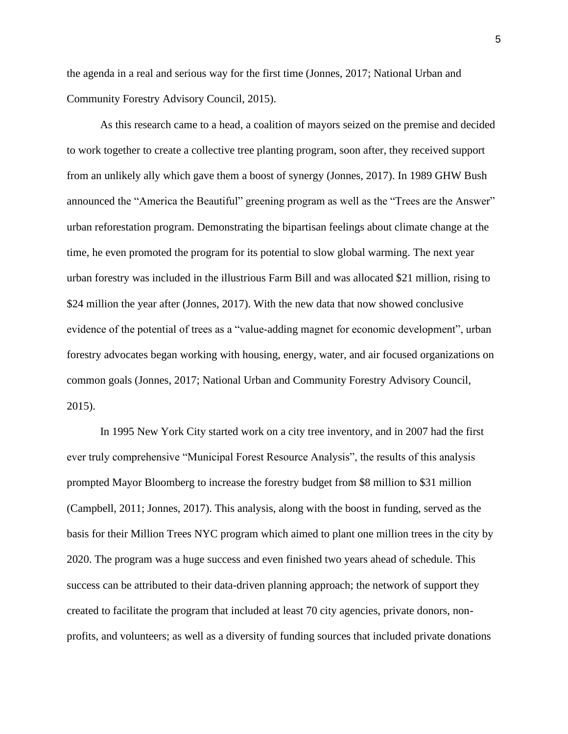the agenda in a real and serious way for the first time (Jonnes, 2017; National Urban and Community Forestry Advisory Council, 2015).

As this research came to a head, a coalition of mayors seized on the premise and decided to work together to create a collective tree planting program, soon after, they received support from an unlikely ally which gave them a boost of synergy (Jonnes, 2017). In 1989 GHW Bush announced the "America the Beautiful" greening program as well as the "Trees are the Answer" urban reforestation program. Demonstrating the bipartisan feelings about climate change at the time, he even promoted the program for its potential to slow global warming. The next year urban forestry was included in the illustrious Farm Bill and was allocated $21 million, rising to $24 million the year after (Jonnes, 2017). With the new data that now showed conclusive evidence of the potential of trees as a "value-adding magnet for economic development", urban forestry advocates began working with housing, energy, water, and air focused organizations on common goals (Jonnes, 2017; National Urban and Community Forestry Advisory Council, 2015).

In 1995 New York City started work on a city tree inventory, and in 2007 had the first ever truly comprehensive "Municipal Forest Resource Analysis", the results of this analysis prompted Mayor Bloomberg to increase the forestry budget from $8 million to $31 million (Campbell, 2011; Jonnes, 2017). This analysis, along with the boost in funding, served as the basis for their Million Trees NYC program which aimed to plant one million trees in the city by 2020. The program was a huge success and even finished two years ahead of schedule. This success can be attributed to their data-driven planning approach; the network of support they created to facilitate the program that included at least 70 city agencies, private donors, non-profits, and volunteers; as well as a diversity of funding sources that included private donations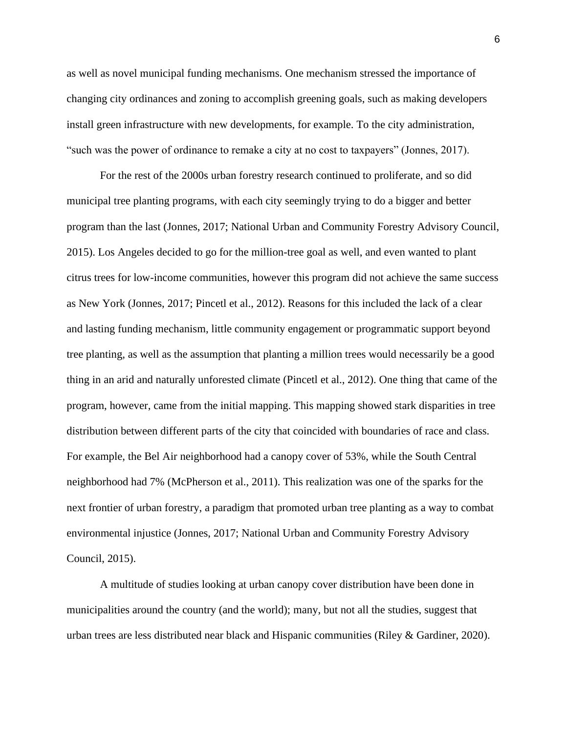as well as novel municipal funding mechanisms. One mechanism stressed the importance of changing city ordinances and zoning to accomplish greening goals, such as making developers install green infrastructure with new developments, for example. To the city administration, "such was the power of ordinance to remake a city at no cost to taxpayers" (Jonnes, 2017).

For the rest of the 2000s urban forestry research continued to proliferate, and so did municipal tree planting programs, with each city seemingly trying to do a bigger and better program than the last (Jonnes, 2017; National Urban and Community Forestry Advisory Council, 2015). Los Angeles decided to go for the million-tree goal as well, and even wanted to plant citrus trees for low-income communities, however this program did not achieve the same success as New York (Jonnes, 2017; Pincetl et al., 2012). Reasons for this included the lack of a clear and lasting funding mechanism, little community engagement or programmatic support beyond tree planting, as well as the assumption that planting a million trees would necessarily be a good thing in an arid and naturally unforested climate (Pincetl et al., 2012). One thing that came of the program, however, came from the initial mapping. This mapping showed stark disparities in tree distribution between different parts of the city that coincided with boundaries of race and class. For example, the Bel Air neighborhood had a canopy cover of 53%, while the South Central neighborhood had 7% (McPherson et al., 2011). This realization was one of the sparks for the next frontier of urban forestry, a paradigm that promoted urban tree planting as a way to combat environmental injustice (Jonnes, 2017; National Urban and Community Forestry Advisory Council, 2015).

A multitude of studies looking at urban canopy cover distribution have been done in municipalities around the country (and the world); many, but not all the studies, suggest that urban trees are less distributed near black and Hispanic communities (Riley & Gardiner, 2020).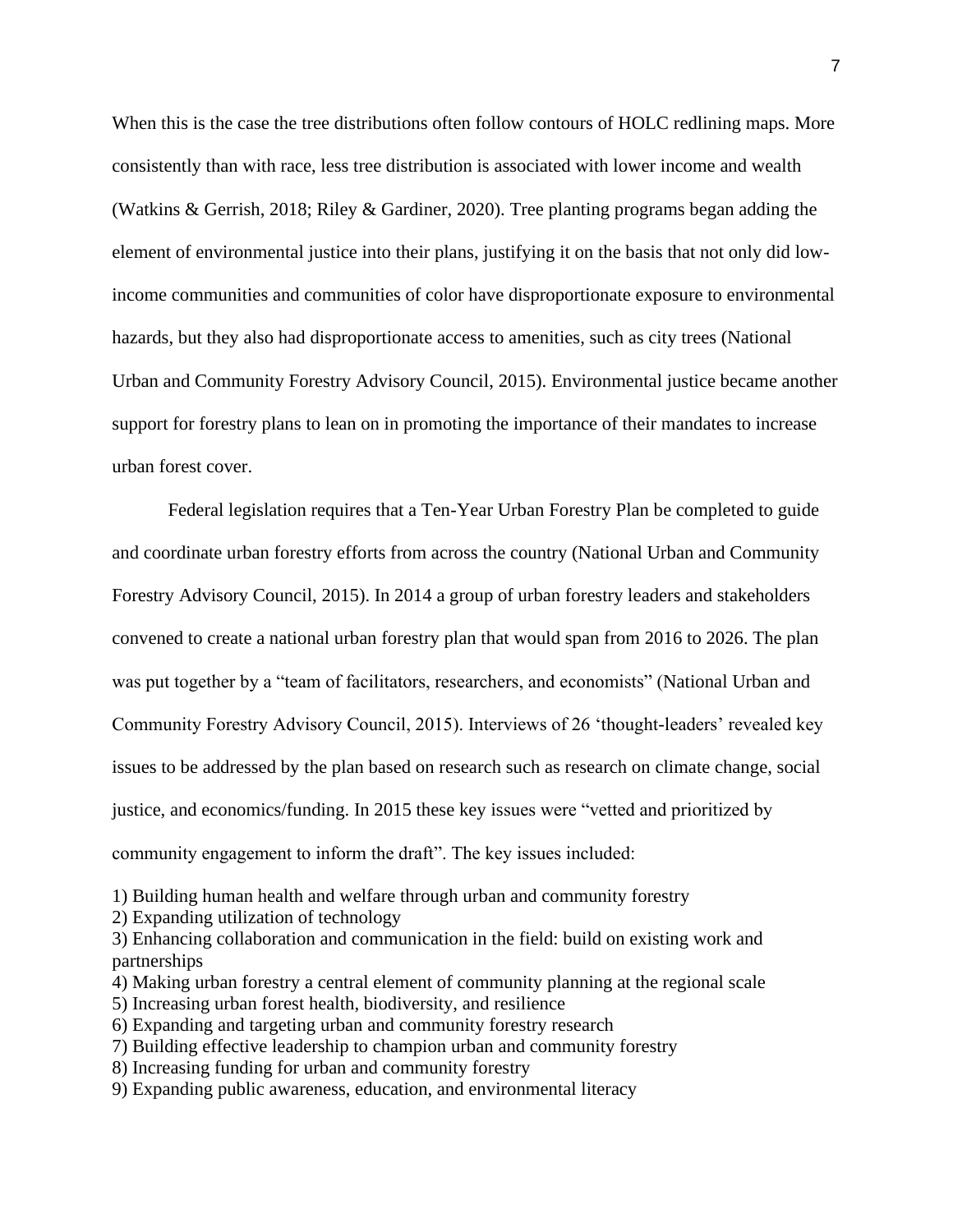When this is the case the tree distributions often follow contours of HOLC redlining maps. More consistently than with race, less tree distribution is associated with lower income and wealth (Watkins & Gerrish, 2018; Riley & Gardiner, 2020). Tree planting programs began adding the element of environmental justice into their plans, justifying it on the basis that not only did low-income communities and communities of color have disproportionate exposure to environmental hazards, but they also had disproportionate access to amenities, such as city trees (National Urban and Community Forestry Advisory Council, 2015). Environmental justice became another support for forestry plans to lean on in promoting the importance of their mandates to increase urban forest cover.

Federal legislation requires that a Ten-Year Urban Forestry Plan be completed to guide and coordinate urban forestry efforts from across the country (National Urban and Community Forestry Advisory Council, 2015). In 2014 a group of urban forestry leaders and stakeholders convened to create a national urban forestry plan that would span from 2016 to 2026. The plan was put together by a "team of facilitators, researchers, and economists" (National Urban and Community Forestry Advisory Council, 2015). Interviews of 26 'thought-leaders' revealed key issues to be addressed by the plan based on research such as research on climate change, social justice, and economics/funding. In 2015 these key issues were "vetted and prioritized by community engagement to inform the draft". The key issues included:

1) Building human health and welfare through urban and community forestry
2) Expanding utilization of technology
3) Enhancing collaboration and communication in the field: build on existing work and partnerships
4) Making urban forestry a central element of community planning at the regional scale
5) Increasing urban forest health, biodiversity, and resilience
6) Expanding and targeting urban and community forestry research
7) Building effective leadership to champion urban and community forestry
8) Increasing funding for urban and community forestry
9) Expanding public awareness, education, and environmental literacy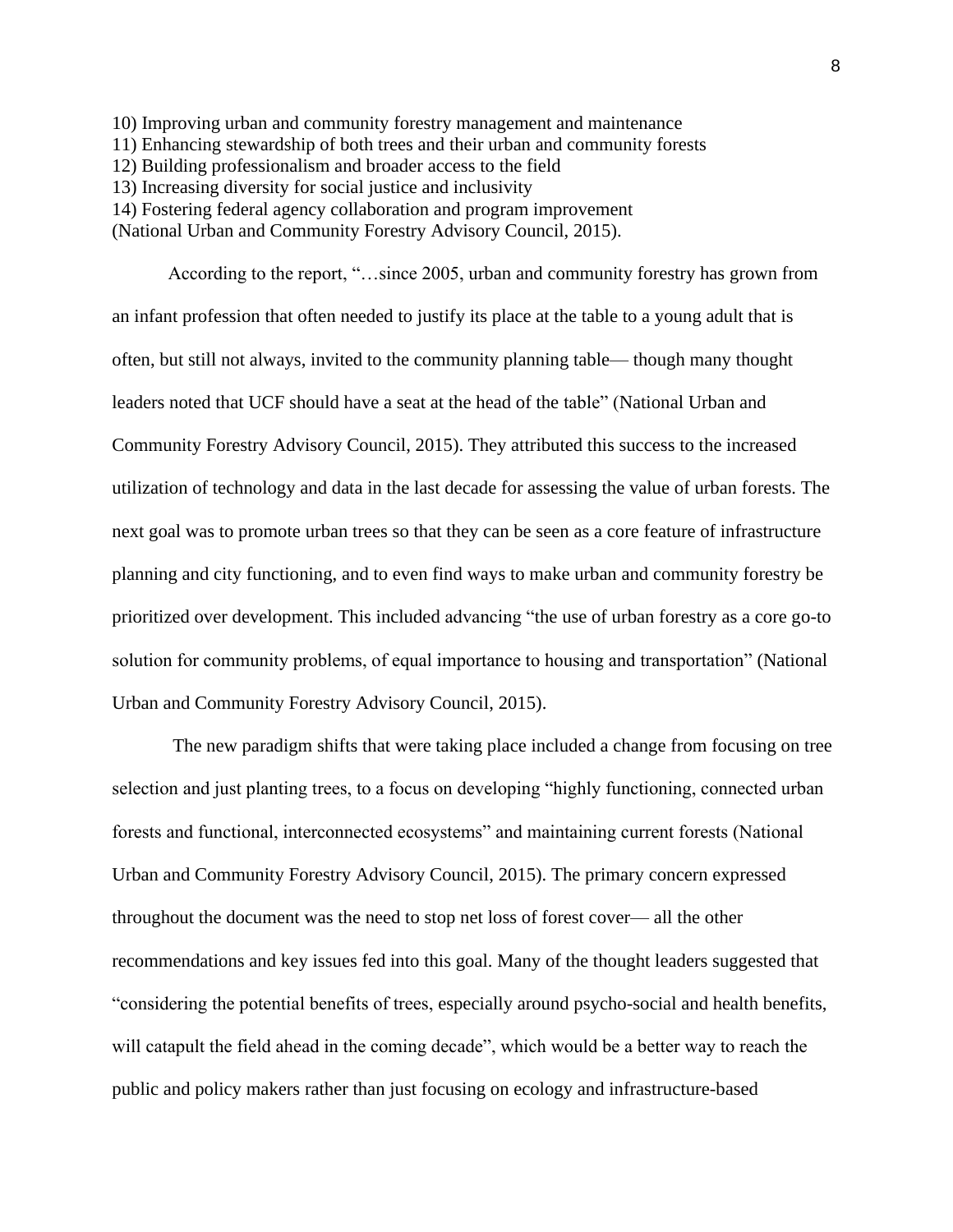10) Improving urban and community forestry management and maintenance
11) Enhancing stewardship of both trees and their urban and community forests
12) Building professionalism and broader access to the field
13) Increasing diversity for social justice and inclusivity
14) Fostering federal agency collaboration and program improvement
(National Urban and Community Forestry Advisory Council, 2015).

According to the report, "…since 2005, urban and community forestry has grown from an infant profession that often needed to justify its place at the table to a young adult that is often, but still not always, invited to the community planning table— though many thought leaders noted that UCF should have a seat at the head of the table" (National Urban and Community Forestry Advisory Council, 2015). They attributed this success to the increased utilization of technology and data in the last decade for assessing the value of urban forests. The next goal was to promote urban trees so that they can be seen as a core feature of infrastructure planning and city functioning, and to even find ways to make urban and community forestry be prioritized over development. This included advancing "the use of urban forestry as a core go-to solution for community problems, of equal importance to housing and transportation" (National Urban and Community Forestry Advisory Council, 2015).

The new paradigm shifts that were taking place included a change from focusing on tree selection and just planting trees, to a focus on developing "highly functioning, connected urban forests and functional, interconnected ecosystems" and maintaining current forests (National Urban and Community Forestry Advisory Council, 2015). The primary concern expressed throughout the document was the need to stop net loss of forest cover— all the other recommendations and key issues fed into this goal. Many of the thought leaders suggested that "considering the potential benefits of trees, especially around psycho-social and health benefits, will catapult the field ahead in the coming decade", which would be a better way to reach the public and policy makers rather than just focusing on ecology and infrastructure-based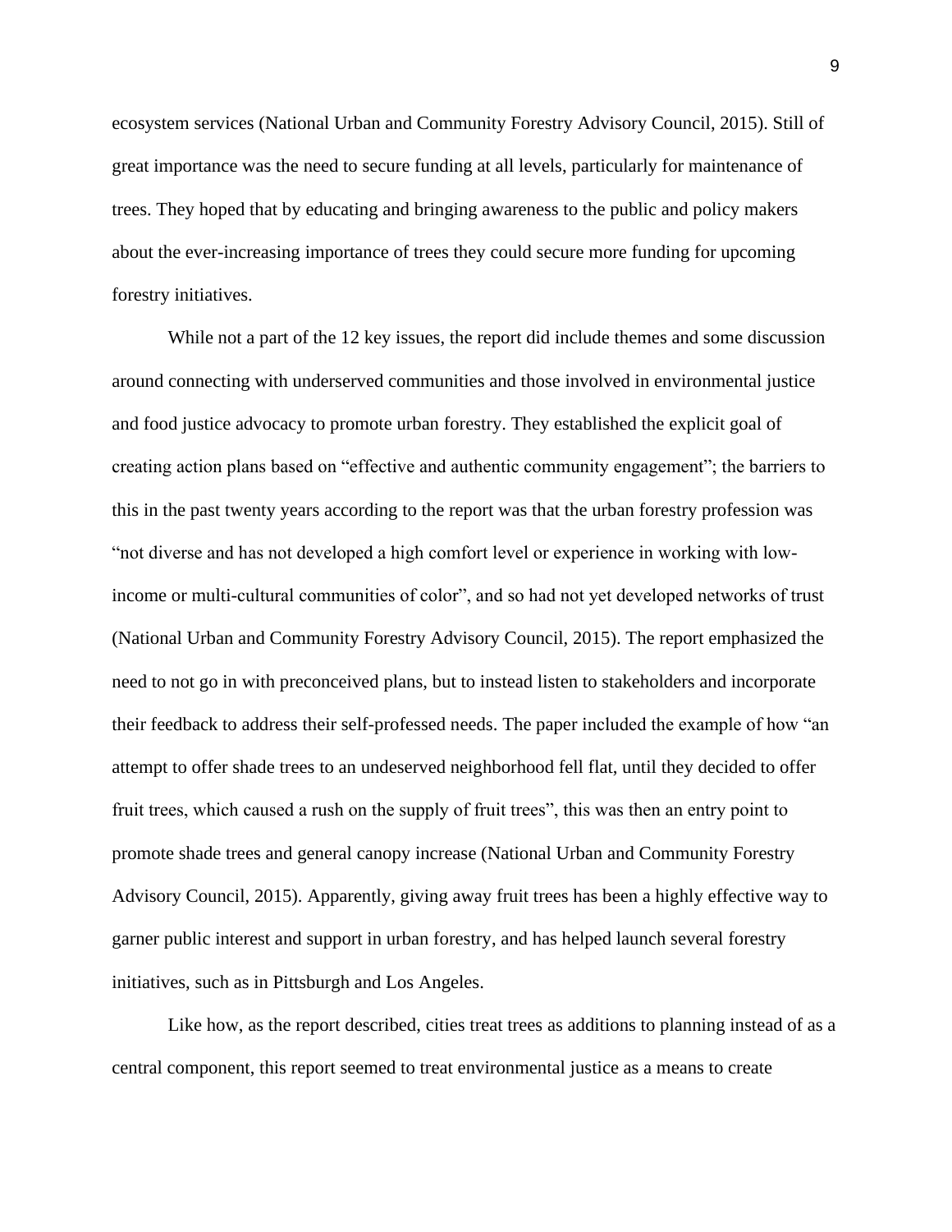ecosystem services (National Urban and Community Forestry Advisory Council, 2015). Still of great importance was the need to secure funding at all levels, particularly for maintenance of trees. They hoped that by educating and bringing awareness to the public and policy makers about the ever-increasing importance of trees they could secure more funding for upcoming forestry initiatives.

While not a part of the 12 key issues, the report did include themes and some discussion around connecting with underserved communities and those involved in environmental justice and food justice advocacy to promote urban forestry. They established the explicit goal of creating action plans based on "effective and authentic community engagement"; the barriers to this in the past twenty years according to the report was that the urban forestry profession was "not diverse and has not developed a high comfort level or experience in working with low-income or multi-cultural communities of color", and so had not yet developed networks of trust (National Urban and Community Forestry Advisory Council, 2015). The report emphasized the need to not go in with preconceived plans, but to instead listen to stakeholders and incorporate their feedback to address their self-professed needs. The paper included the example of how "an attempt to offer shade trees to an undeserved neighborhood fell flat, until they decided to offer fruit trees, which caused a rush on the supply of fruit trees", this was then an entry point to promote shade trees and general canopy increase (National Urban and Community Forestry Advisory Council, 2015). Apparently, giving away fruit trees has been a highly effective way to garner public interest and support in urban forestry, and has helped launch several forestry initiatives, such as in Pittsburgh and Los Angeles.

Like how, as the report described, cities treat trees as additions to planning instead of as a central component, this report seemed to treat environmental justice as a means to create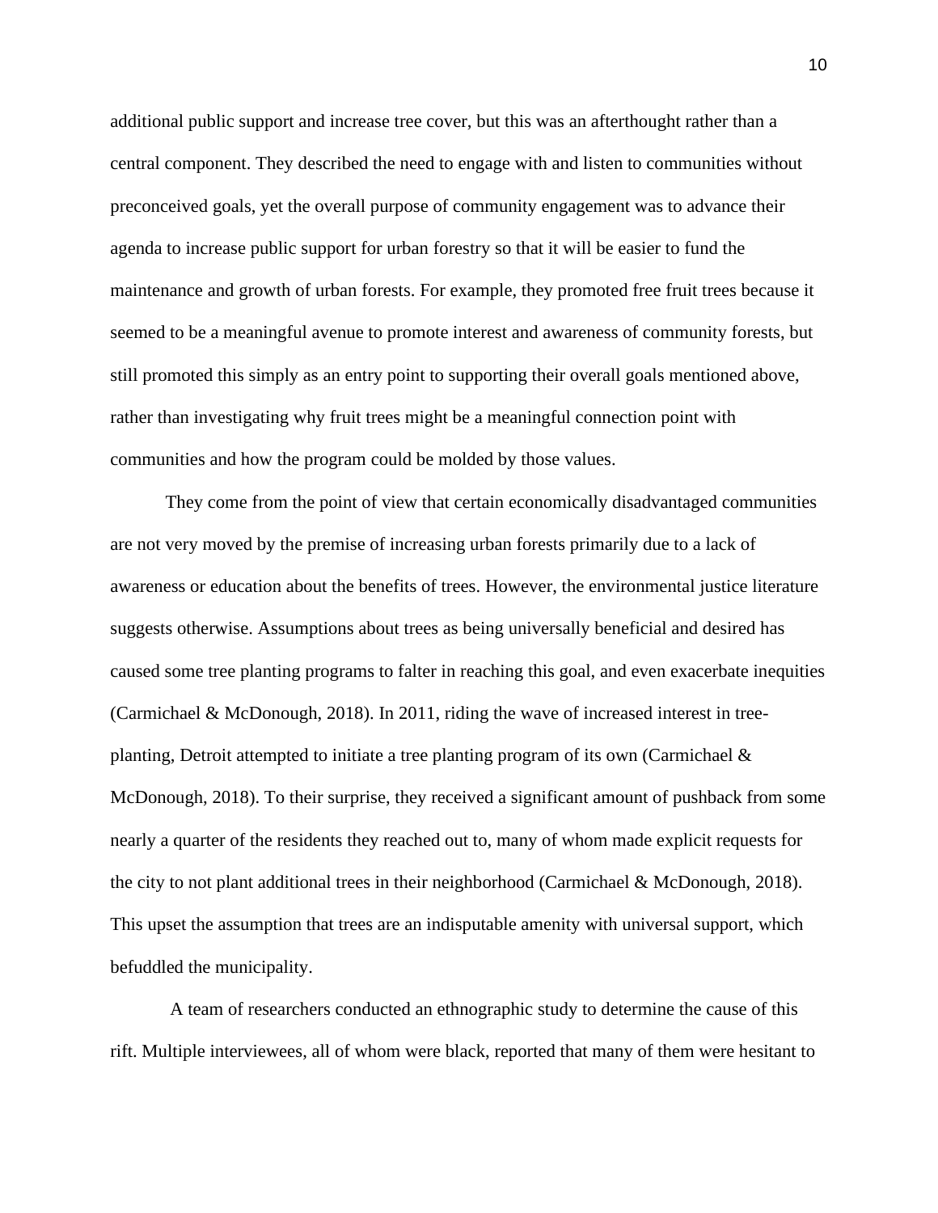additional public support and increase tree cover, but this was an afterthought rather than a central component. They described the need to engage with and listen to communities without preconceived goals, yet the overall purpose of community engagement was to advance their agenda to increase public support for urban forestry so that it will be easier to fund the maintenance and growth of urban forests. For example, they promoted free fruit trees because it seemed to be a meaningful avenue to promote interest and awareness of community forests, but still promoted this simply as an entry point to supporting their overall goals mentioned above, rather than investigating why fruit trees might be a meaningful connection point with communities and how the program could be molded by those values.

They come from the point of view that certain economically disadvantaged communities are not very moved by the premise of increasing urban forests primarily due to a lack of awareness or education about the benefits of trees. However, the environmental justice literature suggests otherwise. Assumptions about trees as being universally beneficial and desired has caused some tree planting programs to falter in reaching this goal, and even exacerbate inequities (Carmichael & McDonough, 2018). In 2011, riding the wave of increased interest in tree-planting, Detroit attempted to initiate a tree planting program of its own (Carmichael & McDonough, 2018). To their surprise, they received a significant amount of pushback from some nearly a quarter of the residents they reached out to, many of whom made explicit requests for the city to not plant additional trees in their neighborhood (Carmichael & McDonough, 2018). This upset the assumption that trees are an indisputable amenity with universal support, which befuddled the municipality.

A team of researchers conducted an ethnographic study to determine the cause of this rift. Multiple interviewees, all of whom were black, reported that many of them were hesitant to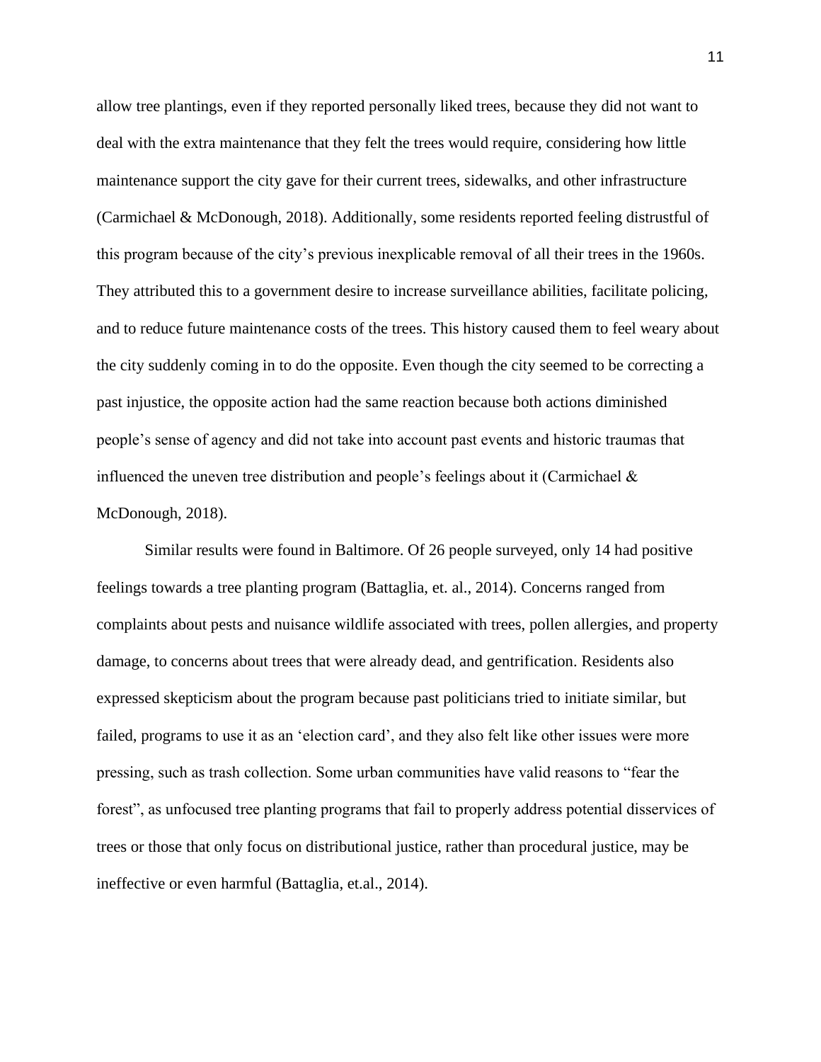allow tree plantings, even if they reported personally liked trees, because they did not want to deal with the extra maintenance that they felt the trees would require, considering how little maintenance support the city gave for their current trees, sidewalks, and other infrastructure (Carmichael & McDonough, 2018). Additionally, some residents reported feeling distrustful of this program because of the city's previous inexplicable removal of all their trees in the 1960s. They attributed this to a government desire to increase surveillance abilities, facilitate policing, and to reduce future maintenance costs of the trees. This history caused them to feel weary about the city suddenly coming in to do the opposite. Even though the city seemed to be correcting a past injustice, the opposite action had the same reaction because both actions diminished people's sense of agency and did not take into account past events and historic traumas that influenced the uneven tree distribution and people's feelings about it (Carmichael & McDonough, 2018).

Similar results were found in Baltimore. Of 26 people surveyed, only 14 had positive feelings towards a tree planting program (Battaglia, et. al., 2014). Concerns ranged from complaints about pests and nuisance wildlife associated with trees, pollen allergies, and property damage, to concerns about trees that were already dead, and gentrification. Residents also expressed skepticism about the program because past politicians tried to initiate similar, but failed, programs to use it as an 'election card', and they also felt like other issues were more pressing, such as trash collection. Some urban communities have valid reasons to "fear the forest", as unfocused tree planting programs that fail to properly address potential disservices of trees or those that only focus on distributional justice, rather than procedural justice, may be ineffective or even harmful (Battaglia, et.al., 2014).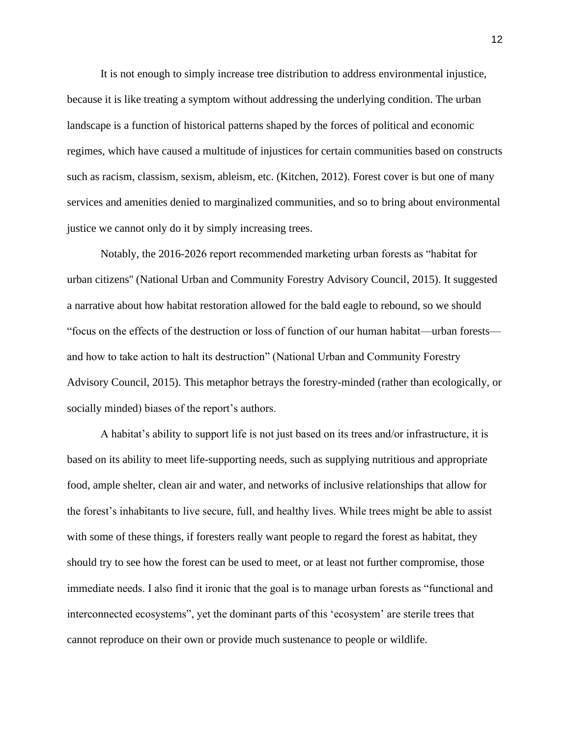It is not enough to simply increase tree distribution to address environmental injustice, because it is like treating a symptom without addressing the underlying condition. The urban landscape is a function of historical patterns shaped by the forces of political and economic regimes, which have caused a multitude of injustices for certain communities based on constructs such as racism, classism, sexism, ableism, etc. (Kitchen, 2012). Forest cover is but one of many services and amenities denied to marginalized communities, and so to bring about environmental justice we cannot only do it by simply increasing trees.

Notably, the 2016-2026 report recommended marketing urban forests as "habitat for urban citizens" (National Urban and Community Forestry Advisory Council, 2015). It suggested a narrative about how habitat restoration allowed for the bald eagle to rebound, so we should "focus on the effects of the destruction or loss of function of our human habitat—urban forests—and how to take action to halt its destruction" (National Urban and Community Forestry Advisory Council, 2015). This metaphor betrays the forestry-minded (rather than ecologically, or socially minded) biases of the report's authors.

A habitat's ability to support life is not just based on its trees and/or infrastructure, it is based on its ability to meet life-supporting needs, such as supplying nutritious and appropriate food, ample shelter, clean air and water, and networks of inclusive relationships that allow for the forest's inhabitants to live secure, full, and healthy lives. While trees might be able to assist with some of these things, if foresters really want people to regard the forest as habitat, they should try to see how the forest can be used to meet, or at least not further compromise, those immediate needs. I also find it ironic that the goal is to manage urban forests as "functional and interconnected ecosystems", yet the dominant parts of this 'ecosystem' are sterile trees that cannot reproduce on their own or provide much sustenance to people or wildlife.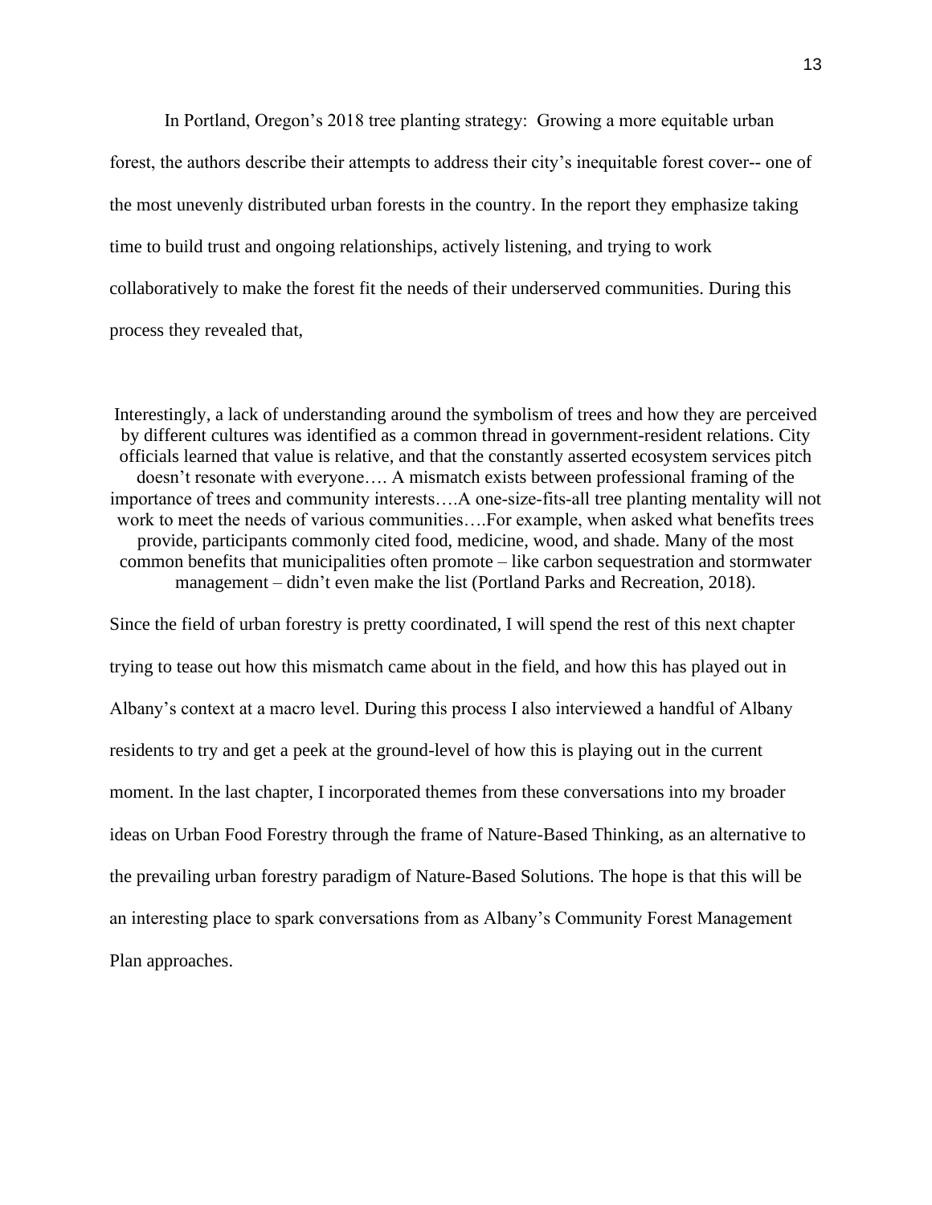In Portland, Oregon's 2018 tree planting strategy: Growing a more equitable urban forest, the authors describe their attempts to address their city's inequitable forest cover-- one of the most unevenly distributed urban forests in the country. In the report they emphasize taking time to build trust and ongoing relationships, actively listening, and trying to work collaboratively to make the forest fit the needs of their underserved communities. During this process they revealed that,

> Interestingly, a lack of understanding around the symbolism of trees and how they are perceived by different cultures was identified as a common thread in government-resident relations. City officials learned that value is relative, and that the constantly asserted ecosystem services pitch doesn't resonate with everyone…. A mismatch exists between professional framing of the importance of trees and community interests….A one-size-fits-all tree planting mentality will not work to meet the needs of various communities….For example, when asked what benefits trees provide, participants commonly cited food, medicine, wood, and shade. Many of the most common benefits that municipalities often promote – like carbon sequestration and stormwater management – didn't even make the list (Portland Parks and Recreation, 2018).

Since the field of urban forestry is pretty coordinated, I will spend the rest of this next chapter trying to tease out how this mismatch came about in the field, and how this has played out in Albany's context at a macro level. During this process I also interviewed a handful of Albany residents to try and get a peek at the ground-level of how this is playing out in the current moment. In the last chapter, I incorporated themes from these conversations into my broader ideas on Urban Food Forestry through the frame of Nature-Based Thinking, as an alternative to the prevailing urban forestry paradigm of Nature-Based Solutions. The hope is that this will be an interesting place to spark conversations from as Albany's Community Forest Management Plan approaches.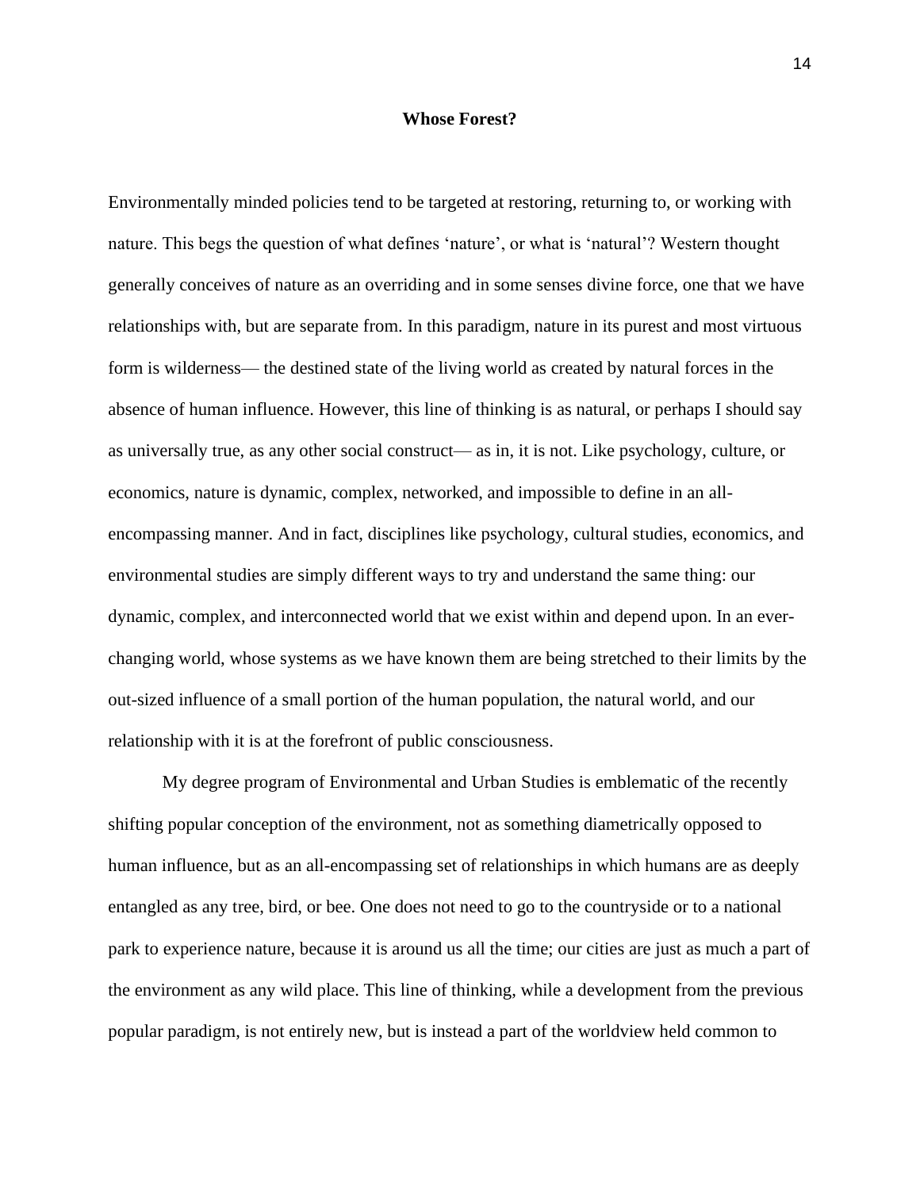## Whose Forest?

Environmentally minded policies tend to be targeted at restoring, returning to, or working with nature. This begs the question of what defines 'nature', or what is 'natural'? Western thought generally conceives of nature as an overriding and in some senses divine force, one that we have relationships with, but are separate from. In this paradigm, nature in its purest and most virtuous form is wilderness— the destined state of the living world as created by natural forces in the absence of human influence. However, this line of thinking is as natural, or perhaps I should say as universally true, as any other social construct— as in, it is not. Like psychology, culture, or economics, nature is dynamic, complex, networked, and impossible to define in an all-encompassing manner. And in fact, disciplines like psychology, cultural studies, economics, and environmental studies are simply different ways to try and understand the same thing: our dynamic, complex, and interconnected world that we exist within and depend upon. In an ever-changing world, whose systems as we have known them are being stretched to their limits by the out-sized influence of a small portion of the human population, the natural world, and our relationship with it is at the forefront of public consciousness.

My degree program of Environmental and Urban Studies is emblematic of the recently shifting popular conception of the environment, not as something diametrically opposed to human influence, but as an all-encompassing set of relationships in which humans are as deeply entangled as any tree, bird, or bee. One does not need to go to the countryside or to a national park to experience nature, because it is around us all the time; our cities are just as much a part of the environment as any wild place. This line of thinking, while a development from the previous popular paradigm, is not entirely new, but is instead a part of the worldview held common to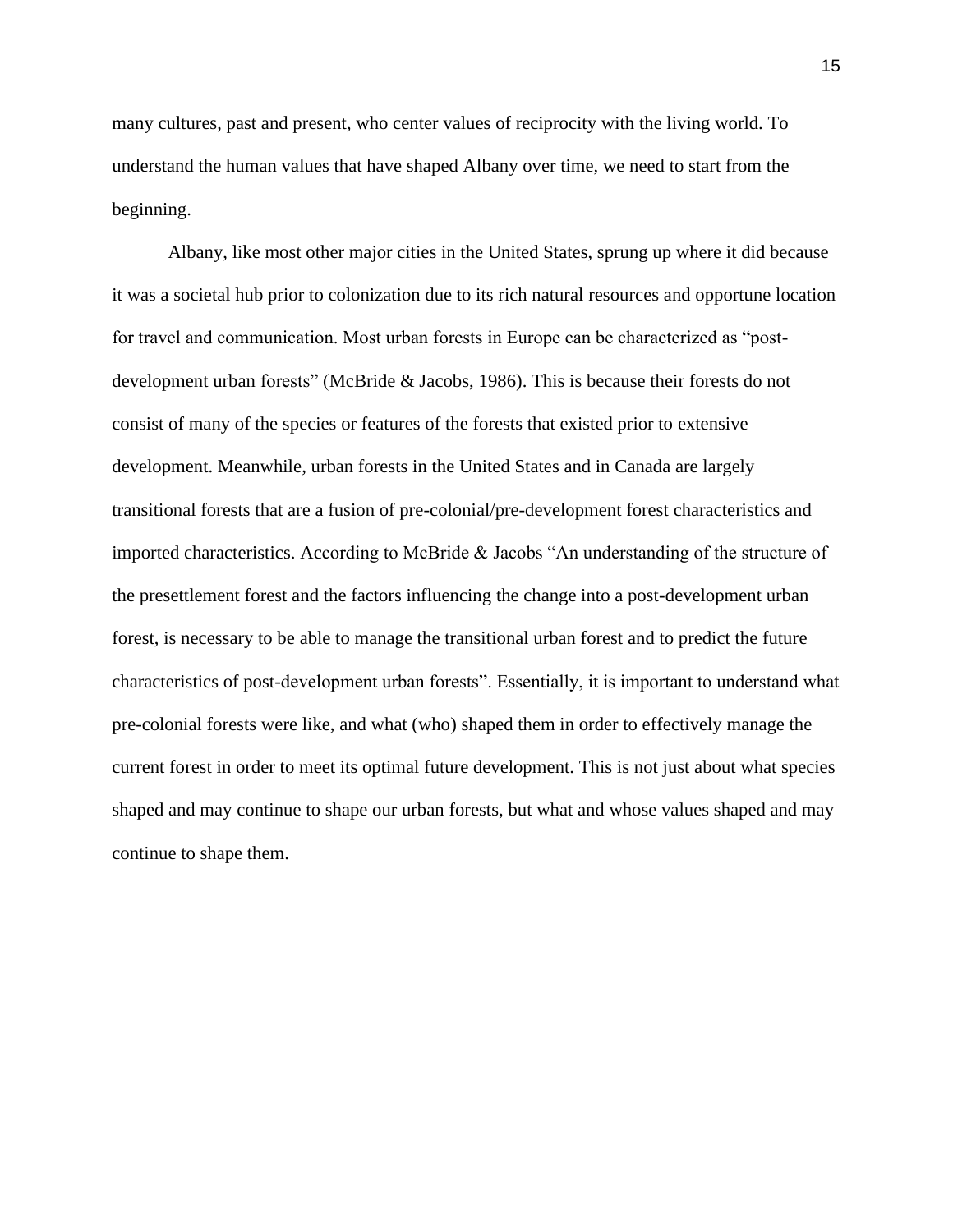many cultures, past and present, who center values of reciprocity with the living world. To understand the human values that have shaped Albany over time, we need to start from the beginning.

Albany, like most other major cities in the United States, sprung up where it did because it was a societal hub prior to colonization due to its rich natural resources and opportune location for travel and communication. Most urban forests in Europe can be characterized as "post-development urban forests" (McBride & Jacobs, 1986). This is because their forests do not consist of many of the species or features of the forests that existed prior to extensive development. Meanwhile, urban forests in the United States and in Canada are largely transitional forests that are a fusion of pre-colonial/pre-development forest characteristics and imported characteristics. According to McBride & Jacobs "An understanding of the structure of the presettlement forest and the factors influencing the change into a post-development urban forest, is necessary to be able to manage the transitional urban forest and to predict the future characteristics of post-development urban forests". Essentially, it is important to understand what pre-colonial forests were like, and what (who) shaped them in order to effectively manage the current forest in order to meet its optimal future development. This is not just about what species shaped and may continue to shape our urban forests, but what and whose values shaped and may continue to shape them.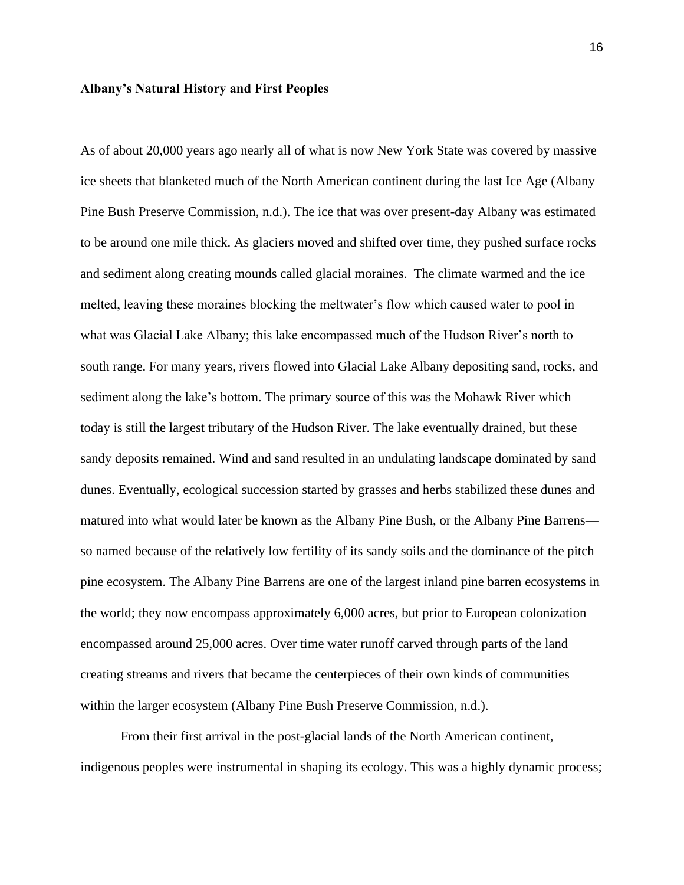**Albany's Natural History and First Peoples**

As of about 20,000 years ago nearly all of what is now New York State was covered by massive ice sheets that blanketed much of the North American continent during the last Ice Age (Albany Pine Bush Preserve Commission, n.d.). The ice that was over present-day Albany was estimated to be around one mile thick. As glaciers moved and shifted over time, they pushed surface rocks and sediment along creating mounds called glacial moraines. The climate warmed and the ice melted, leaving these moraines blocking the meltwater's flow which caused water to pool in what was Glacial Lake Albany; this lake encompassed much of the Hudson River's north to south range. For many years, rivers flowed into Glacial Lake Albany depositing sand, rocks, and sediment along the lake's bottom. The primary source of this was the Mohawk River which today is still the largest tributary of the Hudson River. The lake eventually drained, but these sandy deposits remained. Wind and sand resulted in an undulating landscape dominated by sand dunes. Eventually, ecological succession started by grasses and herbs stabilized these dunes and matured into what would later be known as the Albany Pine Bush, or the Albany Pine Barrens—so named because of the relatively low fertility of its sandy soils and the dominance of the pitch pine ecosystem. The Albany Pine Barrens are one of the largest inland pine barren ecosystems in the world; they now encompass approximately 6,000 acres, but prior to European colonization encompassed around 25,000 acres. Over time water runoff carved through parts of the land creating streams and rivers that became the centerpieces of their own kinds of communities within the larger ecosystem (Albany Pine Bush Preserve Commission, n.d.).

From their first arrival in the post-glacial lands of the North American continent, indigenous peoples were instrumental in shaping its ecology. This was a highly dynamic process;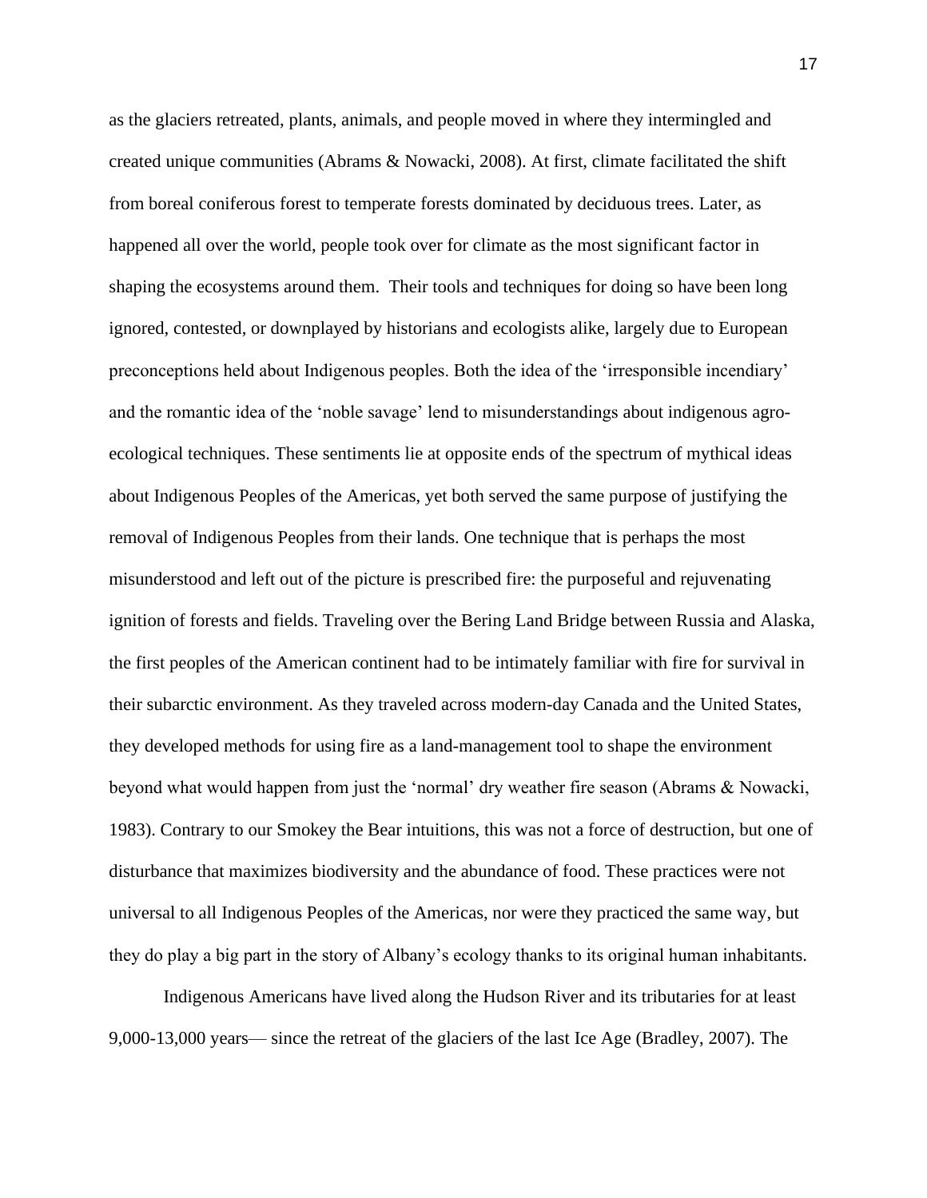as the glaciers retreated, plants, animals, and people moved in where they intermingled and created unique communities (Abrams & Nowacki, 2008). At first, climate facilitated the shift from boreal coniferous forest to temperate forests dominated by deciduous trees. Later, as happened all over the world, people took over for climate as the most significant factor in shaping the ecosystems around them.  Their tools and techniques for doing so have been long ignored, contested, or downplayed by historians and ecologists alike, largely due to European preconceptions held about Indigenous peoples. Both the idea of the 'irresponsible incendiary' and the romantic idea of the 'noble savage' lend to misunderstandings about indigenous agro-ecological techniques. These sentiments lie at opposite ends of the spectrum of mythical ideas about Indigenous Peoples of the Americas, yet both served the same purpose of justifying the removal of Indigenous Peoples from their lands. One technique that is perhaps the most misunderstood and left out of the picture is prescribed fire: the purposeful and rejuvenating ignition of forests and fields. Traveling over the Bering Land Bridge between Russia and Alaska, the first peoples of the American continent had to be intimately familiar with fire for survival in their subarctic environment. As they traveled across modern-day Canada and the United States, they developed methods for using fire as a land-management tool to shape the environment beyond what would happen from just the 'normal' dry weather fire season (Abrams & Nowacki, 1983). Contrary to our Smokey the Bear intuitions, this was not a force of destruction, but one of disturbance that maximizes biodiversity and the abundance of food. These practices were not universal to all Indigenous Peoples of the Americas, nor were they practiced the same way, but they do play a big part in the story of Albany's ecology thanks to its original human inhabitants.

Indigenous Americans have lived along the Hudson River and its tributaries for at least 9,000-13,000 years— since the retreat of the glaciers of the last Ice Age (Bradley, 2007). The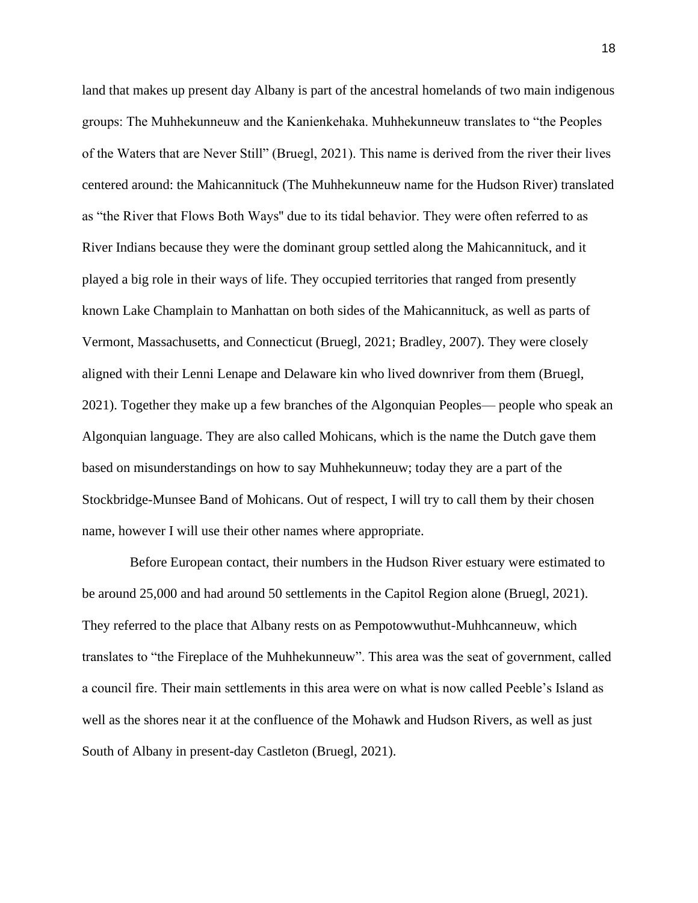land that makes up present day Albany is part of the ancestral homelands of two main indigenous groups: The Muhhekunneuw and the Kanienkehaka. Muhhekunneuw translates to "the Peoples of the Waters that are Never Still" (Bruegl, 2021). This name is derived from the river their lives centered around: the Mahicannituck (The Muhhekunneuw name for the Hudson River) translated as "the River that Flows Both Ways" due to its tidal behavior. They were often referred to as River Indians because they were the dominant group settled along the Mahicannituck, and it played a big role in their ways of life. They occupied territories that ranged from presently known Lake Champlain to Manhattan on both sides of the Mahicannituck, as well as parts of Vermont, Massachusetts, and Connecticut (Bruegl, 2021; Bradley, 2007). They were closely aligned with their Lenni Lenape and Delaware kin who lived downriver from them (Bruegl, 2021). Together they make up a few branches of the Algonquian Peoples— people who speak an Algonquian language. They are also called Mohicans, which is the name the Dutch gave them based on misunderstandings on how to say Muhhekunneuw; today they are a part of the Stockbridge-Munsee Band of Mohicans. Out of respect, I will try to call them by their chosen name, however I will use their other names where appropriate.

Before European contact, their numbers in the Hudson River estuary were estimated to be around 25,000 and had around 50 settlements in the Capitol Region alone (Bruegl, 2021). They referred to the place that Albany rests on as Pempotowwuthut-Muhhcanneuw, which translates to "the Fireplace of the Muhhekunneuw". This area was the seat of government, called a council fire. Their main settlements in this area were on what is now called Peeble's Island as well as the shores near it at the confluence of the Mohawk and Hudson Rivers, as well as just South of Albany in present-day Castleton (Bruegl, 2021).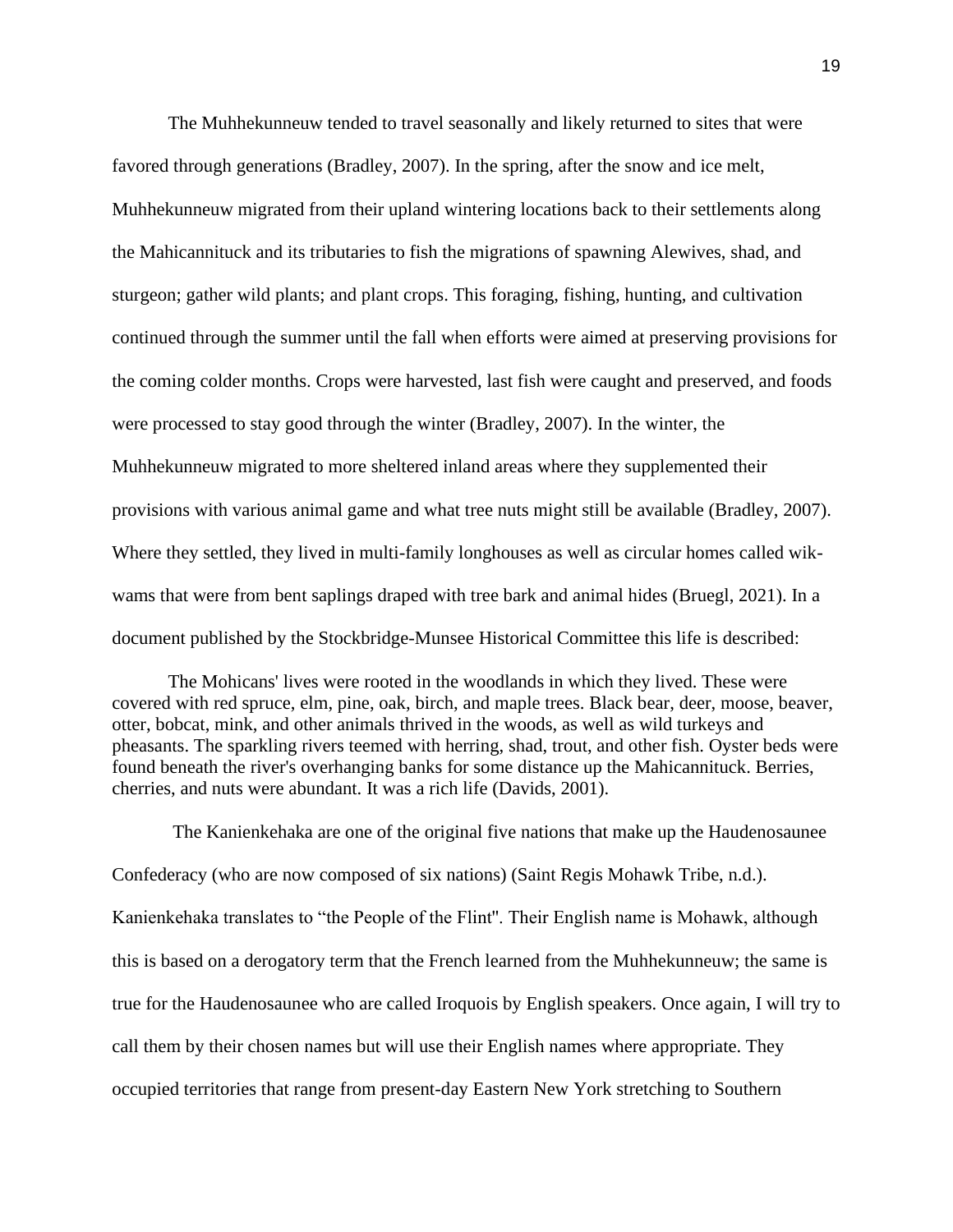The Muhhekunneuw tended to travel seasonally and likely returned to sites that were favored through generations (Bradley, 2007). In the spring, after the snow and ice melt, Muhhekunneuw migrated from their upland wintering locations back to their settlements along the Mahicannituck and its tributaries to fish the migrations of spawning Alewives, shad, and sturgeon; gather wild plants; and plant crops. This foraging, fishing, hunting, and cultivation continued through the summer until the fall when efforts were aimed at preserving provisions for the coming colder months. Crops were harvested, last fish were caught and preserved, and foods were processed to stay good through the winter (Bradley, 2007). In the winter, the Muhhekunneuw migrated to more sheltered inland areas where they supplemented their provisions with various animal game and what tree nuts might still be available (Bradley, 2007). Where they settled, they lived in multi-family longhouses as well as circular homes called wik-wams that were from bent saplings draped with tree bark and animal hides (Bruegl, 2021). In a document published by the Stockbridge-Munsee Historical Committee this life is described:

> The Mohicans' lives were rooted in the woodlands in which they lived. These were covered with red spruce, elm, pine, oak, birch, and maple trees. Black bear, deer, moose, beaver, otter, bobcat, mink, and other animals thrived in the woods, as well as wild turkeys and pheasants. The sparkling rivers teemed with herring, shad, trout, and other fish. Oyster beds were found beneath the river's overhanging banks for some distance up the Mahicannituck. Berries, cherries, and nuts were abundant. It was a rich life (Davids, 2001).

The Kanienkehaka are one of the original five nations that make up the Haudenosaunee Confederacy (who are now composed of six nations) (Saint Regis Mohawk Tribe, n.d.). Kanienkehaka translates to "the People of the Flint". Their English name is Mohawk, although this is based on a derogatory term that the French learned from the Muhhekunneuw; the same is true for the Haudenosaunee who are called Iroquois by English speakers. Once again, I will try to call them by their chosen names but will use their English names where appropriate. They occupied territories that range from present-day Eastern New York stretching to Southern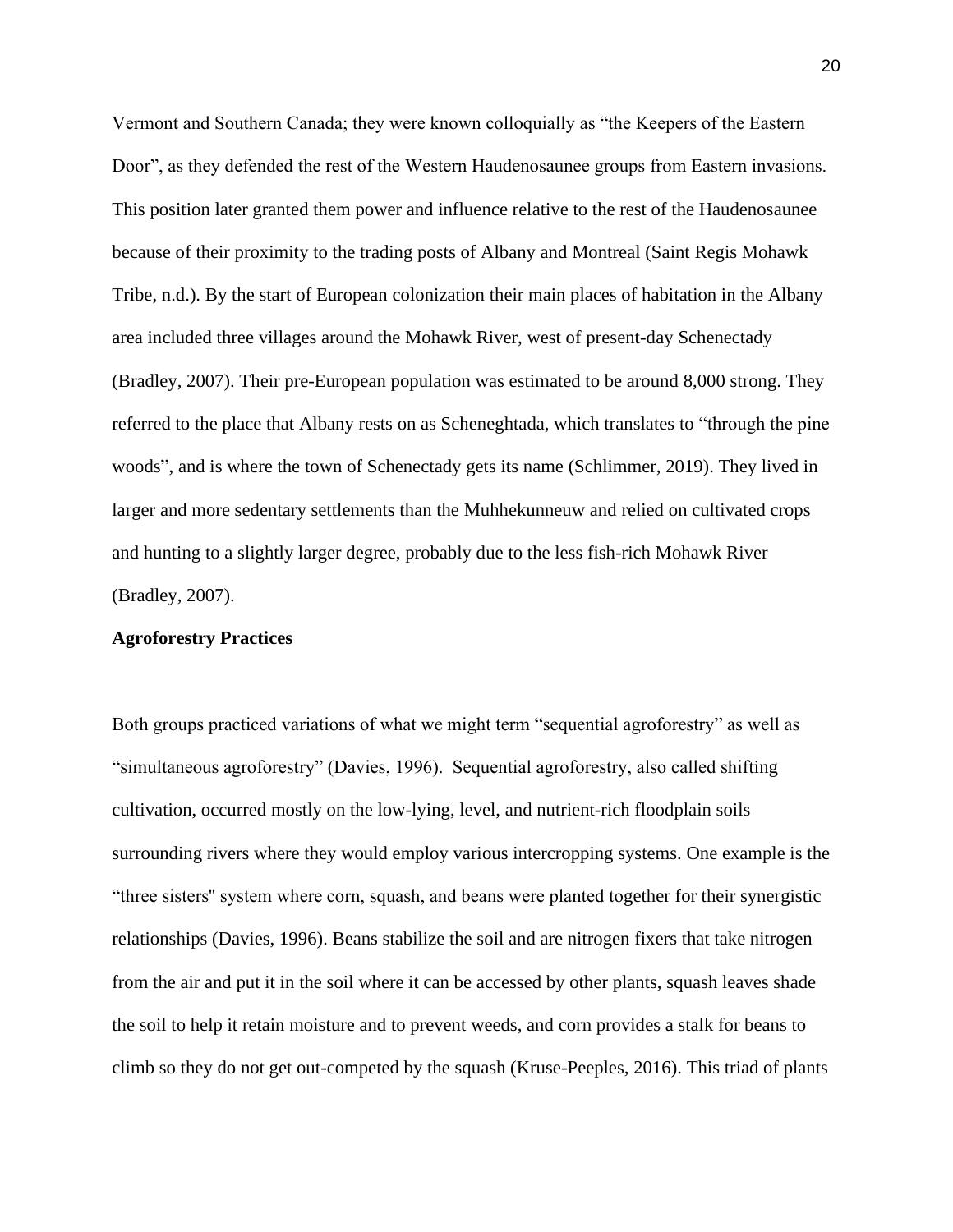Vermont and Southern Canada; they were known colloquially as “the Keepers of the Eastern Door”, as they defended the rest of the Western Haudenosaunee groups from Eastern invasions. This position later granted them power and influence relative to the rest of the Haudenosaunee because of their proximity to the trading posts of Albany and Montreal (Saint Regis Mohawk Tribe, n.d.). By the start of European colonization their main places of habitation in the Albany area included three villages around the Mohawk River, west of present-day Schenectady (Bradley, 2007). Their pre-European population was estimated to be around 8,000 strong. They referred to the place that Albany rests on as Scheneghtada, which translates to “through the pine woods”, and is where the town of Schenectady gets its name (Schlimmer, 2019). They lived in larger and more sedentary settlements than the Muhhekunneuw and relied on cultivated crops and hunting to a slightly larger degree, probably due to the less fish-rich Mohawk River (Bradley, 2007).

**Agroforestry Practices**

Both groups practiced variations of what we might term “sequential agroforestry” as well as “simultaneous agroforestry” (Davies, 1996). Sequential agroforestry, also called shifting cultivation, occurred mostly on the low-lying, level, and nutrient-rich floodplain soils surrounding rivers where they would employ various intercropping systems. One example is the “three sisters" system where corn, squash, and beans were planted together for their synergistic relationships (Davies, 1996). Beans stabilize the soil and are nitrogen fixers that take nitrogen from the air and put it in the soil where it can be accessed by other plants, squash leaves shade the soil to help it retain moisture and to prevent weeds, and corn provides a stalk for beans to climb so they do not get out-competed by the squash (Kruse-Peeples, 2016). This triad of plants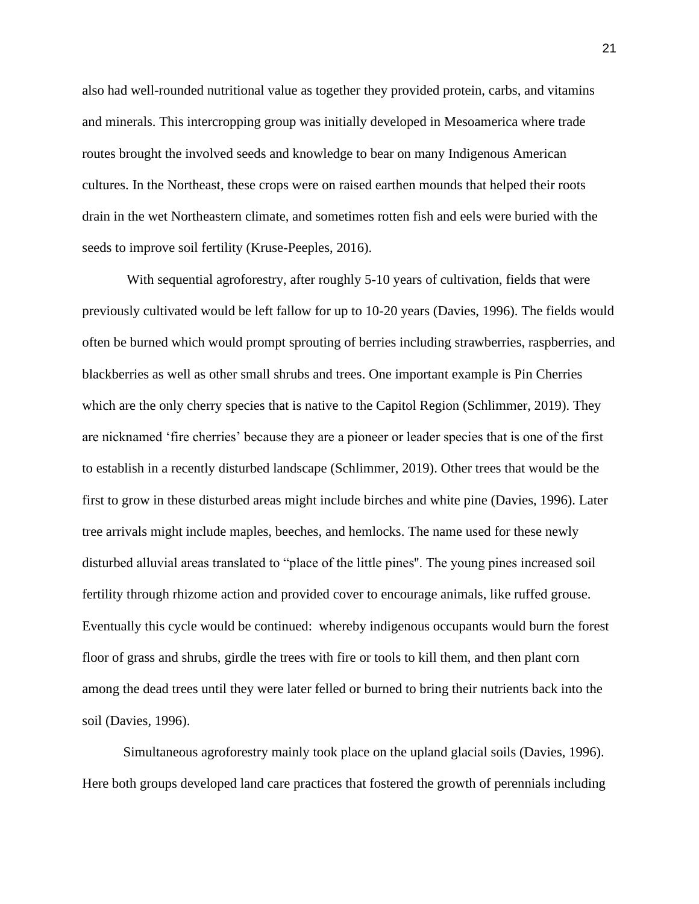also had well-rounded nutritional value as together they provided protein, carbs, and vitamins and minerals. This intercropping group was initially developed in Mesoamerica where trade routes brought the involved seeds and knowledge to bear on many Indigenous American cultures. In the Northeast, these crops were on raised earthen mounds that helped their roots drain in the wet Northeastern climate, and sometimes rotten fish and eels were buried with the seeds to improve soil fertility (Kruse-Peeples, 2016).

With sequential agroforestry, after roughly 5-10 years of cultivation, fields that were previously cultivated would be left fallow for up to 10-20 years (Davies, 1996). The fields would often be burned which would prompt sprouting of berries including strawberries, raspberries, and blackberries as well as other small shrubs and trees. One important example is Pin Cherries which are the only cherry species that is native to the Capitol Region (Schlimmer, 2019). They are nicknamed 'fire cherries' because they are a pioneer or leader species that is one of the first to establish in a recently disturbed landscape (Schlimmer, 2019). Other trees that would be the first to grow in these disturbed areas might include birches and white pine (Davies, 1996). Later tree arrivals might include maples, beeches, and hemlocks. The name used for these newly disturbed alluvial areas translated to "place of the little pines". The young pines increased soil fertility through rhizome action and provided cover to encourage animals, like ruffed grouse. Eventually this cycle would be continued: whereby indigenous occupants would burn the forest floor of grass and shrubs, girdle the trees with fire or tools to kill them, and then plant corn among the dead trees until they were later felled or burned to bring their nutrients back into the soil (Davies, 1996).

Simultaneous agroforestry mainly took place on the upland glacial soils (Davies, 1996). Here both groups developed land care practices that fostered the growth of perennials including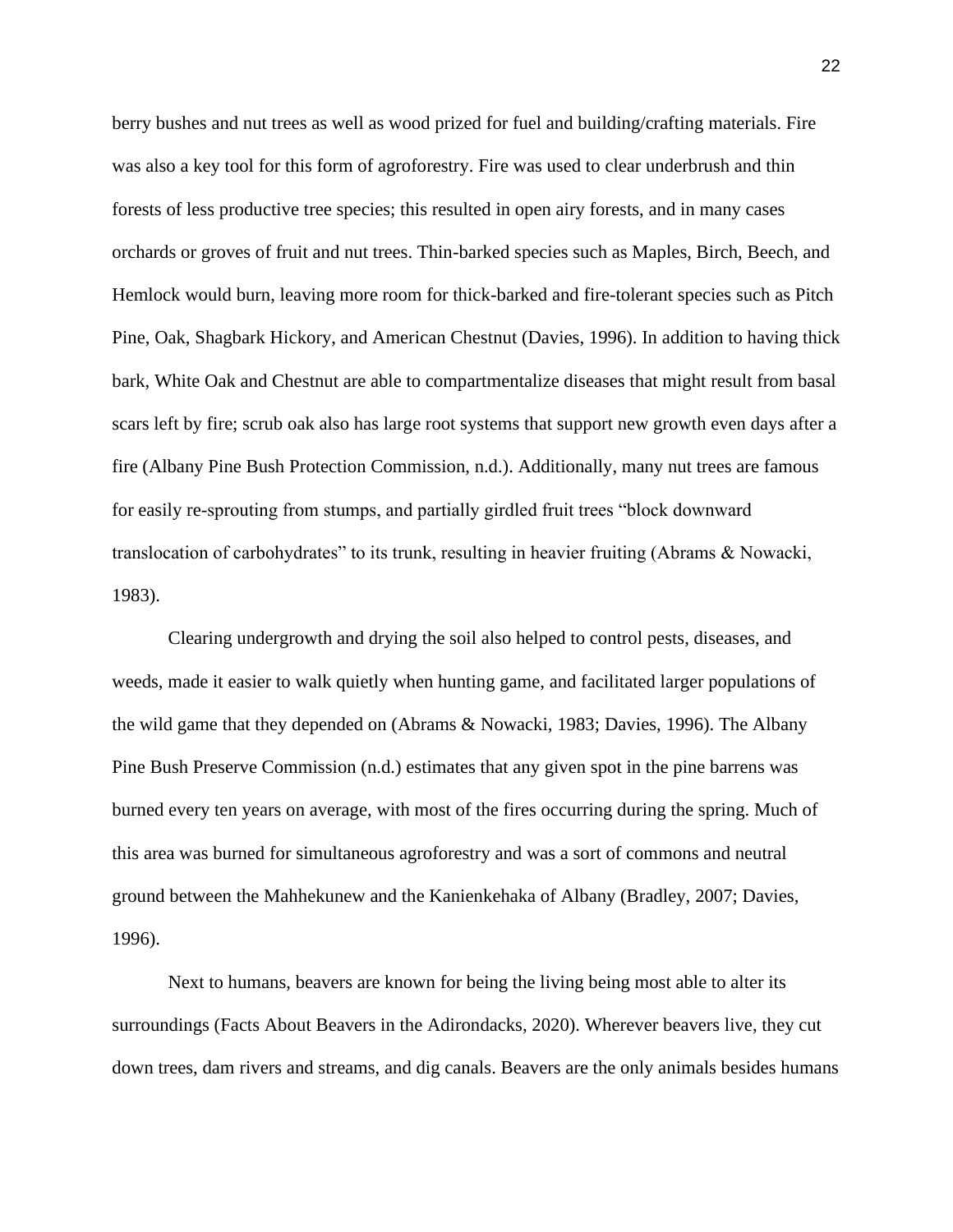berry bushes and nut trees as well as wood prized for fuel and building/crafting materials. Fire was also a key tool for this form of agroforestry. Fire was used to clear underbrush and thin forests of less productive tree species; this resulted in open airy forests, and in many cases orchards or groves of fruit and nut trees. Thin-barked species such as Maples, Birch, Beech, and Hemlock would burn, leaving more room for thick-barked and fire-tolerant species such as Pitch Pine, Oak, Shagbark Hickory, and American Chestnut (Davies, 1996). In addition to having thick bark, White Oak and Chestnut are able to compartmentalize diseases that might result from basal scars left by fire; scrub oak also has large root systems that support new growth even days after a fire (Albany Pine Bush Protection Commission, n.d.). Additionally, many nut trees are famous for easily re-sprouting from stumps, and partially girdled fruit trees "block downward translocation of carbohydrates" to its trunk, resulting in heavier fruiting (Abrams & Nowacki, 1983).

Clearing undergrowth and drying the soil also helped to control pests, diseases, and weeds, made it easier to walk quietly when hunting game, and facilitated larger populations of the wild game that they depended on (Abrams & Nowacki, 1983; Davies, 1996). The Albany Pine Bush Preserve Commission (n.d.) estimates that any given spot in the pine barrens was burned every ten years on average, with most of the fires occurring during the spring. Much of this area was burned for simultaneous agroforestry and was a sort of commons and neutral ground between the Mahhekunew and the Kanienkehaka of Albany (Bradley, 2007; Davies, 1996).

Next to humans, beavers are known for being the living being most able to alter its surroundings (Facts About Beavers in the Adirondacks, 2020). Wherever beavers live, they cut down trees, dam rivers and streams, and dig canals. Beavers are the only animals besides humans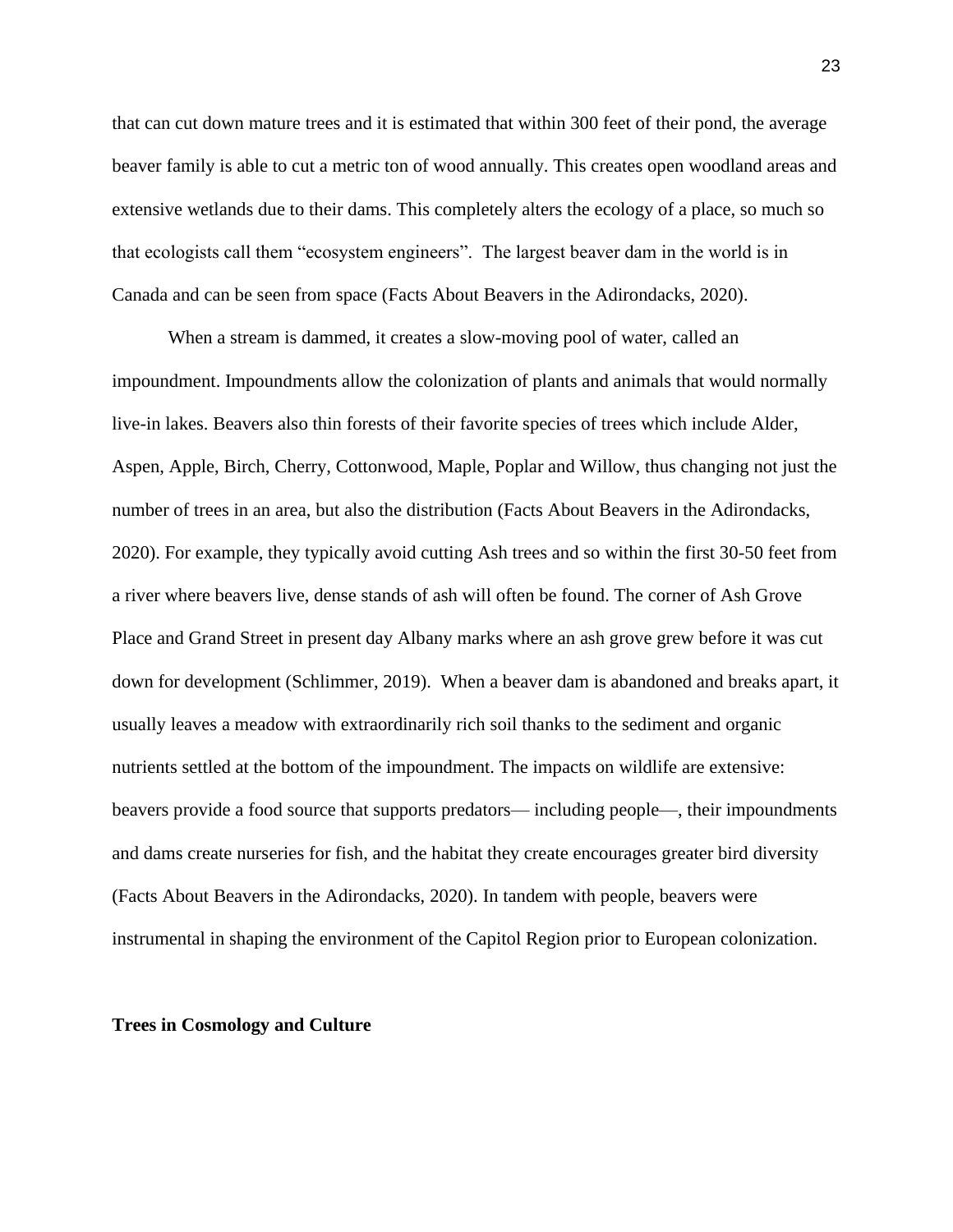that can cut down mature trees and it is estimated that within 300 feet of their pond, the average beaver family is able to cut a metric ton of wood annually. This creates open woodland areas and extensive wetlands due to their dams. This completely alters the ecology of a place, so much so that ecologists call them "ecosystem engineers". The largest beaver dam in the world is in Canada and can be seen from space (Facts About Beavers in the Adirondacks, 2020).

When a stream is dammed, it creates a slow-moving pool of water, called an impoundment. Impoundments allow the colonization of plants and animals that would normally live-in lakes. Beavers also thin forests of their favorite species of trees which include Alder, Aspen, Apple, Birch, Cherry, Cottonwood, Maple, Poplar and Willow, thus changing not just the number of trees in an area, but also the distribution (Facts About Beavers in the Adirondacks, 2020). For example, they typically avoid cutting Ash trees and so within the first 30-50 feet from a river where beavers live, dense stands of ash will often be found. The corner of Ash Grove Place and Grand Street in present day Albany marks where an ash grove grew before it was cut down for development (Schlimmer, 2019). When a beaver dam is abandoned and breaks apart, it usually leaves a meadow with extraordinarily rich soil thanks to the sediment and organic nutrients settled at the bottom of the impoundment. The impacts on wildlife are extensive: beavers provide a food source that supports predators— including people—, their impoundments and dams create nurseries for fish, and the habitat they create encourages greater bird diversity (Facts About Beavers in the Adirondacks, 2020). In tandem with people, beavers were instrumental in shaping the environment of the Capitol Region prior to European colonization.

**Trees in Cosmology and Culture**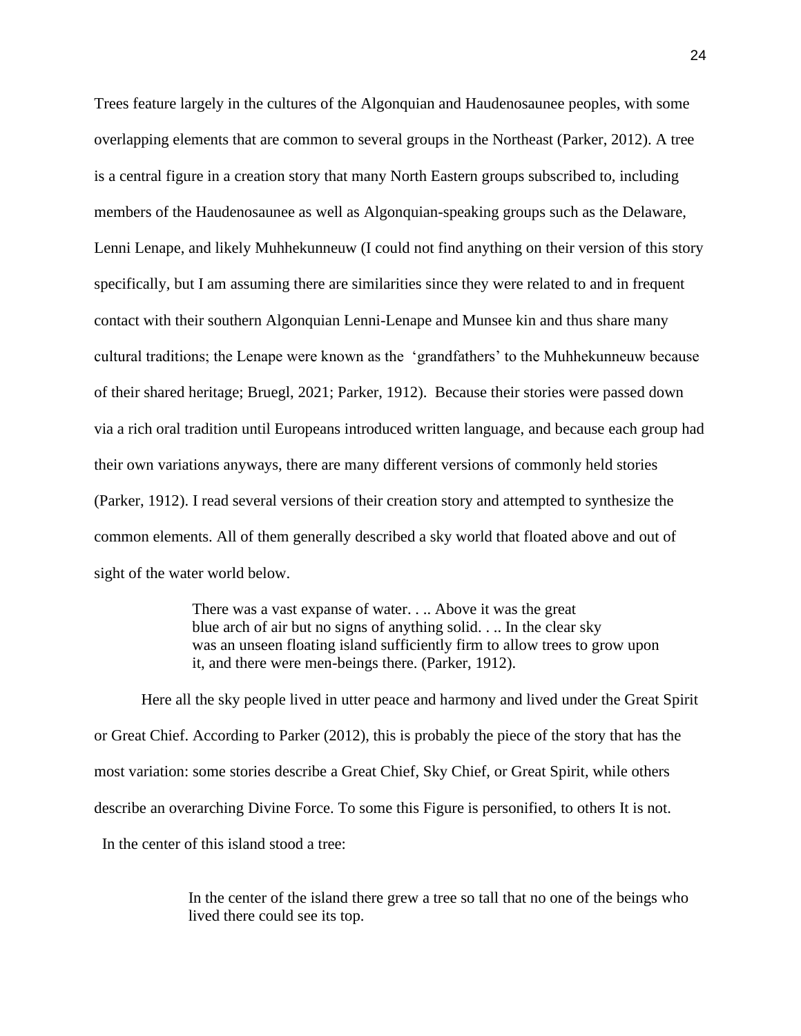Trees feature largely in the cultures of the Algonquian and Haudenosaunee peoples, with some overlapping elements that are common to several groups in the Northeast (Parker, 2012). A tree is a central figure in a creation story that many North Eastern groups subscribed to, including members of the Haudenosaunee as well as Algonquian-speaking groups such as the Delaware, Lenni Lenape, and likely Muhhekunneuw (I could not find anything on their version of this story specifically, but I am assuming there are similarities since they were related to and in frequent contact with their southern Algonquian Lenni-Lenape and Munsee kin and thus share many cultural traditions; the Lenape were known as the 'grandfathers' to the Muhhekunneuw because of their shared heritage; Bruegl, 2021; Parker, 1912). Because their stories were passed down via a rich oral tradition until Europeans introduced written language, and because each group had their own variations anyways, there are many different versions of commonly held stories (Parker, 1912). I read several versions of their creation story and attempted to synthesize the common elements. All of them generally described a sky world that floated above and out of sight of the water world below.

> There was a vast expanse of water. . .. Above it was the great blue arch of air but no signs of anything solid. . .. In the clear sky was an unseen floating island sufficiently firm to allow trees to grow upon it, and there were men-beings there. (Parker, 1912).

Here all the sky people lived in utter peace and harmony and lived under the Great Spirit or Great Chief. According to Parker (2012), this is probably the piece of the story that has the most variation: some stories describe a Great Chief, Sky Chief, or Great Spirit, while others describe an overarching Divine Force. To some this Figure is personified, to others It is not.

In the center of this island stood a tree:

> In the center of the island there grew a tree so tall that no one of the beings who lived there could see its top.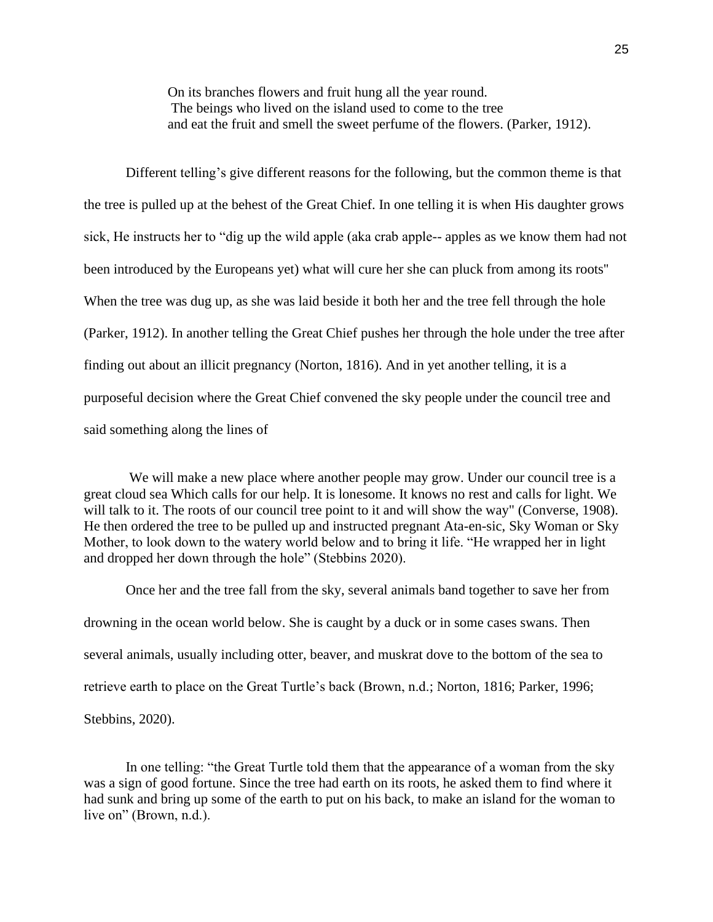> On its branches flowers and fruit hung all the year round.
> The beings who lived on the island used to come to the tree
> and eat the fruit and smell the sweet perfume of the flowers. (Parker, 1912).

Different telling's give different reasons for the following, but the common theme is that the tree is pulled up at the behest of the Great Chief. In one telling it is when His daughter grows sick, He instructs her to "dig up the wild apple (aka crab apple-- apples as we know them had not been introduced by the Europeans yet) what will cure her she can pluck from among its roots" When the tree was dug up, as she was laid beside it both her and the tree fell through the hole (Parker, 1912). In another telling the Great Chief pushes her through the hole under the tree after finding out about an illicit pregnancy (Norton, 1816). And in yet another telling, it is a purposeful decision where the Great Chief convened the sky people under the council tree and said something along the lines of

> We will make a new place where another people may grow. Under our council tree is a great cloud sea Which calls for our help. It is lonesome. It knows no rest and calls for light. We will talk to it. The roots of our council tree point to it and will show the way" (Converse, 1908). He then ordered the tree to be pulled up and instructed pregnant Ata-en-sic, Sky Woman or Sky Mother, to look down to the watery world below and to bring it life. "He wrapped her in light and dropped her down through the hole" (Stebbins 2020).

Once her and the tree fall from the sky, several animals band together to save her from drowning in the ocean world below. She is caught by a duck or in some cases swans. Then several animals, usually including otter, beaver, and muskrat dove to the bottom of the sea to retrieve earth to place on the Great Turtle's back (Brown, n.d.; Norton, 1816; Parker, 1996; Stebbins, 2020).

> In one telling: "the Great Turtle told them that the appearance of a woman from the sky was a sign of good fortune. Since the tree had earth on its roots, he asked them to find where it had sunk and bring up some of the earth to put on his back, to make an island for the woman to live on" (Brown, n.d.).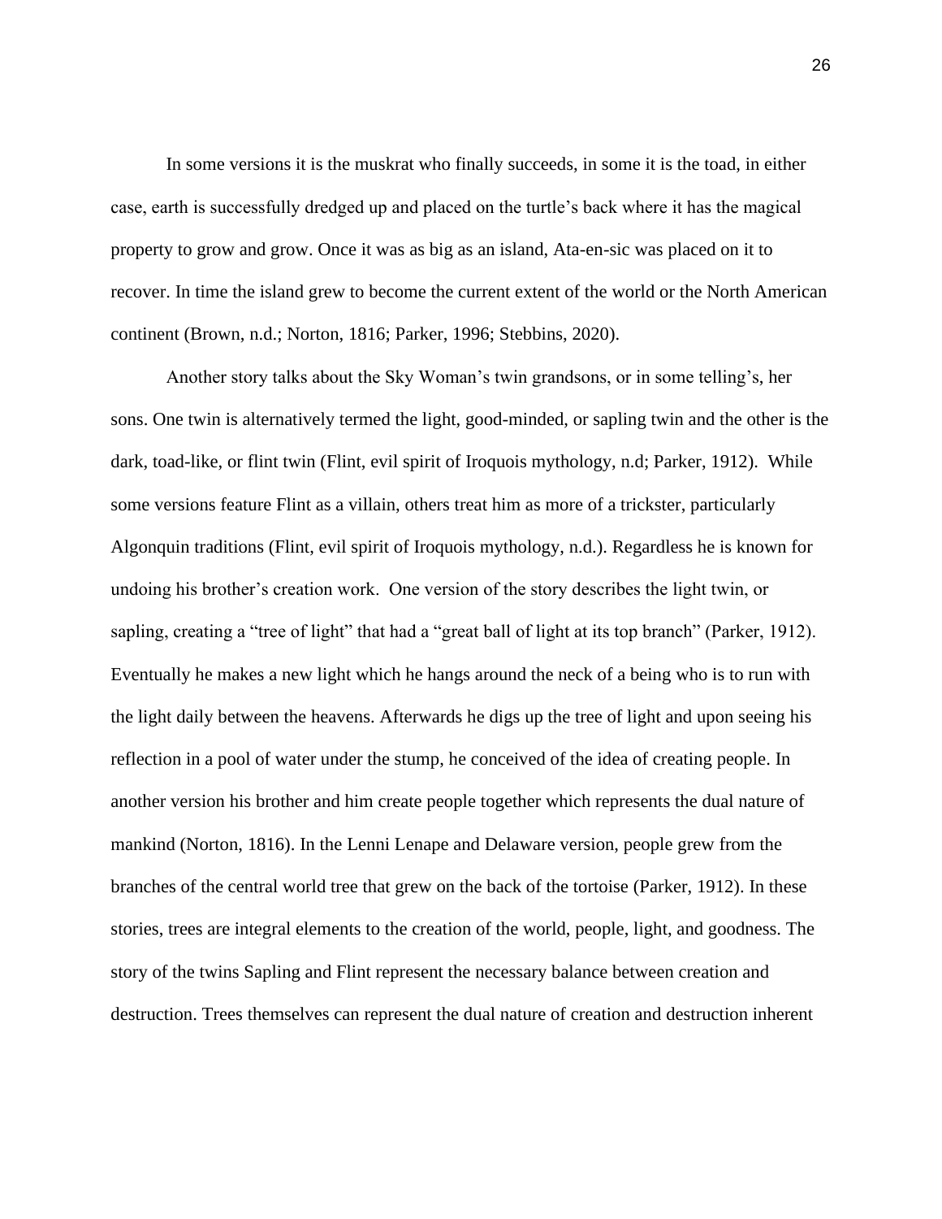In some versions it is the muskrat who finally succeeds, in some it is the toad, in either case, earth is successfully dredged up and placed on the turtle's back where it has the magical property to grow and grow. Once it was as big as an island, Ata-en-sic was placed on it to recover. In time the island grew to become the current extent of the world or the North American continent (Brown, n.d.; Norton, 1816; Parker, 1996; Stebbins, 2020).

Another story talks about the Sky Woman's twin grandsons, or in some telling's, her sons. One twin is alternatively termed the light, good-minded, or sapling twin and the other is the dark, toad-like, or flint twin (Flint, evil spirit of Iroquois mythology, n.d; Parker, 1912). While some versions feature Flint as a villain, others treat him as more of a trickster, particularly Algonquin traditions (Flint, evil spirit of Iroquois mythology, n.d.). Regardless he is known for undoing his brother's creation work. One version of the story describes the light twin, or sapling, creating a "tree of light" that had a "great ball of light at its top branch" (Parker, 1912). Eventually he makes a new light which he hangs around the neck of a being who is to run with the light daily between the heavens. Afterwards he digs up the tree of light and upon seeing his reflection in a pool of water under the stump, he conceived of the idea of creating people. In another version his brother and him create people together which represents the dual nature of mankind (Norton, 1816). In the Lenni Lenape and Delaware version, people grew from the branches of the central world tree that grew on the back of the tortoise (Parker, 1912). In these stories, trees are integral elements to the creation of the world, people, light, and goodness. The story of the twins Sapling and Flint represent the necessary balance between creation and destruction. Trees themselves can represent the dual nature of creation and destruction inherent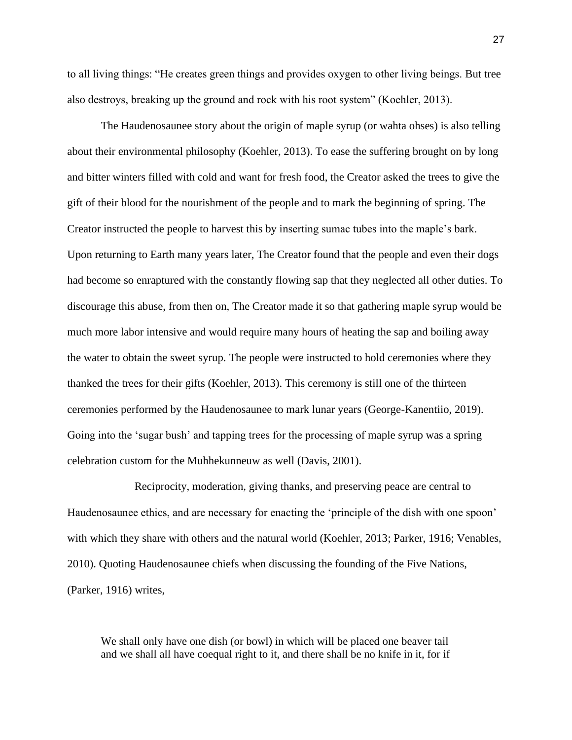to all living things: "He creates green things and provides oxygen to other living beings. But tree also destroys, breaking up the ground and rock with his root system" (Koehler, 2013).

The Haudenosaunee story about the origin of maple syrup (or wahta ohses) is also telling about their environmental philosophy (Koehler, 2013). To ease the suffering brought on by long and bitter winters filled with cold and want for fresh food, the Creator asked the trees to give the gift of their blood for the nourishment of the people and to mark the beginning of spring. The Creator instructed the people to harvest this by inserting sumac tubes into the maple's bark. Upon returning to Earth many years later, The Creator found that the people and even their dogs had become so enraptured with the constantly flowing sap that they neglected all other duties. To discourage this abuse, from then on, The Creator made it so that gathering maple syrup would be much more labor intensive and would require many hours of heating the sap and boiling away the water to obtain the sweet syrup. The people were instructed to hold ceremonies where they thanked the trees for their gifts (Koehler, 2013). This ceremony is still one of the thirteen ceremonies performed by the Haudenosaunee to mark lunar years (George-Kanentiio, 2019). Going into the 'sugar bush' and tapping trees for the processing of maple syrup was a spring celebration custom for the Muhhekunneuw as well (Davis, 2001).

Reciprocity, moderation, giving thanks, and preserving peace are central to Haudenosaunee ethics, and are necessary for enacting the 'principle of the dish with one spoon' with which they share with others and the natural world (Koehler, 2013; Parker, 1916; Venables, 2010). Quoting Haudenosaunee chiefs when discussing the founding of the Five Nations, (Parker, 1916) writes,

> We shall only have one dish (or bowl) in which will be placed one beaver tail and we shall all have coequal right to it, and there shall be no knife in it, for if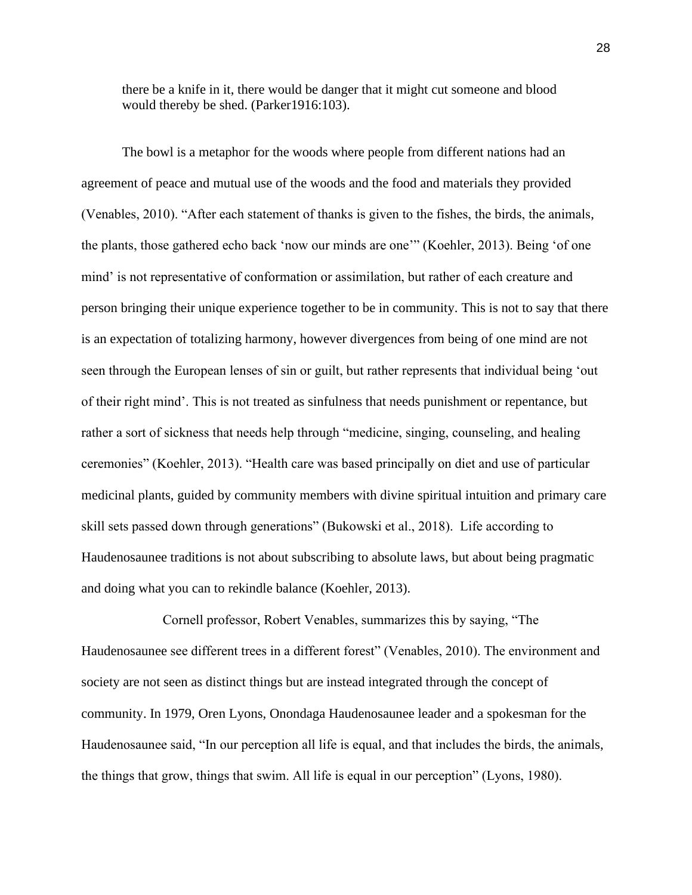> there be a knife in it, there would be danger that it might cut someone and blood would thereby be shed. (Parker1916:103).

The bowl is a metaphor for the woods where people from different nations had an agreement of peace and mutual use of the woods and the food and materials they provided (Venables, 2010). “After each statement of thanks is given to the fishes, the birds, the animals, the plants, those gathered echo back ‘now our minds are one’” (Koehler, 2013). Being ‘of one mind’ is not representative of conformation or assimilation, but rather of each creature and person bringing their unique experience together to be in community. This is not to say that there is an expectation of totalizing harmony, however divergences from being of one mind are not seen through the European lenses of sin or guilt, but rather represents that individual being ‘out of their right mind’. This is not treated as sinfulness that needs punishment or repentance, but rather a sort of sickness that needs help through “medicine, singing, counseling, and healing ceremonies” (Koehler, 2013). “Health care was based principally on diet and use of particular medicinal plants, guided by community members with divine spiritual intuition and primary care skill sets passed down through generations” (Bukowski et al., 2018). Life according to Haudenosaunee traditions is not about subscribing to absolute laws, but about being pragmatic and doing what you can to rekindle balance (Koehler, 2013).

Cornell professor, Robert Venables, summarizes this by saying, “The Haudenosaunee see different trees in a different forest” (Venables, 2010). The environment and society are not seen as distinct things but are instead integrated through the concept of community. In 1979, Oren Lyons, Onondaga Haudenosaunee leader and a spokesman for the Haudenosaunee said, “In our perception all life is equal, and that includes the birds, the animals, the things that grow, things that swim. All life is equal in our perception” (Lyons, 1980).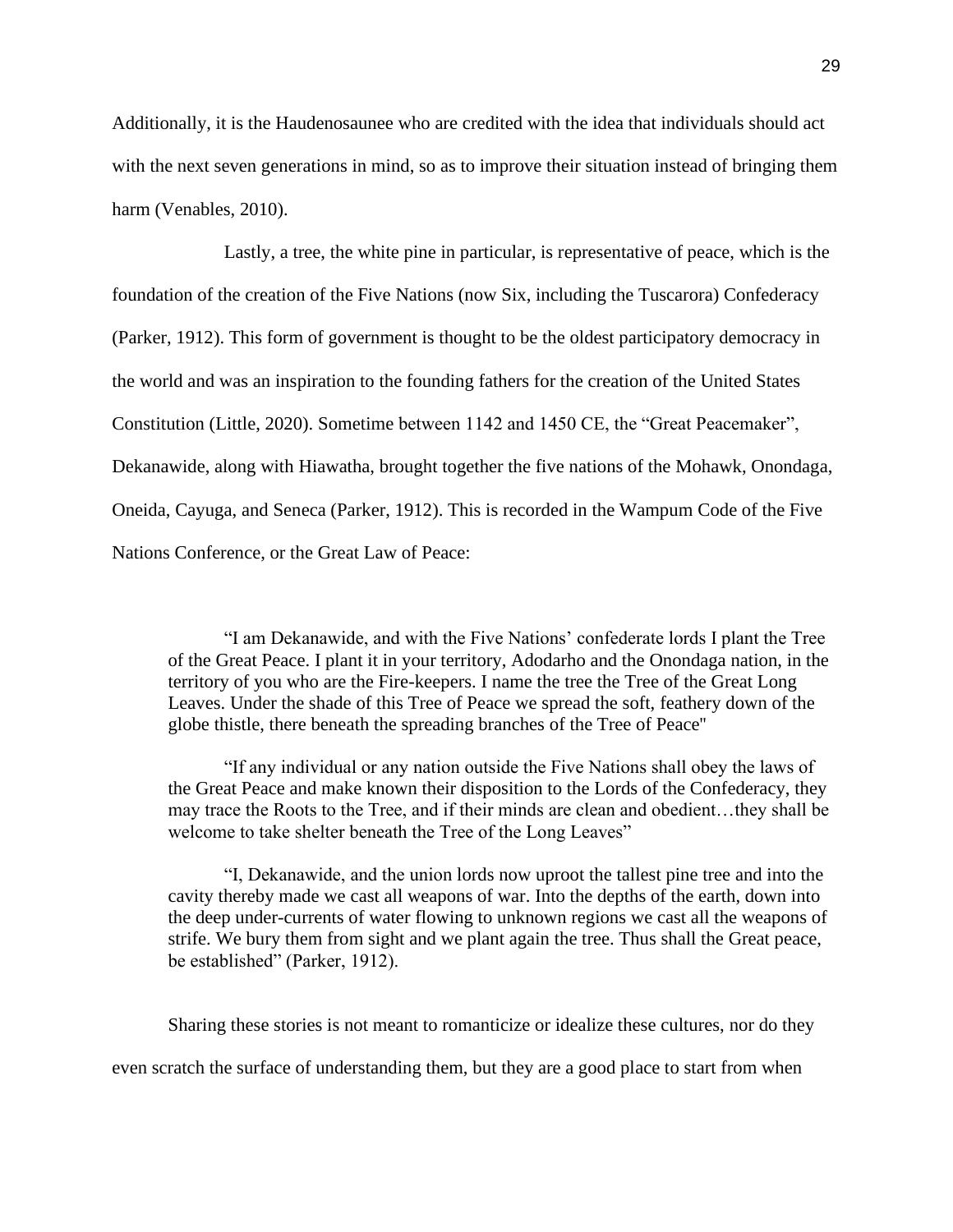Additionally, it is the Haudenosaunee who are credited with the idea that individuals should act with the next seven generations in mind, so as to improve their situation instead of bringing them harm (Venables, 2010).

Lastly, a tree, the white pine in particular, is representative of peace, which is the foundation of the creation of the Five Nations (now Six, including the Tuscarora) Confederacy (Parker, 1912). This form of government is thought to be the oldest participatory democracy in the world and was an inspiration to the founding fathers for the creation of the United States Constitution (Little, 2020). Sometime between 1142 and 1450 CE, the "Great Peacemaker", Dekanawide, along with Hiawatha, brought together the five nations of the Mohawk, Onondaga, Oneida, Cayuga, and Seneca (Parker, 1912). This is recorded in the Wampum Code of the Five Nations Conference, or the Great Law of Peace:

> "I am Dekanawide, and with the Five Nations' confederate lords I plant the Tree of the Great Peace. I plant it in your territory, Adodarho and the Onondaga nation, in the territory of you who are the Fire-keepers. I name the tree the Tree of the Great Long Leaves. Under the shade of this Tree of Peace we spread the soft, feathery down of the globe thistle, there beneath the spreading branches of the Tree of Peace"
>
> "If any individual or any nation outside the Five Nations shall obey the laws of the Great Peace and make known their disposition to the Lords of the Confederacy, they may trace the Roots to the Tree, and if their minds are clean and obedient…they shall be welcome to take shelter beneath the Tree of the Long Leaves"
>
> "I, Dekanawide, and the union lords now uproot the tallest pine tree and into the cavity thereby made we cast all weapons of war. Into the depths of the earth, down into the deep under-currents of water flowing to unknown regions we cast all the weapons of strife. We bury them from sight and we plant again the tree. Thus shall the Great peace, be established" (Parker, 1912).

Sharing these stories is not meant to romanticize or idealize these cultures, nor do they even scratch the surface of understanding them, but they are a good place to start from when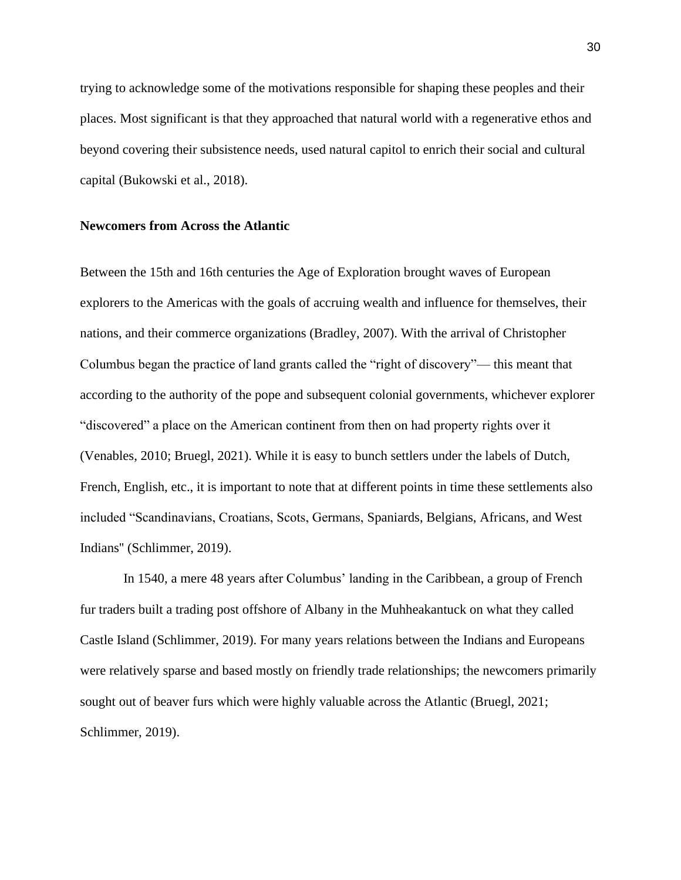trying to acknowledge some of the motivations responsible for shaping these peoples and their places. Most significant is that they approached that natural world with a regenerative ethos and beyond covering their subsistence needs, used natural capitol to enrich their social and cultural capital (Bukowski et al., 2018).

### Newcomers from Across the Atlantic

Between the 15th and 16th centuries the Age of Exploration brought waves of European explorers to the Americas with the goals of accruing wealth and influence for themselves, their nations, and their commerce organizations (Bradley, 2007). With the arrival of Christopher Columbus began the practice of land grants called the "right of discovery"— this meant that according to the authority of the pope and subsequent colonial governments, whichever explorer "discovered" a place on the American continent from then on had property rights over it (Venables, 2010; Bruegl, 2021). While it is easy to bunch settlers under the labels of Dutch, French, English, etc., it is important to note that at different points in time these settlements also included "Scandinavians, Croatians, Scots, Germans, Spaniards, Belgians, Africans, and West Indians" (Schlimmer, 2019).

In 1540, a mere 48 years after Columbus' landing in the Caribbean, a group of French fur traders built a trading post offshore of Albany in the Muhheakantuck on what they called Castle Island (Schlimmer, 2019). For many years relations between the Indians and Europeans were relatively sparse and based mostly on friendly trade relationships; the newcomers primarily sought out of beaver furs which were highly valuable across the Atlantic (Bruegl, 2021; Schlimmer, 2019).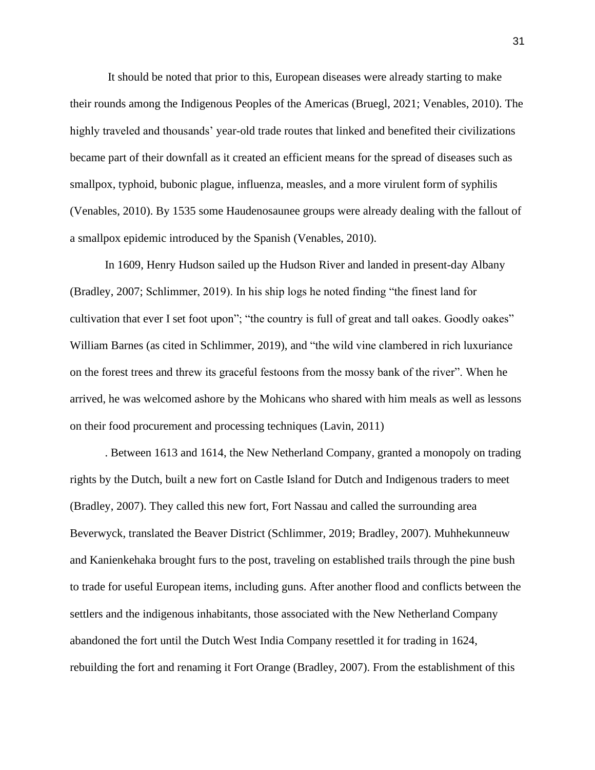It should be noted that prior to this, European diseases were already starting to make their rounds among the Indigenous Peoples of the Americas (Bruegl, 2021; Venables, 2010). The highly traveled and thousands' year-old trade routes that linked and benefited their civilizations became part of their downfall as it created an efficient means for the spread of diseases such as smallpox, typhoid, bubonic plague, influenza, measles, and a more virulent form of syphilis (Venables, 2010). By 1535 some Haudenosaunee groups were already dealing with the fallout of a smallpox epidemic introduced by the Spanish (Venables, 2010).

In 1609, Henry Hudson sailed up the Hudson River and landed in present-day Albany (Bradley, 2007; Schlimmer, 2019). In his ship logs he noted finding "the finest land for cultivation that ever I set foot upon"; "the country is full of great and tall oakes. Goodly oakes" William Barnes (as cited in Schlimmer, 2019), and "the wild vine clambered in rich luxuriance on the forest trees and threw its graceful festoons from the mossy bank of the river". When he arrived, he was welcomed ashore by the Mohicans who shared with him meals as well as lessons on their food procurement and processing techniques (Lavin, 2011)

. Between 1613 and 1614, the New Netherland Company, granted a monopoly on trading rights by the Dutch, built a new fort on Castle Island for Dutch and Indigenous traders to meet (Bradley, 2007). They called this new fort, Fort Nassau and called the surrounding area Beverwyck, translated the Beaver District (Schlimmer, 2019; Bradley, 2007). Muhhekunneuw and Kanienkehaka brought furs to the post, traveling on established trails through the pine bush to trade for useful European items, including guns. After another flood and conflicts between the settlers and the indigenous inhabitants, those associated with the New Netherland Company abandoned the fort until the Dutch West India Company resettled it for trading in 1624, rebuilding the fort and renaming it Fort Orange (Bradley, 2007). From the establishment of this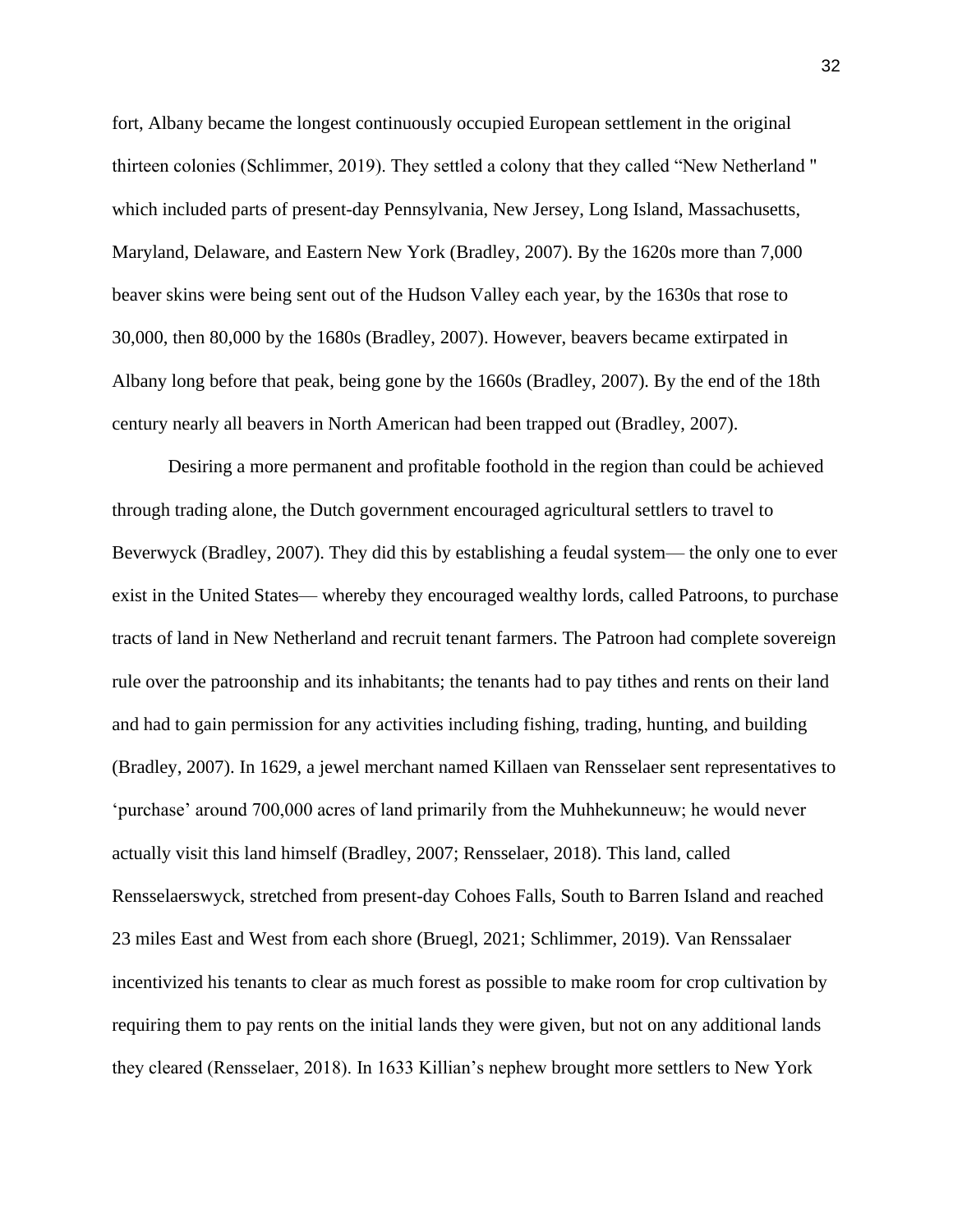fort, Albany became the longest continuously occupied European settlement in the original thirteen colonies (Schlimmer, 2019). They settled a colony that they called "New Netherland " which included parts of present-day Pennsylvania, New Jersey, Long Island, Massachusetts, Maryland, Delaware, and Eastern New York (Bradley, 2007). By the 1620s more than 7,000 beaver skins were being sent out of the Hudson Valley each year, by the 1630s that rose to 30,000, then 80,000 by the 1680s (Bradley, 2007). However, beavers became extirpated in Albany long before that peak, being gone by the 1660s (Bradley, 2007). By the end of the 18th century nearly all beavers in North American had been trapped out (Bradley, 2007).

Desiring a more permanent and profitable foothold in the region than could be achieved through trading alone, the Dutch government encouraged agricultural settlers to travel to Beverwyck (Bradley, 2007). They did this by establishing a feudal system— the only one to ever exist in the United States— whereby they encouraged wealthy lords, called Patroons, to purchase tracts of land in New Netherland and recruit tenant farmers. The Patroon had complete sovereign rule over the patroonship and its inhabitants; the tenants had to pay tithes and rents on their land and had to gain permission for any activities including fishing, trading, hunting, and building (Bradley, 2007). In 1629, a jewel merchant named Killaen van Rensselaer sent representatives to 'purchase' around 700,000 acres of land primarily from the Muhhekunneuw; he would never actually visit this land himself (Bradley, 2007; Rensselaer, 2018). This land, called Rensselaerswyck, stretched from present-day Cohoes Falls, South to Barren Island and reached 23 miles East and West from each shore (Bruegl, 2021; Schlimmer, 2019). Van Renssalaer incentivized his tenants to clear as much forest as possible to make room for crop cultivation by requiring them to pay rents on the initial lands they were given, but not on any additional lands they cleared (Rensselaer, 2018). In 1633 Killian's nephew brought more settlers to New York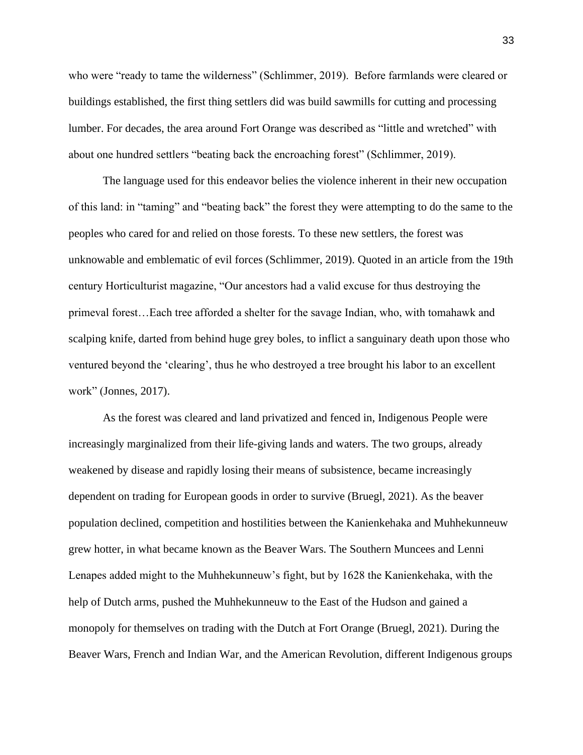who were "ready to tame the wilderness" (Schlimmer, 2019). Before farmlands were cleared or buildings established, the first thing settlers did was build sawmills for cutting and processing lumber. For decades, the area around Fort Orange was described as "little and wretched" with about one hundred settlers "beating back the encroaching forest" (Schlimmer, 2019).

The language used for this endeavor belies the violence inherent in their new occupation of this land: in "taming" and "beating back" the forest they were attempting to do the same to the peoples who cared for and relied on those forests. To these new settlers, the forest was unknowable and emblematic of evil forces (Schlimmer, 2019). Quoted in an article from the 19th century Horticulturist magazine, "Our ancestors had a valid excuse for thus destroying the primeval forest…Each tree afforded a shelter for the savage Indian, who, with tomahawk and scalping knife, darted from behind huge grey boles, to inflict a sanguinary death upon those who ventured beyond the 'clearing', thus he who destroyed a tree brought his labor to an excellent work" (Jonnes, 2017).

As the forest was cleared and land privatized and fenced in, Indigenous People were increasingly marginalized from their life-giving lands and waters. The two groups, already weakened by disease and rapidly losing their means of subsistence, became increasingly dependent on trading for European goods in order to survive (Bruegl, 2021). As the beaver population declined, competition and hostilities between the Kanienkehaka and Muhhekunneuw grew hotter, in what became known as the Beaver Wars. The Southern Muncees and Lenni Lenapes added might to the Muhhekunneuw's fight, but by 1628 the Kanienkehaka, with the help of Dutch arms, pushed the Muhhekunneuw to the East of the Hudson and gained a monopoly for themselves on trading with the Dutch at Fort Orange (Bruegl, 2021). During the Beaver Wars, French and Indian War, and the American Revolution, different Indigenous groups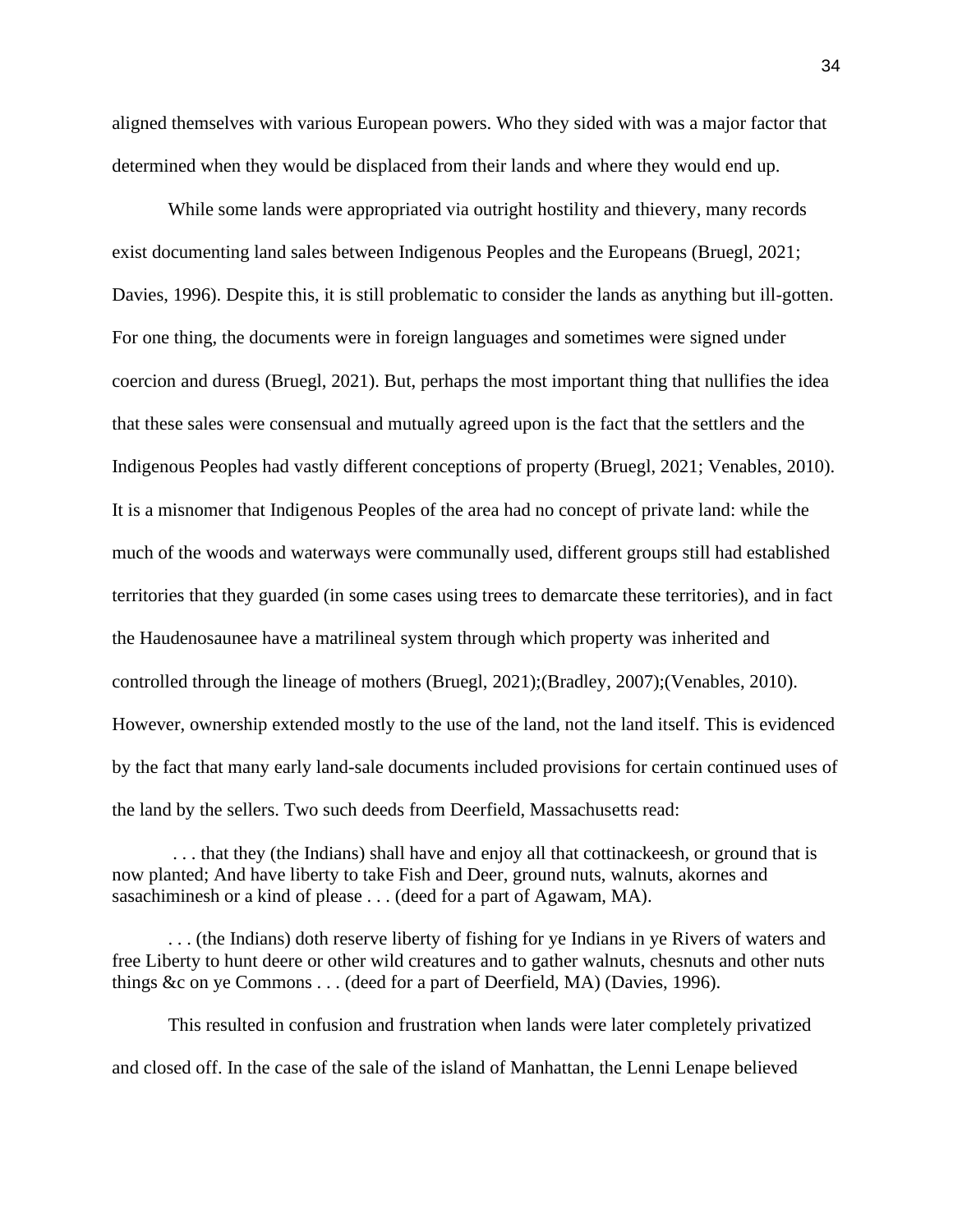aligned themselves with various European powers. Who they sided with was a major factor that determined when they would be displaced from their lands and where they would end up.

While some lands were appropriated via outright hostility and thievery, many records exist documenting land sales between Indigenous Peoples and the Europeans (Bruegl, 2021; Davies, 1996). Despite this, it is still problematic to consider the lands as anything but ill-gotten. For one thing, the documents were in foreign languages and sometimes were signed under coercion and duress (Bruegl, 2021). But, perhaps the most important thing that nullifies the idea that these sales were consensual and mutually agreed upon is the fact that the settlers and the Indigenous Peoples had vastly different conceptions of property (Bruegl, 2021; Venables, 2010). It is a misnomer that Indigenous Peoples of the area had no concept of private land: while the much of the woods and waterways were communally used, different groups still had established territories that they guarded (in some cases using trees to demarcate these territories), and in fact the Haudenosaunee have a matrilineal system through which property was inherited and controlled through the lineage of mothers (Bruegl, 2021);(Bradley, 2007);(Venables, 2010). However, ownership extended mostly to the use of the land, not the land itself. This is evidenced by the fact that many early land-sale documents included provisions for certain continued uses of the land by the sellers. Two such deeds from Deerfield, Massachusetts read:

> . . . that they (the Indians) shall have and enjoy all that cottinackeesh, or ground that is now planted; And have liberty to take Fish and Deer, ground nuts, walnuts, akornes and sasachiminesh or a kind of please . . . (deed for a part of Agawam, MA).

> . . . (the Indians) doth reserve liberty of fishing for ye Indians in ye Rivers of waters and free Liberty to hunt deere or other wild creatures and to gather walnuts, chesnuts and other nuts things &c on ye Commons . . . (deed for a part of Deerfield, MA) (Davies, 1996).

This resulted in confusion and frustration when lands were later completely privatized and closed off. In the case of the sale of the island of Manhattan, the Lenni Lenape believed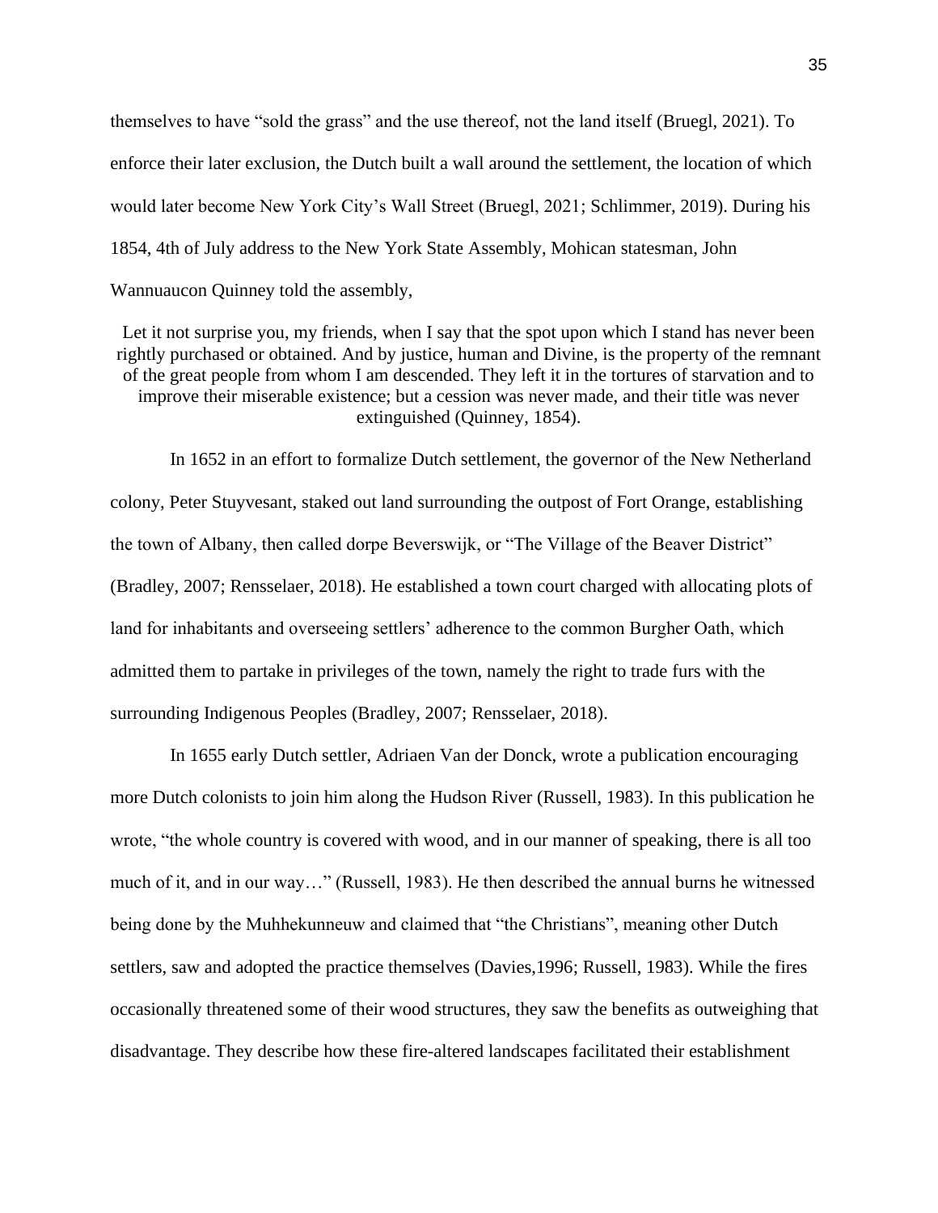themselves to have "sold the grass" and the use thereof, not the land itself (Bruegl, 2021). To enforce their later exclusion, the Dutch built a wall around the settlement, the location of which would later become New York City's Wall Street (Bruegl, 2021; Schlimmer, 2019). During his 1854, 4th of July address to the New York State Assembly, Mohican statesman, John Wannuaucon Quinney told the assembly,

> Let it not surprise you, my friends, when I say that the spot upon which I stand has never been rightly purchased or obtained. And by justice, human and Divine, is the property of the remnant of the great people from whom I am descended. They left it in the tortures of starvation and to improve their miserable existence; but a cession was never made, and their title was never extinguished (Quinney, 1854).

In 1652 in an effort to formalize Dutch settlement, the governor of the New Netherland colony, Peter Stuyvesant, staked out land surrounding the outpost of Fort Orange, establishing the town of Albany, then called dorpe Beverswijk, or "The Village of the Beaver District" (Bradley, 2007; Rensselaer, 2018). He established a town court charged with allocating plots of land for inhabitants and overseeing settlers' adherence to the common Burgher Oath, which admitted them to partake in privileges of the town, namely the right to trade furs with the surrounding Indigenous Peoples (Bradley, 2007; Rensselaer, 2018).

In 1655 early Dutch settler, Adriaen Van der Donck, wrote a publication encouraging more Dutch colonists to join him along the Hudson River (Russell, 1983). In this publication he wrote, "the whole country is covered with wood, and in our manner of speaking, there is all too much of it, and in our way…" (Russell, 1983). He then described the annual burns he witnessed being done by the Muhhekunneuw and claimed that "the Christians", meaning other Dutch settlers, saw and adopted the practice themselves (Davies,1996; Russell, 1983). While the fires occasionally threatened some of their wood structures, they saw the benefits as outweighing that disadvantage. They describe how these fire-altered landscapes facilitated their establishment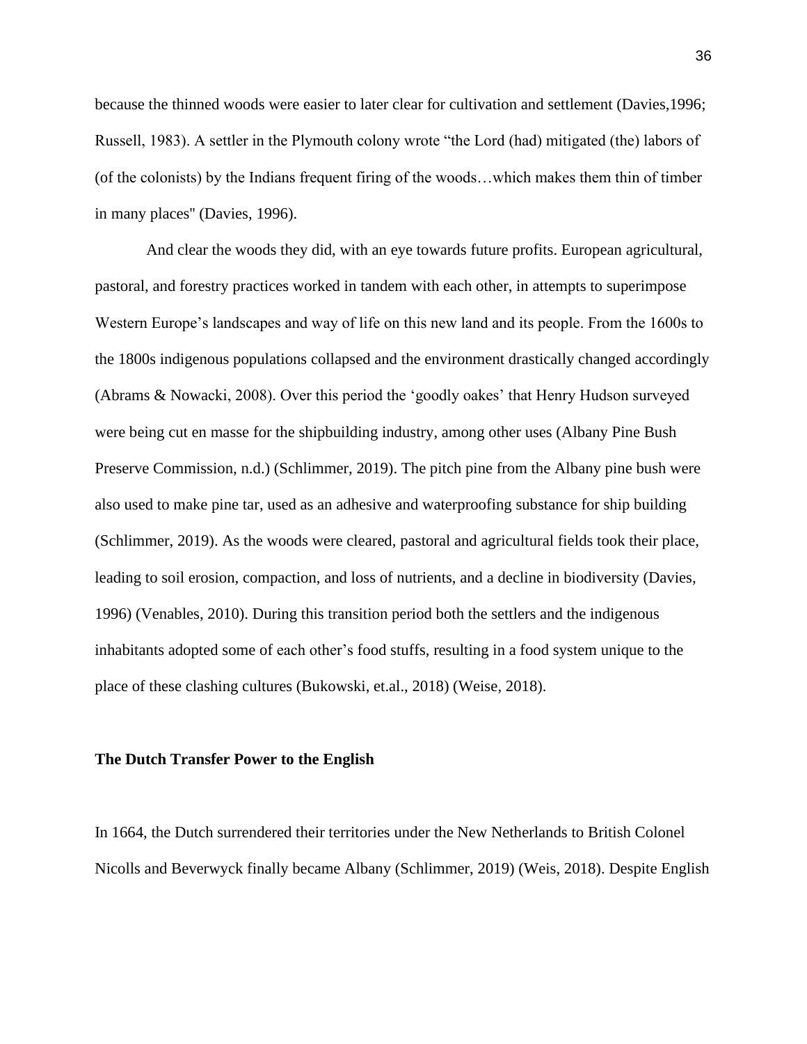because the thinned woods were easier to later clear for cultivation and settlement (Davies,1996; Russell, 1983). A settler in the Plymouth colony wrote "the Lord (had) mitigated (the) labors of (of the colonists) by the Indians frequent firing of the woods…which makes them thin of timber in many places" (Davies, 1996).

And clear the woods they did, with an eye towards future profits. European agricultural, pastoral, and forestry practices worked in tandem with each other, in attempts to superimpose Western Europe's landscapes and way of life on this new land and its people. From the 1600s to the 1800s indigenous populations collapsed and the environment drastically changed accordingly (Abrams & Nowacki, 2008). Over this period the 'goodly oakes' that Henry Hudson surveyed were being cut en masse for the shipbuilding industry, among other uses (Albany Pine Bush Preserve Commission, n.d.) (Schlimmer, 2019). The pitch pine from the Albany pine bush were also used to make pine tar, used as an adhesive and waterproofing substance for ship building (Schlimmer, 2019). As the woods were cleared, pastoral and agricultural fields took their place, leading to soil erosion, compaction, and loss of nutrients, and a decline in biodiversity (Davies, 1996) (Venables, 2010). During this transition period both the settlers and the indigenous inhabitants adopted some of each other's food stuffs, resulting in a food system unique to the place of these clashing cultures (Bukowski, et.al., 2018) (Weise, 2018).

### The Dutch Transfer Power to the English

In 1664, the Dutch surrendered their territories under the New Netherlands to British Colonel Nicolls and Beverwyck finally became Albany (Schlimmer, 2019) (Weis, 2018). Despite English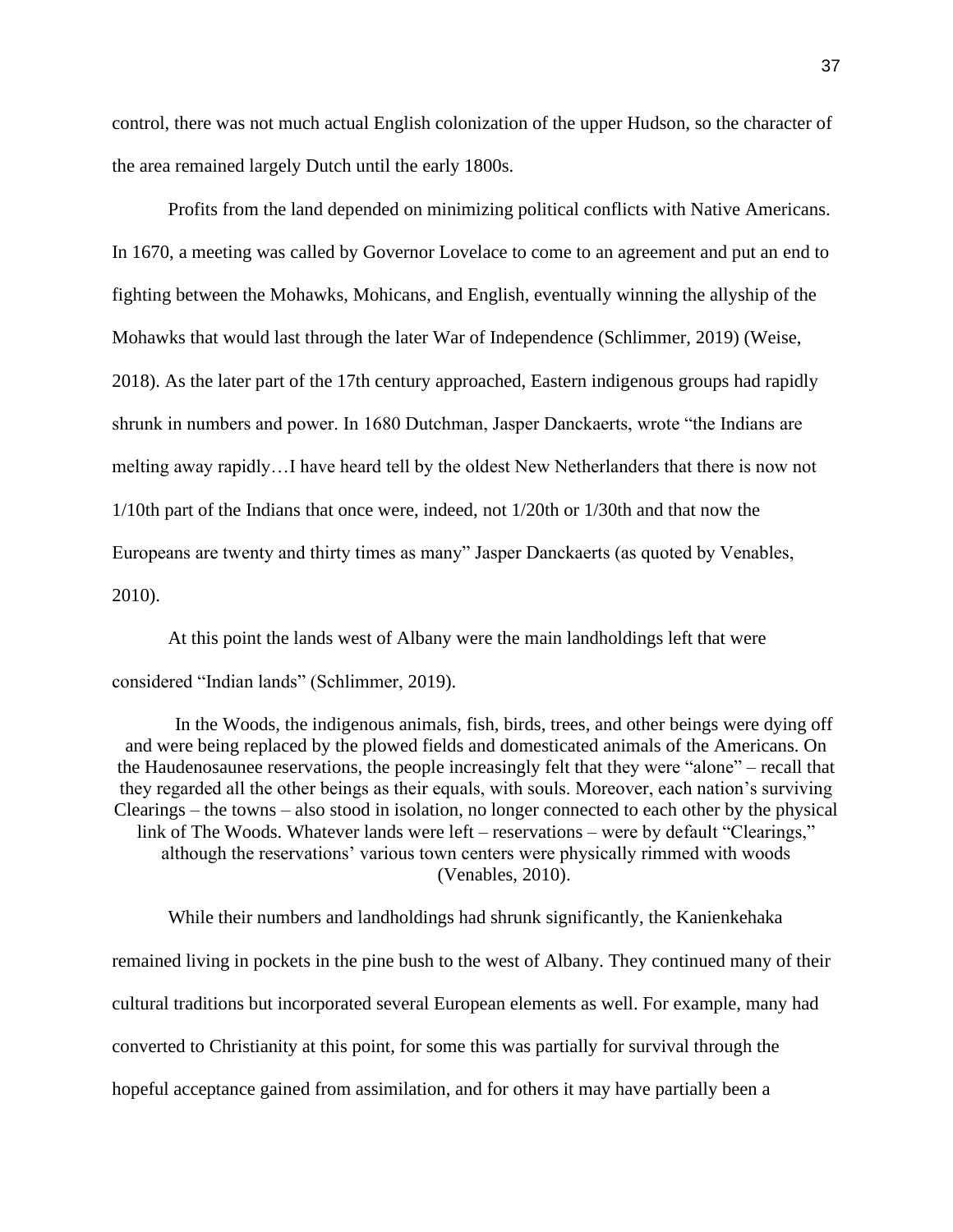control, there was not much actual English colonization of the upper Hudson, so the character of the area remained largely Dutch until the early 1800s.

Profits from the land depended on minimizing political conflicts with Native Americans. In 1670, a meeting was called by Governor Lovelace to come to an agreement and put an end to fighting between the Mohawks, Mohicans, and English, eventually winning the allyship of the Mohawks that would last through the later War of Independence (Schlimmer, 2019) (Weise, 2018). As the later part of the 17th century approached, Eastern indigenous groups had rapidly shrunk in numbers and power. In 1680 Dutchman, Jasper Danckaerts, wrote "the Indians are melting away rapidly…I have heard tell by the oldest New Netherlanders that there is now not 1/10th part of the Indians that once were, indeed, not 1/20th or 1/30th and that now the Europeans are twenty and thirty times as many" Jasper Danckaerts (as quoted by Venables, 2010).

At this point the lands west of Albany were the main landholdings left that were considered "Indian lands" (Schlimmer, 2019).

> In the Woods, the indigenous animals, fish, birds, trees, and other beings were dying off and were being replaced by the plowed fields and domesticated animals of the Americans. On the Haudenosaunee reservations, the people increasingly felt that they were "alone" – recall that they regarded all the other beings as their equals, with souls. Moreover, each nation's surviving Clearings – the towns – also stood in isolation, no longer connected to each other by the physical link of The Woods. Whatever lands were left – reservations – were by default "Clearings," although the reservations' various town centers were physically rimmed with woods (Venables, 2010).

While their numbers and landholdings had shrunk significantly, the Kanienkehaka remained living in pockets in the pine bush to the west of Albany. They continued many of their cultural traditions but incorporated several European elements as well. For example, many had converted to Christianity at this point, for some this was partially for survival through the hopeful acceptance gained from assimilation, and for others it may have partially been a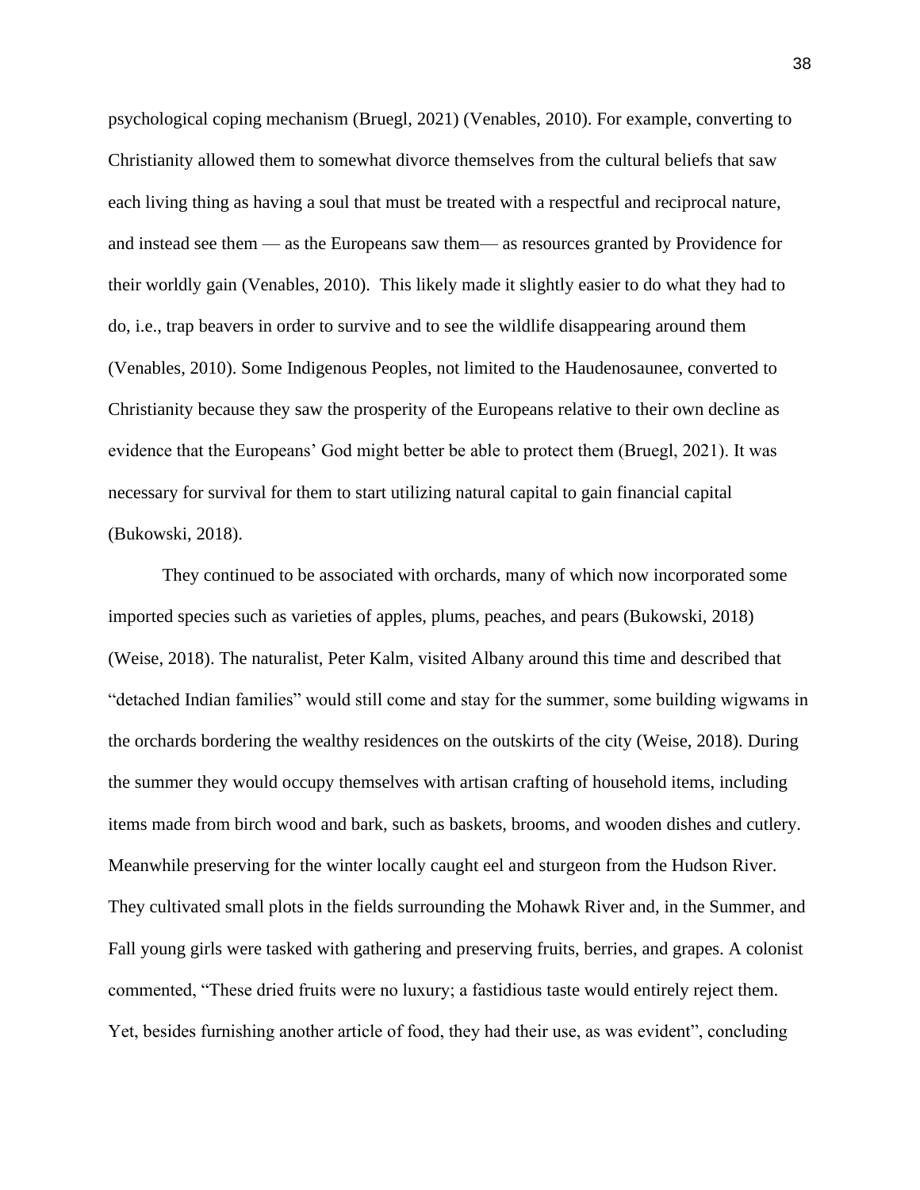psychological coping mechanism (Bruegl, 2021) (Venables, 2010). For example, converting to Christianity allowed them to somewhat divorce themselves from the cultural beliefs that saw each living thing as having a soul that must be treated with a respectful and reciprocal nature, and instead see them — as the Europeans saw them— as resources granted by Providence for their worldly gain (Venables, 2010). This likely made it slightly easier to do what they had to do, i.e., trap beavers in order to survive and to see the wildlife disappearing around them (Venables, 2010). Some Indigenous Peoples, not limited to the Haudenosaunee, converted to Christianity because they saw the prosperity of the Europeans relative to their own decline as evidence that the Europeans' God might better be able to protect them (Bruegl, 2021). It was necessary for survival for them to start utilizing natural capital to gain financial capital (Bukowski, 2018).

They continued to be associated with orchards, many of which now incorporated some imported species such as varieties of apples, plums, peaches, and pears (Bukowski, 2018) (Weise, 2018). The naturalist, Peter Kalm, visited Albany around this time and described that "detached Indian families" would still come and stay for the summer, some building wigwams in the orchards bordering the wealthy residences on the outskirts of the city (Weise, 2018). During the summer they would occupy themselves with artisan crafting of household items, including items made from birch wood and bark, such as baskets, brooms, and wooden dishes and cutlery. Meanwhile preserving for the winter locally caught eel and sturgeon from the Hudson River. They cultivated small plots in the fields surrounding the Mohawk River and, in the Summer, and Fall young girls were tasked with gathering and preserving fruits, berries, and grapes. A colonist commented, "These dried fruits were no luxury; a fastidious taste would entirely reject them. Yet, besides furnishing another article of food, they had their use, as was evident", concluding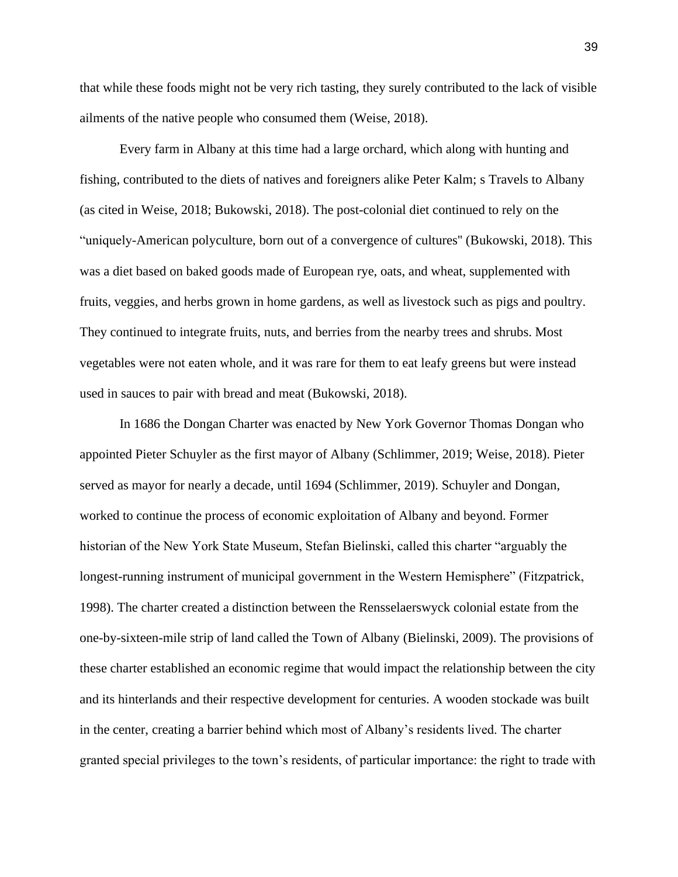that while these foods might not be very rich tasting, they surely contributed to the lack of visible ailments of the native people who consumed them (Weise, 2018).

Every farm in Albany at this time had a large orchard, which along with hunting and fishing, contributed to the diets of natives and foreigners alike Peter Kalm; s Travels to Albany (as cited in Weise, 2018; Bukowski, 2018). The post-colonial diet continued to rely on the "uniquely-American polyculture, born out of a convergence of cultures" (Bukowski, 2018). This was a diet based on baked goods made of European rye, oats, and wheat, supplemented with fruits, veggies, and herbs grown in home gardens, as well as livestock such as pigs and poultry. They continued to integrate fruits, nuts, and berries from the nearby trees and shrubs. Most vegetables were not eaten whole, and it was rare for them to eat leafy greens but were instead used in sauces to pair with bread and meat (Bukowski, 2018).

In 1686 the Dongan Charter was enacted by New York Governor Thomas Dongan who appointed Pieter Schuyler as the first mayor of Albany (Schlimmer, 2019; Weise, 2018). Pieter served as mayor for nearly a decade, until 1694 (Schlimmer, 2019). Schuyler and Dongan, worked to continue the process of economic exploitation of Albany and beyond. Former historian of the New York State Museum, Stefan Bielinski, called this charter "arguably the longest-running instrument of municipal government in the Western Hemisphere" (Fitzpatrick, 1998). The charter created a distinction between the Rensselaerswyck colonial estate from the one-by-sixteen-mile strip of land called the Town of Albany (Bielinski, 2009). The provisions of these charter established an economic regime that would impact the relationship between the city and its hinterlands and their respective development for centuries. A wooden stockade was built in the center, creating a barrier behind which most of Albany's residents lived. The charter granted special privileges to the town's residents, of particular importance: the right to trade with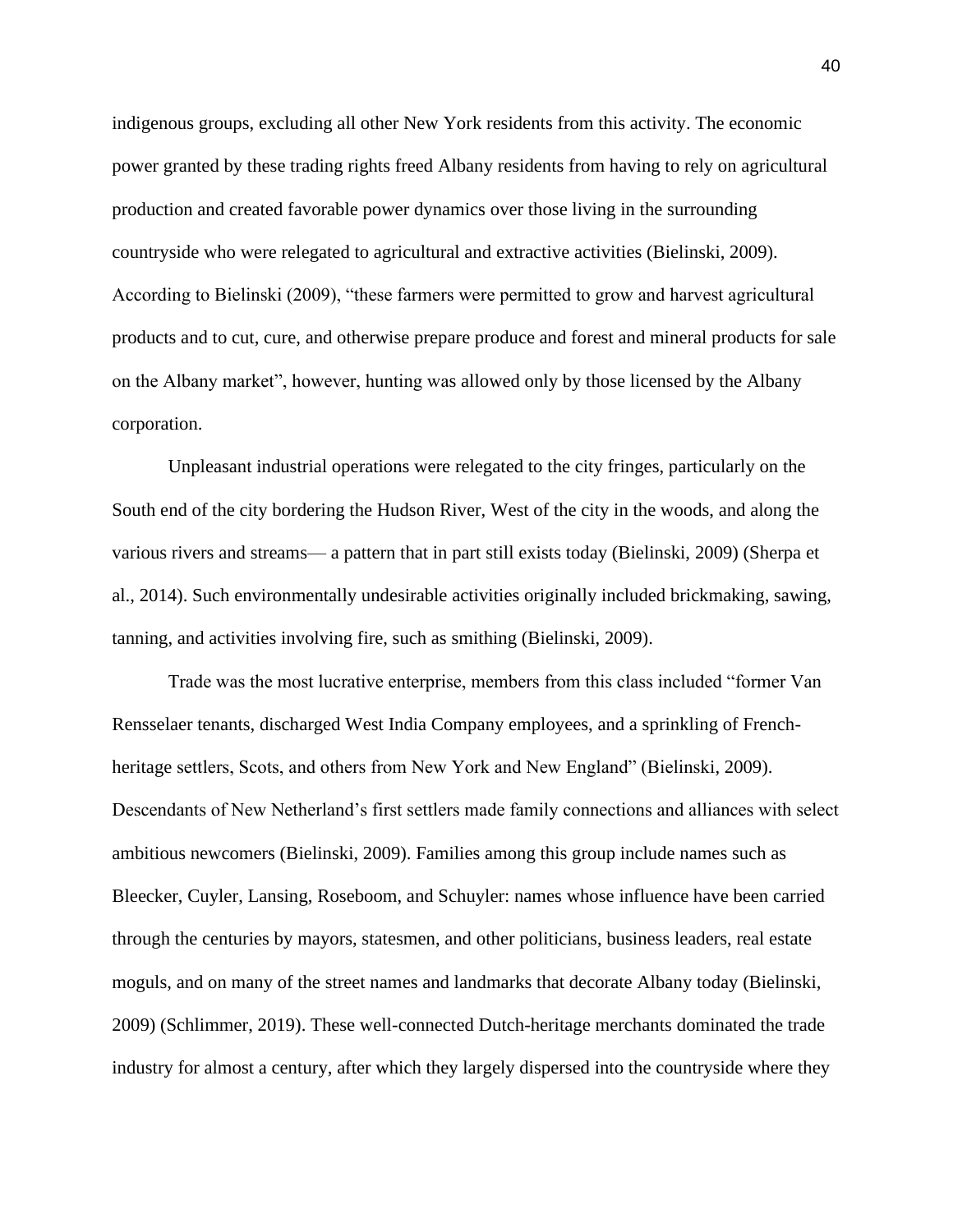indigenous groups, excluding all other New York residents from this activity. The economic power granted by these trading rights freed Albany residents from having to rely on agricultural production and created favorable power dynamics over those living in the surrounding countryside who were relegated to agricultural and extractive activities (Bielinski, 2009). According to Bielinski (2009), "these farmers were permitted to grow and harvest agricultural products and to cut, cure, and otherwise prepare produce and forest and mineral products for sale on the Albany market", however, hunting was allowed only by those licensed by the Albany corporation.

Unpleasant industrial operations were relegated to the city fringes, particularly on the South end of the city bordering the Hudson River, West of the city in the woods, and along the various rivers and streams— a pattern that in part still exists today (Bielinski, 2009) (Sherpa et al., 2014). Such environmentally undesirable activities originally included brickmaking, sawing, tanning, and activities involving fire, such as smithing (Bielinski, 2009).

Trade was the most lucrative enterprise, members from this class included "former Van Rensselaer tenants, discharged West India Company employees, and a sprinkling of French-heritage settlers, Scots, and others from New York and New England" (Bielinski, 2009). Descendants of New Netherland's first settlers made family connections and alliances with select ambitious newcomers (Bielinski, 2009). Families among this group include names such as Bleecker, Cuyler, Lansing, Roseboom, and Schuyler: names whose influence have been carried through the centuries by mayors, statesmen, and other politicians, business leaders, real estate moguls, and on many of the street names and landmarks that decorate Albany today (Bielinski, 2009) (Schlimmer, 2019). These well-connected Dutch-heritage merchants dominated the trade industry for almost a century, after which they largely dispersed into the countryside where they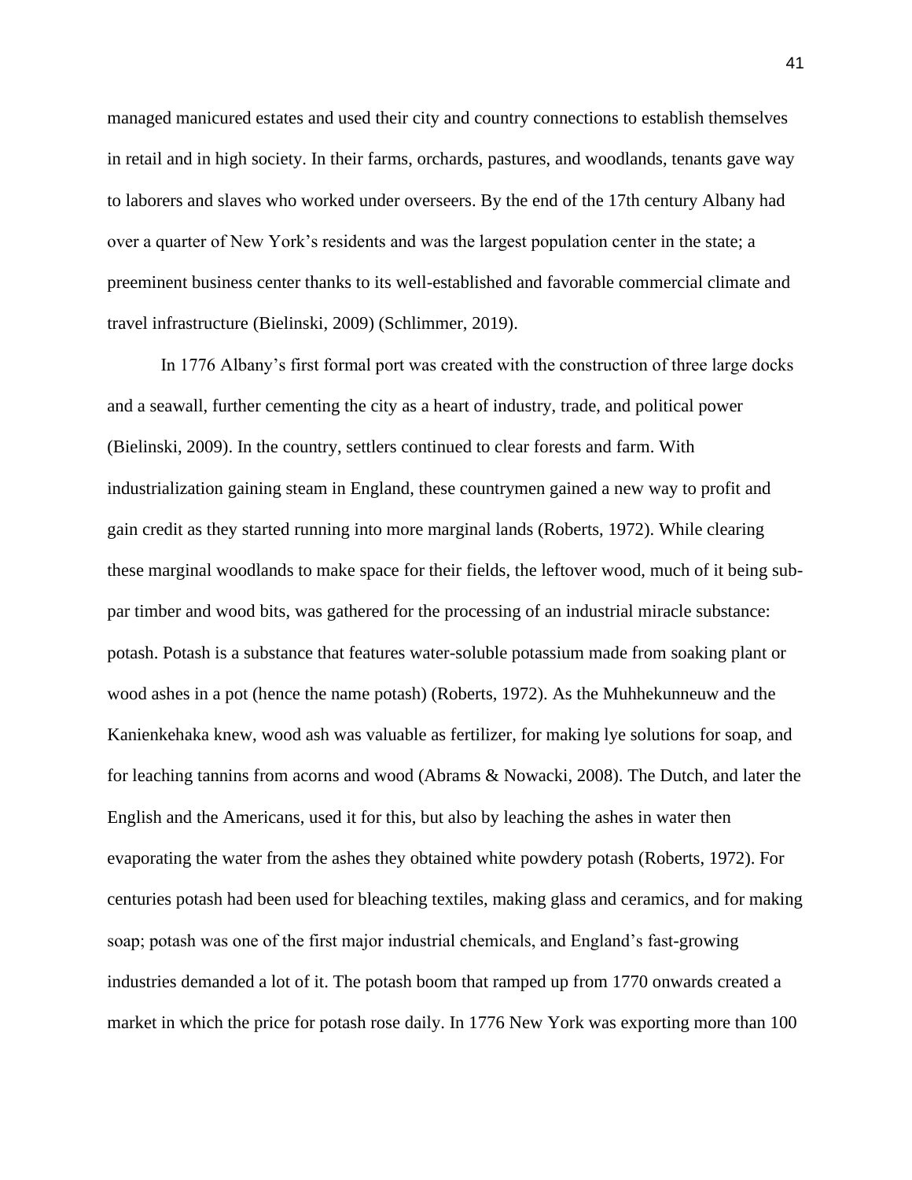managed manicured estates and used their city and country connections to establish themselves in retail and in high society. In their farms, orchards, pastures, and woodlands, tenants gave way to laborers and slaves who worked under overseers. By the end of the 17th century Albany had over a quarter of New York's residents and was the largest population center in the state; a preeminent business center thanks to its well-established and favorable commercial climate and travel infrastructure (Bielinski, 2009) (Schlimmer, 2019).

In 1776 Albany's first formal port was created with the construction of three large docks and a seawall, further cementing the city as a heart of industry, trade, and political power (Bielinski, 2009). In the country, settlers continued to clear forests and farm. With industrialization gaining steam in England, these countrymen gained a new way to profit and gain credit as they started running into more marginal lands (Roberts, 1972). While clearing these marginal woodlands to make space for their fields, the leftover wood, much of it being sub-par timber and wood bits, was gathered for the processing of an industrial miracle substance: potash. Potash is a substance that features water-soluble potassium made from soaking plant or wood ashes in a pot (hence the name potash) (Roberts, 1972). As the Muhhekunneuw and the Kanienkehaka knew, wood ash was valuable as fertilizer, for making lye solutions for soap, and for leaching tannins from acorns and wood (Abrams & Nowacki, 2008). The Dutch, and later the English and the Americans, used it for this, but also by leaching the ashes in water then evaporating the water from the ashes they obtained white powdery potash (Roberts, 1972). For centuries potash had been used for bleaching textiles, making glass and ceramics, and for making soap; potash was one of the first major industrial chemicals, and England's fast-growing industries demanded a lot of it. The potash boom that ramped up from 1770 onwards created a market in which the price for potash rose daily. In 1776 New York was exporting more than 100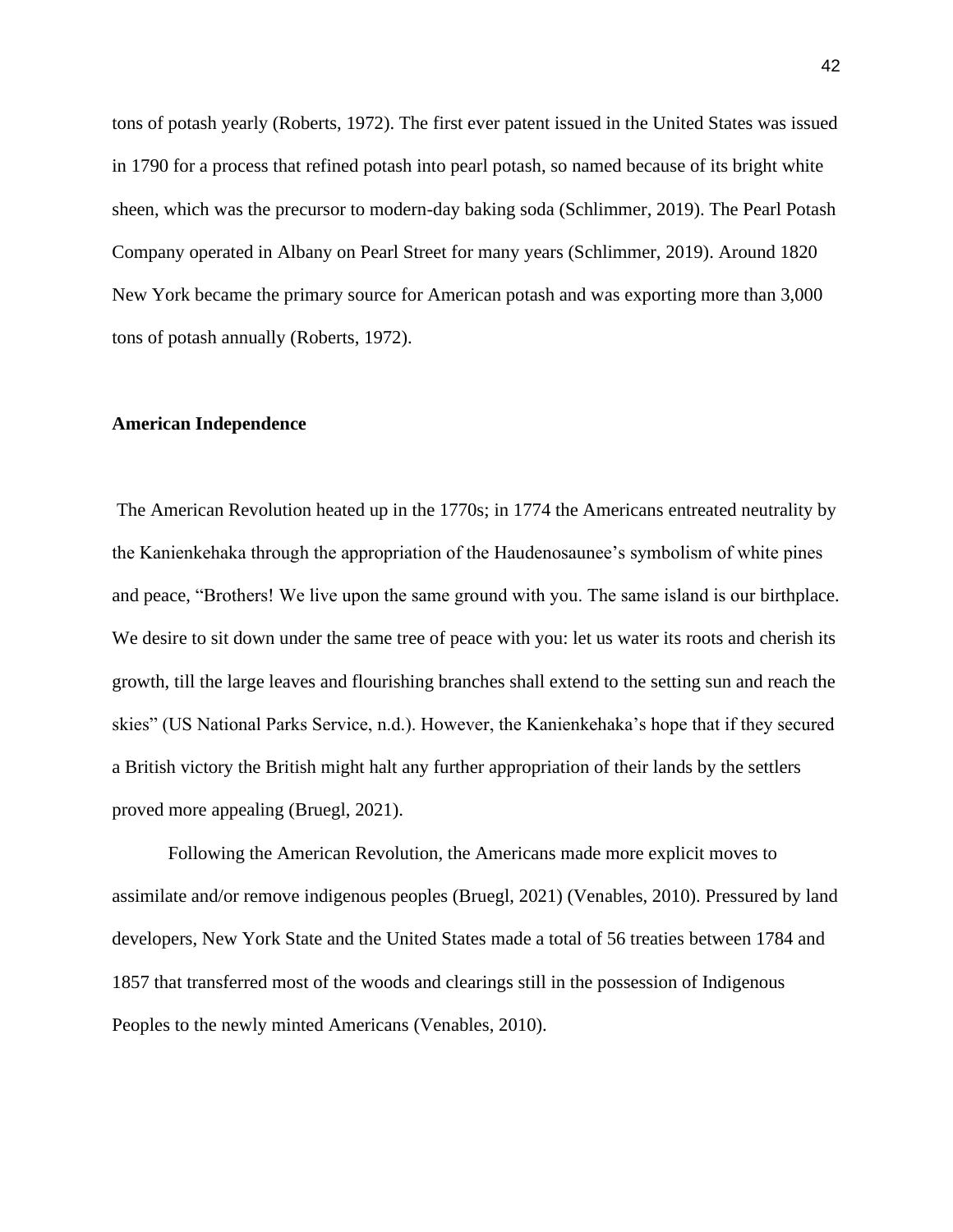tons of potash yearly (Roberts, 1972). The first ever patent issued in the United States was issued in 1790 for a process that refined potash into pearl potash, so named because of its bright white sheen, which was the precursor to modern-day baking soda (Schlimmer, 2019). The Pearl Potash Company operated in Albany on Pearl Street for many years (Schlimmer, 2019). Around 1820 New York became the primary source for American potash and was exporting more than 3,000 tons of potash annually (Roberts, 1972).

**American Independence**

The American Revolution heated up in the 1770s; in 1774 the Americans entreated neutrality by the Kanienkehaka through the appropriation of the Haudenosaunee's symbolism of white pines and peace, "Brothers! We live upon the same ground with you. The same island is our birthplace. We desire to sit down under the same tree of peace with you: let us water its roots and cherish its growth, till the large leaves and flourishing branches shall extend to the setting sun and reach the skies" (US National Parks Service, n.d.). However, the Kanienkehaka's hope that if they secured a British victory the British might halt any further appropriation of their lands by the settlers proved more appealing (Bruegl, 2021).

Following the American Revolution, the Americans made more explicit moves to assimilate and/or remove indigenous peoples (Bruegl, 2021) (Venables, 2010). Pressured by land developers, New York State and the United States made a total of 56 treaties between 1784 and 1857 that transferred most of the woods and clearings still in the possession of Indigenous Peoples to the newly minted Americans (Venables, 2010).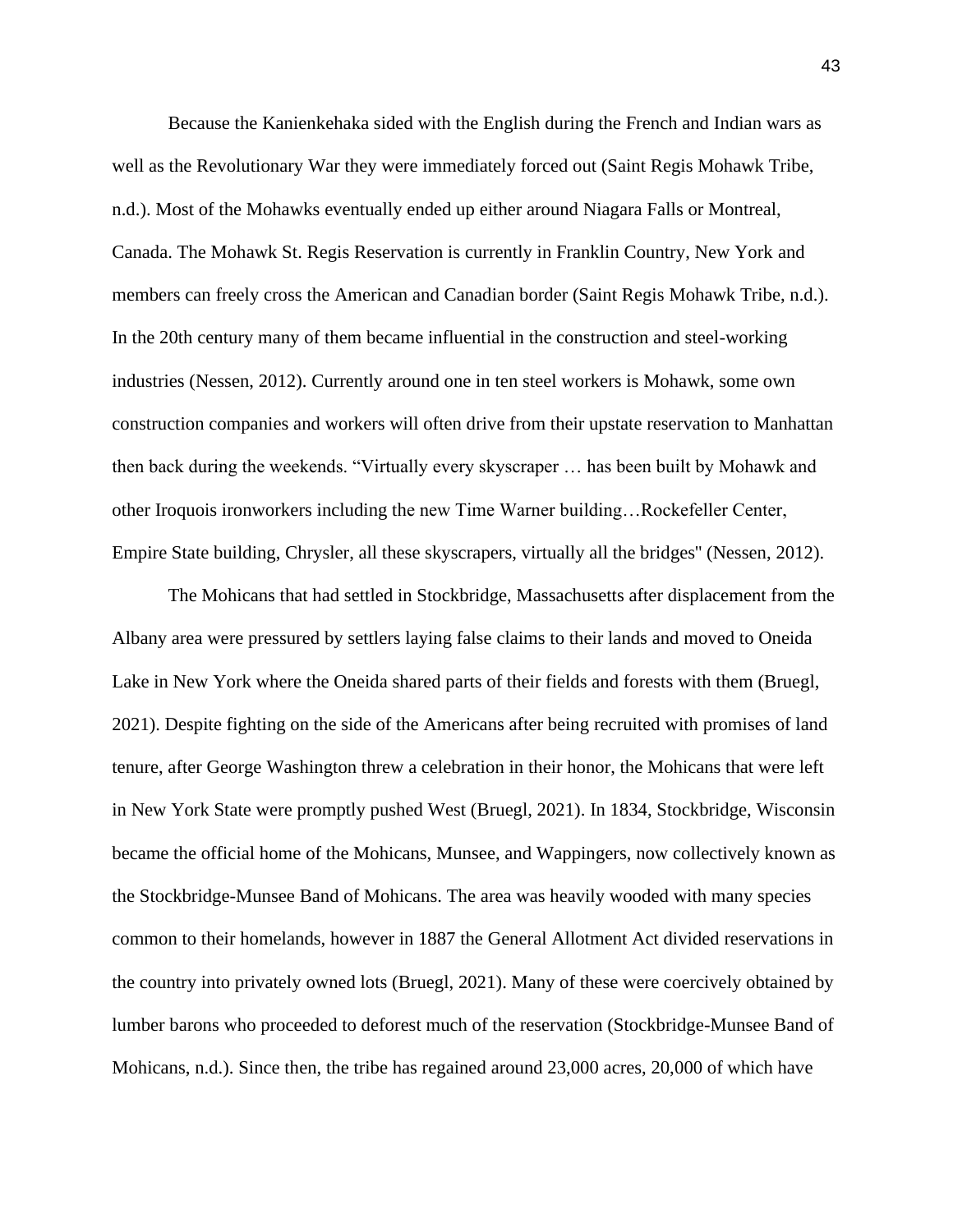Because the Kanienkehaka sided with the English during the French and Indian wars as well as the Revolutionary War they were immediately forced out (Saint Regis Mohawk Tribe, n.d.). Most of the Mohawks eventually ended up either around Niagara Falls or Montreal, Canada. The Mohawk St. Regis Reservation is currently in Franklin Country, New York and members can freely cross the American and Canadian border (Saint Regis Mohawk Tribe, n.d.). In the 20th century many of them became influential in the construction and steel-working industries (Nessen, 2012). Currently around one in ten steel workers is Mohawk, some own construction companies and workers will often drive from their upstate reservation to Manhattan then back during the weekends. "Virtually every skyscraper … has been built by Mohawk and other Iroquois ironworkers including the new Time Warner building…Rockefeller Center, Empire State building, Chrysler, all these skyscrapers, virtually all the bridges" (Nessen, 2012).

The Mohicans that had settled in Stockbridge, Massachusetts after displacement from the Albany area were pressured by settlers laying false claims to their lands and moved to Oneida Lake in New York where the Oneida shared parts of their fields and forests with them (Bruegl, 2021). Despite fighting on the side of the Americans after being recruited with promises of land tenure, after George Washington threw a celebration in their honor, the Mohicans that were left in New York State were promptly pushed West (Bruegl, 2021). In 1834, Stockbridge, Wisconsin became the official home of the Mohicans, Munsee, and Wappingers, now collectively known as the Stockbridge-Munsee Band of Mohicans. The area was heavily wooded with many species common to their homelands, however in 1887 the General Allotment Act divided reservations in the country into privately owned lots (Bruegl, 2021). Many of these were coercively obtained by lumber barons who proceeded to deforest much of the reservation (Stockbridge-Munsee Band of Mohicans, n.d.). Since then, the tribe has regained around 23,000 acres, 20,000 of which have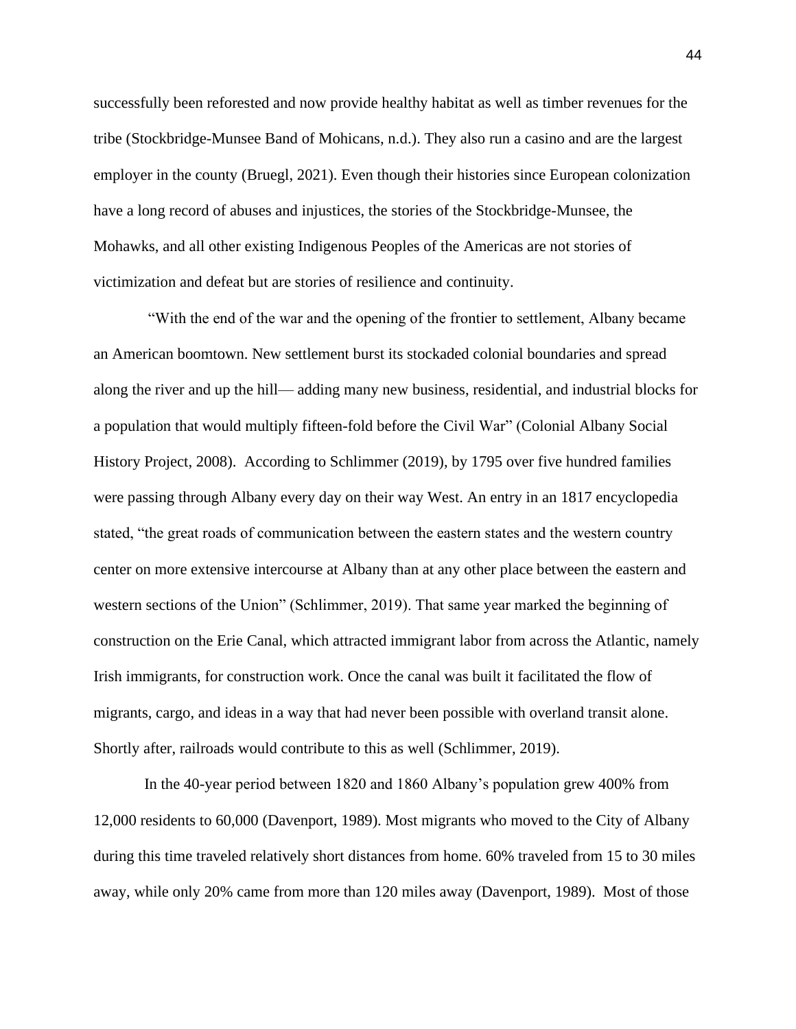successfully been reforested and now provide healthy habitat as well as timber revenues for the tribe (Stockbridge-Munsee Band of Mohicans, n.d.). They also run a casino and are the largest employer in the county (Bruegl, 2021). Even though their histories since European colonization have a long record of abuses and injustices, the stories of the Stockbridge-Munsee, the Mohawks, and all other existing Indigenous Peoples of the Americas are not stories of victimization and defeat but are stories of resilience and continuity.

"With the end of the war and the opening of the frontier to settlement, Albany became an American boomtown. New settlement burst its stockaded colonial boundaries and spread along the river and up the hill— adding many new business, residential, and industrial blocks for a population that would multiply fifteen-fold before the Civil War" (Colonial Albany Social History Project, 2008). According to Schlimmer (2019), by 1795 over five hundred families were passing through Albany every day on their way West. An entry in an 1817 encyclopedia stated, "the great roads of communication between the eastern states and the western country center on more extensive intercourse at Albany than at any other place between the eastern and western sections of the Union" (Schlimmer, 2019). That same year marked the beginning of construction on the Erie Canal, which attracted immigrant labor from across the Atlantic, namely Irish immigrants, for construction work. Once the canal was built it facilitated the flow of migrants, cargo, and ideas in a way that had never been possible with overland transit alone. Shortly after, railroads would contribute to this as well (Schlimmer, 2019).

In the 40-year period between 1820 and 1860 Albany's population grew 400% from 12,000 residents to 60,000 (Davenport, 1989). Most migrants who moved to the City of Albany during this time traveled relatively short distances from home. 60% traveled from 15 to 30 miles away, while only 20% came from more than 120 miles away (Davenport, 1989). Most of those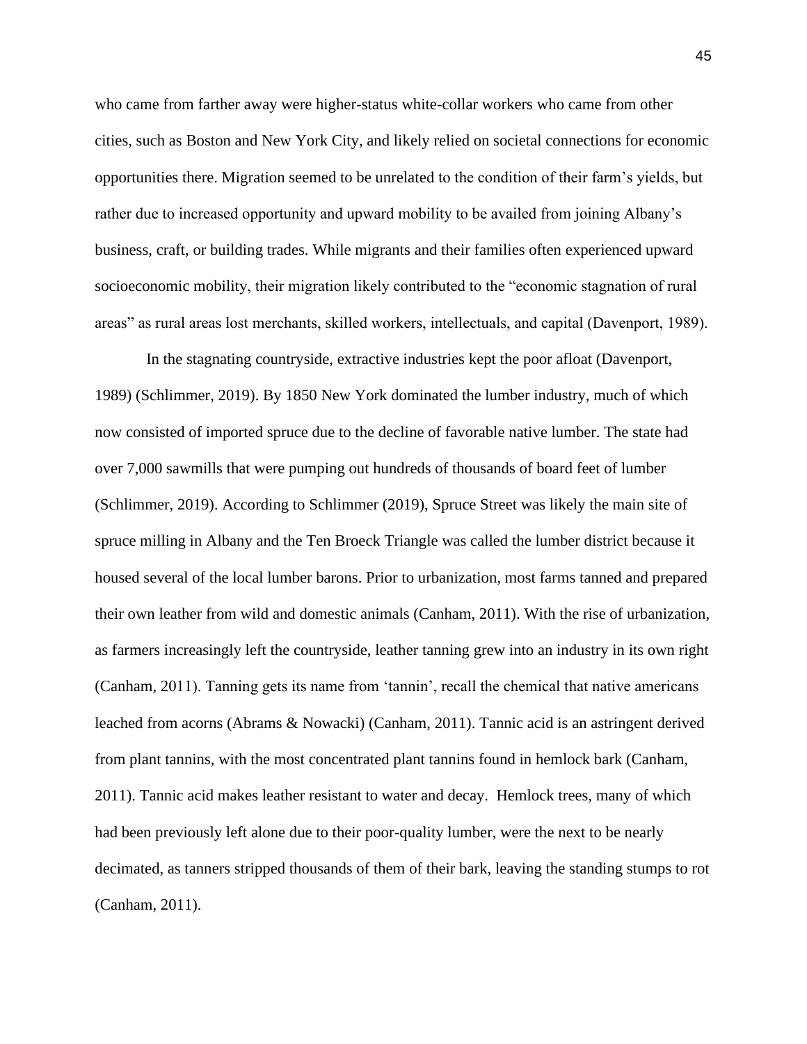who came from farther away were higher-status white-collar workers who came from other cities, such as Boston and New York City, and likely relied on societal connections for economic opportunities there. Migration seemed to be unrelated to the condition of their farm's yields, but rather due to increased opportunity and upward mobility to be availed from joining Albany's business, craft, or building trades. While migrants and their families often experienced upward socioeconomic mobility, their migration likely contributed to the "economic stagnation of rural areas" as rural areas lost merchants, skilled workers, intellectuals, and capital (Davenport, 1989).

In the stagnating countryside, extractive industries kept the poor afloat (Davenport, 1989) (Schlimmer, 2019). By 1850 New York dominated the lumber industry, much of which now consisted of imported spruce due to the decline of favorable native lumber. The state had over 7,000 sawmills that were pumping out hundreds of thousands of board feet of lumber (Schlimmer, 2019). According to Schlimmer (2019), Spruce Street was likely the main site of spruce milling in Albany and the Ten Broeck Triangle was called the lumber district because it housed several of the local lumber barons. Prior to urbanization, most farms tanned and prepared their own leather from wild and domestic animals (Canham, 2011). With the rise of urbanization, as farmers increasingly left the countryside, leather tanning grew into an industry in its own right (Canham, 2011). Tanning gets its name from 'tannin', recall the chemical that native americans leached from acorns (Abrams & Nowacki) (Canham, 2011). Tannic acid is an astringent derived from plant tannins, with the most concentrated plant tannins found in hemlock bark (Canham, 2011). Tannic acid makes leather resistant to water and decay. Hemlock trees, many of which had been previously left alone due to their poor-quality lumber, were the next to be nearly decimated, as tanners stripped thousands of them of their bark, leaving the standing stumps to rot (Canham, 2011).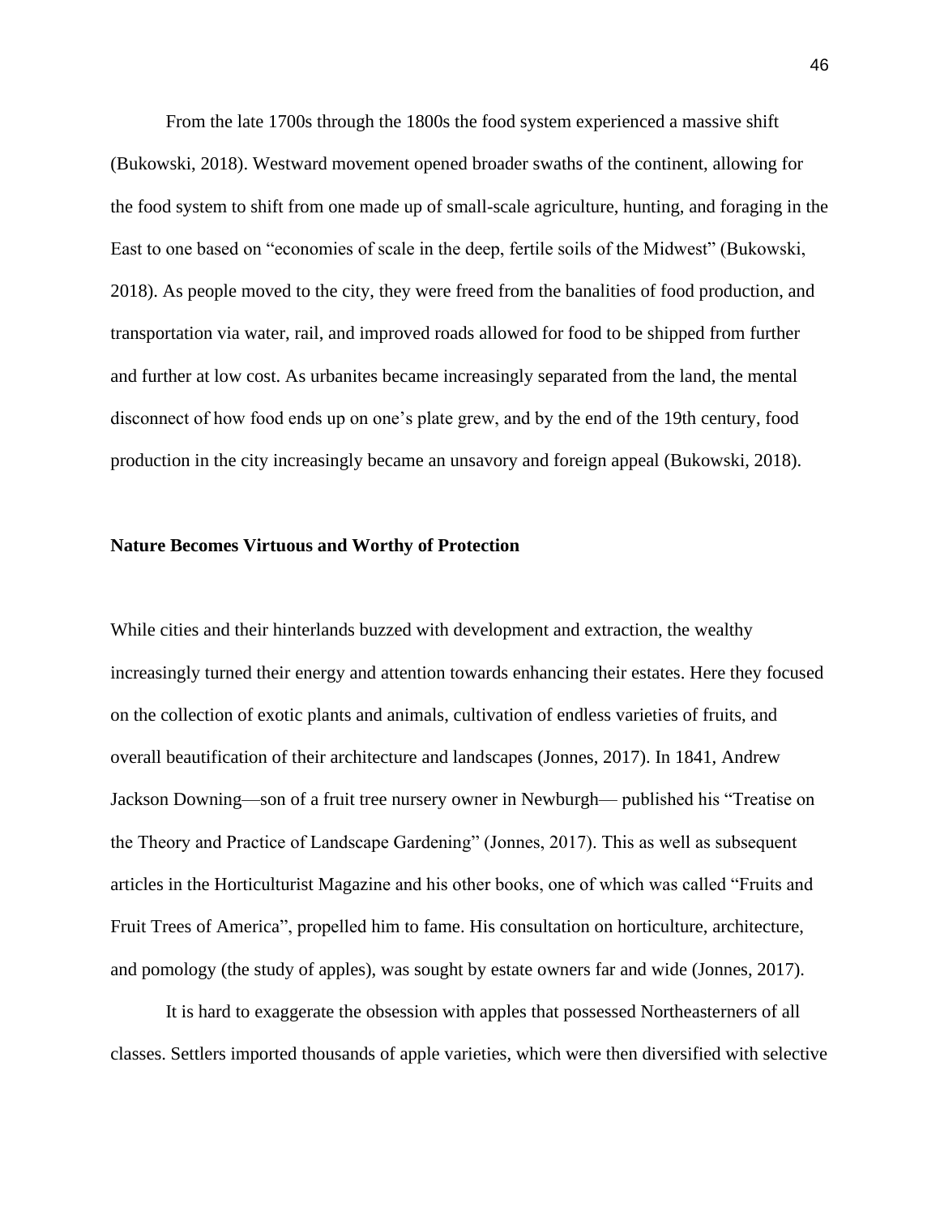From the late 1700s through the 1800s the food system experienced a massive shift (Bukowski, 2018). Westward movement opened broader swaths of the continent, allowing for the food system to shift from one made up of small-scale agriculture, hunting, and foraging in the East to one based on "economies of scale in the deep, fertile soils of the Midwest" (Bukowski, 2018). As people moved to the city, they were freed from the banalities of food production, and transportation via water, rail, and improved roads allowed for food to be shipped from further and further at low cost. As urbanites became increasingly separated from the land, the mental disconnect of how food ends up on one's plate grew, and by the end of the 19th century, food production in the city increasingly became an unsavory and foreign appeal (Bukowski, 2018).

### Nature Becomes Virtuous and Worthy of Protection

While cities and their hinterlands buzzed with development and extraction, the wealthy increasingly turned their energy and attention towards enhancing their estates. Here they focused on the collection of exotic plants and animals, cultivation of endless varieties of fruits, and overall beautification of their architecture and landscapes (Jonnes, 2017). In 1841, Andrew Jackson Downing—son of a fruit tree nursery owner in Newburgh— published his "Treatise on the Theory and Practice of Landscape Gardening" (Jonnes, 2017). This as well as subsequent articles in the Horticulturist Magazine and his other books, one of which was called "Fruits and Fruit Trees of America", propelled him to fame. His consultation on horticulture, architecture, and pomology (the study of apples), was sought by estate owners far and wide (Jonnes, 2017).

It is hard to exaggerate the obsession with apples that possessed Northeasterners of all classes. Settlers imported thousands of apple varieties, which were then diversified with selective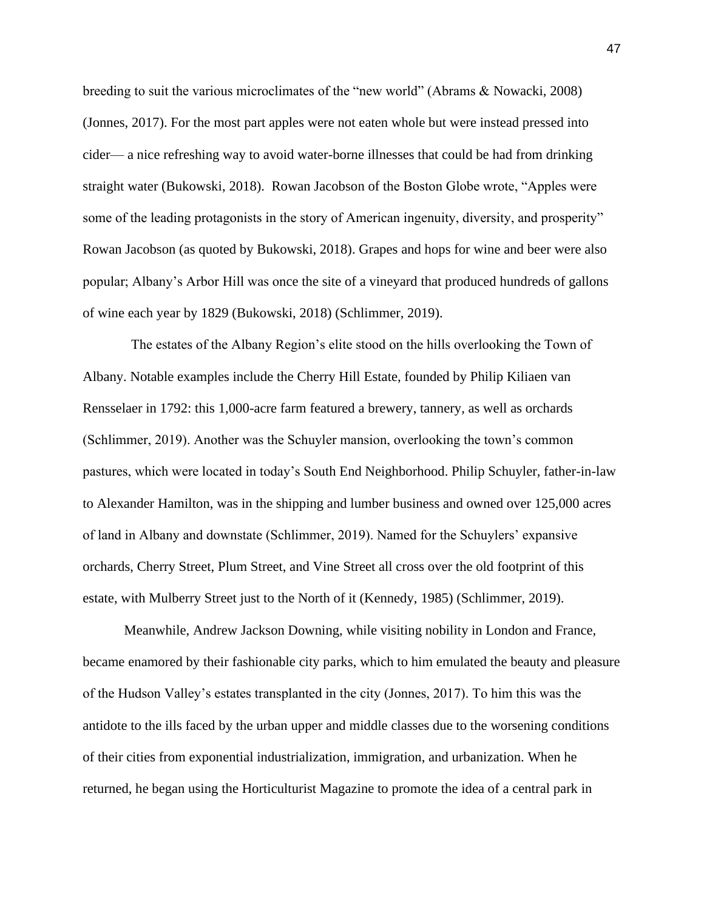breeding to suit the various microclimates of the "new world" (Abrams & Nowacki, 2008) (Jonnes, 2017). For the most part apples were not eaten whole but were instead pressed into cider— a nice refreshing way to avoid water-borne illnesses that could be had from drinking straight water (Bukowski, 2018). Rowan Jacobson of the Boston Globe wrote, "Apples were some of the leading protagonists in the story of American ingenuity, diversity, and prosperity" Rowan Jacobson (as quoted by Bukowski, 2018). Grapes and hops for wine and beer were also popular; Albany's Arbor Hill was once the site of a vineyard that produced hundreds of gallons of wine each year by 1829 (Bukowski, 2018) (Schlimmer, 2019).

The estates of the Albany Region's elite stood on the hills overlooking the Town of Albany. Notable examples include the Cherry Hill Estate, founded by Philip Kiliaen van Rensselaer in 1792: this 1,000-acre farm featured a brewery, tannery, as well as orchards (Schlimmer, 2019). Another was the Schuyler mansion, overlooking the town's common pastures, which were located in today's South End Neighborhood. Philip Schuyler, father-in-law to Alexander Hamilton, was in the shipping and lumber business and owned over 125,000 acres of land in Albany and downstate (Schlimmer, 2019). Named for the Schuylers' expansive orchards, Cherry Street, Plum Street, and Vine Street all cross over the old footprint of this estate, with Mulberry Street just to the North of it (Kennedy, 1985) (Schlimmer, 2019).

Meanwhile, Andrew Jackson Downing, while visiting nobility in London and France, became enamored by their fashionable city parks, which to him emulated the beauty and pleasure of the Hudson Valley's estates transplanted in the city (Jonnes, 2017). To him this was the antidote to the ills faced by the urban upper and middle classes due to the worsening conditions of their cities from exponential industrialization, immigration, and urbanization. When he returned, he began using the Horticulturist Magazine to promote the idea of a central park in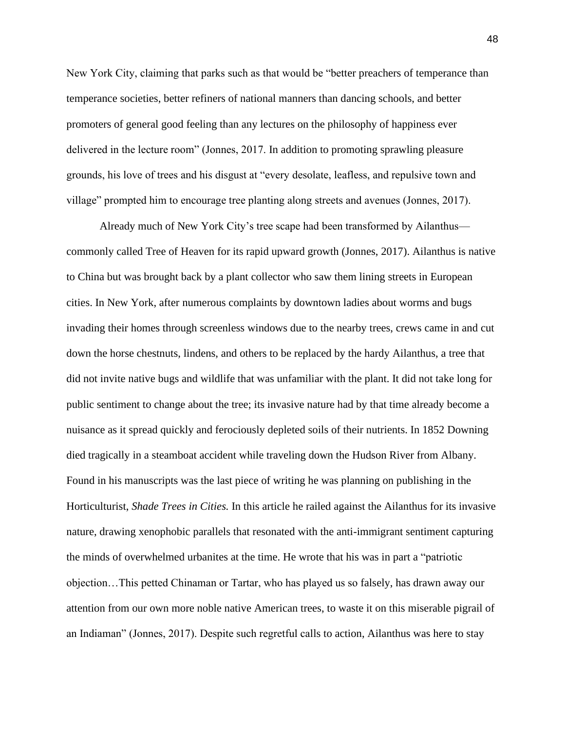New York City, claiming that parks such as that would be "better preachers of temperance than temperance societies, better refiners of national manners than dancing schools, and better promoters of general good feeling than any lectures on the philosophy of happiness ever delivered in the lecture room" (Jonnes, 2017. In addition to promoting sprawling pleasure grounds, his love of trees and his disgust at "every desolate, leafless, and repulsive town and village" prompted him to encourage tree planting along streets and avenues (Jonnes, 2017).

Already much of New York City's tree scape had been transformed by Ailanthus—commonly called Tree of Heaven for its rapid upward growth (Jonnes, 2017). Ailanthus is native to China but was brought back by a plant collector who saw them lining streets in European cities. In New York, after numerous complaints by downtown ladies about worms and bugs invading their homes through screenless windows due to the nearby trees, crews came in and cut down the horse chestnuts, lindens, and others to be replaced by the hardy Ailanthus, a tree that did not invite native bugs and wildlife that was unfamiliar with the plant. It did not take long for public sentiment to change about the tree; its invasive nature had by that time already become a nuisance as it spread quickly and ferociously depleted soils of their nutrients. In 1852 Downing died tragically in a steamboat accident while traveling down the Hudson River from Albany. Found in his manuscripts was the last piece of writing he was planning on publishing in the Horticulturist, *Shade Trees in Cities.* In this article he railed against the Ailanthus for its invasive nature, drawing xenophobic parallels that resonated with the anti-immigrant sentiment capturing the minds of overwhelmed urbanites at the time. He wrote that his was in part a "patriotic objection…This petted Chinaman or Tartar, who has played us so falsely, has drawn away our attention from our own more noble native American trees, to waste it on this miserable pigrail of an Indiaman" (Jonnes, 2017). Despite such regretful calls to action, Ailanthus was here to stay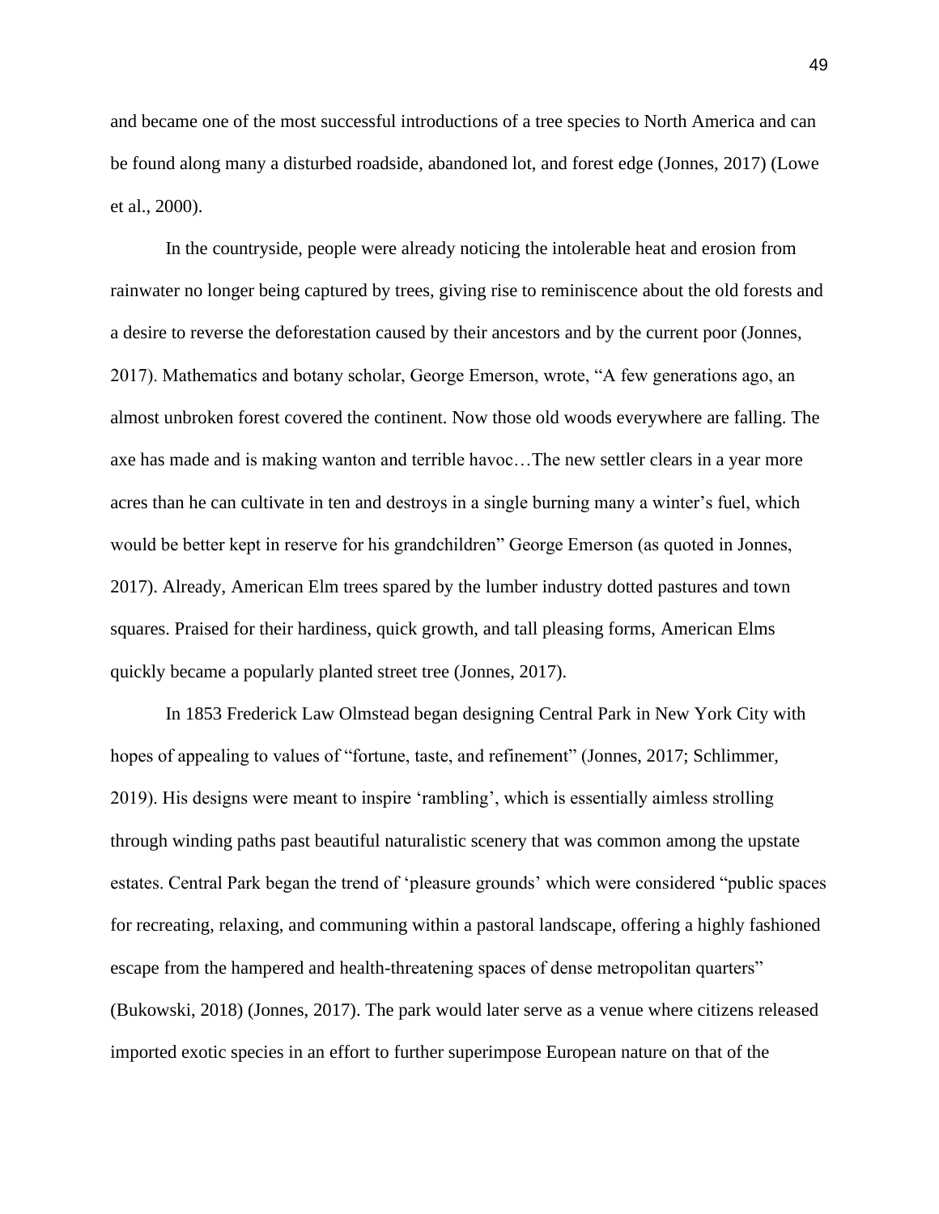and became one of the most successful introductions of a tree species to North America and can be found along many a disturbed roadside, abandoned lot, and forest edge (Jonnes, 2017) (Lowe et al., 2000).

In the countryside, people were already noticing the intolerable heat and erosion from rainwater no longer being captured by trees, giving rise to reminiscence about the old forests and a desire to reverse the deforestation caused by their ancestors and by the current poor (Jonnes, 2017). Mathematics and botany scholar, George Emerson, wrote, "A few generations ago, an almost unbroken forest covered the continent. Now those old woods everywhere are falling. The axe has made and is making wanton and terrible havoc…The new settler clears in a year more acres than he can cultivate in ten and destroys in a single burning many a winter's fuel, which would be better kept in reserve for his grandchildren" George Emerson (as quoted in Jonnes, 2017). Already, American Elm trees spared by the lumber industry dotted pastures and town squares. Praised for their hardiness, quick growth, and tall pleasing forms, American Elms quickly became a popularly planted street tree (Jonnes, 2017).

In 1853 Frederick Law Olmstead began designing Central Park in New York City with hopes of appealing to values of "fortune, taste, and refinement" (Jonnes, 2017; Schlimmer, 2019). His designs were meant to inspire 'rambling', which is essentially aimless strolling through winding paths past beautiful naturalistic scenery that was common among the upstate estates. Central Park began the trend of 'pleasure grounds' which were considered "public spaces for recreating, relaxing, and communing within a pastoral landscape, offering a highly fashioned escape from the hampered and health-threatening spaces of dense metropolitan quarters" (Bukowski, 2018) (Jonnes, 2017). The park would later serve as a venue where citizens released imported exotic species in an effort to further superimpose European nature on that of the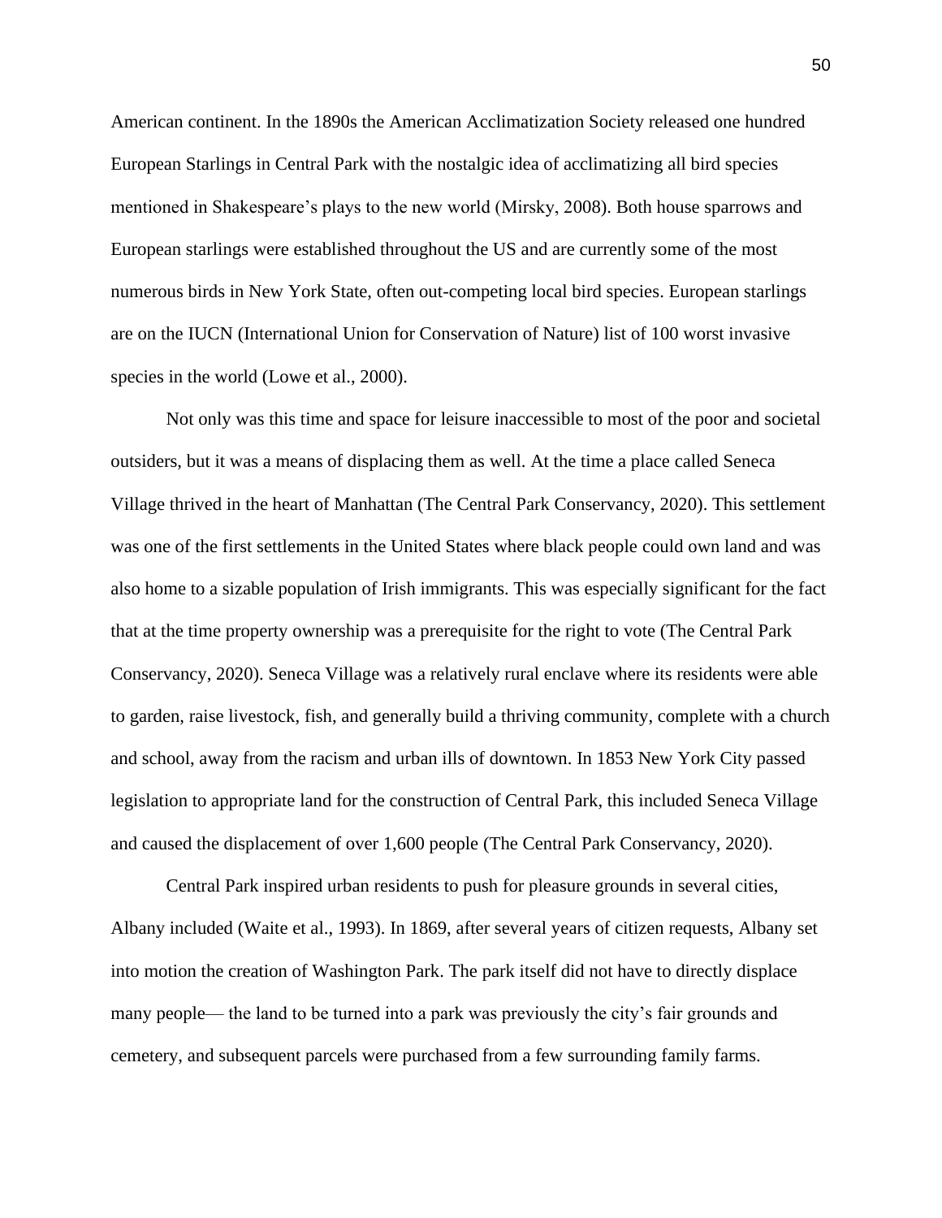American continent. In the 1890s the American Acclimatization Society released one hundred European Starlings in Central Park with the nostalgic idea of acclimatizing all bird species mentioned in Shakespeare's plays to the new world (Mirsky, 2008). Both house sparrows and European starlings were established throughout the US and are currently some of the most numerous birds in New York State, often out-competing local bird species. European starlings are on the IUCN (International Union for Conservation of Nature) list of 100 worst invasive species in the world (Lowe et al., 2000).

Not only was this time and space for leisure inaccessible to most of the poor and societal outsiders, but it was a means of displacing them as well. At the time a place called Seneca Village thrived in the heart of Manhattan (The Central Park Conservancy, 2020). This settlement was one of the first settlements in the United States where black people could own land and was also home to a sizable population of Irish immigrants. This was especially significant for the fact that at the time property ownership was a prerequisite for the right to vote (The Central Park Conservancy, 2020). Seneca Village was a relatively rural enclave where its residents were able to garden, raise livestock, fish, and generally build a thriving community, complete with a church and school, away from the racism and urban ills of downtown. In 1853 New York City passed legislation to appropriate land for the construction of Central Park, this included Seneca Village and caused the displacement of over 1,600 people (The Central Park Conservancy, 2020).

Central Park inspired urban residents to push for pleasure grounds in several cities, Albany included (Waite et al., 1993). In 1869, after several years of citizen requests, Albany set into motion the creation of Washington Park. The park itself did not have to directly displace many people— the land to be turned into a park was previously the city's fair grounds and cemetery, and subsequent parcels were purchased from a few surrounding family farms.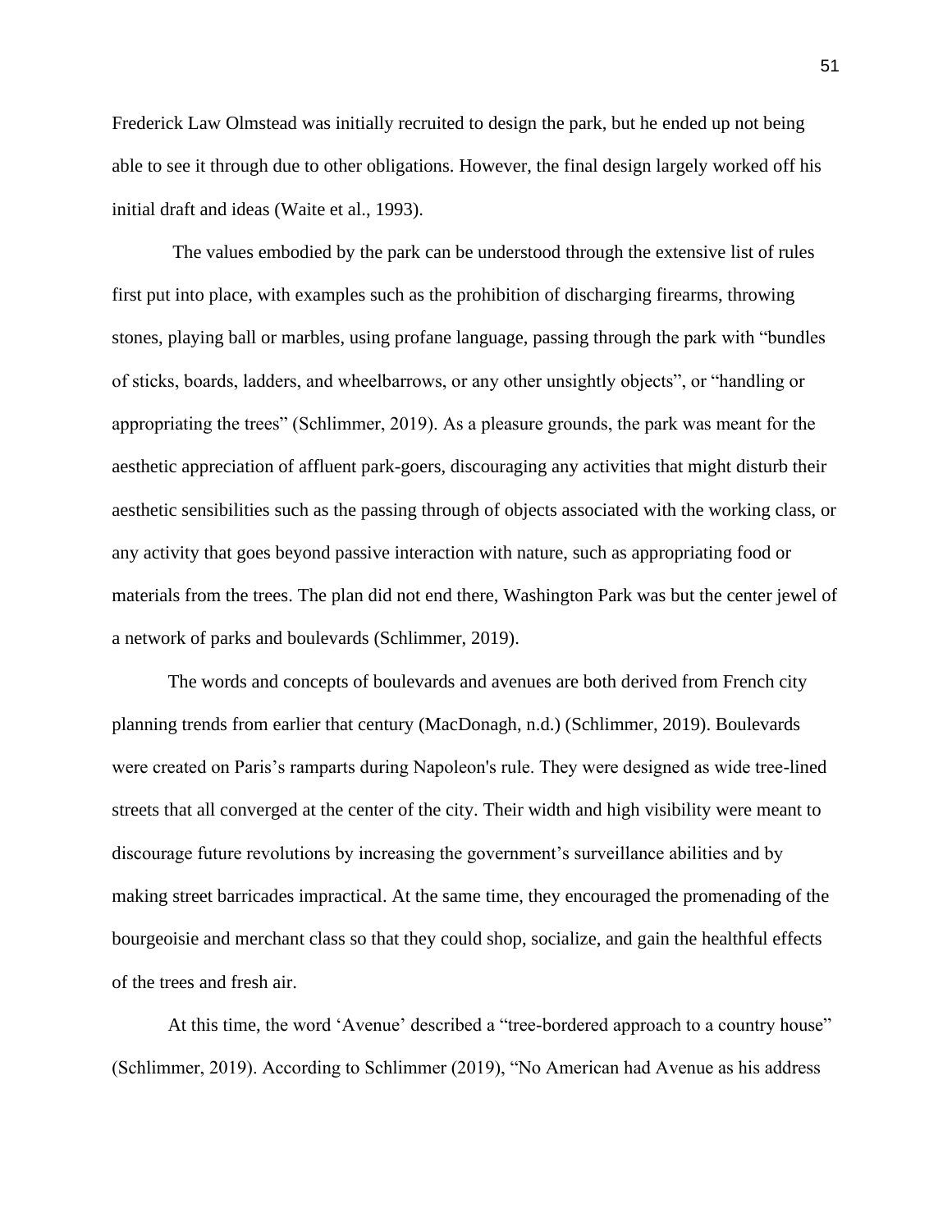Frederick Law Olmstead was initially recruited to design the park, but he ended up not being able to see it through due to other obligations. However, the final design largely worked off his initial draft and ideas (Waite et al., 1993).

The values embodied by the park can be understood through the extensive list of rules first put into place, with examples such as the prohibition of discharging firearms, throwing stones, playing ball or marbles, using profane language, passing through the park with "bundles of sticks, boards, ladders, and wheelbarrows, or any other unsightly objects", or "handling or appropriating the trees" (Schlimmer, 2019). As a pleasure grounds, the park was meant for the aesthetic appreciation of affluent park-goers, discouraging any activities that might disturb their aesthetic sensibilities such as the passing through of objects associated with the working class, or any activity that goes beyond passive interaction with nature, such as appropriating food or materials from the trees. The plan did not end there, Washington Park was but the center jewel of a network of parks and boulevards (Schlimmer, 2019).

The words and concepts of boulevards and avenues are both derived from French city planning trends from earlier that century (MacDonagh, n.d.) (Schlimmer, 2019). Boulevards were created on Paris's ramparts during Napoleon's rule. They were designed as wide tree-lined streets that all converged at the center of the city. Their width and high visibility were meant to discourage future revolutions by increasing the government's surveillance abilities and by making street barricades impractical. At the same time, they encouraged the promenading of the bourgeoisie and merchant class so that they could shop, socialize, and gain the healthful effects of the trees and fresh air.

At this time, the word 'Avenue' described a "tree-bordered approach to a country house" (Schlimmer, 2019). According to Schlimmer (2019), "No American had Avenue as his address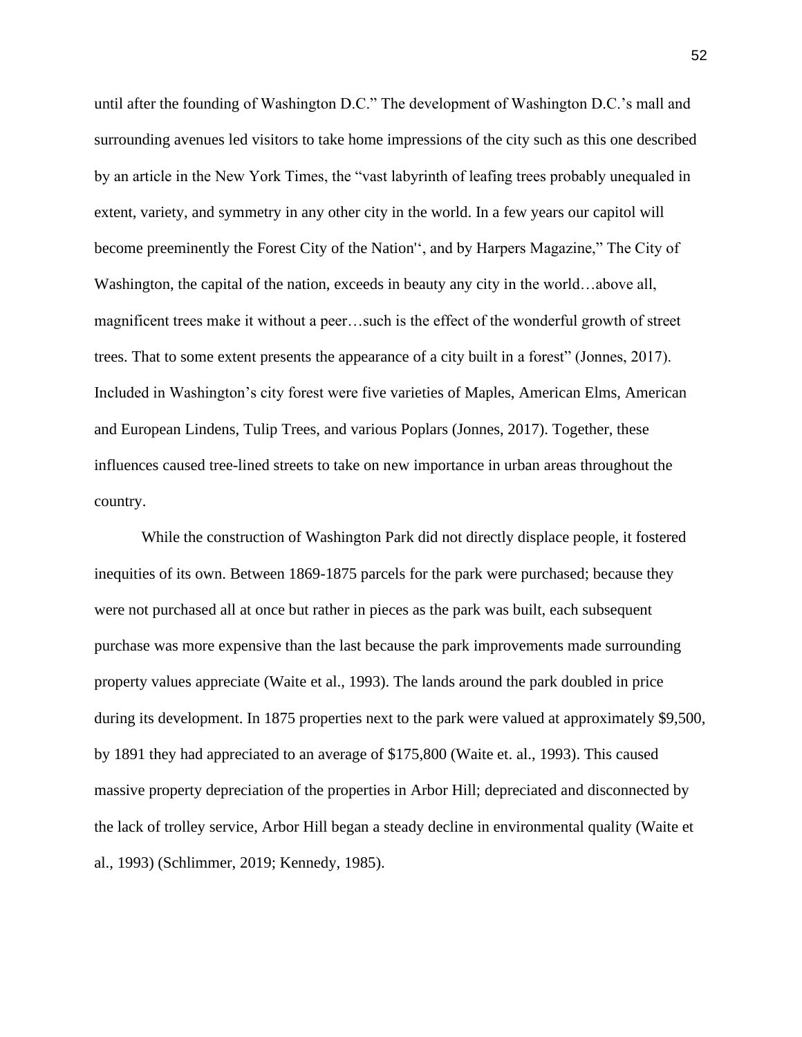until after the founding of Washington D.C." The development of Washington D.C.'s mall and surrounding avenues led visitors to take home impressions of the city such as this one described by an article in the New York Times, the "vast labyrinth of leafing trees probably unequaled in extent, variety, and symmetry in any other city in the world. In a few years our capitol will become preeminently the Forest City of the Nation'', and by Harpers Magazine," The City of Washington, the capital of the nation, exceeds in beauty any city in the world…above all, magnificent trees make it without a peer…such is the effect of the wonderful growth of street trees. That to some extent presents the appearance of a city built in a forest" (Jonnes, 2017). Included in Washington's city forest were five varieties of Maples, American Elms, American and European Lindens, Tulip Trees, and various Poplars (Jonnes, 2017). Together, these influences caused tree-lined streets to take on new importance in urban areas throughout the country.

While the construction of Washington Park did not directly displace people, it fostered inequities of its own. Between 1869-1875 parcels for the park were purchased; because they were not purchased all at once but rather in pieces as the park was built, each subsequent purchase was more expensive than the last because the park improvements made surrounding property values appreciate (Waite et al., 1993). The lands around the park doubled in price during its development. In 1875 properties next to the park were valued at approximately $9,500, by 1891 they had appreciated to an average of $175,800 (Waite et. al., 1993). This caused massive property depreciation of the properties in Arbor Hill; depreciated and disconnected by the lack of trolley service, Arbor Hill began a steady decline in environmental quality (Waite et al., 1993) (Schlimmer, 2019; Kennedy, 1985).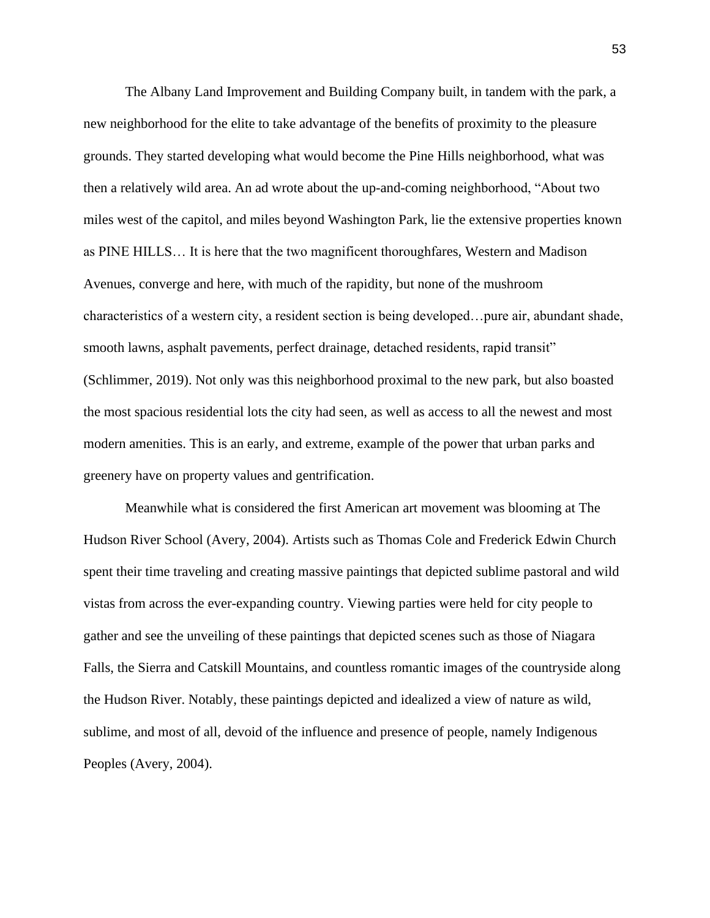The Albany Land Improvement and Building Company built, in tandem with the park, a new neighborhood for the elite to take advantage of the benefits of proximity to the pleasure grounds. They started developing what would become the Pine Hills neighborhood, what was then a relatively wild area. An ad wrote about the up-and-coming neighborhood, “About two miles west of the capitol, and miles beyond Washington Park, lie the extensive properties known as PINE HILLS… It is here that the two magnificent thoroughfares, Western and Madison Avenues, converge and here, with much of the rapidity, but none of the mushroom characteristics of a western city, a resident section is being developed…pure air, abundant shade, smooth lawns, asphalt pavements, perfect drainage, detached residents, rapid transit” (Schlimmer, 2019). Not only was this neighborhood proximal to the new park, but also boasted the most spacious residential lots the city had seen, as well as access to all the newest and most modern amenities. This is an early, and extreme, example of the power that urban parks and greenery have on property values and gentrification.

Meanwhile what is considered the first American art movement was blooming at The Hudson River School (Avery, 2004). Artists such as Thomas Cole and Frederick Edwin Church spent their time traveling and creating massive paintings that depicted sublime pastoral and wild vistas from across the ever-expanding country. Viewing parties were held for city people to gather and see the unveiling of these paintings that depicted scenes such as those of Niagara Falls, the Sierra and Catskill Mountains, and countless romantic images of the countryside along the Hudson River. Notably, these paintings depicted and idealized a view of nature as wild, sublime, and most of all, devoid of the influence and presence of people, namely Indigenous Peoples (Avery, 2004).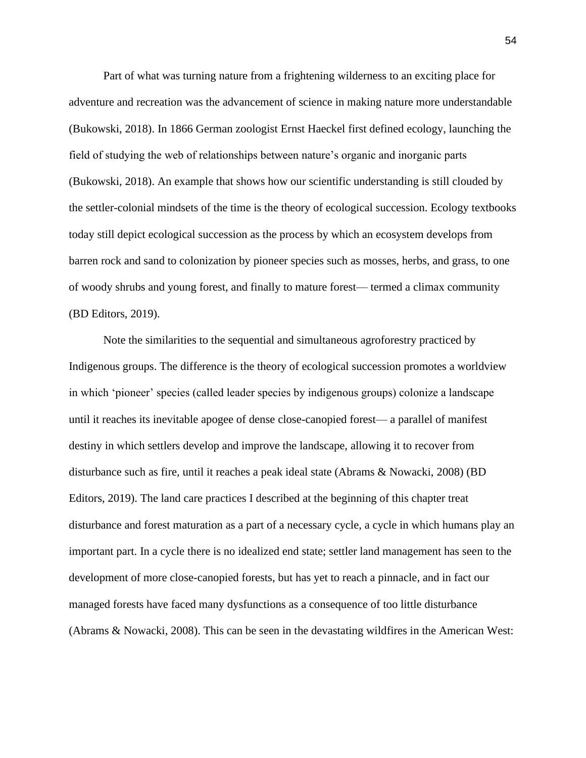Part of what was turning nature from a frightening wilderness to an exciting place for adventure and recreation was the advancement of science in making nature more understandable (Bukowski, 2018). In 1866 German zoologist Ernst Haeckel first defined ecology, launching the field of studying the web of relationships between nature's organic and inorganic parts (Bukowski, 2018). An example that shows how our scientific understanding is still clouded by the settler-colonial mindsets of the time is the theory of ecological succession. Ecology textbooks today still depict ecological succession as the process by which an ecosystem develops from barren rock and sand to colonization by pioneer species such as mosses, herbs, and grass, to one of woody shrubs and young forest, and finally to mature forest— termed a climax community (BD Editors, 2019).

Note the similarities to the sequential and simultaneous agroforestry practiced by Indigenous groups. The difference is the theory of ecological succession promotes a worldview in which 'pioneer' species (called leader species by indigenous groups) colonize a landscape until it reaches its inevitable apogee of dense close-canopied forest— a parallel of manifest destiny in which settlers develop and improve the landscape, allowing it to recover from disturbance such as fire, until it reaches a peak ideal state (Abrams & Nowacki, 2008) (BD Editors, 2019). The land care practices I described at the beginning of this chapter treat disturbance and forest maturation as a part of a necessary cycle, a cycle in which humans play an important part. In a cycle there is no idealized end state; settler land management has seen to the development of more close-canopied forests, but has yet to reach a pinnacle, and in fact our managed forests have faced many dysfunctions as a consequence of too little disturbance (Abrams & Nowacki, 2008). This can be seen in the devastating wildfires in the American West: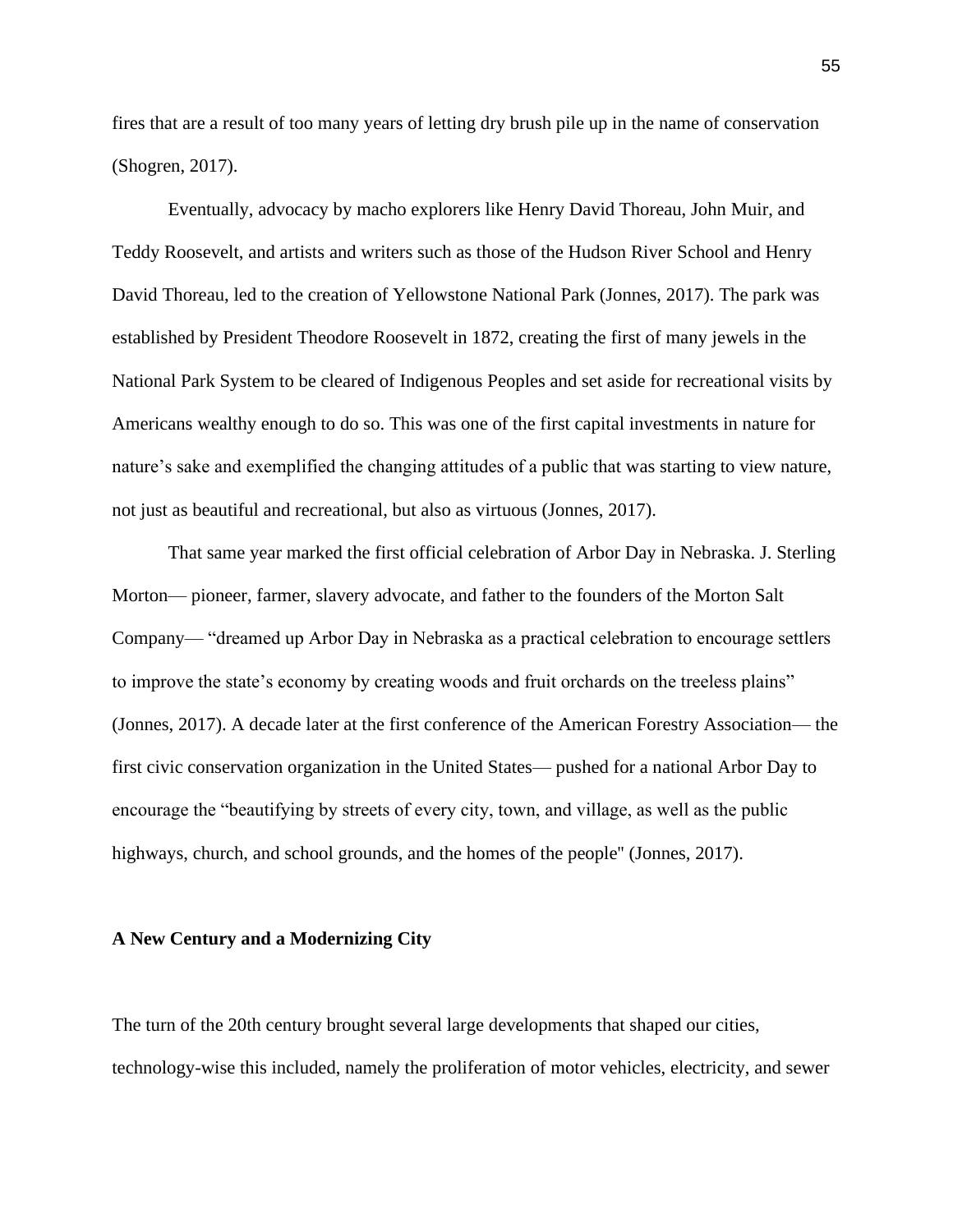fires that are a result of too many years of letting dry brush pile up in the name of conservation (Shogren, 2017).

Eventually, advocacy by macho explorers like Henry David Thoreau, John Muir, and Teddy Roosevelt, and artists and writers such as those of the Hudson River School and Henry David Thoreau, led to the creation of Yellowstone National Park (Jonnes, 2017). The park was established by President Theodore Roosevelt in 1872, creating the first of many jewels in the National Park System to be cleared of Indigenous Peoples and set aside for recreational visits by Americans wealthy enough to do so. This was one of the first capital investments in nature for nature's sake and exemplified the changing attitudes of a public that was starting to view nature, not just as beautiful and recreational, but also as virtuous (Jonnes, 2017).

That same year marked the first official celebration of Arbor Day in Nebraska. J. Sterling Morton— pioneer, farmer, slavery advocate, and father to the founders of the Morton Salt Company— "dreamed up Arbor Day in Nebraska as a practical celebration to encourage settlers to improve the state's economy by creating woods and fruit orchards on the treeless plains" (Jonnes, 2017). A decade later at the first conference of the American Forestry Association— the first civic conservation organization in the United States— pushed for a national Arbor Day to encourage the "beautifying by streets of every city, town, and village, as well as the public highways, church, and school grounds, and the homes of the people" (Jonnes, 2017).

**A New Century and a Modernizing City**

The turn of the 20th century brought several large developments that shaped our cities, technology-wise this included, namely the proliferation of motor vehicles, electricity, and sewer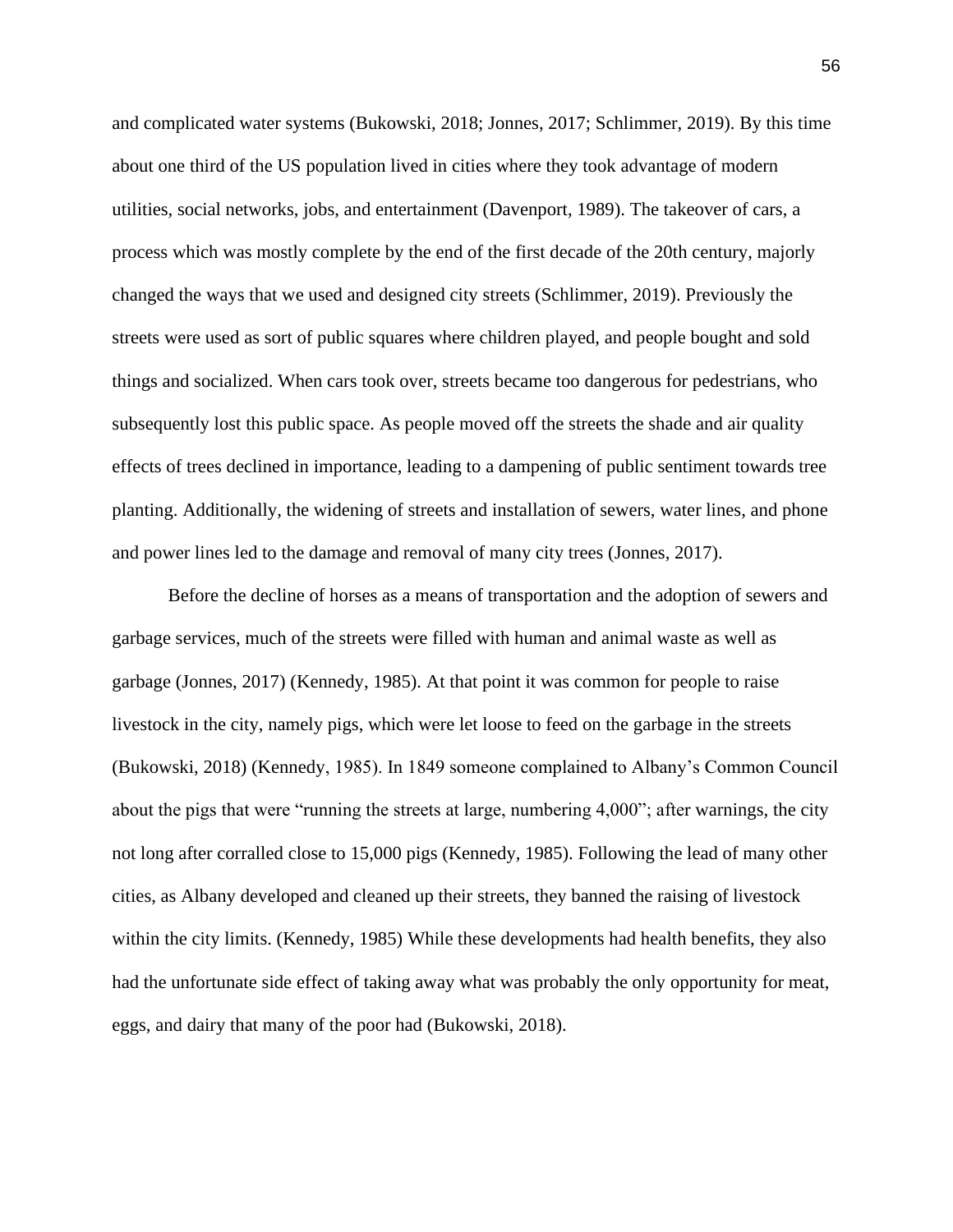and complicated water systems (Bukowski, 2018; Jonnes, 2017; Schlimmer, 2019). By this time about one third of the US population lived in cities where they took advantage of modern utilities, social networks, jobs, and entertainment (Davenport, 1989). The takeover of cars, a process which was mostly complete by the end of the first decade of the 20th century, majorly changed the ways that we used and designed city streets (Schlimmer, 2019). Previously the streets were used as sort of public squares where children played, and people bought and sold things and socialized. When cars took over, streets became too dangerous for pedestrians, who subsequently lost this public space. As people moved off the streets the shade and air quality effects of trees declined in importance, leading to a dampening of public sentiment towards tree planting. Additionally, the widening of streets and installation of sewers, water lines, and phone and power lines led to the damage and removal of many city trees (Jonnes, 2017).

Before the decline of horses as a means of transportation and the adoption of sewers and garbage services, much of the streets were filled with human and animal waste as well as garbage (Jonnes, 2017) (Kennedy, 1985). At that point it was common for people to raise livestock in the city, namely pigs, which were let loose to feed on the garbage in the streets (Bukowski, 2018) (Kennedy, 1985). In 1849 someone complained to Albany's Common Council about the pigs that were "running the streets at large, numbering 4,000"; after warnings, the city not long after corralled close to 15,000 pigs (Kennedy, 1985). Following the lead of many other cities, as Albany developed and cleaned up their streets, they banned the raising of livestock within the city limits. (Kennedy, 1985) While these developments had health benefits, they also had the unfortunate side effect of taking away what was probably the only opportunity for meat, eggs, and dairy that many of the poor had (Bukowski, 2018).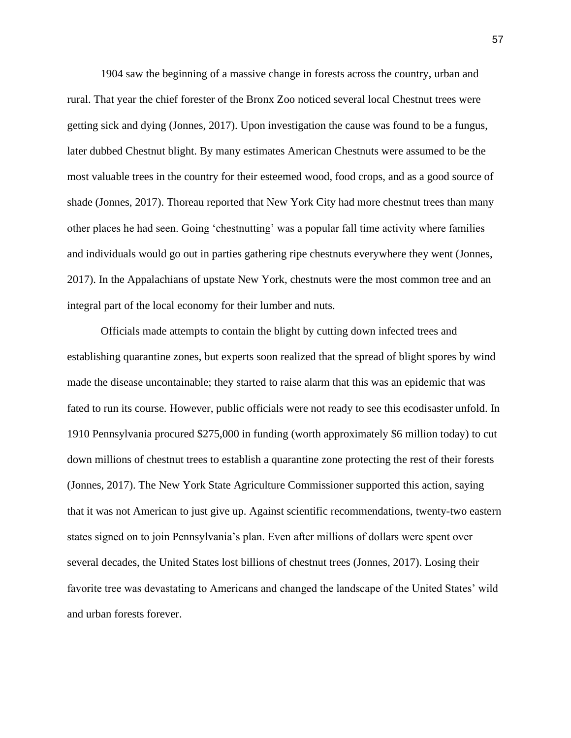1904 saw the beginning of a massive change in forests across the country, urban and rural. That year the chief forester of the Bronx Zoo noticed several local Chestnut trees were getting sick and dying (Jonnes, 2017). Upon investigation the cause was found to be a fungus, later dubbed Chestnut blight. By many estimates American Chestnuts were assumed to be the most valuable trees in the country for their esteemed wood, food crops, and as a good source of shade (Jonnes, 2017). Thoreau reported that New York City had more chestnut trees than many other places he had seen. Going 'chestnutting' was a popular fall time activity where families and individuals would go out in parties gathering ripe chestnuts everywhere they went (Jonnes, 2017). In the Appalachians of upstate New York, chestnuts were the most common tree and an integral part of the local economy for their lumber and nuts.

Officials made attempts to contain the blight by cutting down infected trees and establishing quarantine zones, but experts soon realized that the spread of blight spores by wind made the disease uncontainable; they started to raise alarm that this was an epidemic that was fated to run its course. However, public officials were not ready to see this ecodisaster unfold. In 1910 Pennsylvania procured $275,000 in funding (worth approximately $6 million today) to cut down millions of chestnut trees to establish a quarantine zone protecting the rest of their forests (Jonnes, 2017). The New York State Agriculture Commissioner supported this action, saying that it was not American to just give up. Against scientific recommendations, twenty-two eastern states signed on to join Pennsylvania's plan. Even after millions of dollars were spent over several decades, the United States lost billions of chestnut trees (Jonnes, 2017). Losing their favorite tree was devastating to Americans and changed the landscape of the United States' wild and urban forests forever.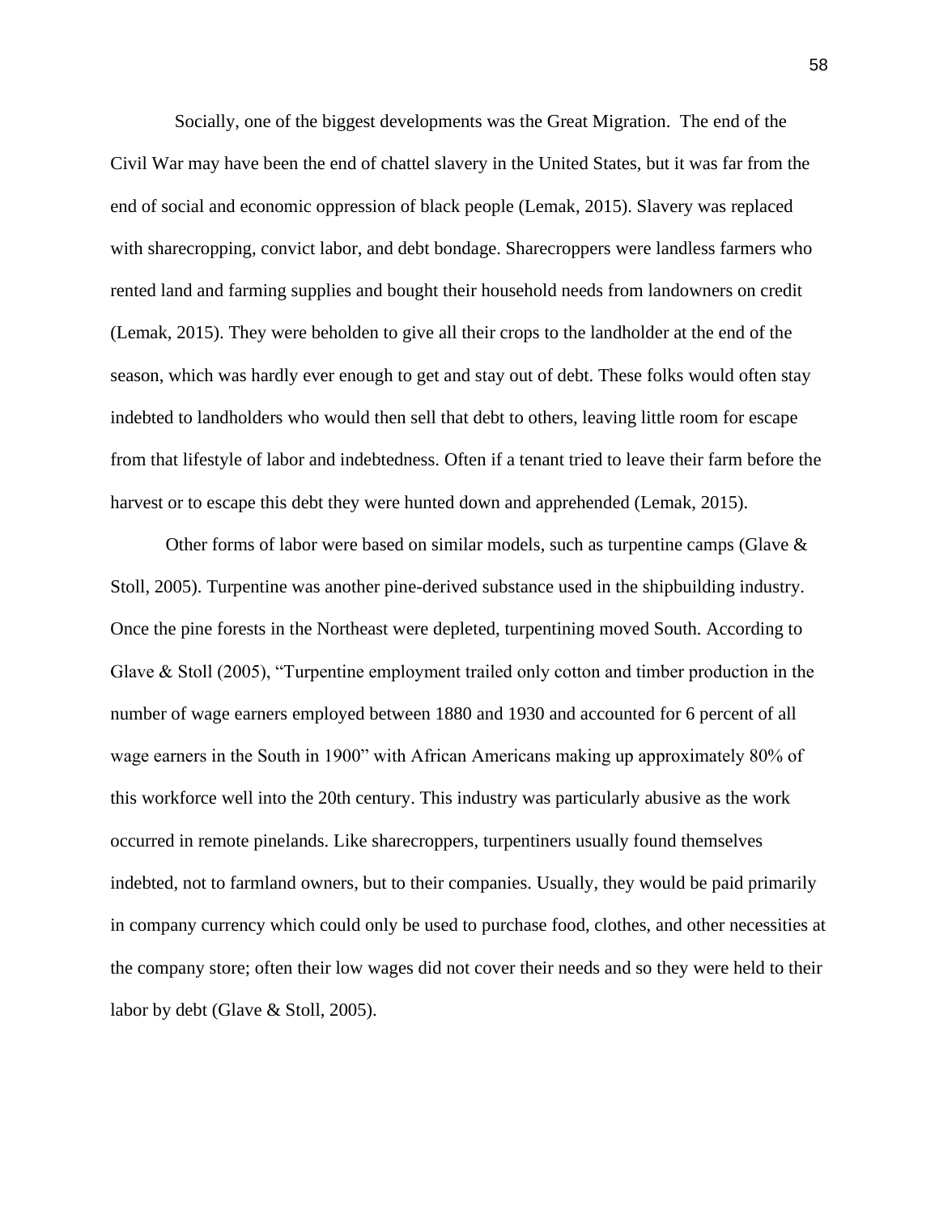Socially, one of the biggest developments was the Great Migration. The end of the Civil War may have been the end of chattel slavery in the United States, but it was far from the end of social and economic oppression of black people (Lemak, 2015). Slavery was replaced with sharecropping, convict labor, and debt bondage. Sharecroppers were landless farmers who rented land and farming supplies and bought their household needs from landowners on credit (Lemak, 2015). They were beholden to give all their crops to the landholder at the end of the season, which was hardly ever enough to get and stay out of debt. These folks would often stay indebted to landholders who would then sell that debt to others, leaving little room for escape from that lifestyle of labor and indebtedness. Often if a tenant tried to leave their farm before the harvest or to escape this debt they were hunted down and apprehended (Lemak, 2015).

Other forms of labor were based on similar models, such as turpentine camps (Glave & Stoll, 2005). Turpentine was another pine-derived substance used in the shipbuilding industry. Once the pine forests in the Northeast were depleted, turpentining moved South. According to Glave & Stoll (2005), "Turpentine employment trailed only cotton and timber production in the number of wage earners employed between 1880 and 1930 and accounted for 6 percent of all wage earners in the South in 1900" with African Americans making up approximately 80% of this workforce well into the 20th century. This industry was particularly abusive as the work occurred in remote pinelands. Like sharecroppers, turpentiners usually found themselves indebted, not to farmland owners, but to their companies. Usually, they would be paid primarily in company currency which could only be used to purchase food, clothes, and other necessities at the company store; often their low wages did not cover their needs and so they were held to their labor by debt (Glave & Stoll, 2005).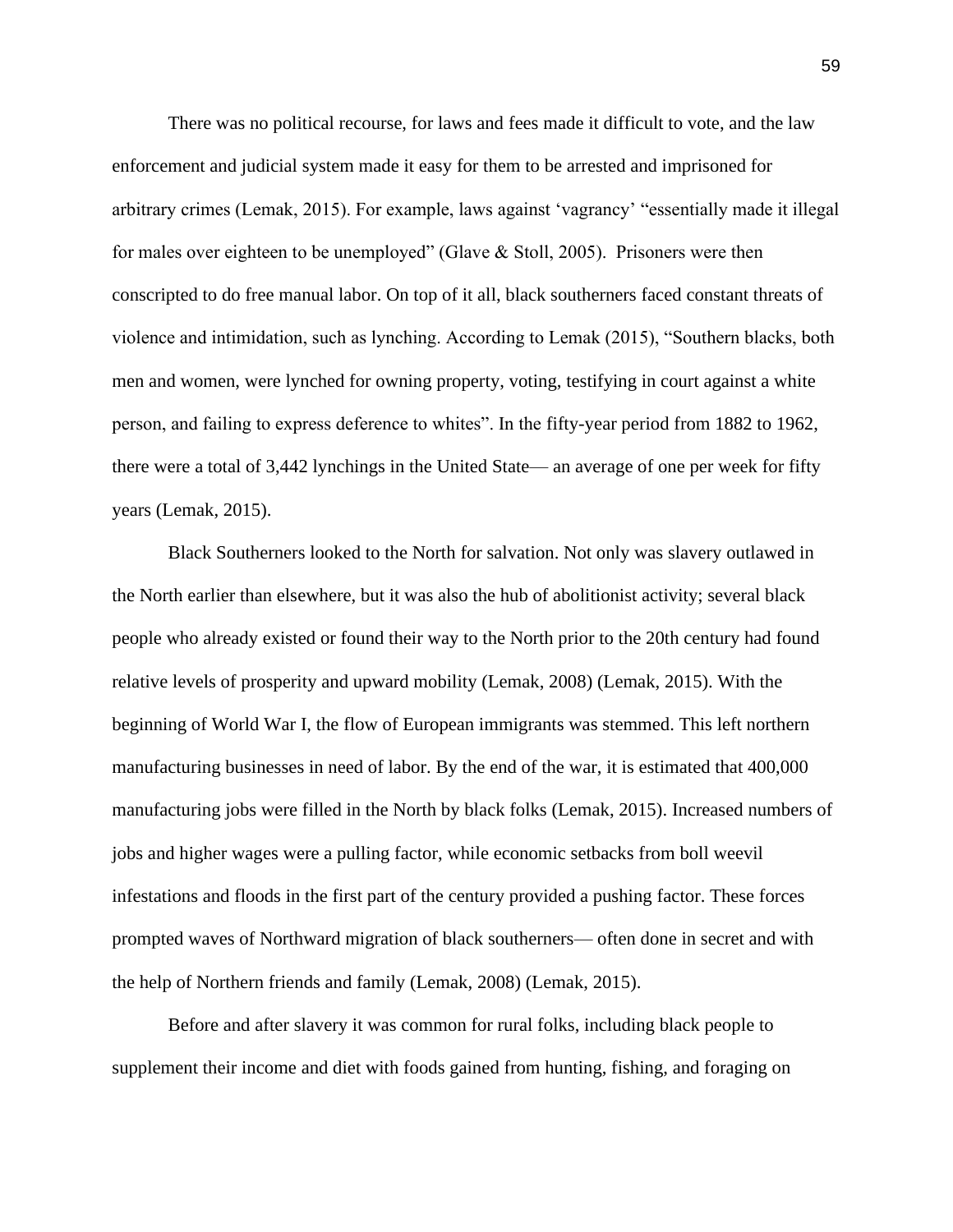There was no political recourse, for laws and fees made it difficult to vote, and the law enforcement and judicial system made it easy for them to be arrested and imprisoned for arbitrary crimes (Lemak, 2015). For example, laws against 'vagrancy' "essentially made it illegal for males over eighteen to be unemployed" (Glave & Stoll, 2005). Prisoners were then conscripted to do free manual labor. On top of it all, black southerners faced constant threats of violence and intimidation, such as lynching. According to Lemak (2015), "Southern blacks, both men and women, were lynched for owning property, voting, testifying in court against a white person, and failing to express deference to whites". In the fifty-year period from 1882 to 1962, there were a total of 3,442 lynchings in the United State— an average of one per week for fifty years (Lemak, 2015).

Black Southerners looked to the North for salvation. Not only was slavery outlawed in the North earlier than elsewhere, but it was also the hub of abolitionist activity; several black people who already existed or found their way to the North prior to the 20th century had found relative levels of prosperity and upward mobility (Lemak, 2008) (Lemak, 2015). With the beginning of World War I, the flow of European immigrants was stemmed. This left northern manufacturing businesses in need of labor. By the end of the war, it is estimated that 400,000 manufacturing jobs were filled in the North by black folks (Lemak, 2015). Increased numbers of jobs and higher wages were a pulling factor, while economic setbacks from boll weevil infestations and floods in the first part of the century provided a pushing factor. These forces prompted waves of Northward migration of black southerners— often done in secret and with the help of Northern friends and family (Lemak, 2008) (Lemak, 2015).

Before and after slavery it was common for rural folks, including black people to supplement their income and diet with foods gained from hunting, fishing, and foraging on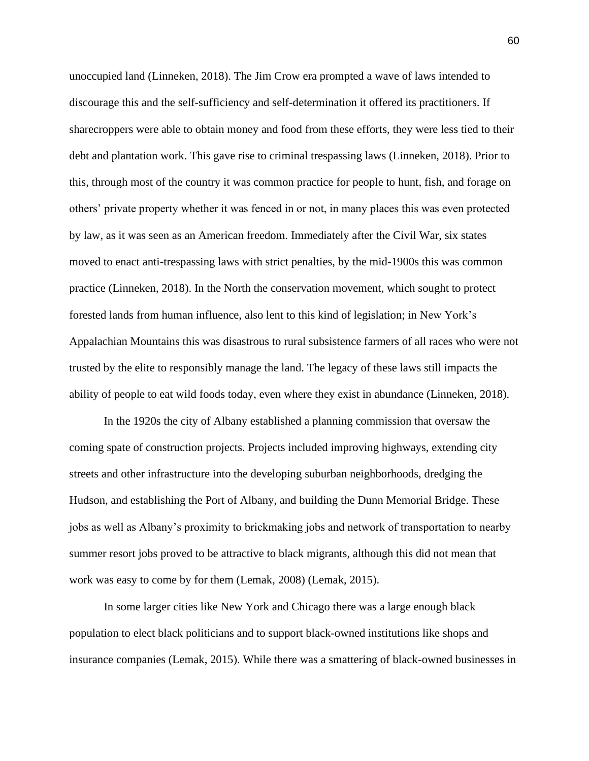unoccupied land (Linneken, 2018). The Jim Crow era prompted a wave of laws intended to discourage this and the self-sufficiency and self-determination it offered its practitioners. If sharecroppers were able to obtain money and food from these efforts, they were less tied to their debt and plantation work. This gave rise to criminal trespassing laws (Linneken, 2018). Prior to this, through most of the country it was common practice for people to hunt, fish, and forage on others' private property whether it was fenced in or not, in many places this was even protected by law, as it was seen as an American freedom. Immediately after the Civil War, six states moved to enact anti-trespassing laws with strict penalties, by the mid-1900s this was common practice (Linneken, 2018). In the North the conservation movement, which sought to protect forested lands from human influence, also lent to this kind of legislation; in New York's Appalachian Mountains this was disastrous to rural subsistence farmers of all races who were not trusted by the elite to responsibly manage the land. The legacy of these laws still impacts the ability of people to eat wild foods today, even where they exist in abundance (Linneken, 2018).

In the 1920s the city of Albany established a planning commission that oversaw the coming spate of construction projects. Projects included improving highways, extending city streets and other infrastructure into the developing suburban neighborhoods, dredging the Hudson, and establishing the Port of Albany, and building the Dunn Memorial Bridge. These jobs as well as Albany's proximity to brickmaking jobs and network of transportation to nearby summer resort jobs proved to be attractive to black migrants, although this did not mean that work was easy to come by for them (Lemak, 2008) (Lemak, 2015).

In some larger cities like New York and Chicago there was a large enough black population to elect black politicians and to support black-owned institutions like shops and insurance companies (Lemak, 2015). While there was a smattering of black-owned businesses in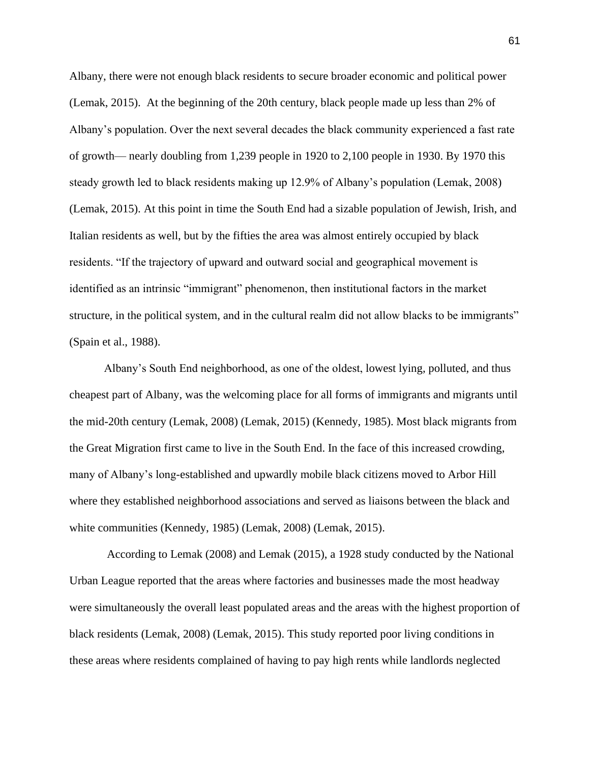Albany, there were not enough black residents to secure broader economic and political power (Lemak, 2015). At the beginning of the 20th century, black people made up less than 2% of Albany's population. Over the next several decades the black community experienced a fast rate of growth— nearly doubling from 1,239 people in 1920 to 2,100 people in 1930. By 1970 this steady growth led to black residents making up 12.9% of Albany's population (Lemak, 2008) (Lemak, 2015). At this point in time the South End had a sizable population of Jewish, Irish, and Italian residents as well, but by the fifties the area was almost entirely occupied by black residents. "If the trajectory of upward and outward social and geographical movement is identified as an intrinsic "immigrant" phenomenon, then institutional factors in the market structure, in the political system, and in the cultural realm did not allow blacks to be immigrants" (Spain et al., 1988).

Albany's South End neighborhood, as one of the oldest, lowest lying, polluted, and thus cheapest part of Albany, was the welcoming place for all forms of immigrants and migrants until the mid-20th century (Lemak, 2008) (Lemak, 2015) (Kennedy, 1985). Most black migrants from the Great Migration first came to live in the South End. In the face of this increased crowding, many of Albany's long-established and upwardly mobile black citizens moved to Arbor Hill where they established neighborhood associations and served as liaisons between the black and white communities (Kennedy, 1985) (Lemak, 2008) (Lemak, 2015).

According to Lemak (2008) and Lemak (2015), a 1928 study conducted by the National Urban League reported that the areas where factories and businesses made the most headway were simultaneously the overall least populated areas and the areas with the highest proportion of black residents (Lemak, 2008) (Lemak, 2015). This study reported poor living conditions in these areas where residents complained of having to pay high rents while landlords neglected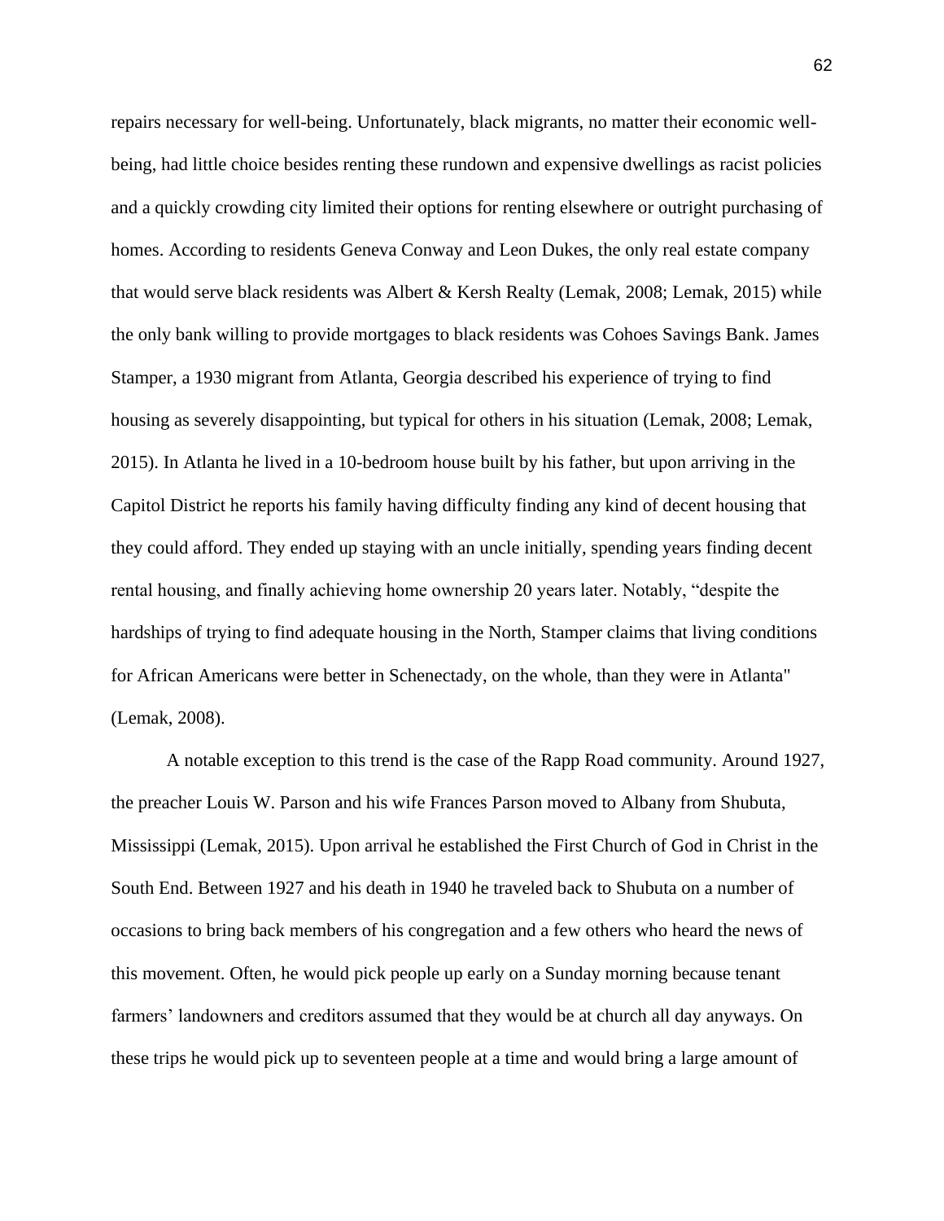repairs necessary for well-being. Unfortunately, black migrants, no matter their economic well-being, had little choice besides renting these rundown and expensive dwellings as racist policies and a quickly crowding city limited their options for renting elsewhere or outright purchasing of homes. According to residents Geneva Conway and Leon Dukes, the only real estate company that would serve black residents was Albert & Kersh Realty (Lemak, 2008; Lemak, 2015) while the only bank willing to provide mortgages to black residents was Cohoes Savings Bank. James Stamper, a 1930 migrant from Atlanta, Georgia described his experience of trying to find housing as severely disappointing, but typical for others in his situation (Lemak, 2008; Lemak, 2015). In Atlanta he lived in a 10-bedroom house built by his father, but upon arriving in the Capitol District he reports his family having difficulty finding any kind of decent housing that they could afford. They ended up staying with an uncle initially, spending years finding decent rental housing, and finally achieving home ownership 20 years later. Notably, "despite the hardships of trying to find adequate housing in the North, Stamper claims that living conditions for African Americans were better in Schenectady, on the whole, than they were in Atlanta" (Lemak, 2008).

A notable exception to this trend is the case of the Rapp Road community. Around 1927, the preacher Louis W. Parson and his wife Frances Parson moved to Albany from Shubuta, Mississippi (Lemak, 2015). Upon arrival he established the First Church of God in Christ in the South End. Between 1927 and his death in 1940 he traveled back to Shubuta on a number of occasions to bring back members of his congregation and a few others who heard the news of this movement. Often, he would pick people up early on a Sunday morning because tenant farmers' landowners and creditors assumed that they would be at church all day anyways. On these trips he would pick up to seventeen people at a time and would bring a large amount of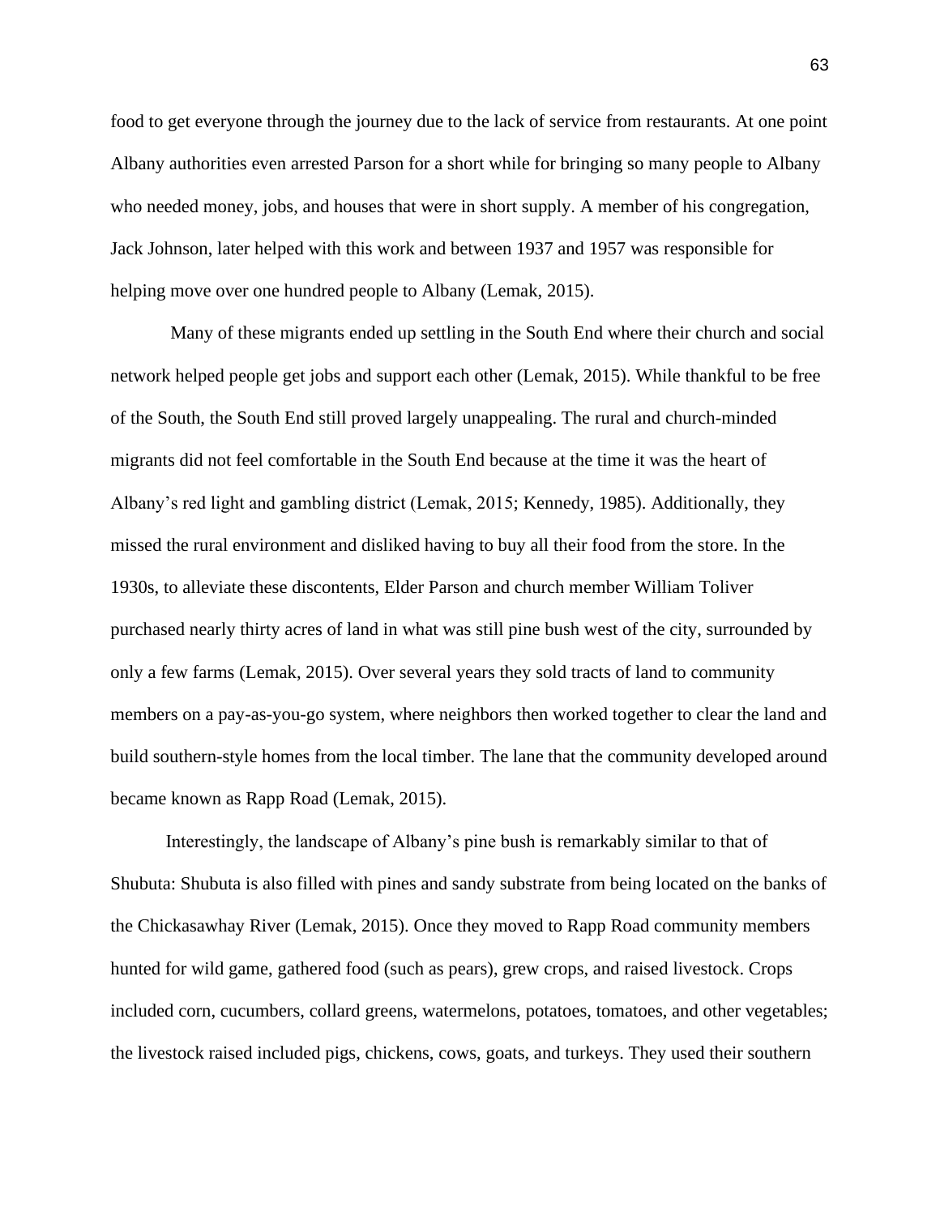food to get everyone through the journey due to the lack of service from restaurants. At one point Albany authorities even arrested Parson for a short while for bringing so many people to Albany who needed money, jobs, and houses that were in short supply. A member of his congregation, Jack Johnson, later helped with this work and between 1937 and 1957 was responsible for helping move over one hundred people to Albany (Lemak, 2015).

Many of these migrants ended up settling in the South End where their church and social network helped people get jobs and support each other (Lemak, 2015). While thankful to be free of the South, the South End still proved largely unappealing. The rural and church-minded migrants did not feel comfortable in the South End because at the time it was the heart of Albany's red light and gambling district (Lemak, 2015; Kennedy, 1985). Additionally, they missed the rural environment and disliked having to buy all their food from the store. In the 1930s, to alleviate these discontents, Elder Parson and church member William Toliver purchased nearly thirty acres of land in what was still pine bush west of the city, surrounded by only a few farms (Lemak, 2015). Over several years they sold tracts of land to community members on a pay-as-you-go system, where neighbors then worked together to clear the land and build southern-style homes from the local timber. The lane that the community developed around became known as Rapp Road (Lemak, 2015).

Interestingly, the landscape of Albany's pine bush is remarkably similar to that of Shubuta: Shubuta is also filled with pines and sandy substrate from being located on the banks of the Chickasawhay River (Lemak, 2015). Once they moved to Rapp Road community members hunted for wild game, gathered food (such as pears), grew crops, and raised livestock. Crops included corn, cucumbers, collard greens, watermelons, potatoes, tomatoes, and other vegetables; the livestock raised included pigs, chickens, cows, goats, and turkeys. They used their southern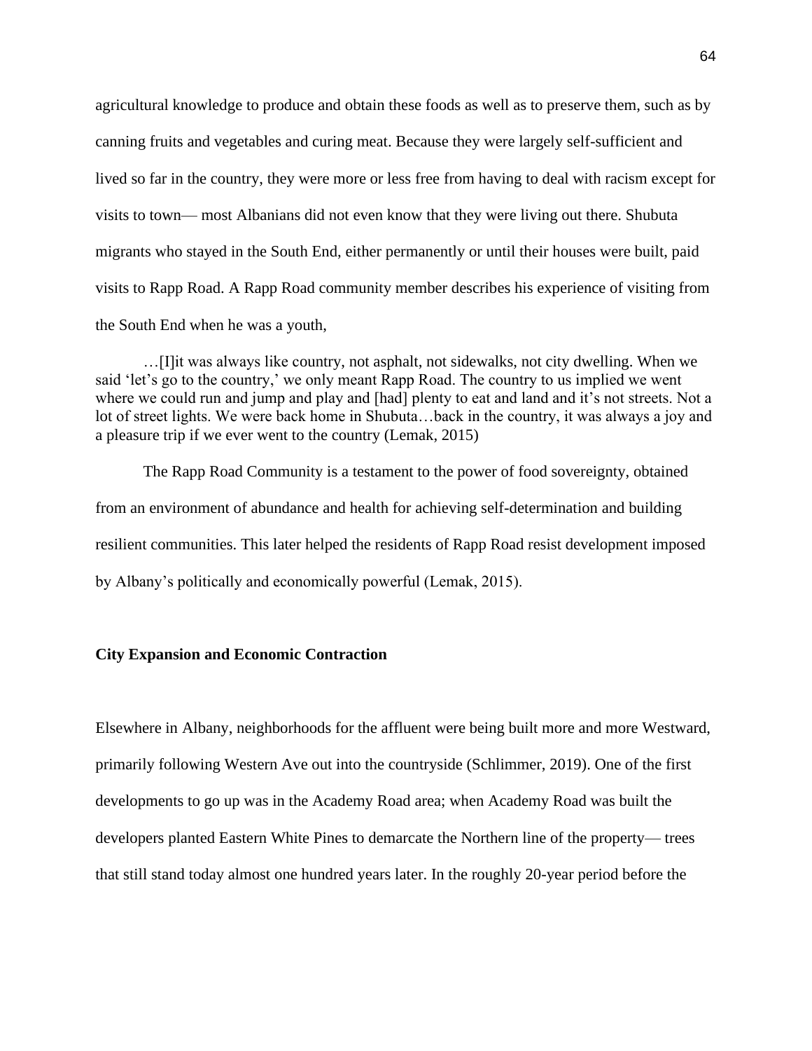agricultural knowledge to produce and obtain these foods as well as to preserve them, such as by canning fruits and vegetables and curing meat. Because they were largely self-sufficient and lived so far in the country, they were more or less free from having to deal with racism except for visits to town— most Albanians did not even know that they were living out there. Shubuta migrants who stayed in the South End, either permanently or until their houses were built, paid visits to Rapp Road. A Rapp Road community member describes his experience of visiting from the South End when he was a youth,

> …[I]it was always like country, not asphalt, not sidewalks, not city dwelling. When we said 'let's go to the country,' we only meant Rapp Road. The country to us implied we went where we could run and jump and play and [had] plenty to eat and land and it's not streets. Not a lot of street lights. We were back home in Shubuta…back in the country, it was always a joy and a pleasure trip if we ever went to the country (Lemak, 2015)

The Rapp Road Community is a testament to the power of food sovereignty, obtained from an environment of abundance and health for achieving self-determination and building resilient communities. This later helped the residents of Rapp Road resist development imposed by Albany's politically and economically powerful (Lemak, 2015).

**City Expansion and Economic Contraction**

Elsewhere in Albany, neighborhoods for the affluent were being built more and more Westward, primarily following Western Ave out into the countryside (Schlimmer, 2019). One of the first developments to go up was in the Academy Road area; when Academy Road was built the developers planted Eastern White Pines to demarcate the Northern line of the property— trees that still stand today almost one hundred years later. In the roughly 20-year period before the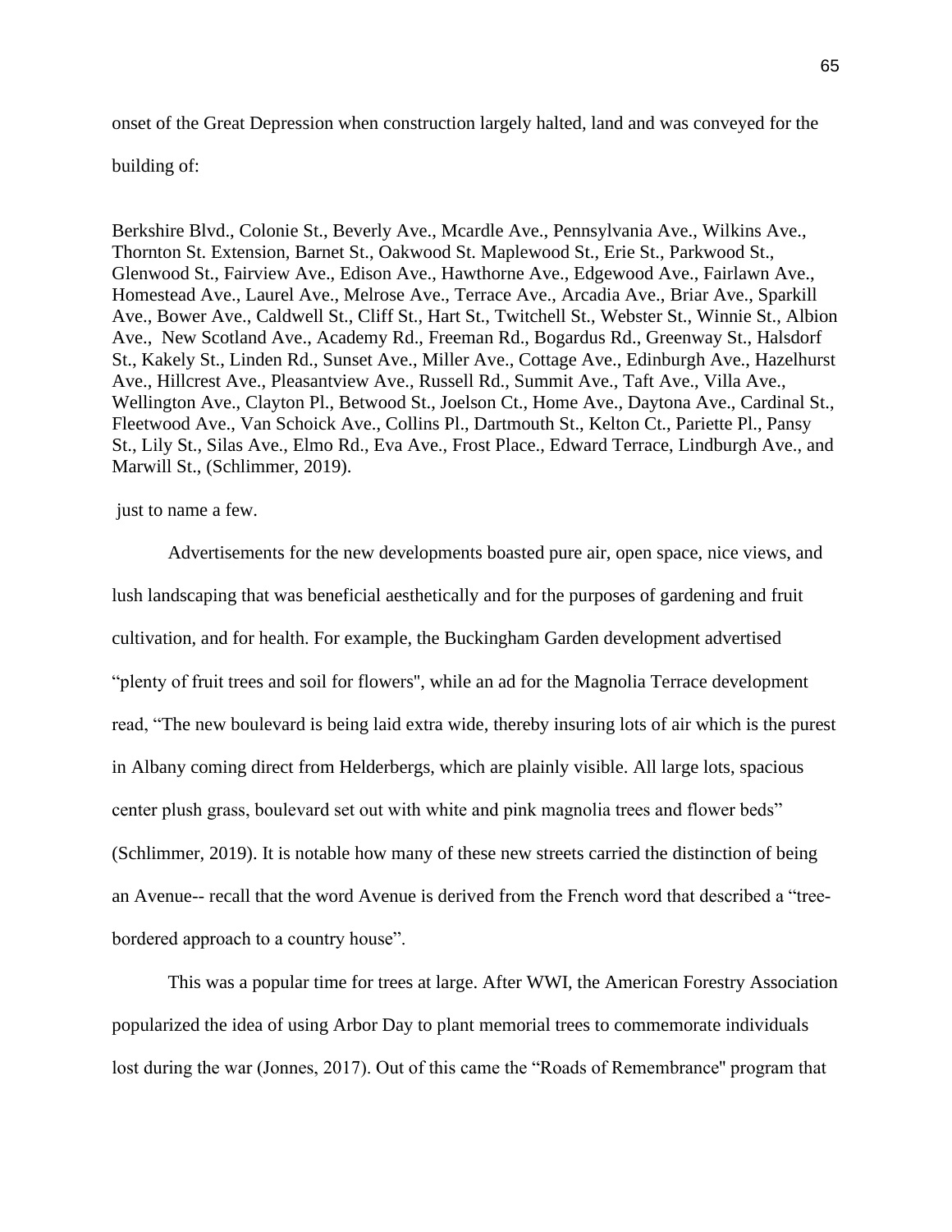onset of the Great Depression when construction largely halted, land and was conveyed for the building of:

Berkshire Blvd., Colonie St., Beverly Ave., Mcardle Ave., Pennsylvania Ave., Wilkins Ave., Thornton St. Extension, Barnet St., Oakwood St. Maplewood St., Erie St., Parkwood St., Glenwood St., Fairview Ave., Edison Ave., Hawthorne Ave., Edgewood Ave., Fairlawn Ave., Homestead Ave., Laurel Ave., Melrose Ave., Terrace Ave., Arcadia Ave., Briar Ave., Sparkill Ave., Bower Ave., Caldwell St., Cliff St., Hart St., Twitchell St., Webster St., Winnie St., Albion Ave., New Scotland Ave., Academy Rd., Freeman Rd., Bogardus Rd., Greenway St., Halsdorf St., Kakely St., Linden Rd., Sunset Ave., Miller Ave., Cottage Ave., Edinburgh Ave., Hazelhurst Ave., Hillcrest Ave., Pleasantview Ave., Russell Rd., Summit Ave., Taft Ave., Villa Ave., Wellington Ave., Clayton Pl., Betwood St., Joelson Ct., Home Ave., Daytona Ave., Cardinal St., Fleetwood Ave., Van Schoick Ave., Collins Pl., Dartmouth St., Kelton Ct., Pariette Pl., Pansy St., Lily St., Silas Ave., Elmo Rd., Eva Ave., Frost Place., Edward Terrace, Lindburgh Ave., and Marwill St., (Schlimmer, 2019).

just to name a few.

Advertisements for the new developments boasted pure air, open space, nice views, and lush landscaping that was beneficial aesthetically and for the purposes of gardening and fruit cultivation, and for health. For example, the Buckingham Garden development advertised "plenty of fruit trees and soil for flowers", while an ad for the Magnolia Terrace development read, "The new boulevard is being laid extra wide, thereby insuring lots of air which is the purest in Albany coming direct from Helderbergs, which are plainly visible. All large lots, spacious center plush grass, boulevard set out with white and pink magnolia trees and flower beds" (Schlimmer, 2019). It is notable how many of these new streets carried the distinction of being an Avenue-- recall that the word Avenue is derived from the French word that described a "tree-bordered approach to a country house".

This was a popular time for trees at large. After WWI, the American Forestry Association popularized the idea of using Arbor Day to plant memorial trees to commemorate individuals lost during the war (Jonnes, 2017). Out of this came the "Roads of Remembrance" program that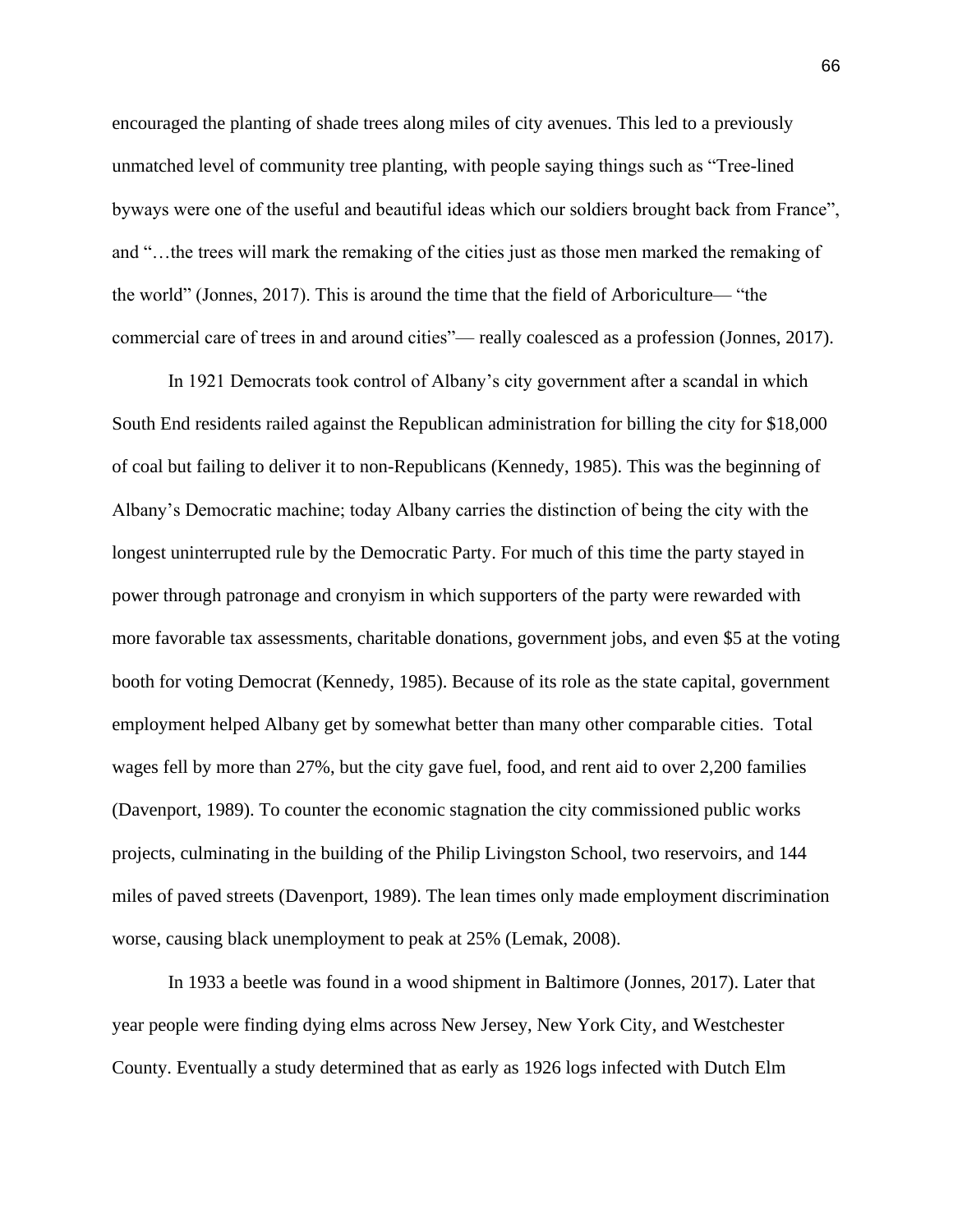encouraged the planting of shade trees along miles of city avenues. This led to a previously unmatched level of community tree planting, with people saying things such as "Tree-lined byways were one of the useful and beautiful ideas which our soldiers brought back from France", and "…the trees will mark the remaking of the cities just as those men marked the remaking of the world" (Jonnes, 2017). This is around the time that the field of Arboriculture— "the commercial care of trees in and around cities"— really coalesced as a profession (Jonnes, 2017).

In 1921 Democrats took control of Albany's city government after a scandal in which South End residents railed against the Republican administration for billing the city for $18,000 of coal but failing to deliver it to non-Republicans (Kennedy, 1985). This was the beginning of Albany's Democratic machine; today Albany carries the distinction of being the city with the longest uninterrupted rule by the Democratic Party. For much of this time the party stayed in power through patronage and cronyism in which supporters of the party were rewarded with more favorable tax assessments, charitable donations, government jobs, and even $5 at the voting booth for voting Democrat (Kennedy, 1985). Because of its role as the state capital, government employment helped Albany get by somewhat better than many other comparable cities. Total wages fell by more than 27%, but the city gave fuel, food, and rent aid to over 2,200 families (Davenport, 1989). To counter the economic stagnation the city commissioned public works projects, culminating in the building of the Philip Livingston School, two reservoirs, and 144 miles of paved streets (Davenport, 1989). The lean times only made employment discrimination worse, causing black unemployment to peak at 25% (Lemak, 2008).

In 1933 a beetle was found in a wood shipment in Baltimore (Jonnes, 2017). Later that year people were finding dying elms across New Jersey, New York City, and Westchester County. Eventually a study determined that as early as 1926 logs infected with Dutch Elm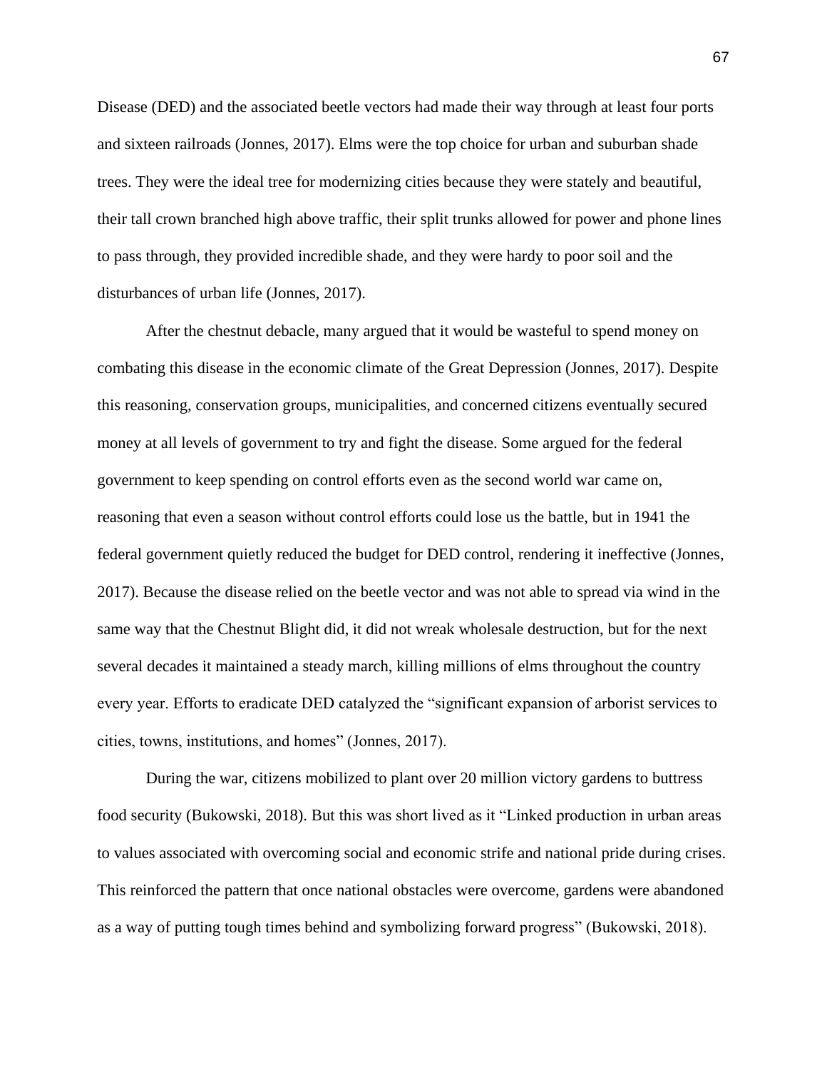Disease (DED) and the associated beetle vectors had made their way through at least four ports and sixteen railroads (Jonnes, 2017). Elms were the top choice for urban and suburban shade trees. They were the ideal tree for modernizing cities because they were stately and beautiful, their tall crown branched high above traffic, their split trunks allowed for power and phone lines to pass through, they provided incredible shade, and they were hardy to poor soil and the disturbances of urban life (Jonnes, 2017).

After the chestnut debacle, many argued that it would be wasteful to spend money on combating this disease in the economic climate of the Great Depression (Jonnes, 2017). Despite this reasoning, conservation groups, municipalities, and concerned citizens eventually secured money at all levels of government to try and fight the disease. Some argued for the federal government to keep spending on control efforts even as the second world war came on, reasoning that even a season without control efforts could lose us the battle, but in 1941 the federal government quietly reduced the budget for DED control, rendering it ineffective (Jonnes, 2017). Because the disease relied on the beetle vector and was not able to spread via wind in the same way that the Chestnut Blight did, it did not wreak wholesale destruction, but for the next several decades it maintained a steady march, killing millions of elms throughout the country every year. Efforts to eradicate DED catalyzed the "significant expansion of arborist services to cities, towns, institutions, and homes" (Jonnes, 2017).

During the war, citizens mobilized to plant over 20 million victory gardens to buttress food security (Bukowski, 2018). But this was short lived as it "Linked production in urban areas to values associated with overcoming social and economic strife and national pride during crises. This reinforced the pattern that once national obstacles were overcome, gardens were abandoned as a way of putting tough times behind and symbolizing forward progress" (Bukowski, 2018).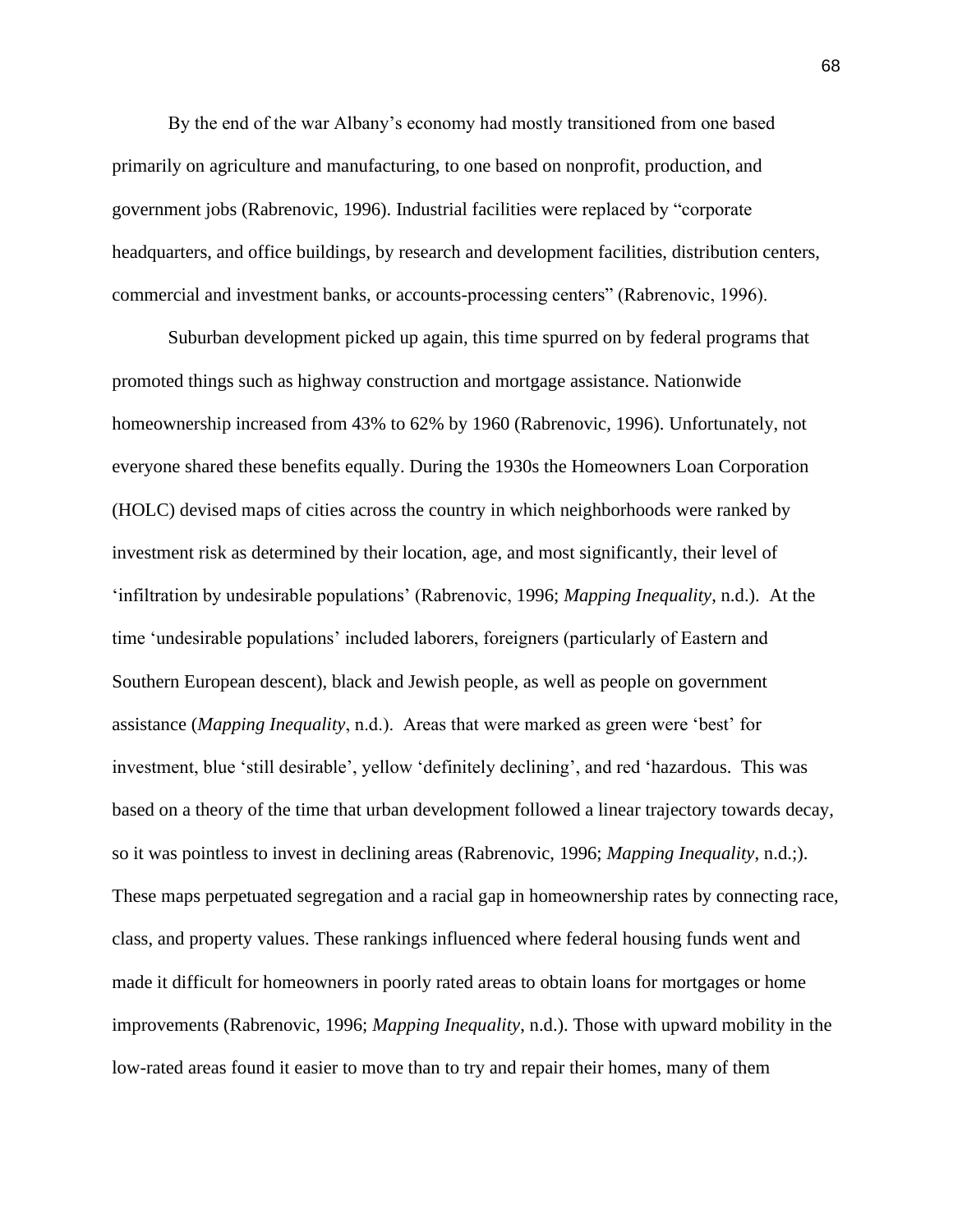By the end of the war Albany's economy had mostly transitioned from one based primarily on agriculture and manufacturing, to one based on nonprofit, production, and government jobs (Rabrenovic, 1996). Industrial facilities were replaced by "corporate headquarters, and office buildings, by research and development facilities, distribution centers, commercial and investment banks, or accounts-processing centers" (Rabrenovic, 1996).

Suburban development picked up again, this time spurred on by federal programs that promoted things such as highway construction and mortgage assistance. Nationwide homeownership increased from 43% to 62% by 1960 (Rabrenovic, 1996). Unfortunately, not everyone shared these benefits equally. During the 1930s the Homeowners Loan Corporation (HOLC) devised maps of cities across the country in which neighborhoods were ranked by investment risk as determined by their location, age, and most significantly, their level of 'infiltration by undesirable populations' (Rabrenovic, 1996; *Mapping Inequality*, n.d.). At the time 'undesirable populations' included laborers, foreigners (particularly of Eastern and Southern European descent), black and Jewish people, as well as people on government assistance (*Mapping Inequality*, n.d.). Areas that were marked as green were 'best' for investment, blue 'still desirable', yellow 'definitely declining', and red 'hazardous. This was based on a theory of the time that urban development followed a linear trajectory towards decay, so it was pointless to invest in declining areas (Rabrenovic, 1996; *Mapping Inequality*, n.d.;). These maps perpetuated segregation and a racial gap in homeownership rates by connecting race, class, and property values. These rankings influenced where federal housing funds went and made it difficult for homeowners in poorly rated areas to obtain loans for mortgages or home improvements (Rabrenovic, 1996; *Mapping Inequality*, n.d.). Those with upward mobility in the low-rated areas found it easier to move than to try and repair their homes, many of them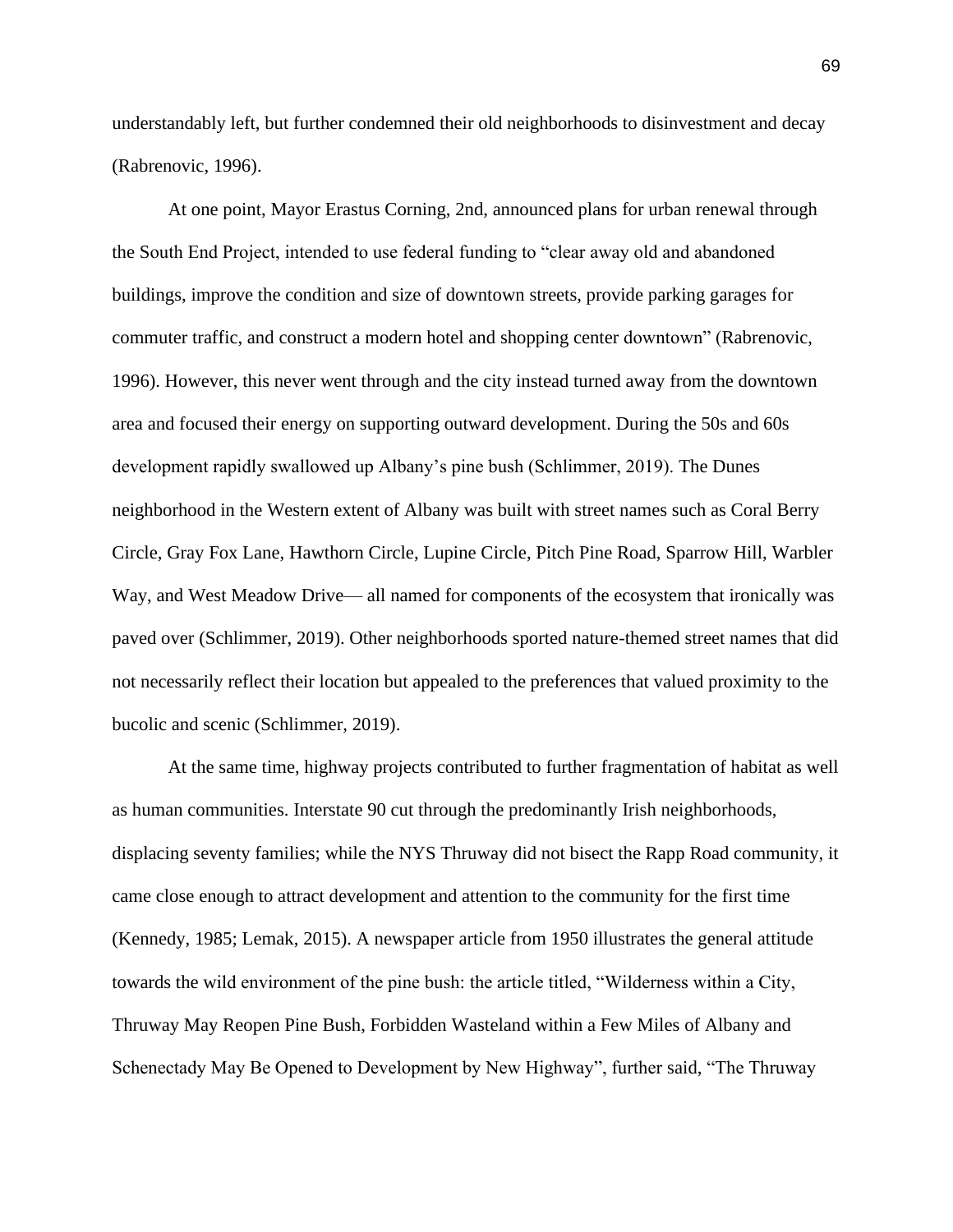understandably left, but further condemned their old neighborhoods to disinvestment and decay (Rabrenovic, 1996).

At one point, Mayor Erastus Corning, 2nd, announced plans for urban renewal through the South End Project, intended to use federal funding to "clear away old and abandoned buildings, improve the condition and size of downtown streets, provide parking garages for commuter traffic, and construct a modern hotel and shopping center downtown" (Rabrenovic, 1996). However, this never went through and the city instead turned away from the downtown area and focused their energy on supporting outward development. During the 50s and 60s development rapidly swallowed up Albany's pine bush (Schlimmer, 2019). The Dunes neighborhood in the Western extent of Albany was built with street names such as Coral Berry Circle, Gray Fox Lane, Hawthorn Circle, Lupine Circle, Pitch Pine Road, Sparrow Hill, Warbler Way, and West Meadow Drive— all named for components of the ecosystem that ironically was paved over (Schlimmer, 2019). Other neighborhoods sported nature-themed street names that did not necessarily reflect their location but appealed to the preferences that valued proximity to the bucolic and scenic (Schlimmer, 2019).

At the same time, highway projects contributed to further fragmentation of habitat as well as human communities. Interstate 90 cut through the predominantly Irish neighborhoods, displacing seventy families; while the NYS Thruway did not bisect the Rapp Road community, it came close enough to attract development and attention to the community for the first time (Kennedy, 1985; Lemak, 2015). A newspaper article from 1950 illustrates the general attitude towards the wild environment of the pine bush: the article titled, "Wilderness within a City, Thruway May Reopen Pine Bush, Forbidden Wasteland within a Few Miles of Albany and Schenectady May Be Opened to Development by New Highway", further said, "The Thruway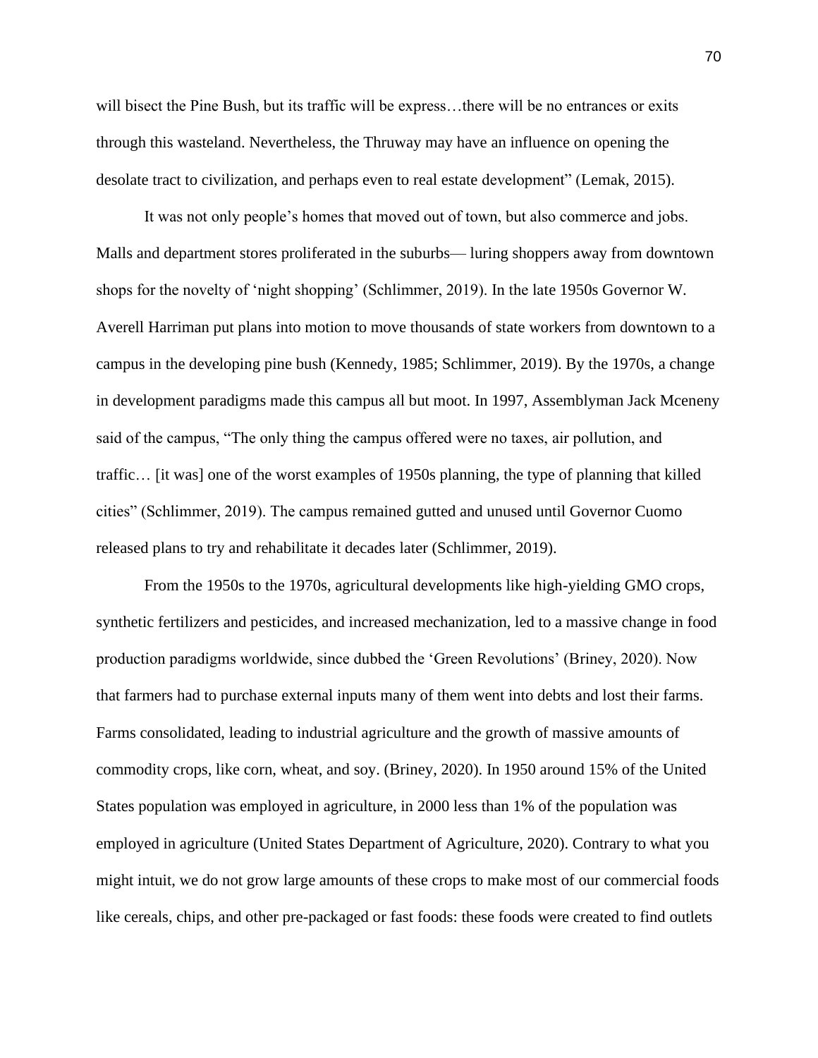will bisect the Pine Bush, but its traffic will be express…there will be no entrances or exits through this wasteland. Nevertheless, the Thruway may have an influence on opening the desolate tract to civilization, and perhaps even to real estate development" (Lemak, 2015).

It was not only people's homes that moved out of town, but also commerce and jobs. Malls and department stores proliferated in the suburbs— luring shoppers away from downtown shops for the novelty of 'night shopping' (Schlimmer, 2019). In the late 1950s Governor W. Averell Harriman put plans into motion to move thousands of state workers from downtown to a campus in the developing pine bush (Kennedy, 1985; Schlimmer, 2019). By the 1970s, a change in development paradigms made this campus all but moot. In 1997, Assemblyman Jack Mceneny said of the campus, "The only thing the campus offered were no taxes, air pollution, and traffic… [it was] one of the worst examples of 1950s planning, the type of planning that killed cities" (Schlimmer, 2019). The campus remained gutted and unused until Governor Cuomo released plans to try and rehabilitate it decades later (Schlimmer, 2019).

From the 1950s to the 1970s, agricultural developments like high-yielding GMO crops, synthetic fertilizers and pesticides, and increased mechanization, led to a massive change in food production paradigms worldwide, since dubbed the 'Green Revolutions' (Briney, 2020). Now that farmers had to purchase external inputs many of them went into debts and lost their farms. Farms consolidated, leading to industrial agriculture and the growth of massive amounts of commodity crops, like corn, wheat, and soy. (Briney, 2020). In 1950 around 15% of the United States population was employed in agriculture, in 2000 less than 1% of the population was employed in agriculture (United States Department of Agriculture, 2020). Contrary to what you might intuit, we do not grow large amounts of these crops to make most of our commercial foods like cereals, chips, and other pre-packaged or fast foods: these foods were created to find outlets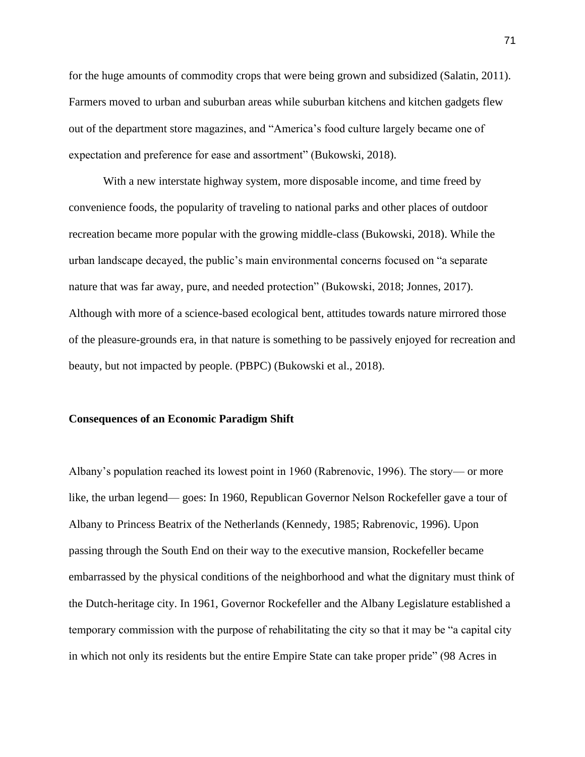for the huge amounts of commodity crops that were being grown and subsidized (Salatin, 2011). Farmers moved to urban and suburban areas while suburban kitchens and kitchen gadgets flew out of the department store magazines, and "America's food culture largely became one of expectation and preference for ease and assortment" (Bukowski, 2018).

With a new interstate highway system, more disposable income, and time freed by convenience foods, the popularity of traveling to national parks and other places of outdoor recreation became more popular with the growing middle-class (Bukowski, 2018). While the urban landscape decayed, the public's main environmental concerns focused on "a separate nature that was far away, pure, and needed protection" (Bukowski, 2018; Jonnes, 2017). Although with more of a science-based ecological bent, attitudes towards nature mirrored those of the pleasure-grounds era, in that nature is something to be passively enjoyed for recreation and beauty, but not impacted by people. (PBPC) (Bukowski et al., 2018).

**Consequences of an Economic Paradigm Shift**

Albany's population reached its lowest point in 1960 (Rabrenovic, 1996). The story— or more like, the urban legend— goes: In 1960, Republican Governor Nelson Rockefeller gave a tour of Albany to Princess Beatrix of the Netherlands (Kennedy, 1985; Rabrenovic, 1996). Upon passing through the South End on their way to the executive mansion, Rockefeller became embarrassed by the physical conditions of the neighborhood and what the dignitary must think of the Dutch-heritage city. In 1961, Governor Rockefeller and the Albany Legislature established a temporary commission with the purpose of rehabilitating the city so that it may be "a capital city in which not only its residents but the entire Empire State can take proper pride" (98 Acres in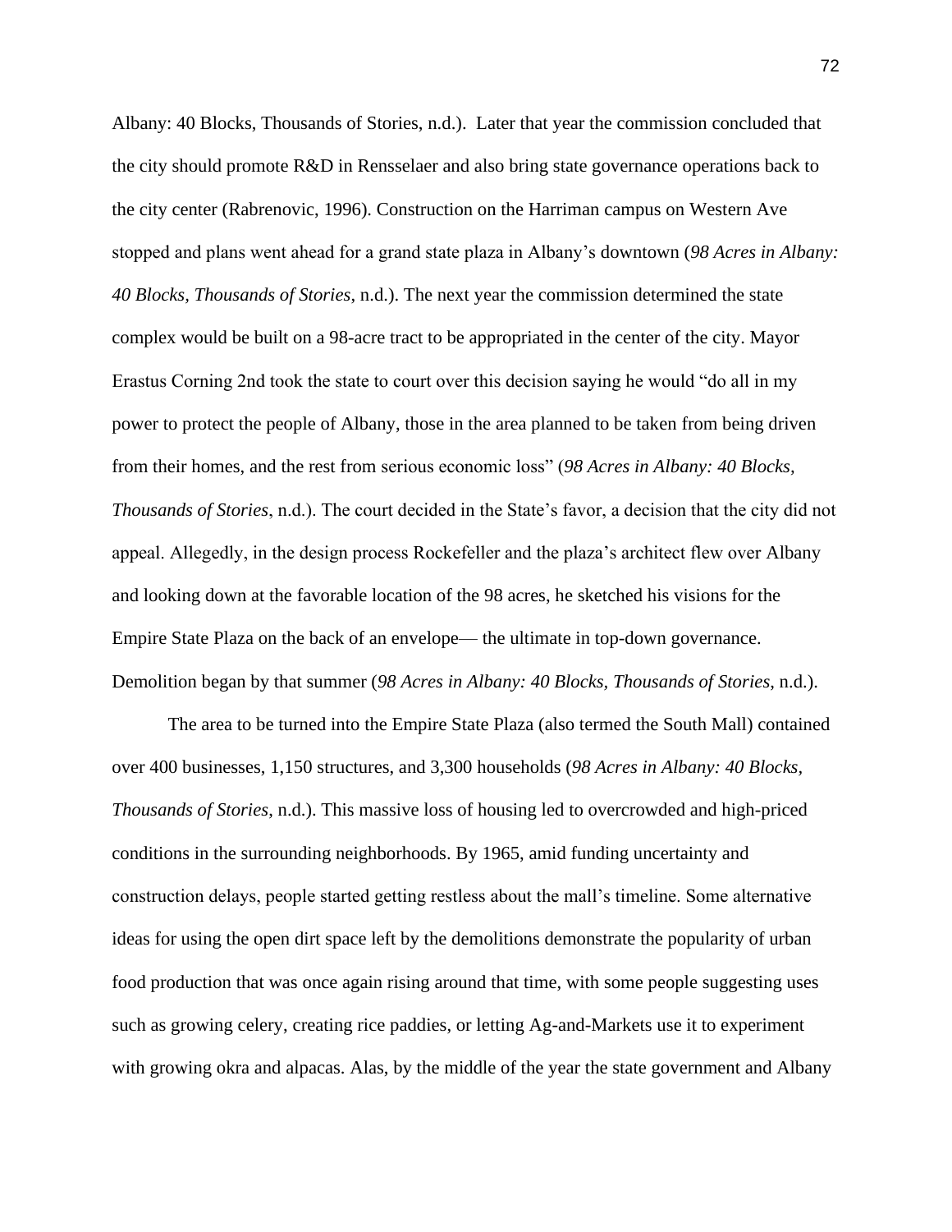Albany: 40 Blocks, Thousands of Stories, n.d.). Later that year the commission concluded that the city should promote R&D in Rensselaer and also bring state governance operations back to the city center (Rabrenovic, 1996). Construction on the Harriman campus on Western Ave stopped and plans went ahead for a grand state plaza in Albany's downtown (*98 Acres in Albany: 40 Blocks, Thousands of Stories*, n.d.). The next year the commission determined the state complex would be built on a 98-acre tract to be appropriated in the center of the city. Mayor Erastus Corning 2nd took the state to court over this decision saying he would "do all in my power to protect the people of Albany, those in the area planned to be taken from being driven from their homes, and the rest from serious economic loss" (*98 Acres in Albany: 40 Blocks, Thousands of Stories*, n.d.). The court decided in the State's favor, a decision that the city did not appeal. Allegedly, in the design process Rockefeller and the plaza's architect flew over Albany and looking down at the favorable location of the 98 acres, he sketched his visions for the Empire State Plaza on the back of an envelope— the ultimate in top-down governance. Demolition began by that summer (*98 Acres in Albany: 40 Blocks, Thousands of Stories*, n.d.).

The area to be turned into the Empire State Plaza (also termed the South Mall) contained over 400 businesses, 1,150 structures, and 3,300 households (*98 Acres in Albany: 40 Blocks, Thousands of Stories*, n.d.). This massive loss of housing led to overcrowded and high-priced conditions in the surrounding neighborhoods. By 1965, amid funding uncertainty and construction delays, people started getting restless about the mall's timeline. Some alternative ideas for using the open dirt space left by the demolitions demonstrate the popularity of urban food production that was once again rising around that time, with some people suggesting uses such as growing celery, creating rice paddies, or letting Ag-and-Markets use it to experiment with growing okra and alpacas. Alas, by the middle of the year the state government and Albany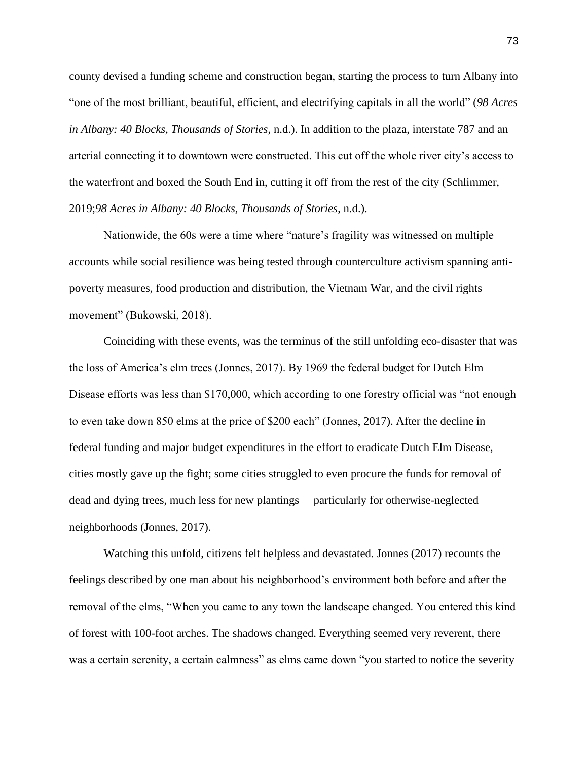county devised a funding scheme and construction began, starting the process to turn Albany into "one of the most brilliant, beautiful, efficient, and electrifying capitals in all the world" (*98 Acres in Albany: 40 Blocks, Thousands of Stories*, n.d.). In addition to the plaza, interstate 787 and an arterial connecting it to downtown were constructed. This cut off the whole river city's access to the waterfront and boxed the South End in, cutting it off from the rest of the city (Schlimmer, 2019;*98 Acres in Albany: 40 Blocks, Thousands of Stories*, n.d.).

Nationwide, the 60s were a time where "nature's fragility was witnessed on multiple accounts while social resilience was being tested through counterculture activism spanning anti-poverty measures, food production and distribution, the Vietnam War, and the civil rights movement" (Bukowski, 2018).

Coinciding with these events, was the terminus of the still unfolding eco-disaster that was the loss of America's elm trees (Jonnes, 2017). By 1969 the federal budget for Dutch Elm Disease efforts was less than $170,000, which according to one forestry official was "not enough to even take down 850 elms at the price of $200 each" (Jonnes, 2017). After the decline in federal funding and major budget expenditures in the effort to eradicate Dutch Elm Disease, cities mostly gave up the fight; some cities struggled to even procure the funds for removal of dead and dying trees, much less for new plantings— particularly for otherwise-neglected neighborhoods (Jonnes, 2017).

Watching this unfold, citizens felt helpless and devastated. Jonnes (2017) recounts the feelings described by one man about his neighborhood's environment both before and after the removal of the elms, "When you came to any town the landscape changed. You entered this kind of forest with 100-foot arches. The shadows changed. Everything seemed very reverent, there was a certain serenity, a certain calmness" as elms came down "you started to notice the severity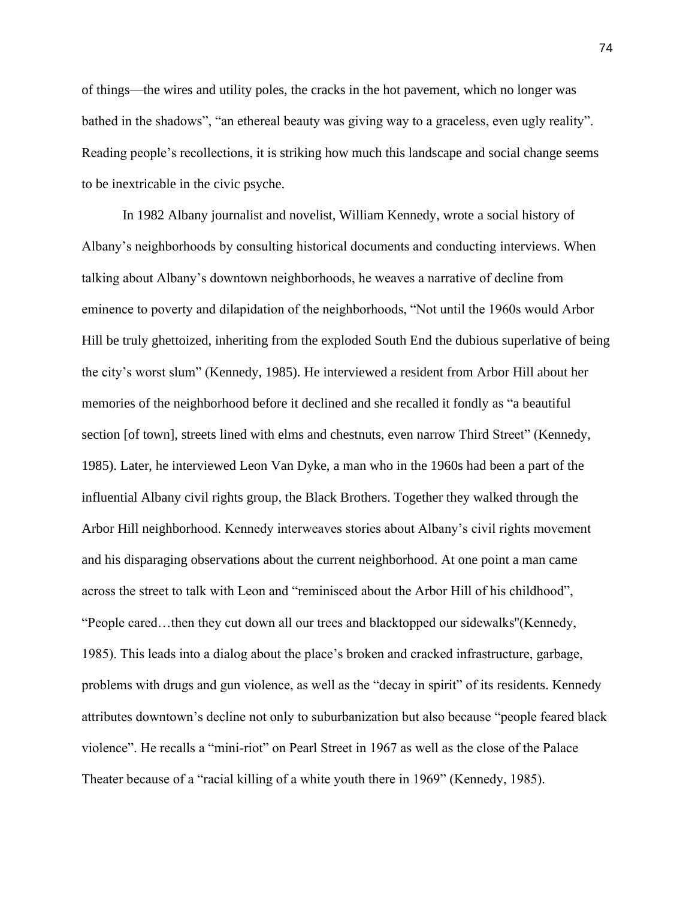of things—the wires and utility poles, the cracks in the hot pavement, which no longer was bathed in the shadows", "an ethereal beauty was giving way to a graceless, even ugly reality". Reading people's recollections, it is striking how much this landscape and social change seems to be inextricable in the civic psyche.

In 1982 Albany journalist and novelist, William Kennedy, wrote a social history of Albany's neighborhoods by consulting historical documents and conducting interviews. When talking about Albany's downtown neighborhoods, he weaves a narrative of decline from eminence to poverty and dilapidation of the neighborhoods, "Not until the 1960s would Arbor Hill be truly ghettoized, inheriting from the exploded South End the dubious superlative of being the city's worst slum" (Kennedy, 1985). He interviewed a resident from Arbor Hill about her memories of the neighborhood before it declined and she recalled it fondly as "a beautiful section [of town], streets lined with elms and chestnuts, even narrow Third Street" (Kennedy, 1985). Later, he interviewed Leon Van Dyke, a man who in the 1960s had been a part of the influential Albany civil rights group, the Black Brothers. Together they walked through the Arbor Hill neighborhood. Kennedy interweaves stories about Albany's civil rights movement and his disparaging observations about the current neighborhood. At one point a man came across the street to talk with Leon and "reminisced about the Arbor Hill of his childhood", "People cared…then they cut down all our trees and blacktopped our sidewalks"(Kennedy, 1985). This leads into a dialog about the place's broken and cracked infrastructure, garbage, problems with drugs and gun violence, as well as the "decay in spirit" of its residents. Kennedy attributes downtown's decline not only to suburbanization but also because "people feared black violence". He recalls a "mini-riot" on Pearl Street in 1967 as well as the close of the Palace Theater because of a "racial killing of a white youth there in 1969" (Kennedy, 1985).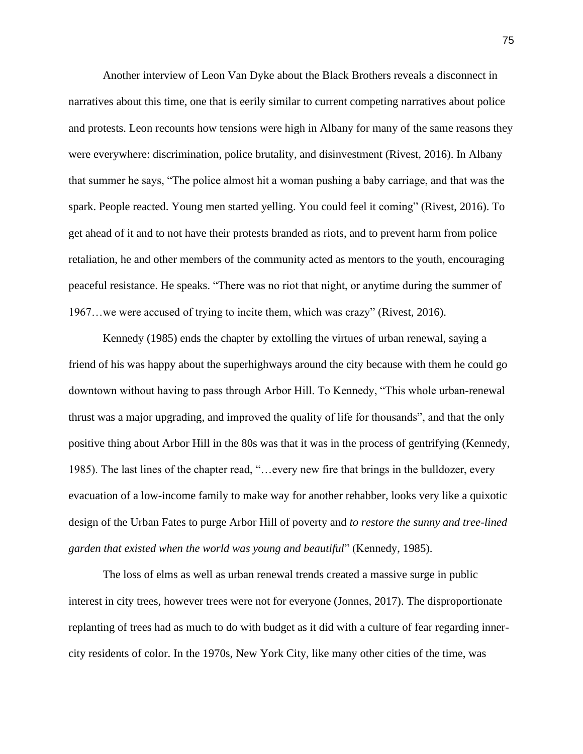Another interview of Leon Van Dyke about the Black Brothers reveals a disconnect in narratives about this time, one that is eerily similar to current competing narratives about police and protests. Leon recounts how tensions were high in Albany for many of the same reasons they were everywhere: discrimination, police brutality, and disinvestment (Rivest, 2016). In Albany that summer he says, “The police almost hit a woman pushing a baby carriage, and that was the spark. People reacted. Young men started yelling. You could feel it coming” (Rivest, 2016). To get ahead of it and to not have their protests branded as riots, and to prevent harm from police retaliation, he and other members of the community acted as mentors to the youth, encouraging peaceful resistance. He speaks. “There was no riot that night, or anytime during the summer of 1967…we were accused of trying to incite them, which was crazy” (Rivest, 2016).

Kennedy (1985) ends the chapter by extolling the virtues of urban renewal, saying a friend of his was happy about the superhighways around the city because with them he could go downtown without having to pass through Arbor Hill. To Kennedy, “This whole urban-renewal thrust was a major upgrading, and improved the quality of life for thousands”, and that the only positive thing about Arbor Hill in the 80s was that it was in the process of gentrifying (Kennedy, 1985). The last lines of the chapter read, “…every new fire that brings in the bulldozer, every evacuation of a low-income family to make way for another rehabber, looks very like a quixotic design of the Urban Fates to purge Arbor Hill of poverty and *to restore the sunny and tree-lined garden that existed when the world was young and beautiful*” (Kennedy, 1985).

The loss of elms as well as urban renewal trends created a massive surge in public interest in city trees, however trees were not for everyone (Jonnes, 2017). The disproportionate replanting of trees had as much to do with budget as it did with a culture of fear regarding inner-city residents of color. In the 1970s, New York City, like many other cities of the time, was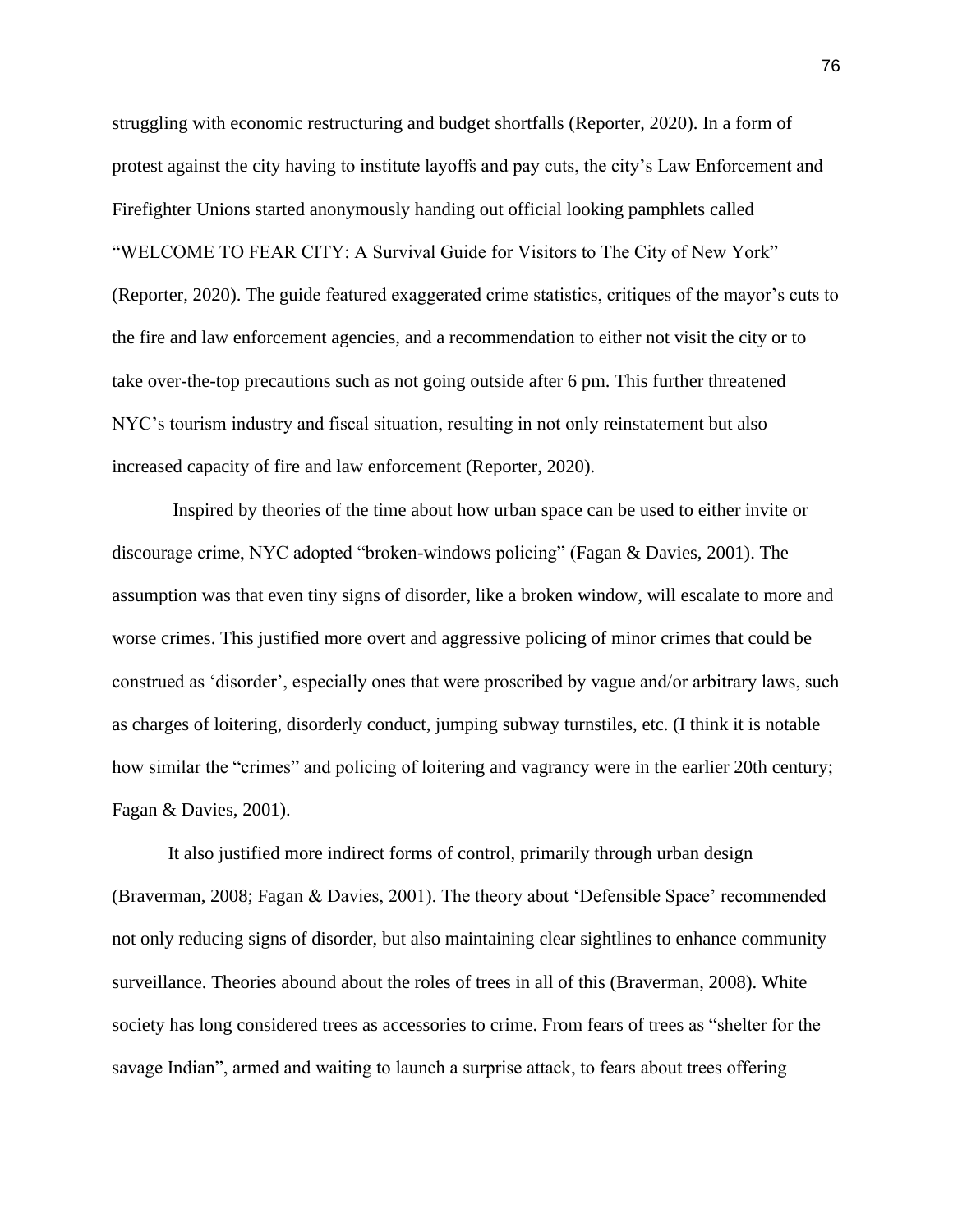struggling with economic restructuring and budget shortfalls (Reporter, 2020). In a form of protest against the city having to institute layoffs and pay cuts, the city's Law Enforcement and Firefighter Unions started anonymously handing out official looking pamphlets called "WELCOME TO FEAR CITY: A Survival Guide for Visitors to The City of New York" (Reporter, 2020). The guide featured exaggerated crime statistics, critiques of the mayor's cuts to the fire and law enforcement agencies, and a recommendation to either not visit the city or to take over-the-top precautions such as not going outside after 6 pm. This further threatened NYC's tourism industry and fiscal situation, resulting in not only reinstatement but also increased capacity of fire and law enforcement (Reporter, 2020).

Inspired by theories of the time about how urban space can be used to either invite or discourage crime, NYC adopted "broken-windows policing" (Fagan & Davies, 2001). The assumption was that even tiny signs of disorder, like a broken window, will escalate to more and worse crimes. This justified more overt and aggressive policing of minor crimes that could be construed as 'disorder', especially ones that were proscribed by vague and/or arbitrary laws, such as charges of loitering, disorderly conduct, jumping subway turnstiles, etc. (I think it is notable how similar the "crimes" and policing of loitering and vagrancy were in the earlier 20th century; Fagan & Davies, 2001).

It also justified more indirect forms of control, primarily through urban design (Braverman, 2008; Fagan & Davies, 2001). The theory about 'Defensible Space' recommended not only reducing signs of disorder, but also maintaining clear sightlines to enhance community surveillance. Theories abound about the roles of trees in all of this (Braverman, 2008). White society has long considered trees as accessories to crime. From fears of trees as "shelter for the savage Indian", armed and waiting to launch a surprise attack, to fears about trees offering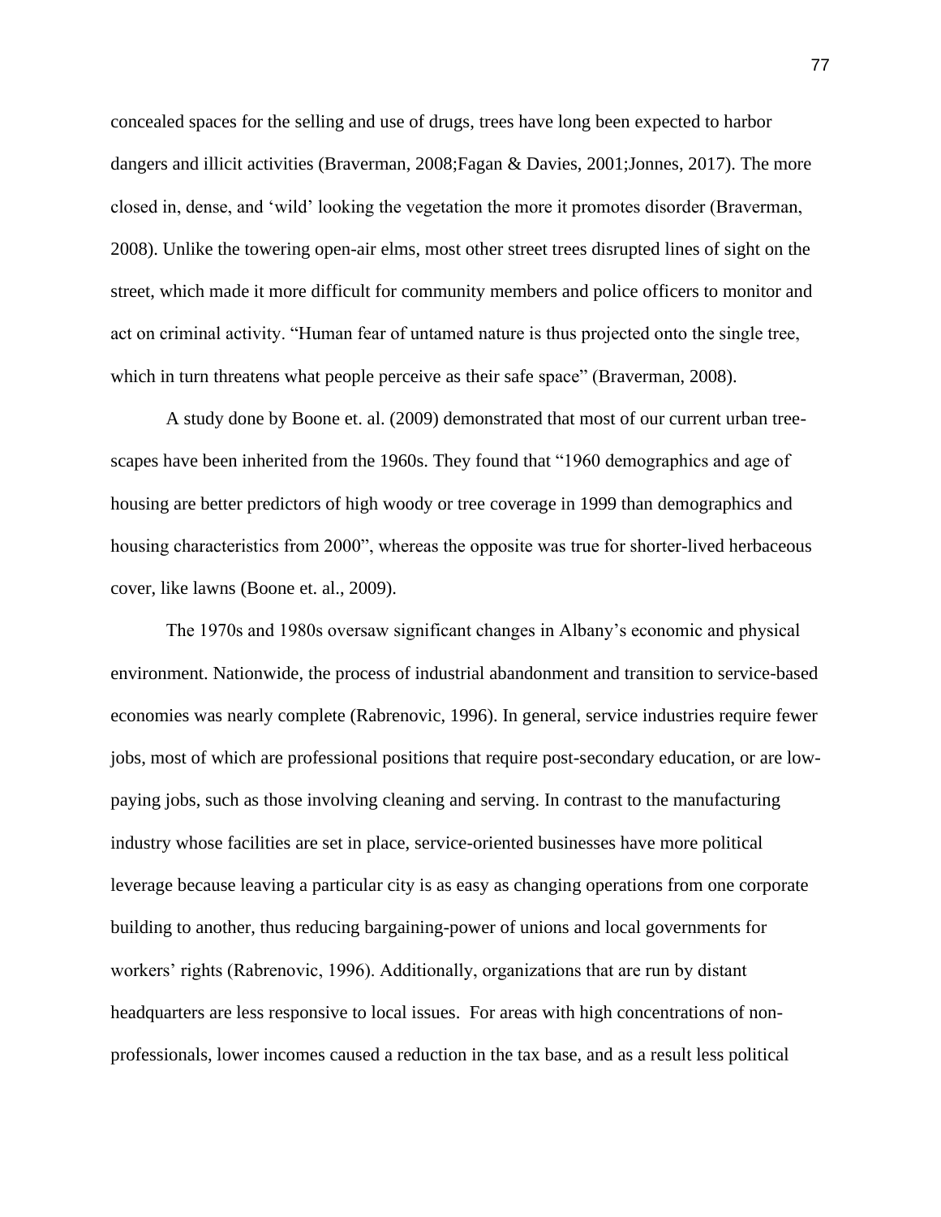concealed spaces for the selling and use of drugs, trees have long been expected to harbor dangers and illicit activities (Braverman, 2008;Fagan & Davies, 2001;Jonnes, 2017). The more closed in, dense, and 'wild' looking the vegetation the more it promotes disorder (Braverman, 2008). Unlike the towering open-air elms, most other street trees disrupted lines of sight on the street, which made it more difficult for community members and police officers to monitor and act on criminal activity. "Human fear of untamed nature is thus projected onto the single tree, which in turn threatens what people perceive as their safe space" (Braverman, 2008).

A study done by Boone et. al. (2009) demonstrated that most of our current urban tree-scapes have been inherited from the 1960s. They found that "1960 demographics and age of housing are better predictors of high woody or tree coverage in 1999 than demographics and housing characteristics from 2000", whereas the opposite was true for shorter-lived herbaceous cover, like lawns (Boone et. al., 2009).

The 1970s and 1980s oversaw significant changes in Albany's economic and physical environment. Nationwide, the process of industrial abandonment and transition to service-based economies was nearly complete (Rabrenovic, 1996). In general, service industries require fewer jobs, most of which are professional positions that require post-secondary education, or are low-paying jobs, such as those involving cleaning and serving. In contrast to the manufacturing industry whose facilities are set in place, service-oriented businesses have more political leverage because leaving a particular city is as easy as changing operations from one corporate building to another, thus reducing bargaining-power of unions and local governments for workers' rights (Rabrenovic, 1996). Additionally, organizations that are run by distant headquarters are less responsive to local issues. For areas with high concentrations of non-professionals, lower incomes caused a reduction in the tax base, and as a result less political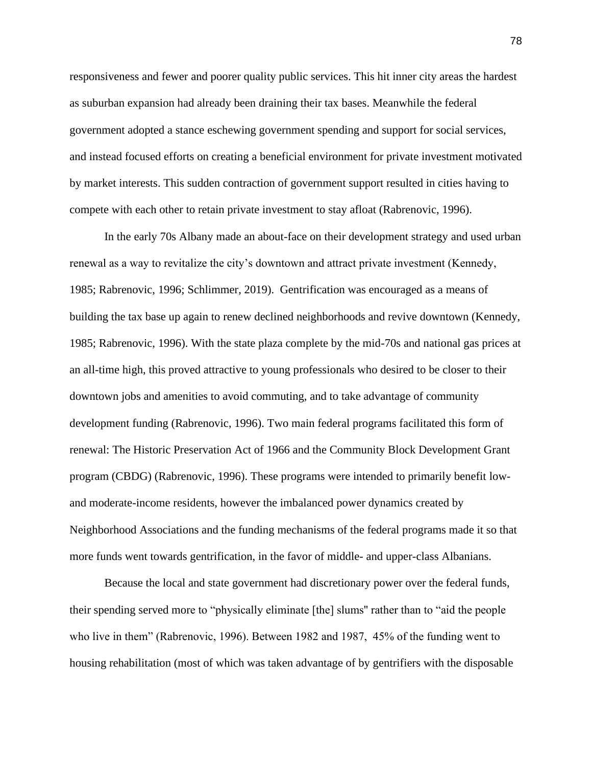responsiveness and fewer and poorer quality public services. This hit inner city areas the hardest as suburban expansion had already been draining their tax bases. Meanwhile the federal government adopted a stance eschewing government spending and support for social services, and instead focused efforts on creating a beneficial environment for private investment motivated by market interests. This sudden contraction of government support resulted in cities having to compete with each other to retain private investment to stay afloat (Rabrenovic, 1996).

In the early 70s Albany made an about-face on their development strategy and used urban renewal as a way to revitalize the city's downtown and attract private investment (Kennedy, 1985; Rabrenovic, 1996; Schlimmer, 2019). Gentrification was encouraged as a means of building the tax base up again to renew declined neighborhoods and revive downtown (Kennedy, 1985; Rabrenovic, 1996). With the state plaza complete by the mid-70s and national gas prices at an all-time high, this proved attractive to young professionals who desired to be closer to their downtown jobs and amenities to avoid commuting, and to take advantage of community development funding (Rabrenovic, 1996). Two main federal programs facilitated this form of renewal: The Historic Preservation Act of 1966 and the Community Block Development Grant program (CBDG) (Rabrenovic, 1996). These programs were intended to primarily benefit low- and moderate-income residents, however the imbalanced power dynamics created by Neighborhood Associations and the funding mechanisms of the federal programs made it so that more funds went towards gentrification, in the favor of middle- and upper-class Albanians.

Because the local and state government had discretionary power over the federal funds, their spending served more to "physically eliminate [the] slums" rather than to "aid the people who live in them" (Rabrenovic, 1996). Between 1982 and 1987, 45% of the funding went to housing rehabilitation (most of which was taken advantage of by gentrifiers with the disposable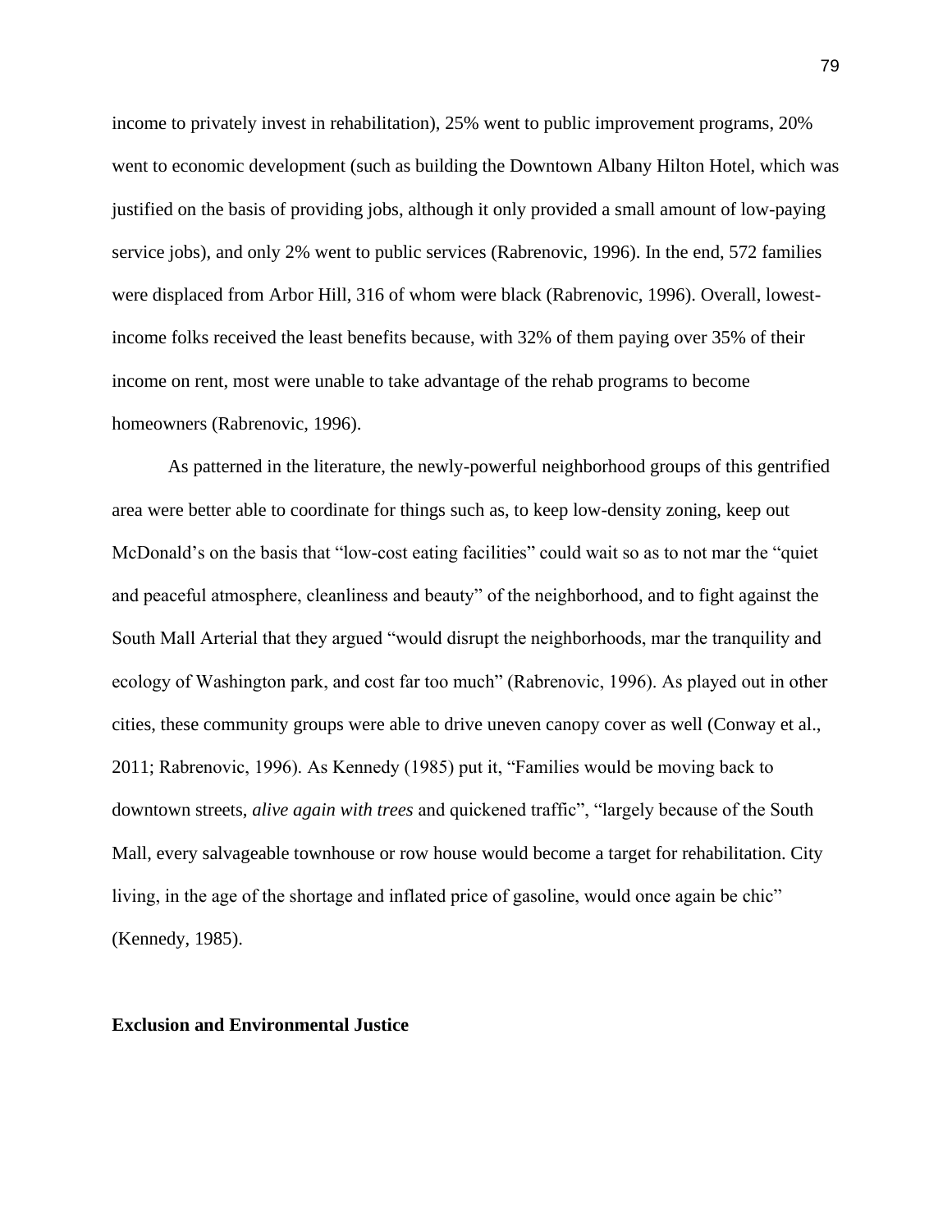income to privately invest in rehabilitation), 25% went to public improvement programs, 20% went to economic development (such as building the Downtown Albany Hilton Hotel, which was justified on the basis of providing jobs, although it only provided a small amount of low-paying service jobs), and only 2% went to public services (Rabrenovic, 1996). In the end, 572 families were displaced from Arbor Hill, 316 of whom were black (Rabrenovic, 1996). Overall, lowest-income folks received the least benefits because, with 32% of them paying over 35% of their income on rent, most were unable to take advantage of the rehab programs to become homeowners (Rabrenovic, 1996).

As patterned in the literature, the newly-powerful neighborhood groups of this gentrified area were better able to coordinate for things such as, to keep low-density zoning, keep out McDonald's on the basis that "low-cost eating facilities" could wait so as to not mar the "quiet and peaceful atmosphere, cleanliness and beauty" of the neighborhood, and to fight against the South Mall Arterial that they argued "would disrupt the neighborhoods, mar the tranquility and ecology of Washington park, and cost far too much" (Rabrenovic, 1996). As played out in other cities, these community groups were able to drive uneven canopy cover as well (Conway et al., 2011; Rabrenovic, 1996). As Kennedy (1985) put it, "Families would be moving back to downtown streets, *alive again with trees* and quickened traffic", "largely because of the South Mall, every salvageable townhouse or row house would become a target for rehabilitation. City living, in the age of the shortage and inflated price of gasoline, would once again be chic" (Kennedy, 1985).

### Exclusion and Environmental Justice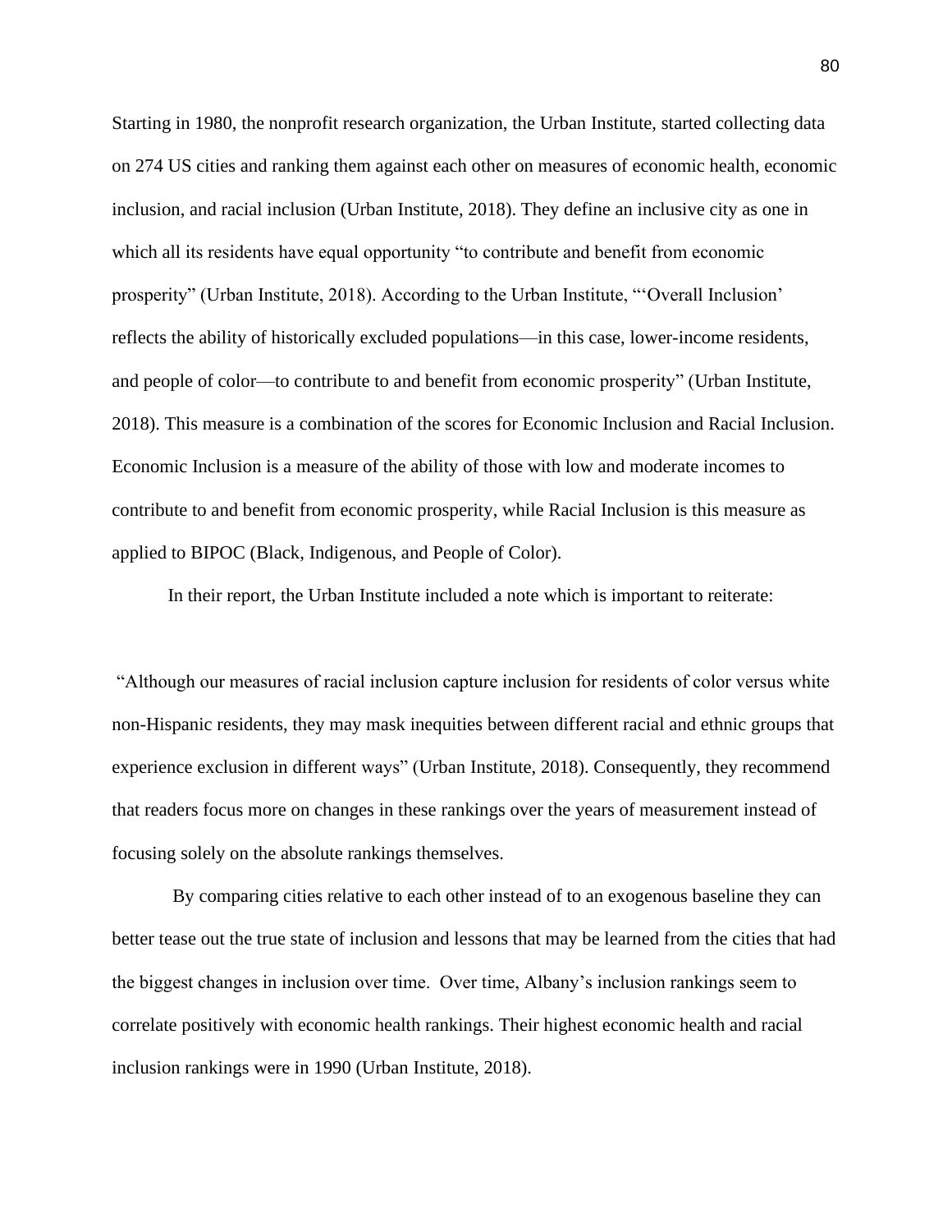Starting in 1980, the nonprofit research organization, the Urban Institute, started collecting data on 274 US cities and ranking them against each other on measures of economic health, economic inclusion, and racial inclusion (Urban Institute, 2018). They define an inclusive city as one in which all its residents have equal opportunity "to contribute and benefit from economic prosperity" (Urban Institute, 2018). According to the Urban Institute, "'Overall Inclusion' reflects the ability of historically excluded populations—in this case, lower-income residents, and people of color—to contribute to and benefit from economic prosperity" (Urban Institute, 2018). This measure is a combination of the scores for Economic Inclusion and Racial Inclusion. Economic Inclusion is a measure of the ability of those with low and moderate incomes to contribute to and benefit from economic prosperity, while Racial Inclusion is this measure as applied to BIPOC (Black, Indigenous, and People of Color).

In their report, the Urban Institute included a note which is important to reiterate:

"Although our measures of racial inclusion capture inclusion for residents of color versus white non-Hispanic residents, they may mask inequities between different racial and ethnic groups that experience exclusion in different ways" (Urban Institute, 2018). Consequently, they recommend that readers focus more on changes in these rankings over the years of measurement instead of focusing solely on the absolute rankings themselves.

By comparing cities relative to each other instead of to an exogenous baseline they can better tease out the true state of inclusion and lessons that may be learned from the cities that had the biggest changes in inclusion over time. Over time, Albany's inclusion rankings seem to correlate positively with economic health rankings. Their highest economic health and racial inclusion rankings were in 1990 (Urban Institute, 2018).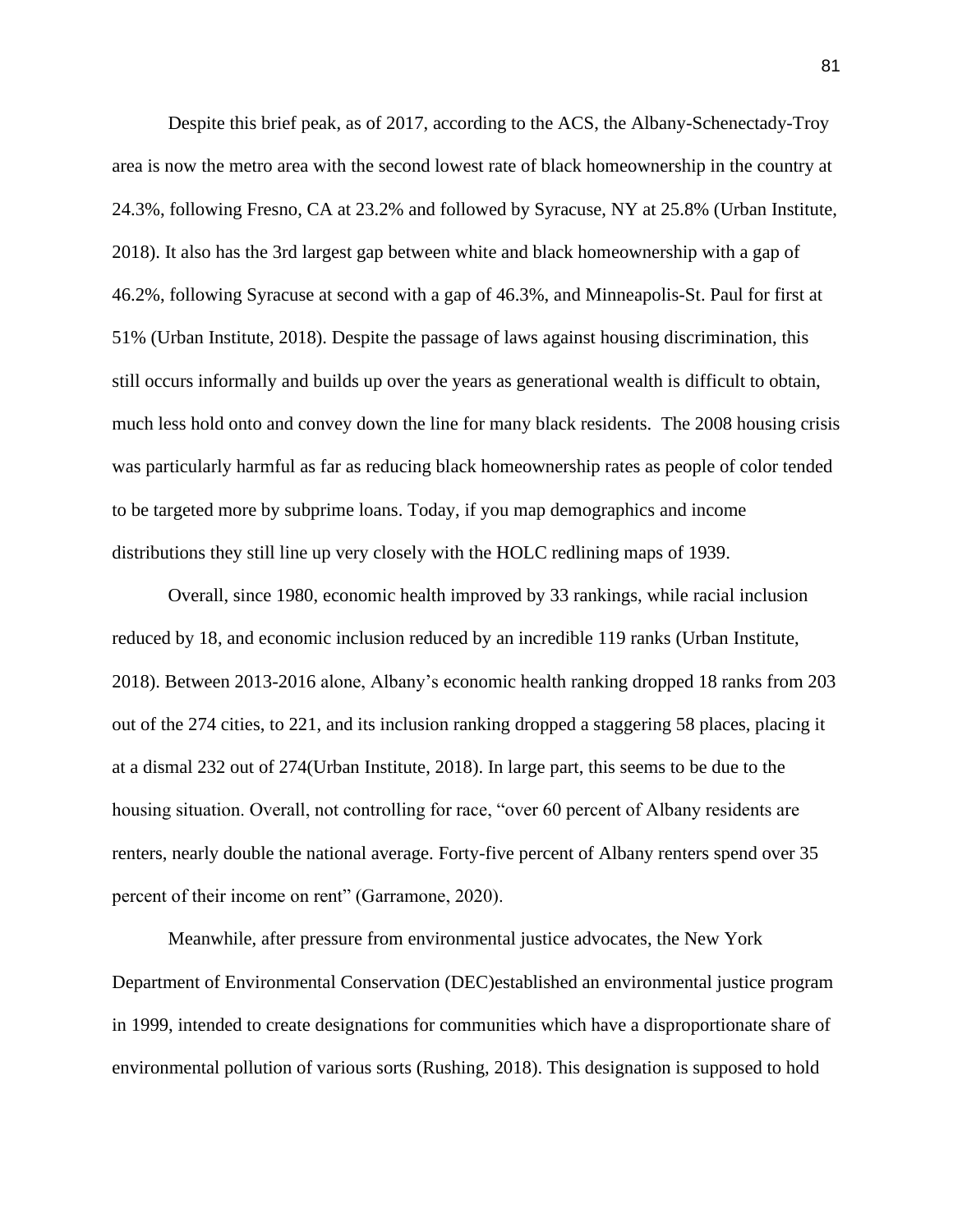Despite this brief peak, as of 2017, according to the ACS, the Albany-Schenectady-Troy area is now the metro area with the second lowest rate of black homeownership in the country at 24.3%, following Fresno, CA at 23.2% and followed by Syracuse, NY at 25.8% (Urban Institute, 2018). It also has the 3rd largest gap between white and black homeownership with a gap of 46.2%, following Syracuse at second with a gap of 46.3%, and Minneapolis-St. Paul for first at 51% (Urban Institute, 2018). Despite the passage of laws against housing discrimination, this still occurs informally and builds up over the years as generational wealth is difficult to obtain, much less hold onto and convey down the line for many black residents. The 2008 housing crisis was particularly harmful as far as reducing black homeownership rates as people of color tended to be targeted more by subprime loans. Today, if you map demographics and income distributions they still line up very closely with the HOLC redlining maps of 1939.

Overall, since 1980, economic health improved by 33 rankings, while racial inclusion reduced by 18, and economic inclusion reduced by an incredible 119 ranks (Urban Institute, 2018). Between 2013-2016 alone, Albany's economic health ranking dropped 18 ranks from 203 out of the 274 cities, to 221, and its inclusion ranking dropped a staggering 58 places, placing it at a dismal 232 out of 274(Urban Institute, 2018). In large part, this seems to be due to the housing situation. Overall, not controlling for race, "over 60 percent of Albany residents are renters, nearly double the national average. Forty-five percent of Albany renters spend over 35 percent of their income on rent" (Garramone, 2020).

Meanwhile, after pressure from environmental justice advocates, the New York Department of Environmental Conservation (DEC)established an environmental justice program in 1999, intended to create designations for communities which have a disproportionate share of environmental pollution of various sorts (Rushing, 2018). This designation is supposed to hold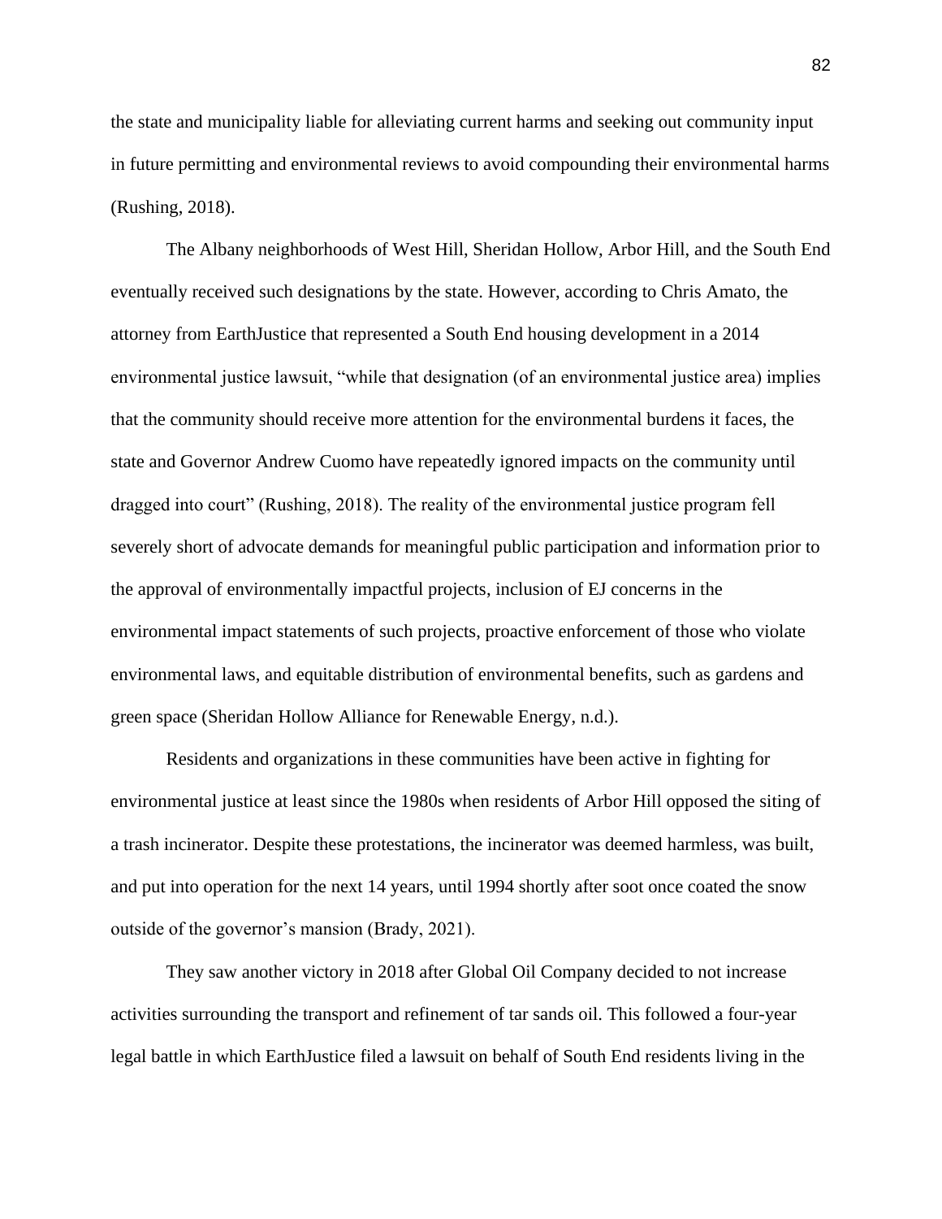the state and municipality liable for alleviating current harms and seeking out community input in future permitting and environmental reviews to avoid compounding their environmental harms (Rushing, 2018).

The Albany neighborhoods of West Hill, Sheridan Hollow, Arbor Hill, and the South End eventually received such designations by the state. However, according to Chris Amato, the attorney from EarthJustice that represented a South End housing development in a 2014 environmental justice lawsuit, "while that designation (of an environmental justice area) implies that the community should receive more attention for the environmental burdens it faces, the state and Governor Andrew Cuomo have repeatedly ignored impacts on the community until dragged into court" (Rushing, 2018). The reality of the environmental justice program fell severely short of advocate demands for meaningful public participation and information prior to the approval of environmentally impactful projects, inclusion of EJ concerns in the environmental impact statements of such projects, proactive enforcement of those who violate environmental laws, and equitable distribution of environmental benefits, such as gardens and green space (Sheridan Hollow Alliance for Renewable Energy, n.d.).

Residents and organizations in these communities have been active in fighting for environmental justice at least since the 1980s when residents of Arbor Hill opposed the siting of a trash incinerator. Despite these protestations, the incinerator was deemed harmless, was built, and put into operation for the next 14 years, until 1994 shortly after soot once coated the snow outside of the governor's mansion (Brady, 2021).

They saw another victory in 2018 after Global Oil Company decided to not increase activities surrounding the transport and refinement of tar sands oil. This followed a four-year legal battle in which EarthJustice filed a lawsuit on behalf of South End residents living in the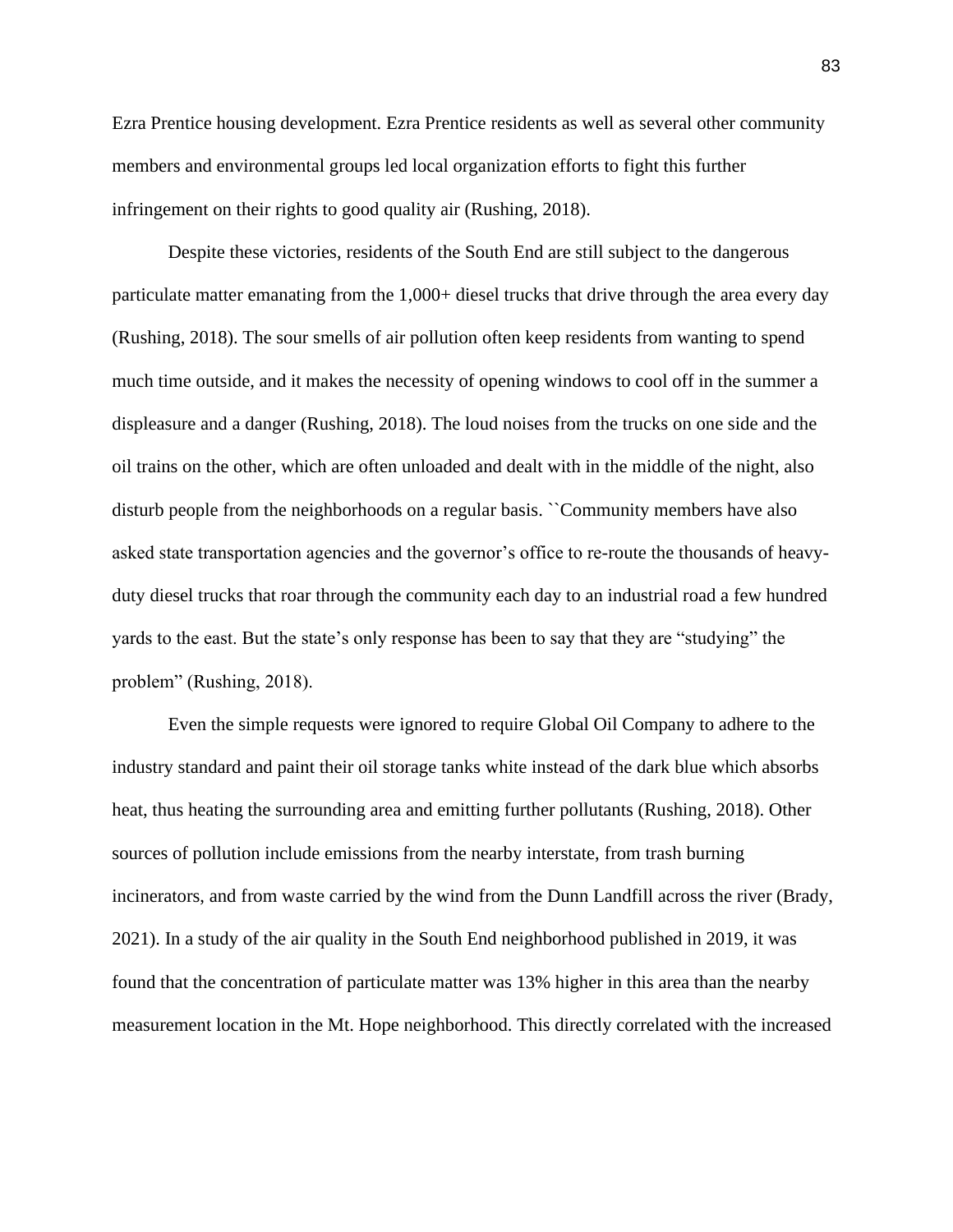Ezra Prentice housing development. Ezra Prentice residents as well as several other community members and environmental groups led local organization efforts to fight this further infringement on their rights to good quality air (Rushing, 2018).

Despite these victories, residents of the South End are still subject to the dangerous particulate matter emanating from the 1,000+ diesel trucks that drive through the area every day (Rushing, 2018). The sour smells of air pollution often keep residents from wanting to spend much time outside, and it makes the necessity of opening windows to cool off in the summer a displeasure and a danger (Rushing, 2018). The loud noises from the trucks on one side and the oil trains on the other, which are often unloaded and dealt with in the middle of the night, also disturb people from the neighborhoods on a regular basis. ``Community members have also asked state transportation agencies and the governor's office to re-route the thousands of heavy-duty diesel trucks that roar through the community each day to an industrial road a few hundred yards to the east. But the state's only response has been to say that they are "studying" the problem" (Rushing, 2018).

Even the simple requests were ignored to require Global Oil Company to adhere to the industry standard and paint their oil storage tanks white instead of the dark blue which absorbs heat, thus heating the surrounding area and emitting further pollutants (Rushing, 2018). Other sources of pollution include emissions from the nearby interstate, from trash burning incinerators, and from waste carried by the wind from the Dunn Landfill across the river (Brady, 2021). In a study of the air quality in the South End neighborhood published in 2019, it was found that the concentration of particulate matter was 13% higher in this area than the nearby measurement location in the Mt. Hope neighborhood. This directly correlated with the increased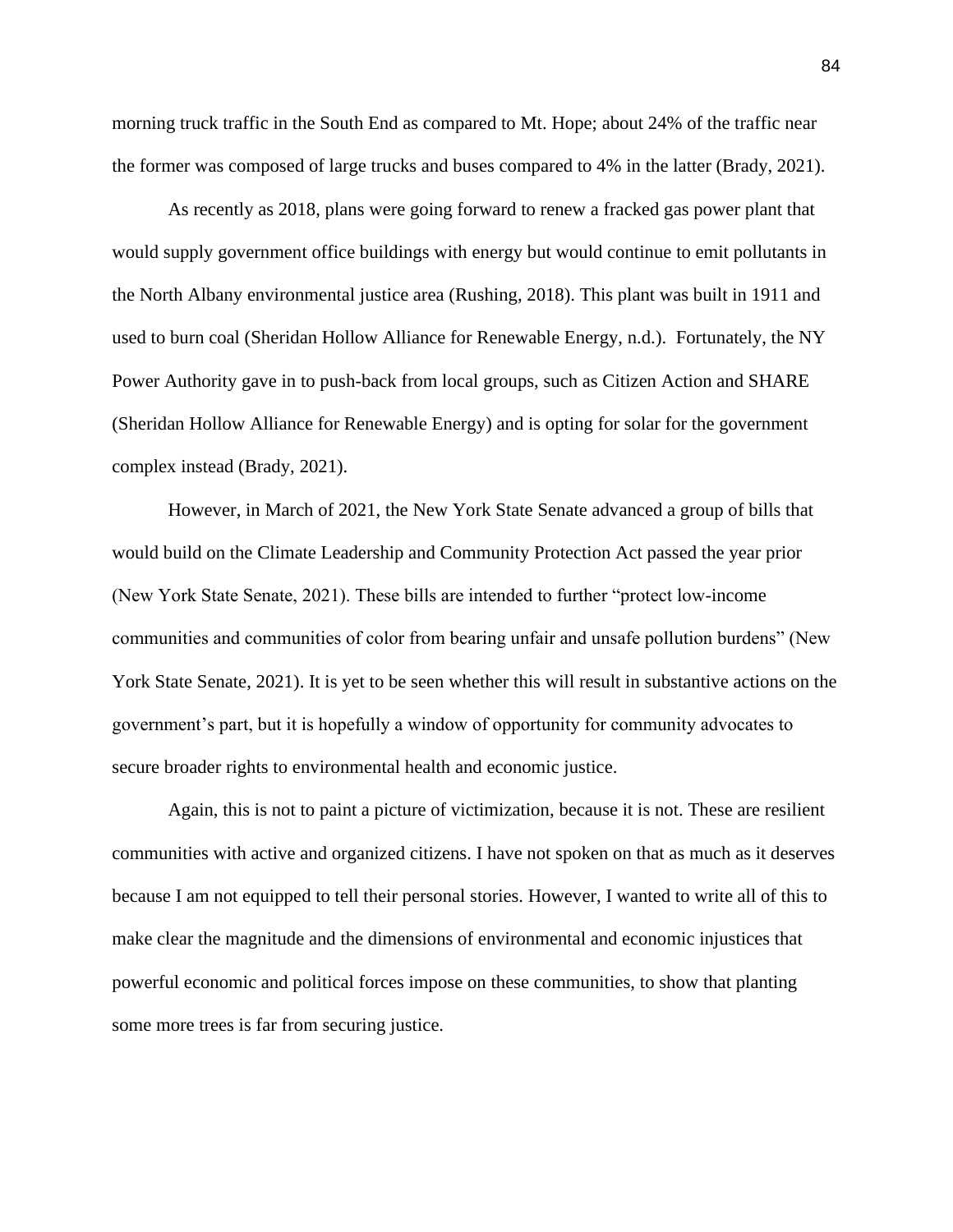morning truck traffic in the South End as compared to Mt. Hope; about 24% of the traffic near the former was composed of large trucks and buses compared to 4% in the latter (Brady, 2021).

As recently as 2018, plans were going forward to renew a fracked gas power plant that would supply government office buildings with energy but would continue to emit pollutants in the North Albany environmental justice area (Rushing, 2018). This plant was built in 1911 and used to burn coal (Sheridan Hollow Alliance for Renewable Energy, n.d.). Fortunately, the NY Power Authority gave in to push-back from local groups, such as Citizen Action and SHARE (Sheridan Hollow Alliance for Renewable Energy) and is opting for solar for the government complex instead (Brady, 2021).

However, in March of 2021, the New York State Senate advanced a group of bills that would build on the Climate Leadership and Community Protection Act passed the year prior (New York State Senate, 2021). These bills are intended to further "protect low-income communities and communities of color from bearing unfair and unsafe pollution burdens" (New York State Senate, 2021). It is yet to be seen whether this will result in substantive actions on the government's part, but it is hopefully a window of opportunity for community advocates to secure broader rights to environmental health and economic justice.

Again, this is not to paint a picture of victimization, because it is not. These are resilient communities with active and organized citizens. I have not spoken on that as much as it deserves because I am not equipped to tell their personal stories. However, I wanted to write all of this to make clear the magnitude and the dimensions of environmental and economic injustices that powerful economic and political forces impose on these communities, to show that planting some more trees is far from securing justice.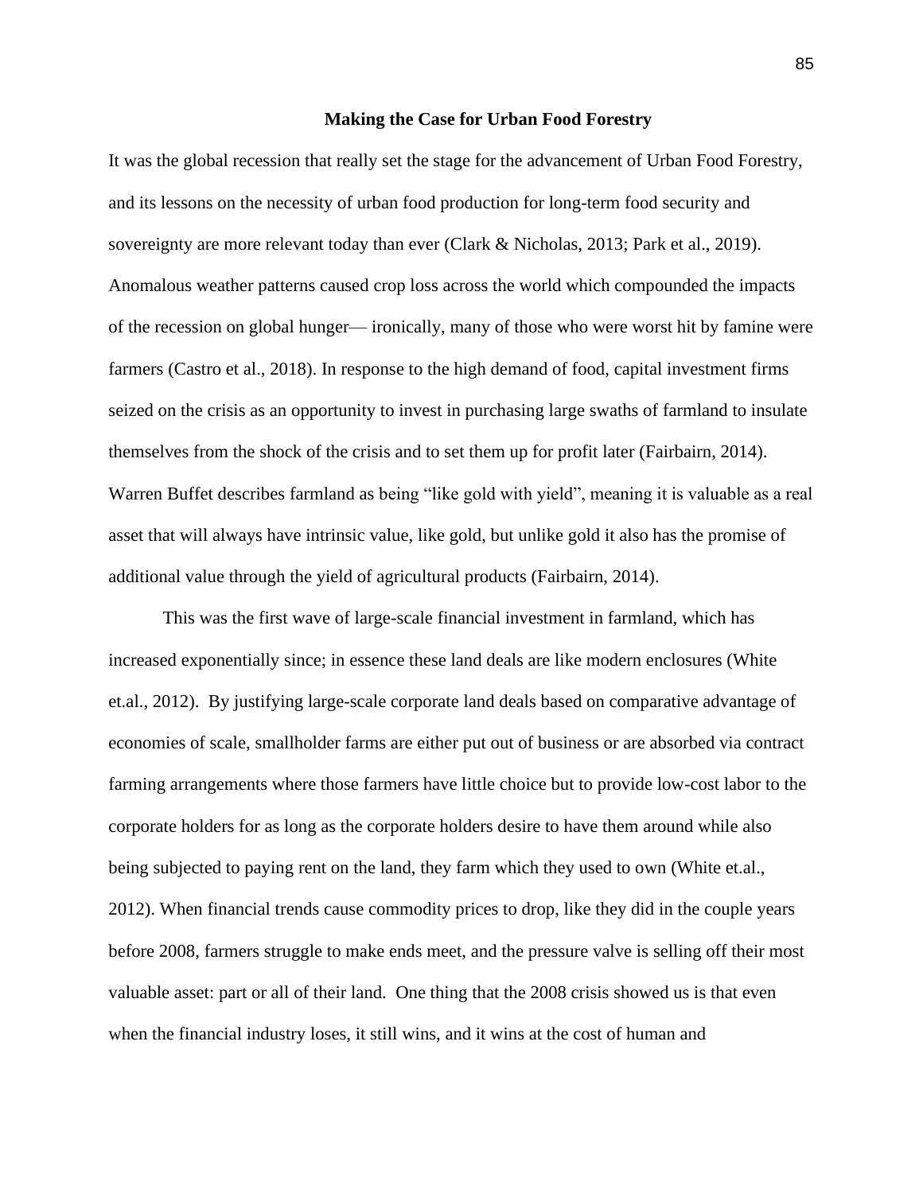## Making the Case for Urban Food Forestry

It was the global recession that really set the stage for the advancement of Urban Food Forestry, and its lessons on the necessity of urban food production for long-term food security and sovereignty are more relevant today than ever (Clark & Nicholas, 2013; Park et al., 2019). Anomalous weather patterns caused crop loss across the world which compounded the impacts of the recession on global hunger— ironically, many of those who were worst hit by famine were farmers (Castro et al., 2018). In response to the high demand of food, capital investment firms seized on the crisis as an opportunity to invest in purchasing large swaths of farmland to insulate themselves from the shock of the crisis and to set them up for profit later (Fairbairn, 2014). Warren Buffet describes farmland as being "like gold with yield", meaning it is valuable as a real asset that will always have intrinsic value, like gold, but unlike gold it also has the promise of additional value through the yield of agricultural products (Fairbairn, 2014).

This was the first wave of large-scale financial investment in farmland, which has increased exponentially since; in essence these land deals are like modern enclosures (White et.al., 2012). By justifying large-scale corporate land deals based on comparative advantage of economies of scale, smallholder farms are either put out of business or are absorbed via contract farming arrangements where those farmers have little choice but to provide low-cost labor to the corporate holders for as long as the corporate holders desire to have them around while also being subjected to paying rent on the land, they farm which they used to own (White et.al., 2012). When financial trends cause commodity prices to drop, like they did in the couple years before 2008, farmers struggle to make ends meet, and the pressure valve is selling off their most valuable asset: part or all of their land. One thing that the 2008 crisis showed us is that even when the financial industry loses, it still wins, and it wins at the cost of human and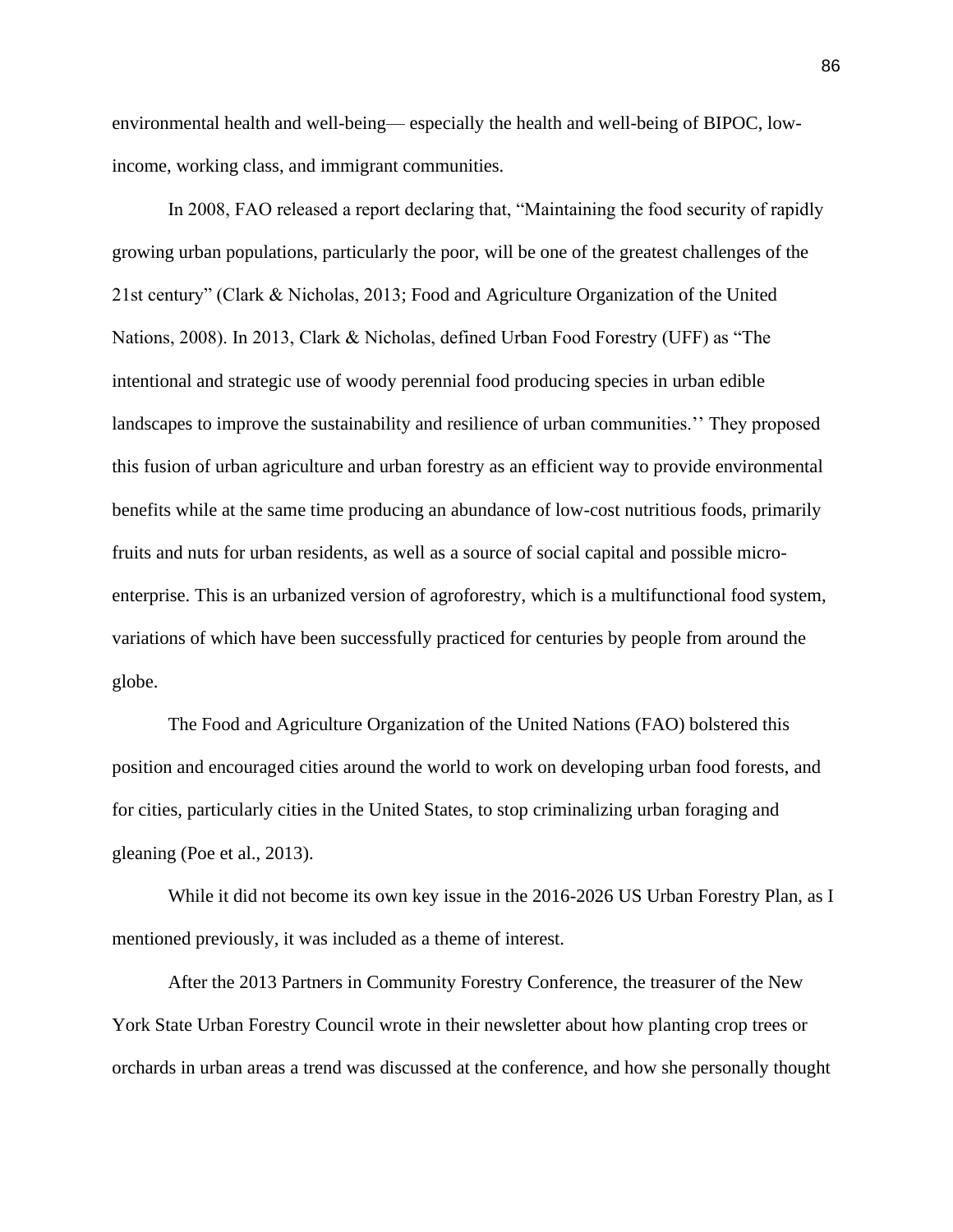environmental health and well-being— especially the health and well-being of BIPOC, low-income, working class, and immigrant communities.

In 2008, FAO released a report declaring that, “Maintaining the food security of rapidly growing urban populations, particularly the poor, will be one of the greatest challenges of the 21st century” (Clark & Nicholas, 2013; Food and Agriculture Organization of the United Nations, 2008). In 2013, Clark & Nicholas, defined Urban Food Forestry (UFF) as “The intentional and strategic use of woody perennial food producing species in urban edible landscapes to improve the sustainability and resilience of urban communities.’’ They proposed this fusion of urban agriculture and urban forestry as an efficient way to provide environmental benefits while at the same time producing an abundance of low-cost nutritious foods, primarily fruits and nuts for urban residents, as well as a source of social capital and possible micro-enterprise. This is an urbanized version of agroforestry, which is a multifunctional food system, variations of which have been successfully practiced for centuries by people from around the globe.

The Food and Agriculture Organization of the United Nations (FAO) bolstered this position and encouraged cities around the world to work on developing urban food forests, and for cities, particularly cities in the United States, to stop criminalizing urban foraging and gleaning (Poe et al., 2013).

While it did not become its own key issue in the 2016-2026 US Urban Forestry Plan, as I mentioned previously, it was included as a theme of interest.

After the 2013 Partners in Community Forestry Conference, the treasurer of the New York State Urban Forestry Council wrote in their newsletter about how planting crop trees or orchards in urban areas a trend was discussed at the conference, and how she personally thought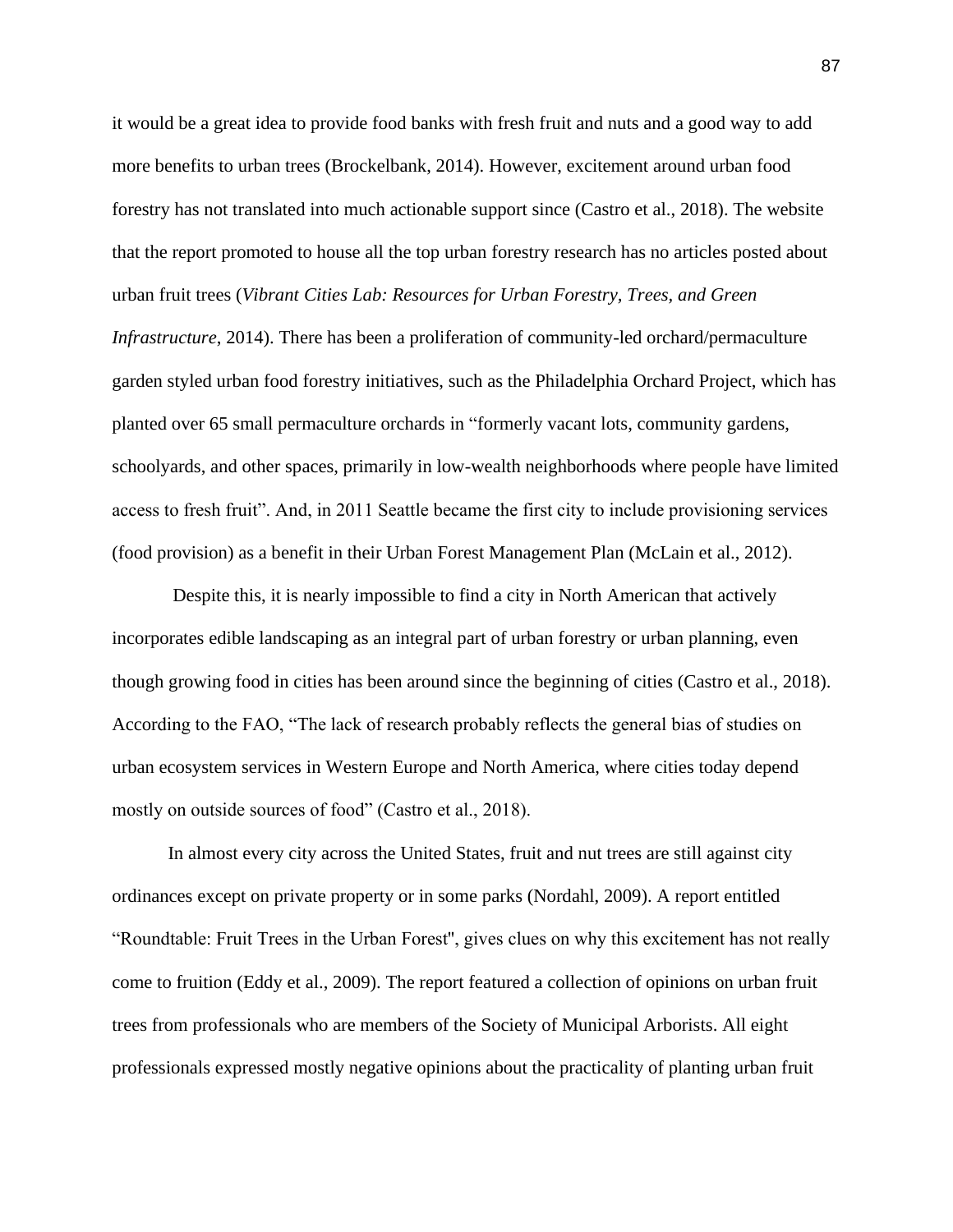it would be a great idea to provide food banks with fresh fruit and nuts and a good way to add more benefits to urban trees (Brockelbank, 2014). However, excitement around urban food forestry has not translated into much actionable support since (Castro et al., 2018). The website that the report promoted to house all the top urban forestry research has no articles posted about urban fruit trees (*Vibrant Cities Lab: Resources for Urban Forestry, Trees, and Green Infrastructure*, 2014). There has been a proliferation of community-led orchard/permaculture garden styled urban food forestry initiatives, such as the Philadelphia Orchard Project, which has planted over 65 small permaculture orchards in "formerly vacant lots, community gardens, schoolyards, and other spaces, primarily in low-wealth neighborhoods where people have limited access to fresh fruit". And, in 2011 Seattle became the first city to include provisioning services (food provision) as a benefit in their Urban Forest Management Plan (McLain et al., 2012).

Despite this, it is nearly impossible to find a city in North American that actively incorporates edible landscaping as an integral part of urban forestry or urban planning, even though growing food in cities has been around since the beginning of cities (Castro et al., 2018). According to the FAO, "The lack of research probably reflects the general bias of studies on urban ecosystem services in Western Europe and North America, where cities today depend mostly on outside sources of food" (Castro et al., 2018).

In almost every city across the United States, fruit and nut trees are still against city ordinances except on private property or in some parks (Nordahl, 2009). A report entitled "Roundtable: Fruit Trees in the Urban Forest", gives clues on why this excitement has not really come to fruition (Eddy et al., 2009). The report featured a collection of opinions on urban fruit trees from professionals who are members of the Society of Municipal Arborists. All eight professionals expressed mostly negative opinions about the practicality of planting urban fruit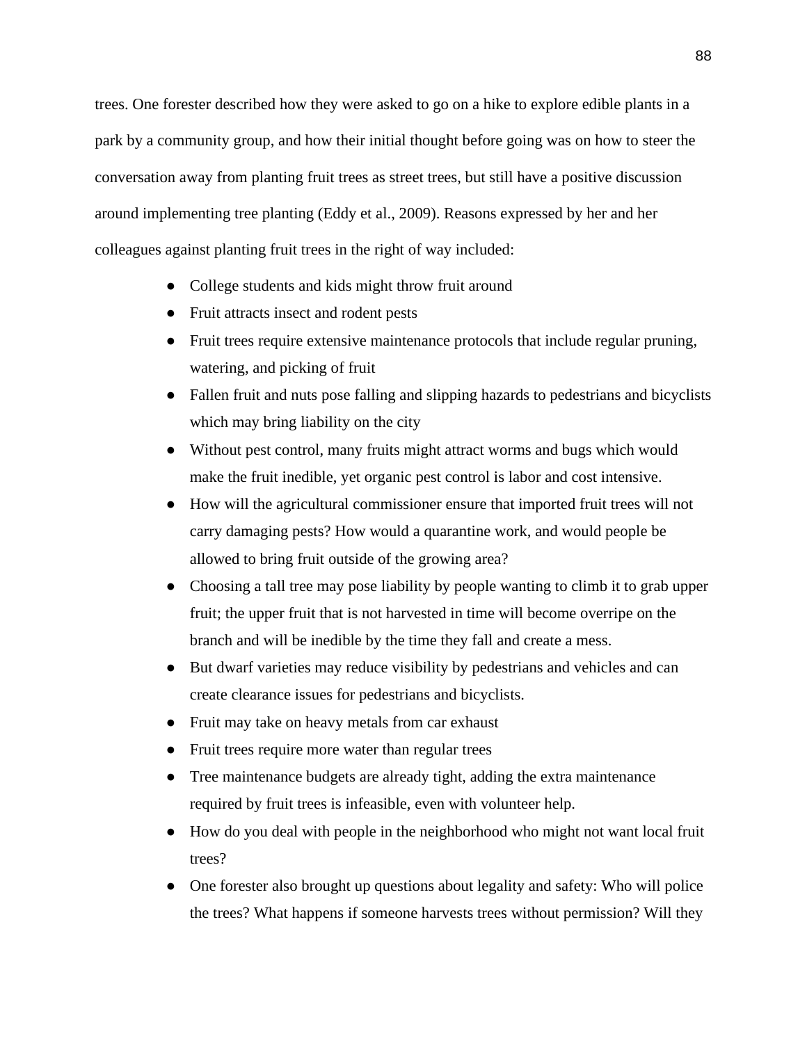trees. One forester described how they were asked to go on a hike to explore edible plants in a park by a community group, and how their initial thought before going was on how to steer the conversation away from planting fruit trees as street trees, but still have a positive discussion around implementing tree planting (Eddy et al., 2009). Reasons expressed by her and her colleagues against planting fruit trees in the right of way included:

- College students and kids might throw fruit around
- Fruit attracts insect and rodent pests
- Fruit trees require extensive maintenance protocols that include regular pruning, watering, and picking of fruit
- Fallen fruit and nuts pose falling and slipping hazards to pedestrians and bicyclists which may bring liability on the city
- Without pest control, many fruits might attract worms and bugs which would make the fruit inedible, yet organic pest control is labor and cost intensive.
- How will the agricultural commissioner ensure that imported fruit trees will not carry damaging pests? How would a quarantine work, and would people be allowed to bring fruit outside of the growing area?
- Choosing a tall tree may pose liability by people wanting to climb it to grab upper fruit; the upper fruit that is not harvested in time will become overripe on the branch and will be inedible by the time they fall and create a mess.
- But dwarf varieties may reduce visibility by pedestrians and vehicles and can create clearance issues for pedestrians and bicyclists.
- Fruit may take on heavy metals from car exhaust
- Fruit trees require more water than regular trees
- Tree maintenance budgets are already tight, adding the extra maintenance required by fruit trees is infeasible, even with volunteer help.
- How do you deal with people in the neighborhood who might not want local fruit trees?
- One forester also brought up questions about legality and safety: Who will police the trees? What happens if someone harvests trees without permission? Will they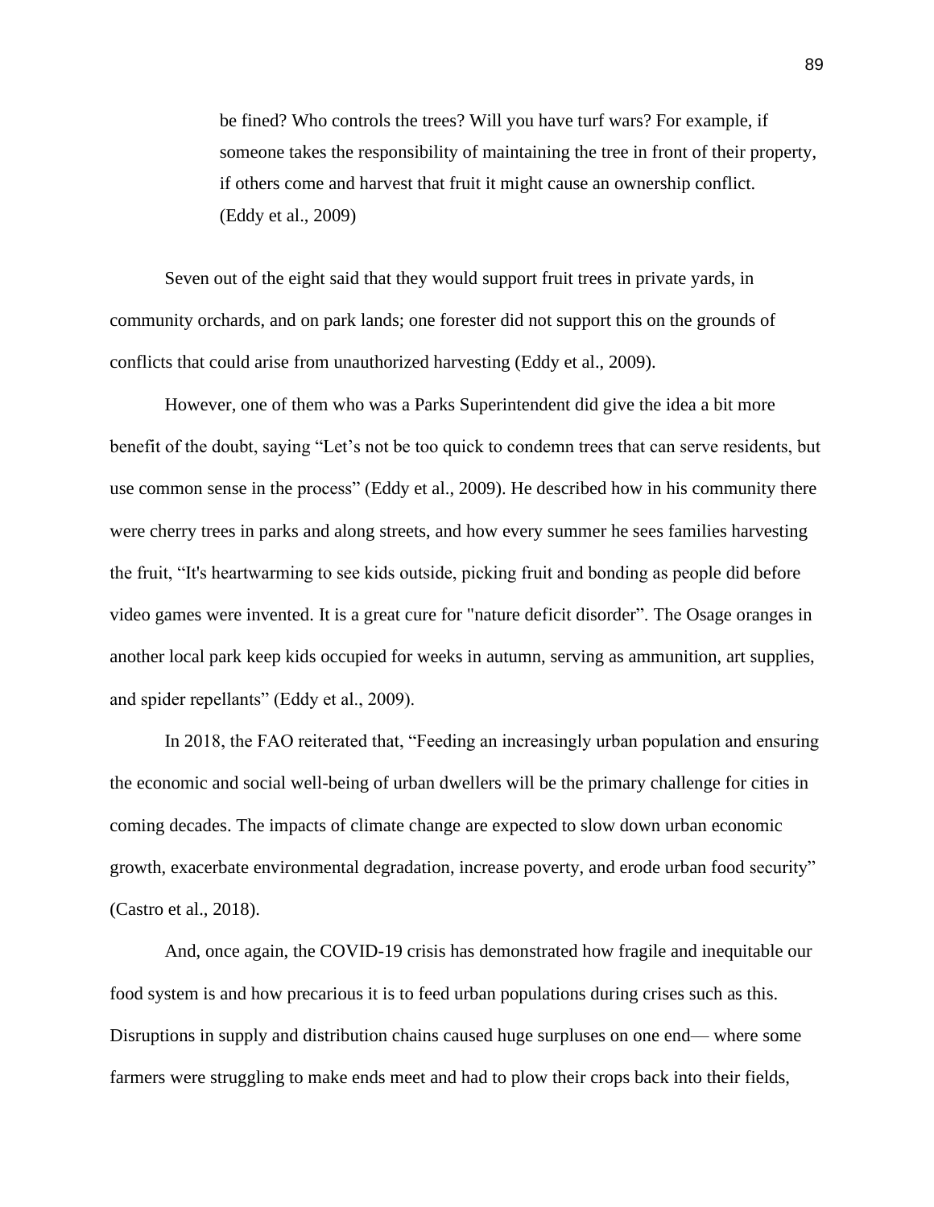> be fined? Who controls the trees? Will you have turf wars? For example, if someone takes the responsibility of maintaining the tree in front of their property, if others come and harvest that fruit it might cause an ownership conflict. (Eddy et al., 2009)

Seven out of the eight said that they would support fruit trees in private yards, in community orchards, and on park lands; one forester did not support this on the grounds of conflicts that could arise from unauthorized harvesting (Eddy et al., 2009).

However, one of them who was a Parks Superintendent did give the idea a bit more benefit of the doubt, saying "Let's not be too quick to condemn trees that can serve residents, but use common sense in the process" (Eddy et al., 2009). He described how in his community there were cherry trees in parks and along streets, and how every summer he sees families harvesting the fruit, "It's heartwarming to see kids outside, picking fruit and bonding as people did before video games were invented. It is a great cure for "nature deficit disorder". The Osage oranges in another local park keep kids occupied for weeks in autumn, serving as ammunition, art supplies, and spider repellants" (Eddy et al., 2009).

In 2018, the FAO reiterated that, "Feeding an increasingly urban population and ensuring the economic and social well-being of urban dwellers will be the primary challenge for cities in coming decades. The impacts of climate change are expected to slow down urban economic growth, exacerbate environmental degradation, increase poverty, and erode urban food security" (Castro et al., 2018).

And, once again, the COVID-19 crisis has demonstrated how fragile and inequitable our food system is and how precarious it is to feed urban populations during crises such as this. Disruptions in supply and distribution chains caused huge surpluses on one end— where some farmers were struggling to make ends meet and had to plow their crops back into their fields,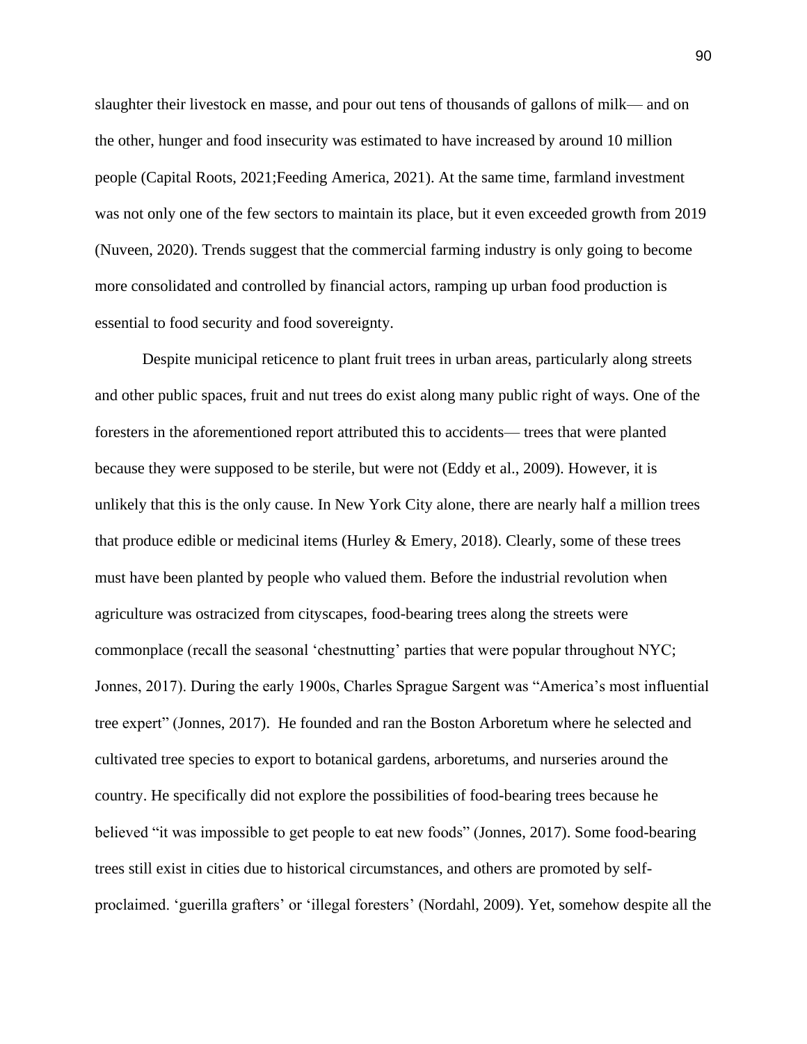slaughter their livestock en masse, and pour out tens of thousands of gallons of milk— and on the other, hunger and food insecurity was estimated to have increased by around 10 million people (Capital Roots, 2021;Feeding America, 2021). At the same time, farmland investment was not only one of the few sectors to maintain its place, but it even exceeded growth from 2019 (Nuveen, 2020). Trends suggest that the commercial farming industry is only going to become more consolidated and controlled by financial actors, ramping up urban food production is essential to food security and food sovereignty.

Despite municipal reticence to plant fruit trees in urban areas, particularly along streets and other public spaces, fruit and nut trees do exist along many public right of ways. One of the foresters in the aforementioned report attributed this to accidents— trees that were planted because they were supposed to be sterile, but were not (Eddy et al., 2009). However, it is unlikely that this is the only cause. In New York City alone, there are nearly half a million trees that produce edible or medicinal items (Hurley & Emery, 2018). Clearly, some of these trees must have been planted by people who valued them. Before the industrial revolution when agriculture was ostracized from cityscapes, food-bearing trees along the streets were commonplace (recall the seasonal 'chestnutting' parties that were popular throughout NYC; Jonnes, 2017). During the early 1900s, Charles Sprague Sargent was "America's most influential tree expert" (Jonnes, 2017). He founded and ran the Boston Arboretum where he selected and cultivated tree species to export to botanical gardens, arboretums, and nurseries around the country. He specifically did not explore the possibilities of food-bearing trees because he believed "it was impossible to get people to eat new foods" (Jonnes, 2017). Some food-bearing trees still exist in cities due to historical circumstances, and others are promoted by self-proclaimed. 'guerilla grafters' or 'illegal foresters' (Nordahl, 2009). Yet, somehow despite all the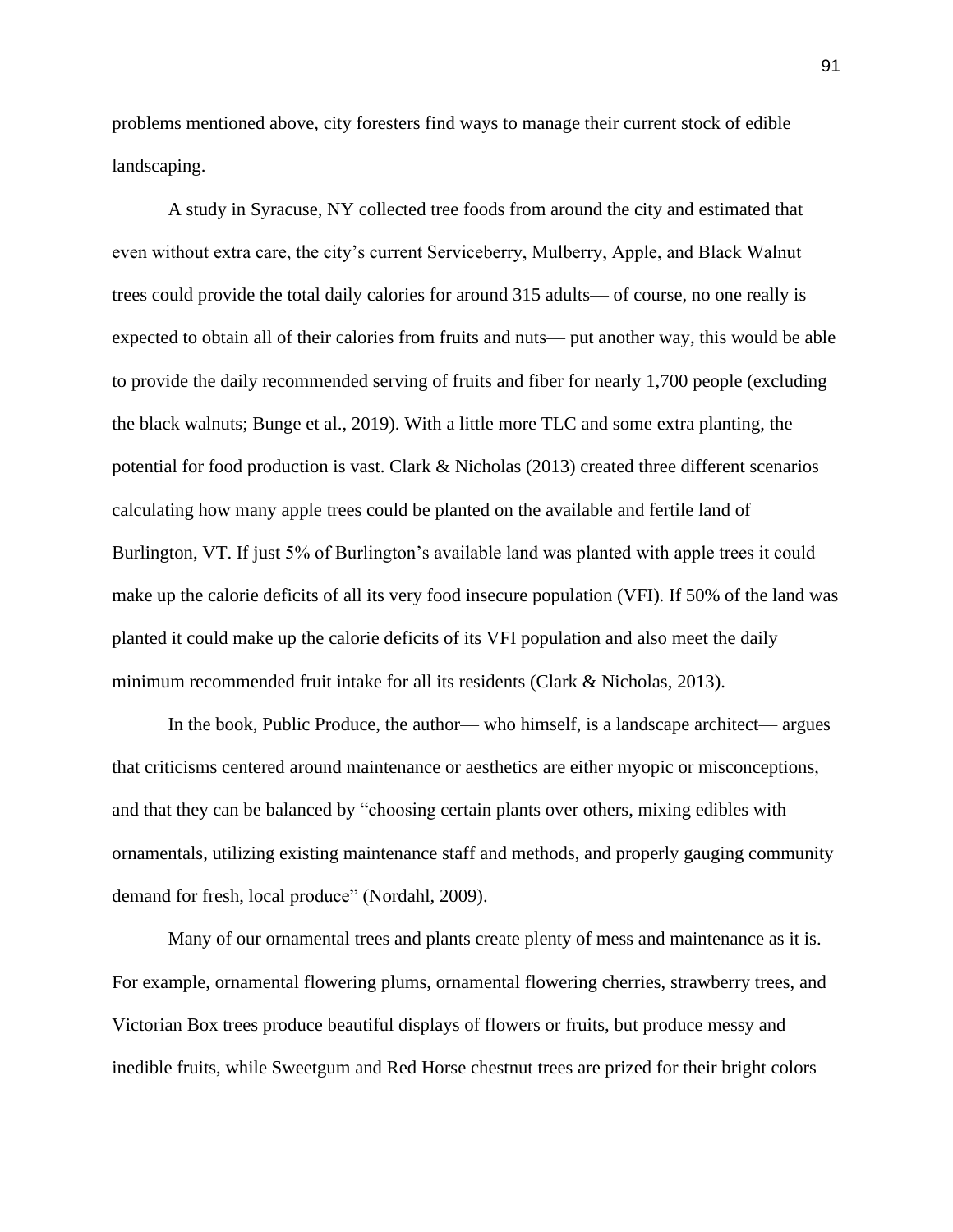problems mentioned above, city foresters find ways to manage their current stock of edible landscaping.

A study in Syracuse, NY collected tree foods from around the city and estimated that even without extra care, the city's current Serviceberry, Mulberry, Apple, and Black Walnut trees could provide the total daily calories for around 315 adults— of course, no one really is expected to obtain all of their calories from fruits and nuts— put another way, this would be able to provide the daily recommended serving of fruits and fiber for nearly 1,700 people (excluding the black walnuts; Bunge et al., 2019). With a little more TLC and some extra planting, the potential for food production is vast. Clark & Nicholas (2013) created three different scenarios calculating how many apple trees could be planted on the available and fertile land of Burlington, VT. If just 5% of Burlington's available land was planted with apple trees it could make up the calorie deficits of all its very food insecure population (VFI). If 50% of the land was planted it could make up the calorie deficits of its VFI population and also meet the daily minimum recommended fruit intake for all its residents (Clark & Nicholas, 2013).

In the book, Public Produce, the author— who himself, is a landscape architect— argues that criticisms centered around maintenance or aesthetics are either myopic or misconceptions, and that they can be balanced by "choosing certain plants over others, mixing edibles with ornamentals, utilizing existing maintenance staff and methods, and properly gauging community demand for fresh, local produce" (Nordahl, 2009).

Many of our ornamental trees and plants create plenty of mess and maintenance as it is. For example, ornamental flowering plums, ornamental flowering cherries, strawberry trees, and Victorian Box trees produce beautiful displays of flowers or fruits, but produce messy and inedible fruits, while Sweetgum and Red Horse chestnut trees are prized for their bright colors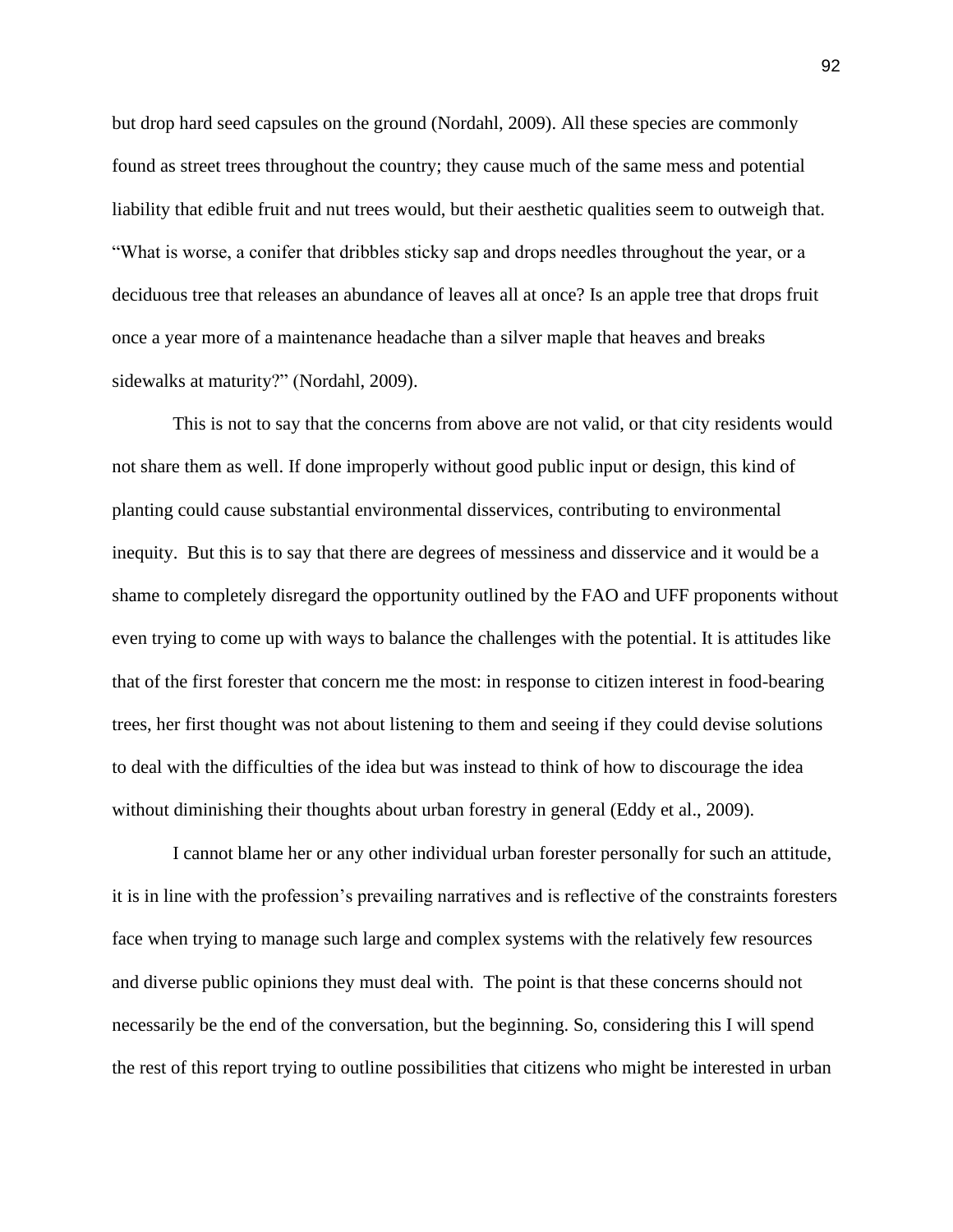but drop hard seed capsules on the ground (Nordahl, 2009). All these species are commonly found as street trees throughout the country; they cause much of the same mess and potential liability that edible fruit and nut trees would, but their aesthetic qualities seem to outweigh that. "What is worse, a conifer that dribbles sticky sap and drops needles throughout the year, or a deciduous tree that releases an abundance of leaves all at once? Is an apple tree that drops fruit once a year more of a maintenance headache than a silver maple that heaves and breaks sidewalks at maturity?" (Nordahl, 2009).

This is not to say that the concerns from above are not valid, or that city residents would not share them as well. If done improperly without good public input or design, this kind of planting could cause substantial environmental disservices, contributing to environmental inequity. But this is to say that there are degrees of messiness and disservice and it would be a shame to completely disregard the opportunity outlined by the FAO and UFF proponents without even trying to come up with ways to balance the challenges with the potential. It is attitudes like that of the first forester that concern me the most: in response to citizen interest in food-bearing trees, her first thought was not about listening to them and seeing if they could devise solutions to deal with the difficulties of the idea but was instead to think of how to discourage the idea without diminishing their thoughts about urban forestry in general (Eddy et al., 2009).

I cannot blame her or any other individual urban forester personally for such an attitude, it is in line with the profession's prevailing narratives and is reflective of the constraints foresters face when trying to manage such large and complex systems with the relatively few resources and diverse public opinions they must deal with. The point is that these concerns should not necessarily be the end of the conversation, but the beginning. So, considering this I will spend the rest of this report trying to outline possibilities that citizens who might be interested in urban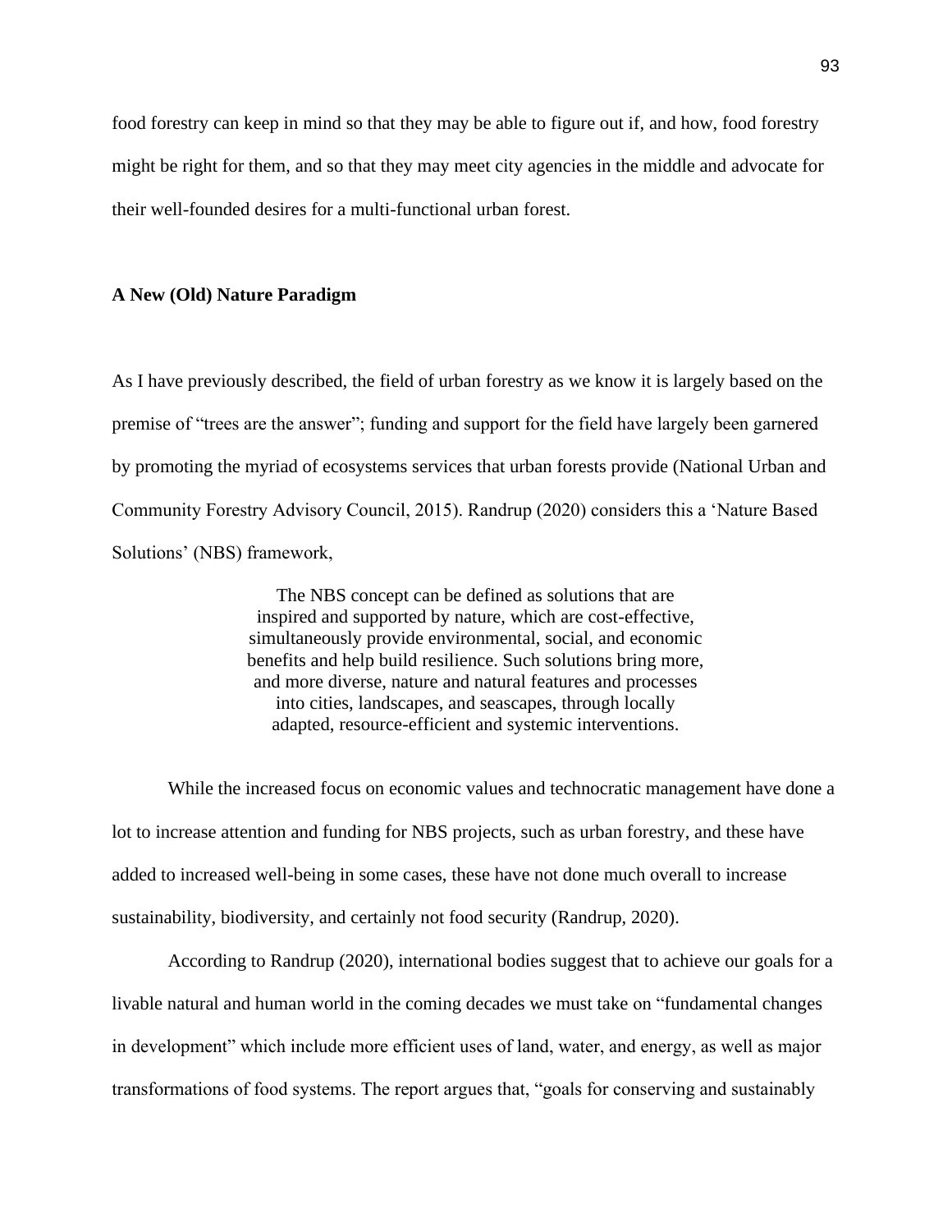food forestry can keep in mind so that they may be able to figure out if, and how, food forestry might be right for them, and so that they may meet city agencies in the middle and advocate for their well-founded desires for a multi-functional urban forest.

**A New (Old) Nature Paradigm**

As I have previously described, the field of urban forestry as we know it is largely based on the premise of "trees are the answer"; funding and support for the field have largely been garnered by promoting the myriad of ecosystems services that urban forests provide (National Urban and Community Forestry Advisory Council, 2015). Randrup (2020) considers this a 'Nature Based Solutions' (NBS) framework,

> The NBS concept can be defined as solutions that are inspired and supported by nature, which are cost-effective, simultaneously provide environmental, social, and economic benefits and help build resilience. Such solutions bring more, and more diverse, nature and natural features and processes into cities, landscapes, and seascapes, through locally adapted, resource-efficient and systemic interventions.

While the increased focus on economic values and technocratic management have done a lot to increase attention and funding for NBS projects, such as urban forestry, and these have added to increased well-being in some cases, these have not done much overall to increase sustainability, biodiversity, and certainly not food security (Randrup, 2020).

According to Randrup (2020), international bodies suggest that to achieve our goals for a livable natural and human world in the coming decades we must take on "fundamental changes in development" which include more efficient uses of land, water, and energy, as well as major transformations of food systems. The report argues that, "goals for conserving and sustainably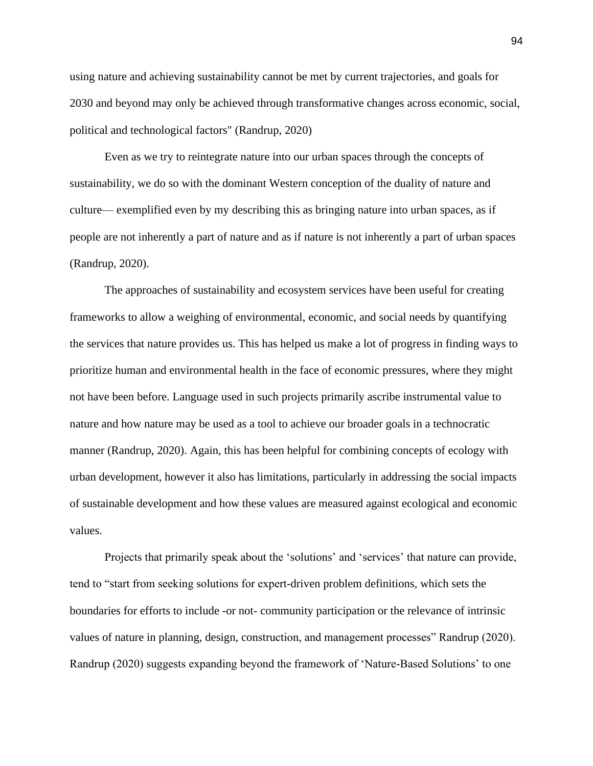using nature and achieving sustainability cannot be met by current trajectories, and goals for 2030 and beyond may only be achieved through transformative changes across economic, social, political and technological factors" (Randrup, 2020)

Even as we try to reintegrate nature into our urban spaces through the concepts of sustainability, we do so with the dominant Western conception of the duality of nature and culture— exemplified even by my describing this as bringing nature into urban spaces, as if people are not inherently a part of nature and as if nature is not inherently a part of urban spaces (Randrup, 2020).

The approaches of sustainability and ecosystem services have been useful for creating frameworks to allow a weighing of environmental, economic, and social needs by quantifying the services that nature provides us. This has helped us make a lot of progress in finding ways to prioritize human and environmental health in the face of economic pressures, where they might not have been before. Language used in such projects primarily ascribe instrumental value to nature and how nature may be used as a tool to achieve our broader goals in a technocratic manner (Randrup, 2020). Again, this has been helpful for combining concepts of ecology with urban development, however it also has limitations, particularly in addressing the social impacts of sustainable development and how these values are measured against ecological and economic values.

Projects that primarily speak about the 'solutions' and 'services' that nature can provide, tend to "start from seeking solutions for expert-driven problem definitions, which sets the boundaries for efforts to include -or not- community participation or the relevance of intrinsic values of nature in planning, design, construction, and management processes" Randrup (2020). Randrup (2020) suggests expanding beyond the framework of 'Nature-Based Solutions' to one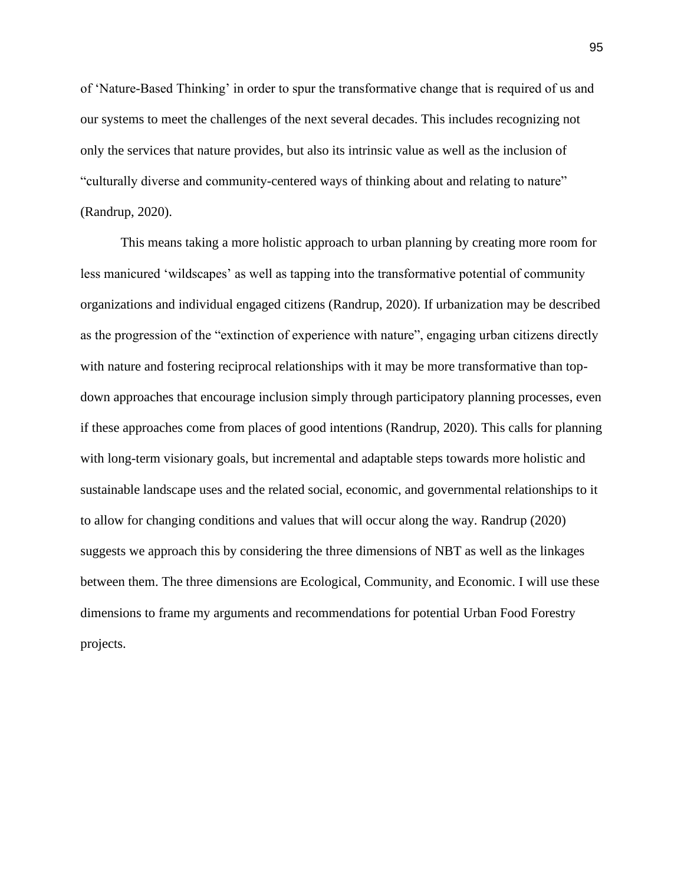of 'Nature-Based Thinking' in order to spur the transformative change that is required of us and our systems to meet the challenges of the next several decades. This includes recognizing not only the services that nature provides, but also its intrinsic value as well as the inclusion of "culturally diverse and community-centered ways of thinking about and relating to nature" (Randrup, 2020).

This means taking a more holistic approach to urban planning by creating more room for less manicured 'wildscapes' as well as tapping into the transformative potential of community organizations and individual engaged citizens (Randrup, 2020). If urbanization may be described as the progression of the "extinction of experience with nature", engaging urban citizens directly with nature and fostering reciprocal relationships with it may be more transformative than top-down approaches that encourage inclusion simply through participatory planning processes, even if these approaches come from places of good intentions (Randrup, 2020). This calls for planning with long-term visionary goals, but incremental and adaptable steps towards more holistic and sustainable landscape uses and the related social, economic, and governmental relationships to it to allow for changing conditions and values that will occur along the way. Randrup (2020) suggests we approach this by considering the three dimensions of NBT as well as the linkages between them. The three dimensions are Ecological, Community, and Economic. I will use these dimensions to frame my arguments and recommendations for potential Urban Food Forestry projects.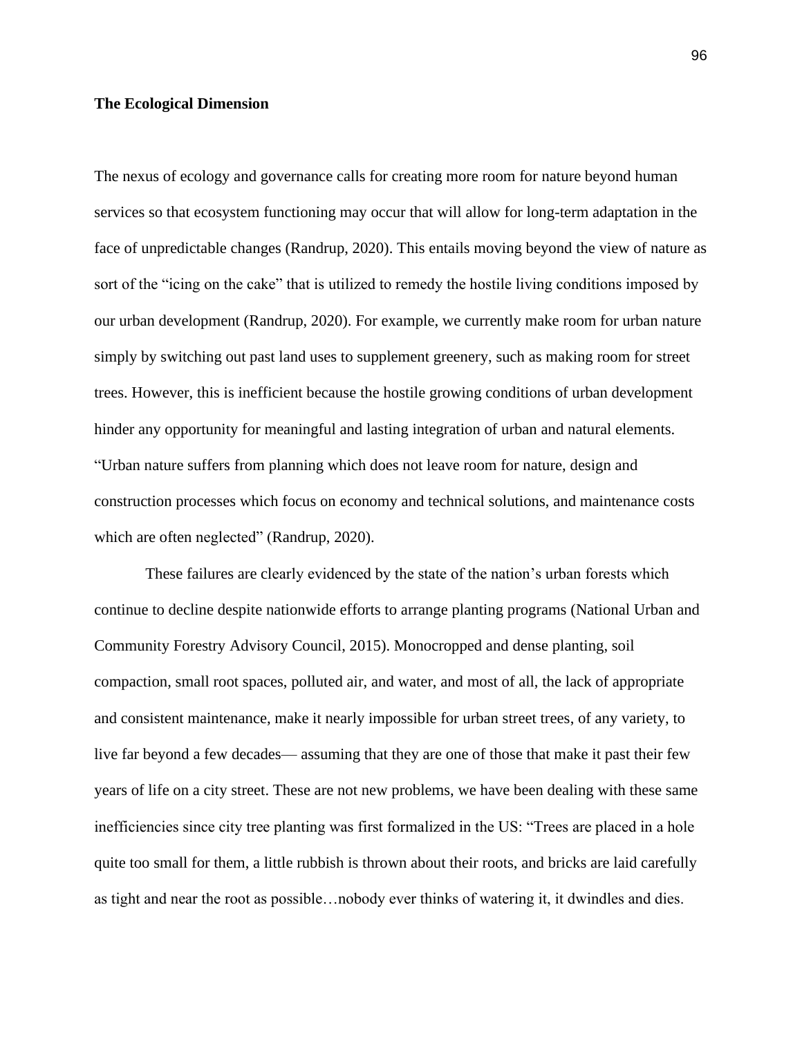**The Ecological Dimension**

The nexus of ecology and governance calls for creating more room for nature beyond human services so that ecosystem functioning may occur that will allow for long-term adaptation in the face of unpredictable changes (Randrup, 2020). This entails moving beyond the view of nature as sort of the "icing on the cake" that is utilized to remedy the hostile living conditions imposed by our urban development (Randrup, 2020). For example, we currently make room for urban nature simply by switching out past land uses to supplement greenery, such as making room for street trees. However, this is inefficient because the hostile growing conditions of urban development hinder any opportunity for meaningful and lasting integration of urban and natural elements. "Urban nature suffers from planning which does not leave room for nature, design and construction processes which focus on economy and technical solutions, and maintenance costs which are often neglected" (Randrup, 2020).

These failures are clearly evidenced by the state of the nation's urban forests which continue to decline despite nationwide efforts to arrange planting programs (National Urban and Community Forestry Advisory Council, 2015). Monocropped and dense planting, soil compaction, small root spaces, polluted air, and water, and most of all, the lack of appropriate and consistent maintenance, make it nearly impossible for urban street trees, of any variety, to live far beyond a few decades— assuming that they are one of those that make it past their few years of life on a city street. These are not new problems, we have been dealing with these same inefficiencies since city tree planting was first formalized in the US: "Trees are placed in a hole quite too small for them, a little rubbish is thrown about their roots, and bricks are laid carefully as tight and near the root as possible…nobody ever thinks of watering it, it dwindles and dies.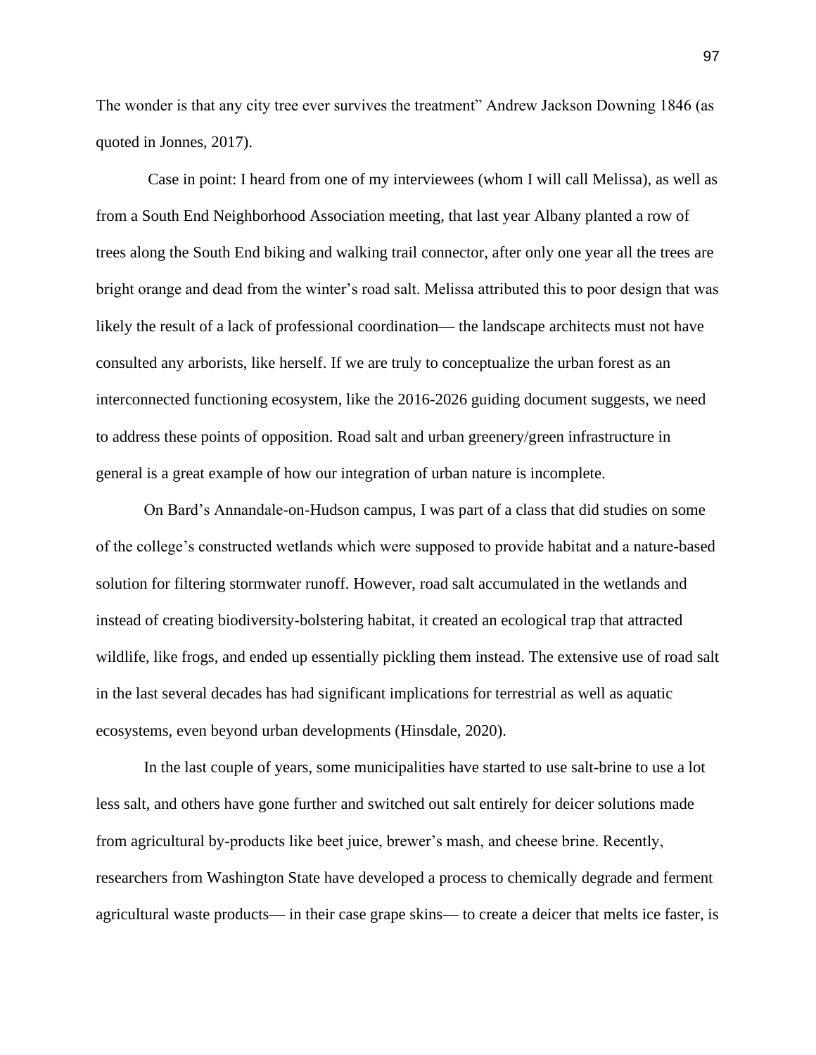The wonder is that any city tree ever survives the treatment" Andrew Jackson Downing 1846 (as quoted in Jonnes, 2017).

Case in point: I heard from one of my interviewees (whom I will call Melissa), as well as from a South End Neighborhood Association meeting, that last year Albany planted a row of trees along the South End biking and walking trail connector, after only one year all the trees are bright orange and dead from the winter's road salt. Melissa attributed this to poor design that was likely the result of a lack of professional coordination— the landscape architects must not have consulted any arborists, like herself. If we are truly to conceptualize the urban forest as an interconnected functioning ecosystem, like the 2016-2026 guiding document suggests, we need to address these points of opposition. Road salt and urban greenery/green infrastructure in general is a great example of how our integration of urban nature is incomplete.

On Bard's Annandale-on-Hudson campus, I was part of a class that did studies on some of the college's constructed wetlands which were supposed to provide habitat and a nature-based solution for filtering stormwater runoff. However, road salt accumulated in the wetlands and instead of creating biodiversity-bolstering habitat, it created an ecological trap that attracted wildlife, like frogs, and ended up essentially pickling them instead. The extensive use of road salt in the last several decades has had significant implications for terrestrial as well as aquatic ecosystems, even beyond urban developments (Hinsdale, 2020).

In the last couple of years, some municipalities have started to use salt-brine to use a lot less salt, and others have gone further and switched out salt entirely for deicer solutions made from agricultural by-products like beet juice, brewer's mash, and cheese brine. Recently, researchers from Washington State have developed a process to chemically degrade and ferment agricultural waste products— in their case grape skins— to create a deicer that melts ice faster, is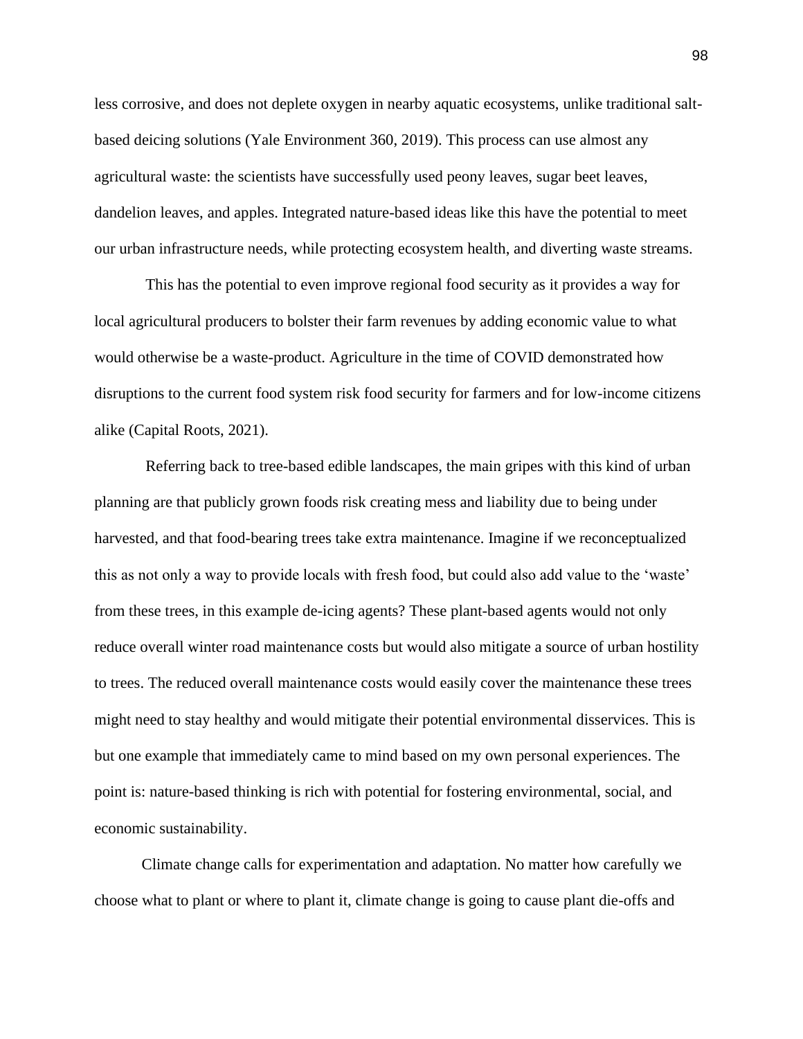less corrosive, and does not deplete oxygen in nearby aquatic ecosystems, unlike traditional salt-based deicing solutions (Yale Environment 360, 2019). This process can use almost any agricultural waste: the scientists have successfully used peony leaves, sugar beet leaves, dandelion leaves, and apples. Integrated nature-based ideas like this have the potential to meet our urban infrastructure needs, while protecting ecosystem health, and diverting waste streams.

This has the potential to even improve regional food security as it provides a way for local agricultural producers to bolster their farm revenues by adding economic value to what would otherwise be a waste-product. Agriculture in the time of COVID demonstrated how disruptions to the current food system risk food security for farmers and for low-income citizens alike (Capital Roots, 2021).

Referring back to tree-based edible landscapes, the main gripes with this kind of urban planning are that publicly grown foods risk creating mess and liability due to being under harvested, and that food-bearing trees take extra maintenance. Imagine if we reconceptualized this as not only a way to provide locals with fresh food, but could also add value to the 'waste' from these trees, in this example de-icing agents? These plant-based agents would not only reduce overall winter road maintenance costs but would also mitigate a source of urban hostility to trees. The reduced overall maintenance costs would easily cover the maintenance these trees might need to stay healthy and would mitigate their potential environmental disservices. This is but one example that immediately came to mind based on my own personal experiences. The point is: nature-based thinking is rich with potential for fostering environmental, social, and economic sustainability.

Climate change calls for experimentation and adaptation. No matter how carefully we choose what to plant or where to plant it, climate change is going to cause plant die-offs and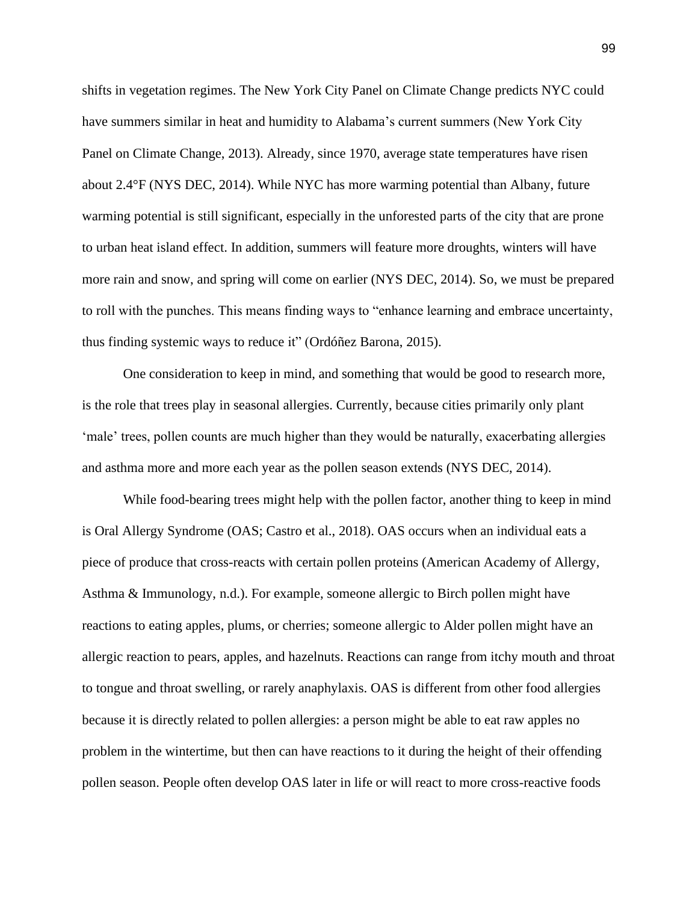shifts in vegetation regimes. The New York City Panel on Climate Change predicts NYC could have summers similar in heat and humidity to Alabama's current summers (New York City Panel on Climate Change, 2013). Already, since 1970, average state temperatures have risen about 2.4°F (NYS DEC, 2014). While NYC has more warming potential than Albany, future warming potential is still significant, especially in the unforested parts of the city that are prone to urban heat island effect. In addition, summers will feature more droughts, winters will have more rain and snow, and spring will come on earlier (NYS DEC, 2014). So, we must be prepared to roll with the punches. This means finding ways to "enhance learning and embrace uncertainty, thus finding systemic ways to reduce it" (Ordóñez Barona, 2015).

One consideration to keep in mind, and something that would be good to research more, is the role that trees play in seasonal allergies. Currently, because cities primarily only plant 'male' trees, pollen counts are much higher than they would be naturally, exacerbating allergies and asthma more and more each year as the pollen season extends (NYS DEC, 2014).

While food-bearing trees might help with the pollen factor, another thing to keep in mind is Oral Allergy Syndrome (OAS; Castro et al., 2018). OAS occurs when an individual eats a piece of produce that cross-reacts with certain pollen proteins (American Academy of Allergy, Asthma & Immunology, n.d.). For example, someone allergic to Birch pollen might have reactions to eating apples, plums, or cherries; someone allergic to Alder pollen might have an allergic reaction to pears, apples, and hazelnuts. Reactions can range from itchy mouth and throat to tongue and throat swelling, or rarely anaphylaxis. OAS is different from other food allergies because it is directly related to pollen allergies: a person might be able to eat raw apples no problem in the wintertime, but then can have reactions to it during the height of their offending pollen season. People often develop OAS later in life or will react to more cross-reactive foods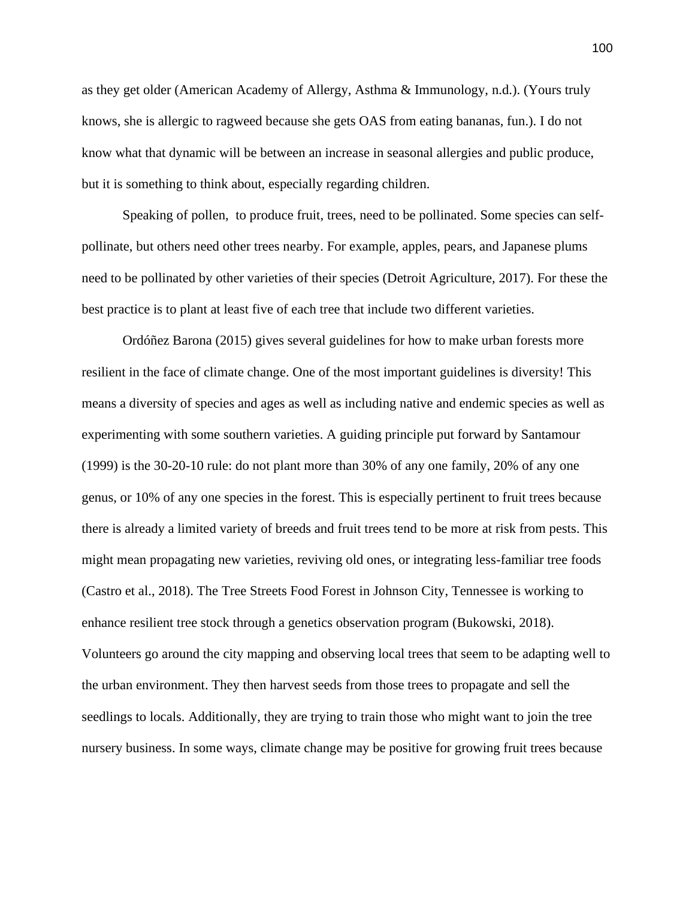as they get older (American Academy of Allergy, Asthma & Immunology, n.d.). (Yours truly knows, she is allergic to ragweed because she gets OAS from eating bananas, fun.). I do not know what that dynamic will be between an increase in seasonal allergies and public produce, but it is something to think about, especially regarding children.

Speaking of pollen,  to produce fruit, trees, need to be pollinated. Some species can self-pollinate, but others need other trees nearby. For example, apples, pears, and Japanese plums need to be pollinated by other varieties of their species (Detroit Agriculture, 2017). For these the best practice is to plant at least five of each tree that include two different varieties.

Ordóñez Barona (2015) gives several guidelines for how to make urban forests more resilient in the face of climate change. One of the most important guidelines is diversity! This means a diversity of species and ages as well as including native and endemic species as well as experimenting with some southern varieties. A guiding principle put forward by Santamour (1999) is the 30-20-10 rule: do not plant more than 30% of any one family, 20% of any one genus, or 10% of any one species in the forest. This is especially pertinent to fruit trees because there is already a limited variety of breeds and fruit trees tend to be more at risk from pests. This might mean propagating new varieties, reviving old ones, or integrating less-familiar tree foods (Castro et al., 2018). The Tree Streets Food Forest in Johnson City, Tennessee is working to enhance resilient tree stock through a genetics observation program (Bukowski, 2018). Volunteers go around the city mapping and observing local trees that seem to be adapting well to the urban environment. They then harvest seeds from those trees to propagate and sell the seedlings to locals. Additionally, they are trying to train those who might want to join the tree nursery business. In some ways, climate change may be positive for growing fruit trees because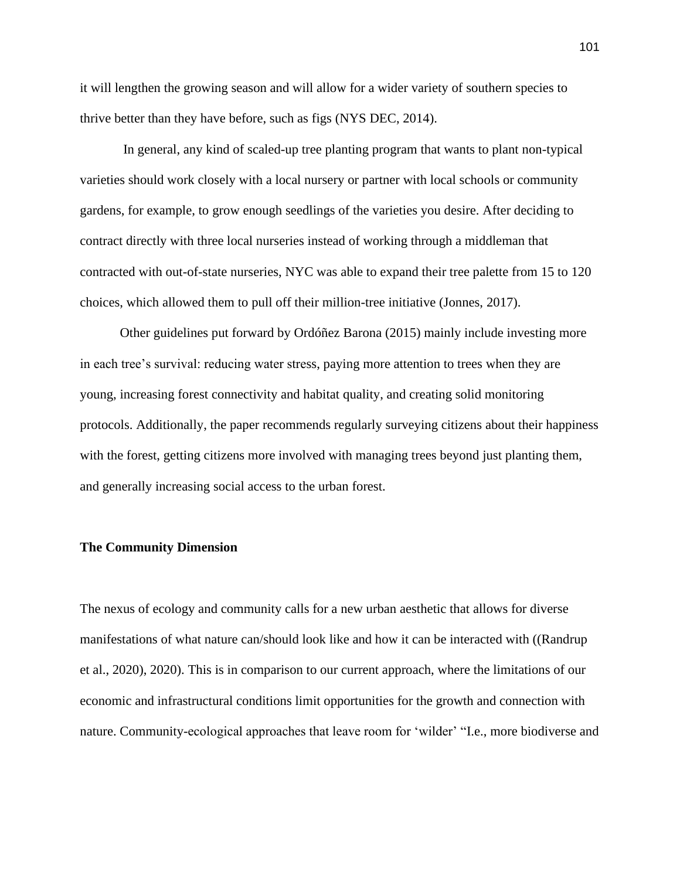it will lengthen the growing season and will allow for a wider variety of southern species to thrive better than they have before, such as figs (NYS DEC, 2014).

In general, any kind of scaled-up tree planting program that wants to plant non-typical varieties should work closely with a local nursery or partner with local schools or community gardens, for example, to grow enough seedlings of the varieties you desire. After deciding to contract directly with three local nurseries instead of working through a middleman that contracted with out-of-state nurseries, NYC was able to expand their tree palette from 15 to 120 choices, which allowed them to pull off their million-tree initiative (Jonnes, 2017).

Other guidelines put forward by Ordóñez Barona (2015) mainly include investing more in each tree's survival: reducing water stress, paying more attention to trees when they are young, increasing forest connectivity and habitat quality, and creating solid monitoring protocols. Additionally, the paper recommends regularly surveying citizens about their happiness with the forest, getting citizens more involved with managing trees beyond just planting them, and generally increasing social access to the urban forest.

**The Community Dimension**

The nexus of ecology and community calls for a new urban aesthetic that allows for diverse manifestations of what nature can/should look like and how it can be interacted with ((Randrup et al., 2020), 2020). This is in comparison to our current approach, where the limitations of our economic and infrastructural conditions limit opportunities for the growth and connection with nature. Community-ecological approaches that leave room for 'wilder' "I.e., more biodiverse and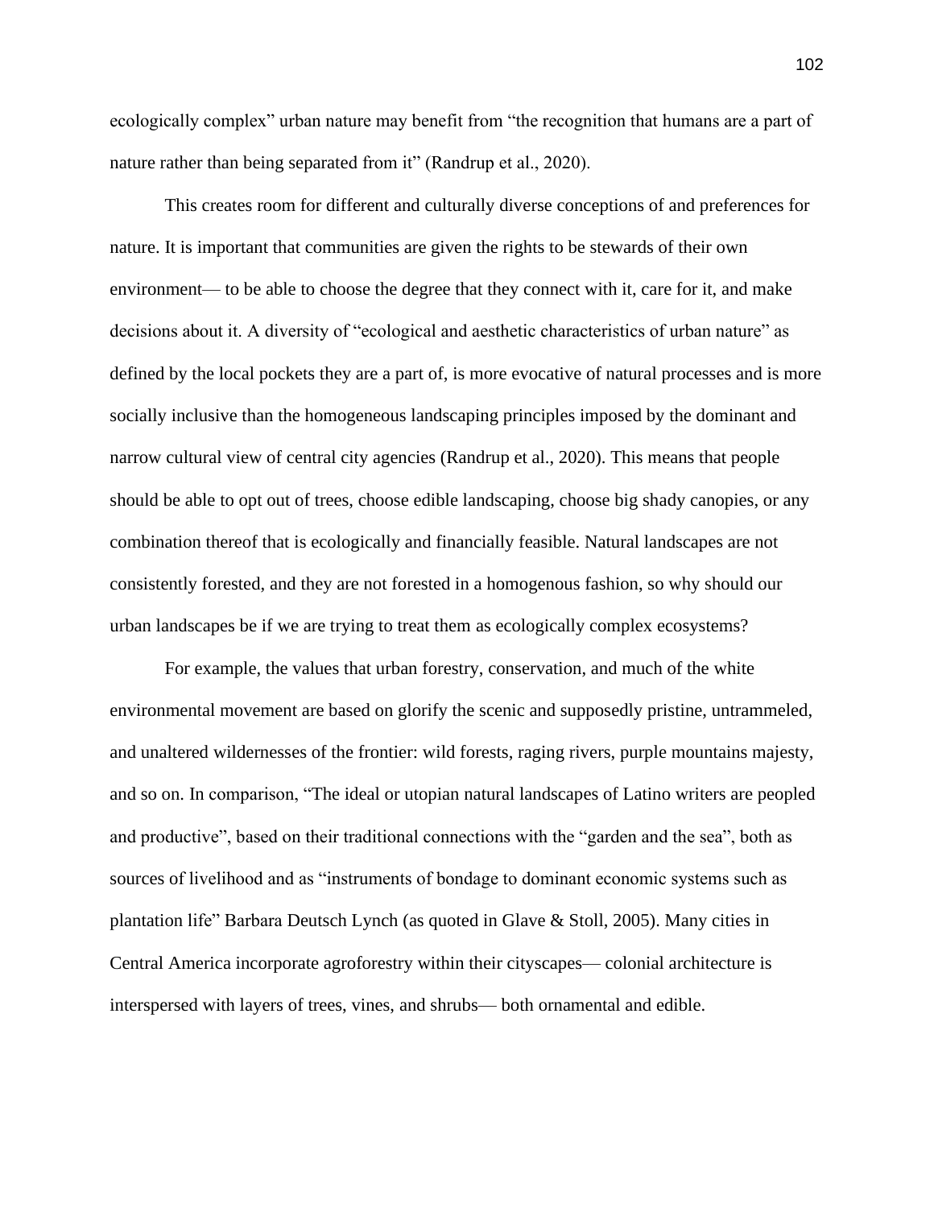ecologically complex" urban nature may benefit from "the recognition that humans are a part of nature rather than being separated from it" (Randrup et al., 2020).

This creates room for different and culturally diverse conceptions of and preferences for nature. It is important that communities are given the rights to be stewards of their own environment— to be able to choose the degree that they connect with it, care for it, and make decisions about it. A diversity of "ecological and aesthetic characteristics of urban nature" as defined by the local pockets they are a part of, is more evocative of natural processes and is more socially inclusive than the homogeneous landscaping principles imposed by the dominant and narrow cultural view of central city agencies (Randrup et al., 2020). This means that people should be able to opt out of trees, choose edible landscaping, choose big shady canopies, or any combination thereof that is ecologically and financially feasible. Natural landscapes are not consistently forested, and they are not forested in a homogenous fashion, so why should our urban landscapes be if we are trying to treat them as ecologically complex ecosystems?

For example, the values that urban forestry, conservation, and much of the white environmental movement are based on glorify the scenic and supposedly pristine, untrammeled, and unaltered wildernesses of the frontier: wild forests, raging rivers, purple mountains majesty, and so on. In comparison, "The ideal or utopian natural landscapes of Latino writers are peopled and productive", based on their traditional connections with the "garden and the sea", both as sources of livelihood and as "instruments of bondage to dominant economic systems such as plantation life" Barbara Deutsch Lynch (as quoted in Glave & Stoll, 2005). Many cities in Central America incorporate agroforestry within their cityscapes— colonial architecture is interspersed with layers of trees, vines, and shrubs— both ornamental and edible.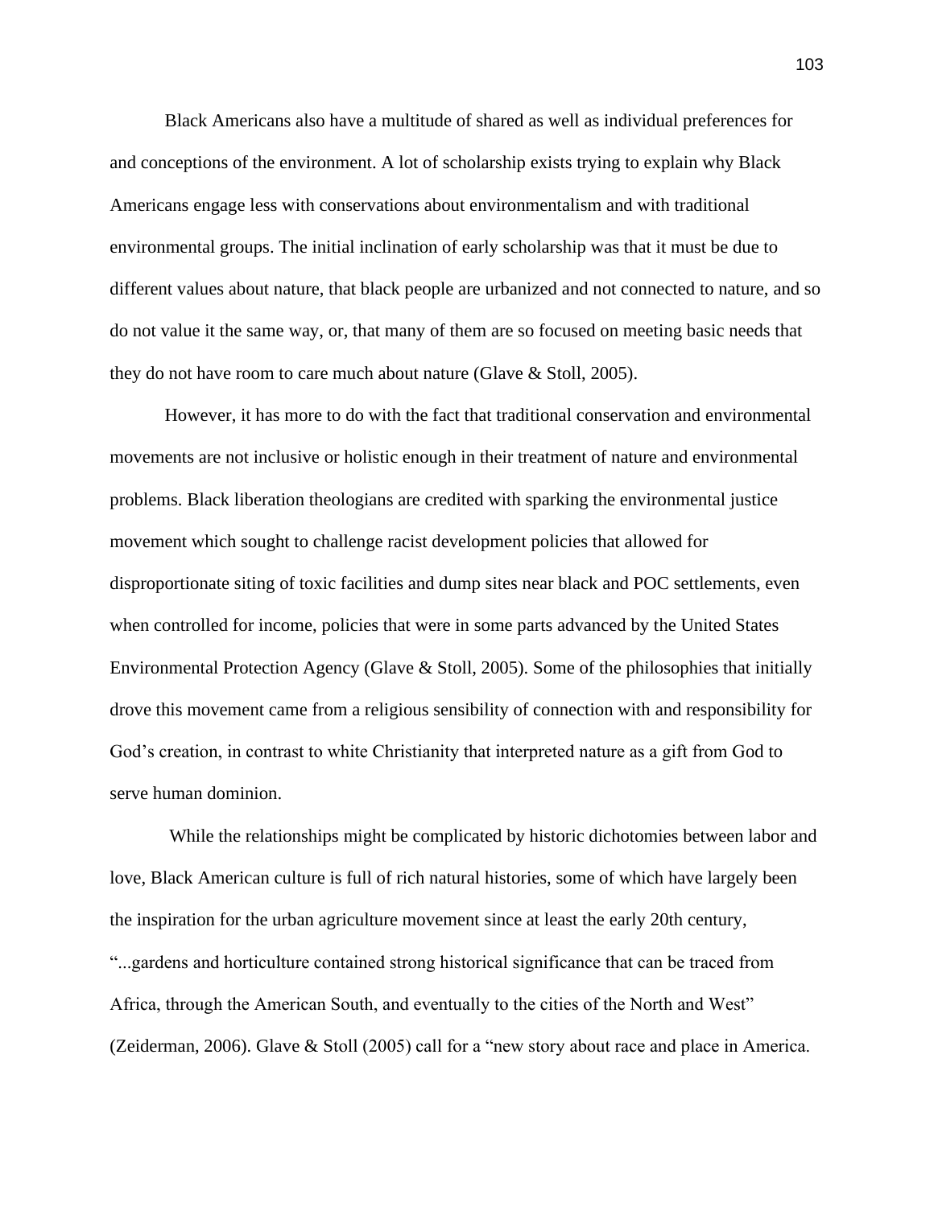Black Americans also have a multitude of shared as well as individual preferences for and conceptions of the environment. A lot of scholarship exists trying to explain why Black Americans engage less with conservations about environmentalism and with traditional environmental groups. The initial inclination of early scholarship was that it must be due to different values about nature, that black people are urbanized and not connected to nature, and so do not value it the same way, or, that many of them are so focused on meeting basic needs that they do not have room to care much about nature (Glave & Stoll, 2005).

However, it has more to do with the fact that traditional conservation and environmental movements are not inclusive or holistic enough in their treatment of nature and environmental problems. Black liberation theologians are credited with sparking the environmental justice movement which sought to challenge racist development policies that allowed for disproportionate siting of toxic facilities and dump sites near black and POC settlements, even when controlled for income, policies that were in some parts advanced by the United States Environmental Protection Agency (Glave & Stoll, 2005). Some of the philosophies that initially drove this movement came from a religious sensibility of connection with and responsibility for God's creation, in contrast to white Christianity that interpreted nature as a gift from God to serve human dominion.

While the relationships might be complicated by historic dichotomies between labor and love, Black American culture is full of rich natural histories, some of which have largely been the inspiration for the urban agriculture movement since at least the early 20th century, "...gardens and horticulture contained strong historical significance that can be traced from Africa, through the American South, and eventually to the cities of the North and West" (Zeiderman, 2006). Glave & Stoll (2005) call for a "new story about race and place in America.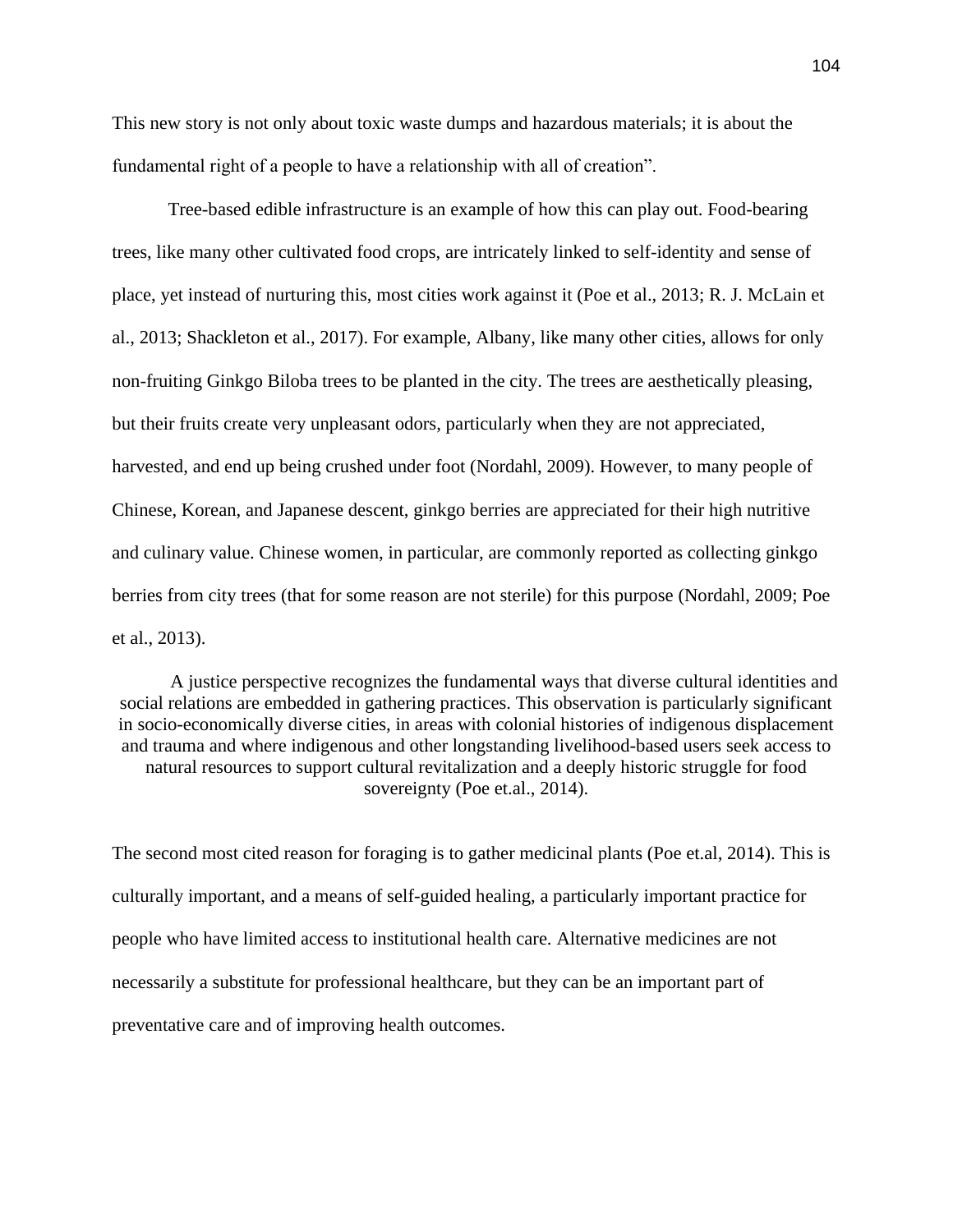This new story is not only about toxic waste dumps and hazardous materials; it is about the fundamental right of a people to have a relationship with all of creation".

Tree-based edible infrastructure is an example of how this can play out. Food-bearing trees, like many other cultivated food crops, are intricately linked to self-identity and sense of place, yet instead of nurturing this, most cities work against it (Poe et al., 2013; R. J. McLain et al., 2013; Shackleton et al., 2017). For example, Albany, like many other cities, allows for only non-fruiting Ginkgo Biloba trees to be planted in the city. The trees are aesthetically pleasing, but their fruits create very unpleasant odors, particularly when they are not appreciated, harvested, and end up being crushed under foot (Nordahl, 2009). However, to many people of Chinese, Korean, and Japanese descent, ginkgo berries are appreciated for their high nutritive and culinary value. Chinese women, in particular, are commonly reported as collecting ginkgo berries from city trees (that for some reason are not sterile) for this purpose (Nordahl, 2009; Poe et al., 2013).

> A justice perspective recognizes the fundamental ways that diverse cultural identities and social relations are embedded in gathering practices. This observation is particularly significant in socio-economically diverse cities, in areas with colonial histories of indigenous displacement and trauma and where indigenous and other longstanding livelihood-based users seek access to natural resources to support cultural revitalization and a deeply historic struggle for food sovereignty (Poe et.al., 2014).

The second most cited reason for foraging is to gather medicinal plants (Poe et.al, 2014). This is culturally important, and a means of self-guided healing, a particularly important practice for people who have limited access to institutional health care. Alternative medicines are not necessarily a substitute for professional healthcare, but they can be an important part of preventative care and of improving health outcomes.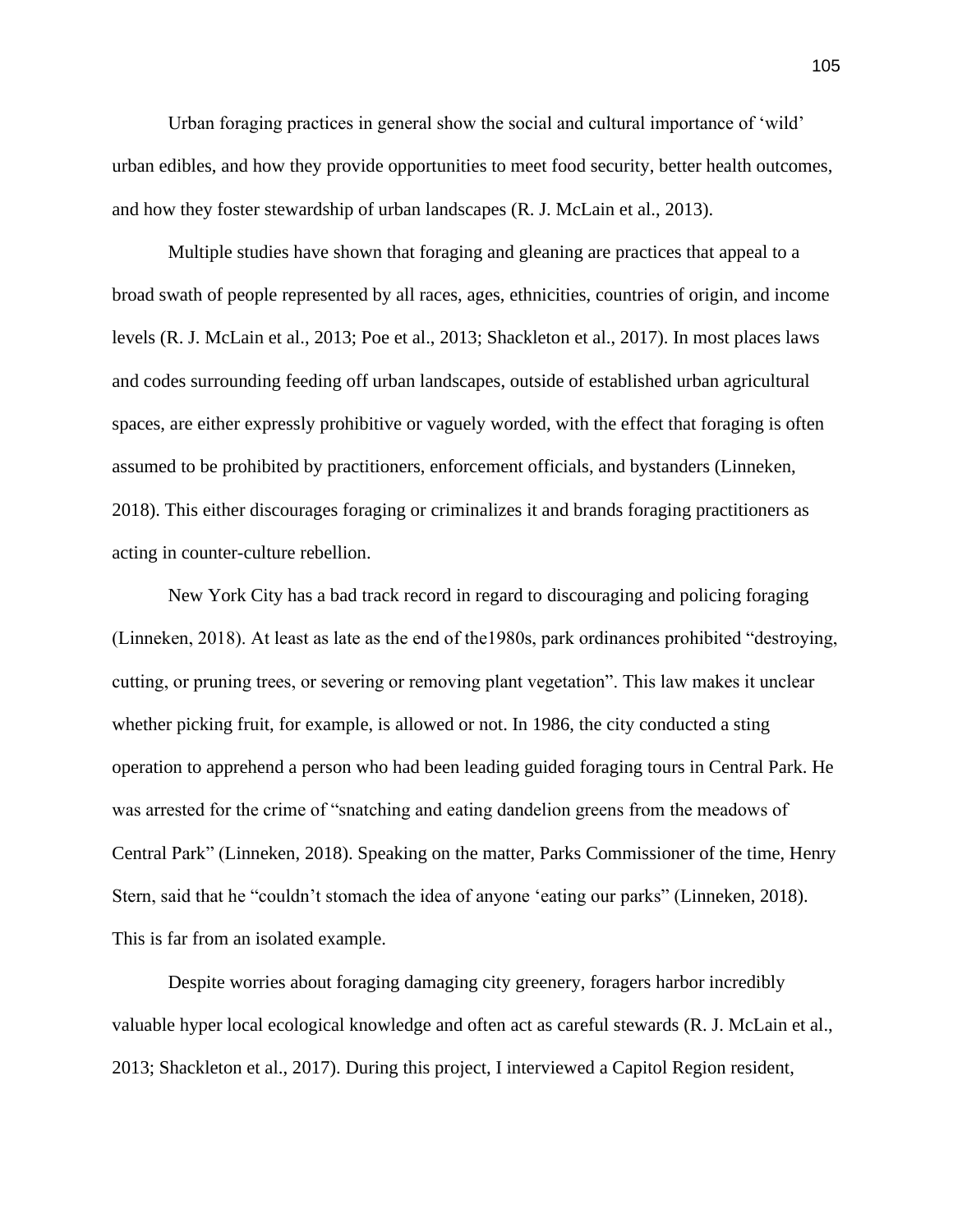Urban foraging practices in general show the social and cultural importance of 'wild' urban edibles, and how they provide opportunities to meet food security, better health outcomes, and how they foster stewardship of urban landscapes (R. J. McLain et al., 2013).

Multiple studies have shown that foraging and gleaning are practices that appeal to a broad swath of people represented by all races, ages, ethnicities, countries of origin, and income levels (R. J. McLain et al., 2013; Poe et al., 2013; Shackleton et al., 2017). In most places laws and codes surrounding feeding off urban landscapes, outside of established urban agricultural spaces, are either expressly prohibitive or vaguely worded, with the effect that foraging is often assumed to be prohibited by practitioners, enforcement officials, and bystanders (Linneken, 2018). This either discourages foraging or criminalizes it and brands foraging practitioners as acting in counter-culture rebellion.

New York City has a bad track record in regard to discouraging and policing foraging (Linneken, 2018). At least as late as the end of the1980s, park ordinances prohibited "destroying, cutting, or pruning trees, or severing or removing plant vegetation". This law makes it unclear whether picking fruit, for example, is allowed or not. In 1986, the city conducted a sting operation to apprehend a person who had been leading guided foraging tours in Central Park. He was arrested for the crime of "snatching and eating dandelion greens from the meadows of Central Park" (Linneken, 2018). Speaking on the matter, Parks Commissioner of the time, Henry Stern, said that he "couldn't stomach the idea of anyone 'eating our parks" (Linneken, 2018). This is far from an isolated example.

Despite worries about foraging damaging city greenery, foragers harbor incredibly valuable hyper local ecological knowledge and often act as careful stewards (R. J. McLain et al., 2013; Shackleton et al., 2017). During this project, I interviewed a Capitol Region resident,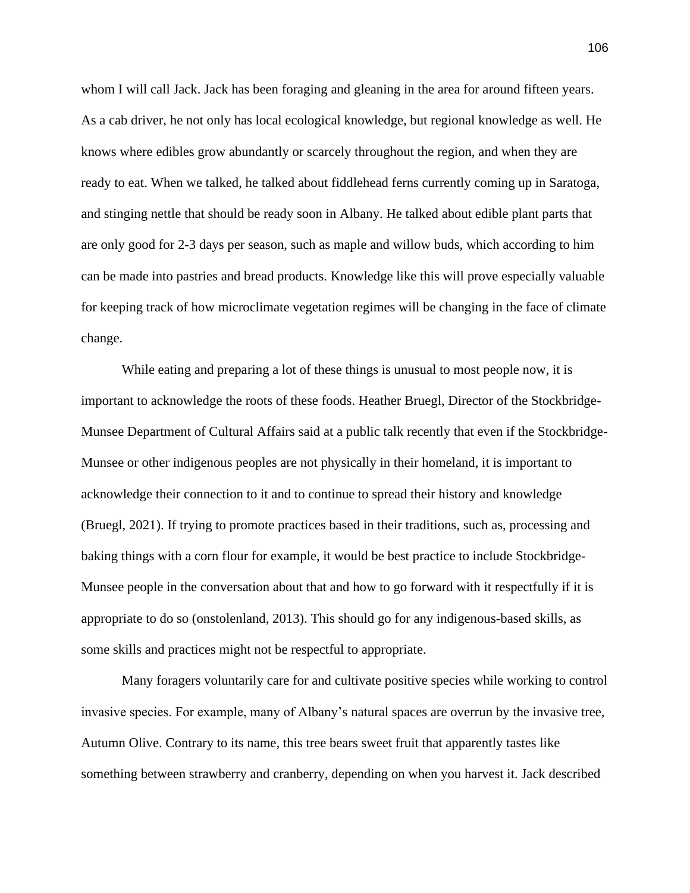whom I will call Jack. Jack has been foraging and gleaning in the area for around fifteen years. As a cab driver, he not only has local ecological knowledge, but regional knowledge as well. He knows where edibles grow abundantly or scarcely throughout the region, and when they are ready to eat. When we talked, he talked about fiddlehead ferns currently coming up in Saratoga, and stinging nettle that should be ready soon in Albany. He talked about edible plant parts that are only good for 2-3 days per season, such as maple and willow buds, which according to him can be made into pastries and bread products. Knowledge like this will prove especially valuable for keeping track of how microclimate vegetation regimes will be changing in the face of climate change.

While eating and preparing a lot of these things is unusual to most people now, it is important to acknowledge the roots of these foods. Heather Bruegl, Director of the Stockbridge-Munsee Department of Cultural Affairs said at a public talk recently that even if the Stockbridge-Munsee or other indigenous peoples are not physically in their homeland, it is important to acknowledge their connection to it and to continue to spread their history and knowledge (Bruegl, 2021). If trying to promote practices based in their traditions, such as, processing and baking things with a corn flour for example, it would be best practice to include Stockbridge-Munsee people in the conversation about that and how to go forward with it respectfully if it is appropriate to do so (onstolenland, 2013). This should go for any indigenous-based skills, as some skills and practices might not be respectful to appropriate.

Many foragers voluntarily care for and cultivate positive species while working to control invasive species. For example, many of Albany's natural spaces are overrun by the invasive tree, Autumn Olive. Contrary to its name, this tree bears sweet fruit that apparently tastes like something between strawberry and cranberry, depending on when you harvest it. Jack described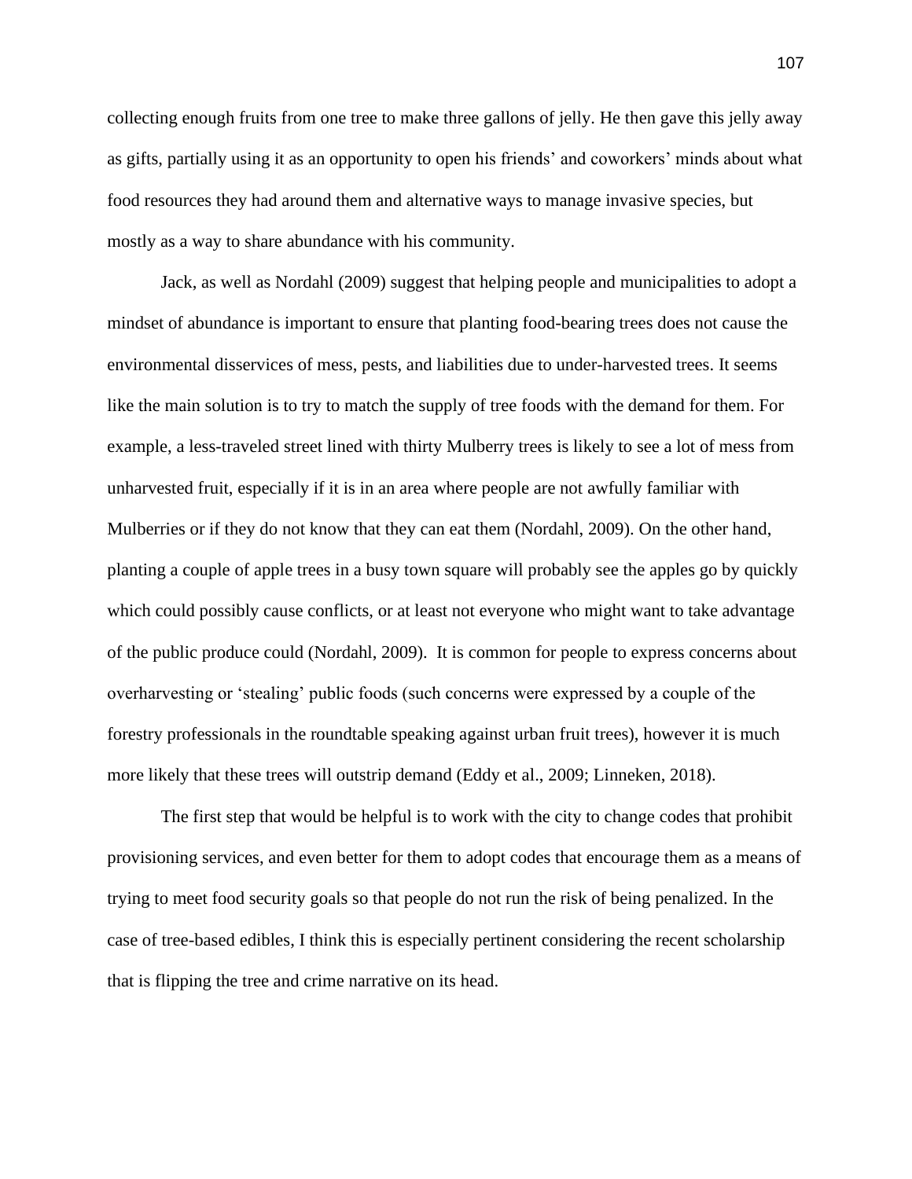collecting enough fruits from one tree to make three gallons of jelly. He then gave this jelly away as gifts, partially using it as an opportunity to open his friends' and coworkers' minds about what food resources they had around them and alternative ways to manage invasive species, but mostly as a way to share abundance with his community.

Jack, as well as Nordahl (2009) suggest that helping people and municipalities to adopt a mindset of abundance is important to ensure that planting food-bearing trees does not cause the environmental disservices of mess, pests, and liabilities due to under-harvested trees. It seems like the main solution is to try to match the supply of tree foods with the demand for them. For example, a less-traveled street lined with thirty Mulberry trees is likely to see a lot of mess from unharvested fruit, especially if it is in an area where people are not awfully familiar with Mulberries or if they do not know that they can eat them (Nordahl, 2009). On the other hand, planting a couple of apple trees in a busy town square will probably see the apples go by quickly which could possibly cause conflicts, or at least not everyone who might want to take advantage of the public produce could (Nordahl, 2009). It is common for people to express concerns about overharvesting or 'stealing' public foods (such concerns were expressed by a couple of the forestry professionals in the roundtable speaking against urban fruit trees), however it is much more likely that these trees will outstrip demand (Eddy et al., 2009; Linneken, 2018).

The first step that would be helpful is to work with the city to change codes that prohibit provisioning services, and even better for them to adopt codes that encourage them as a means of trying to meet food security goals so that people do not run the risk of being penalized. In the case of tree-based edibles, I think this is especially pertinent considering the recent scholarship that is flipping the tree and crime narrative on its head.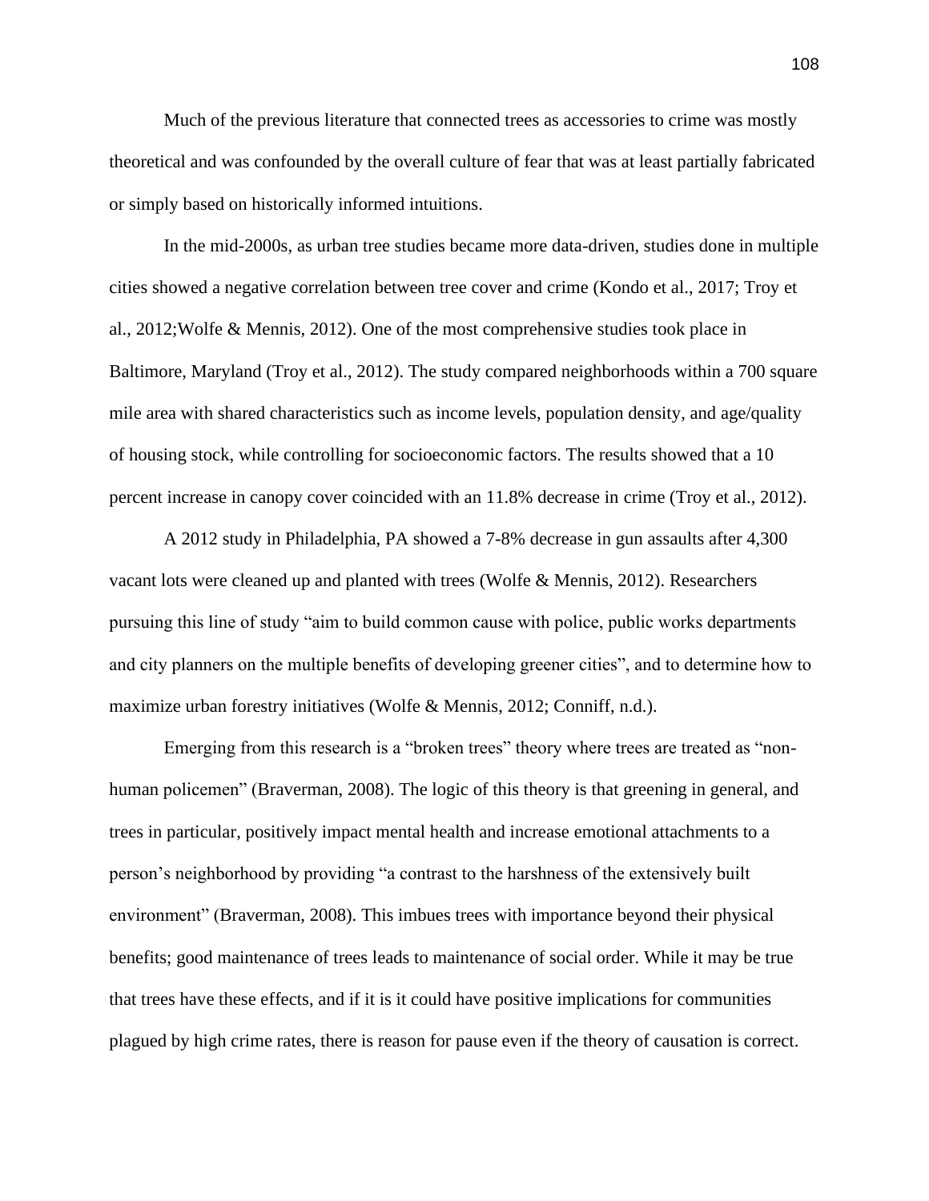Much of the previous literature that connected trees as accessories to crime was mostly theoretical and was confounded by the overall culture of fear that was at least partially fabricated or simply based on historically informed intuitions.

In the mid-2000s, as urban tree studies became more data-driven, studies done in multiple cities showed a negative correlation between tree cover and crime (Kondo et al., 2017; Troy et al., 2012;Wolfe & Mennis, 2012). One of the most comprehensive studies took place in Baltimore, Maryland (Troy et al., 2012). The study compared neighborhoods within a 700 square mile area with shared characteristics such as income levels, population density, and age/quality of housing stock, while controlling for socioeconomic factors. The results showed that a 10 percent increase in canopy cover coincided with an 11.8% decrease in crime (Troy et al., 2012).

A 2012 study in Philadelphia, PA showed a 7-8% decrease in gun assaults after 4,300 vacant lots were cleaned up and planted with trees (Wolfe & Mennis, 2012). Researchers pursuing this line of study "aim to build common cause with police, public works departments and city planners on the multiple benefits of developing greener cities", and to determine how to maximize urban forestry initiatives (Wolfe & Mennis, 2012; Conniff, n.d.).

Emerging from this research is a "broken trees" theory where trees are treated as "non-human policemen" (Braverman, 2008). The logic of this theory is that greening in general, and trees in particular, positively impact mental health and increase emotional attachments to a person's neighborhood by providing "a contrast to the harshness of the extensively built environment" (Braverman, 2008). This imbues trees with importance beyond their physical benefits; good maintenance of trees leads to maintenance of social order. While it may be true that trees have these effects, and if it is it could have positive implications for communities plagued by high crime rates, there is reason for pause even if the theory of causation is correct.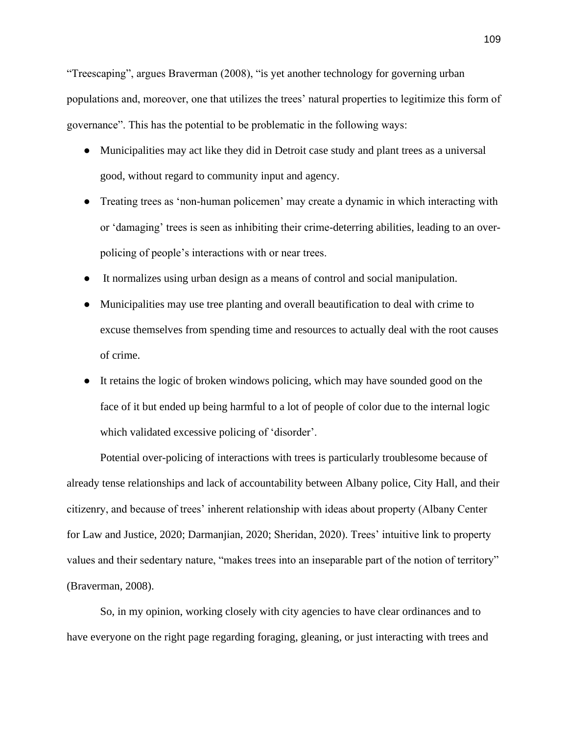"Treescaping", argues Braverman (2008), "is yet another technology for governing urban populations and, moreover, one that utilizes the trees' natural properties to legitimize this form of governance". This has the potential to be problematic in the following ways:

- Municipalities may act like they did in Detroit case study and plant trees as a universal good, without regard to community input and agency.
- Treating trees as 'non-human policemen' may create a dynamic in which interacting with or 'damaging' trees is seen as inhibiting their crime-deterring abilities, leading to an over-policing of people's interactions with or near trees.
- It normalizes using urban design as a means of control and social manipulation.
- Municipalities may use tree planting and overall beautification to deal with crime to excuse themselves from spending time and resources to actually deal with the root causes of crime.
- It retains the logic of broken windows policing, which may have sounded good on the face of it but ended up being harmful to a lot of people of color due to the internal logic which validated excessive policing of 'disorder'.

Potential over-policing of interactions with trees is particularly troublesome because of already tense relationships and lack of accountability between Albany police, City Hall, and their citizenry, and because of trees' inherent relationship with ideas about property (Albany Center for Law and Justice, 2020; Darmanjian, 2020; Sheridan, 2020). Trees' intuitive link to property values and their sedentary nature, "makes trees into an inseparable part of the notion of territory" (Braverman, 2008).

So, in my opinion, working closely with city agencies to have clear ordinances and to have everyone on the right page regarding foraging, gleaning, or just interacting with trees and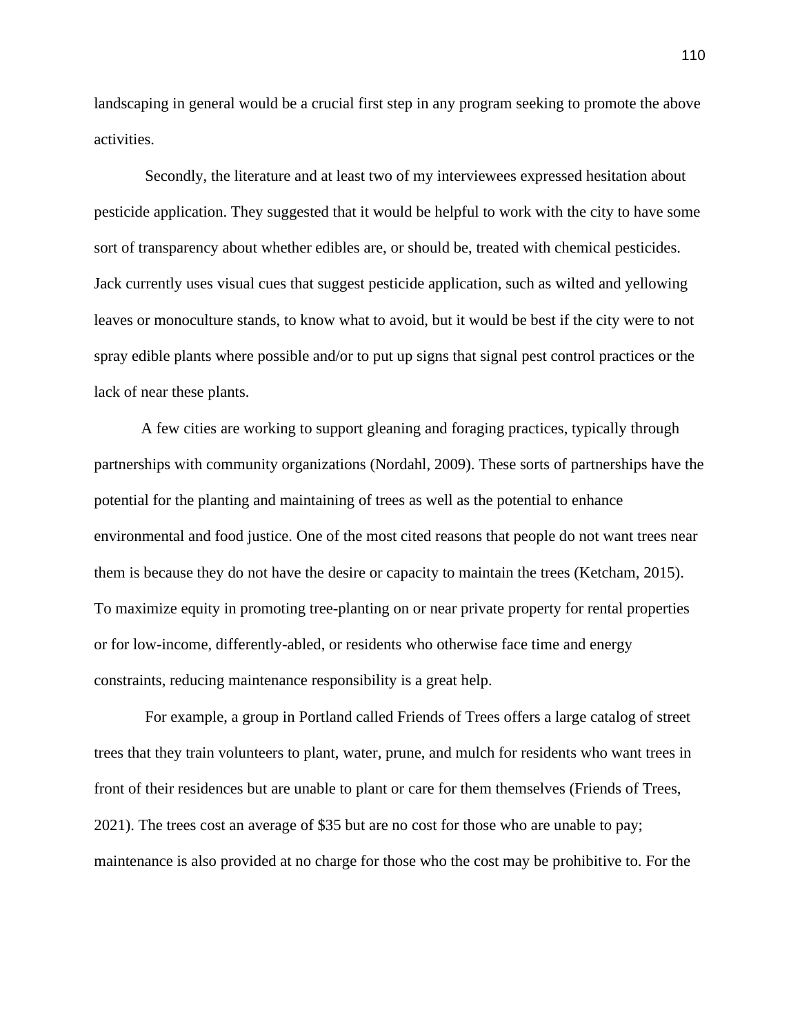landscaping in general would be a crucial first step in any program seeking to promote the above activities.

Secondly, the literature and at least two of my interviewees expressed hesitation about pesticide application. They suggested that it would be helpful to work with the city to have some sort of transparency about whether edibles are, or should be, treated with chemical pesticides. Jack currently uses visual cues that suggest pesticide application, such as wilted and yellowing leaves or monoculture stands, to know what to avoid, but it would be best if the city were to not spray edible plants where possible and/or to put up signs that signal pest control practices or the lack of near these plants.

A few cities are working to support gleaning and foraging practices, typically through partnerships with community organizations (Nordahl, 2009). These sorts of partnerships have the potential for the planting and maintaining of trees as well as the potential to enhance environmental and food justice. One of the most cited reasons that people do not want trees near them is because they do not have the desire or capacity to maintain the trees (Ketcham, 2015). To maximize equity in promoting tree-planting on or near private property for rental properties or for low-income, differently-abled, or residents who otherwise face time and energy constraints, reducing maintenance responsibility is a great help.

For example, a group in Portland called Friends of Trees offers a large catalog of street trees that they train volunteers to plant, water, prune, and mulch for residents who want trees in front of their residences but are unable to plant or care for them themselves (Friends of Trees, 2021). The trees cost an average of $35 but are no cost for those who are unable to pay; maintenance is also provided at no charge for those who the cost may be prohibitive to. For the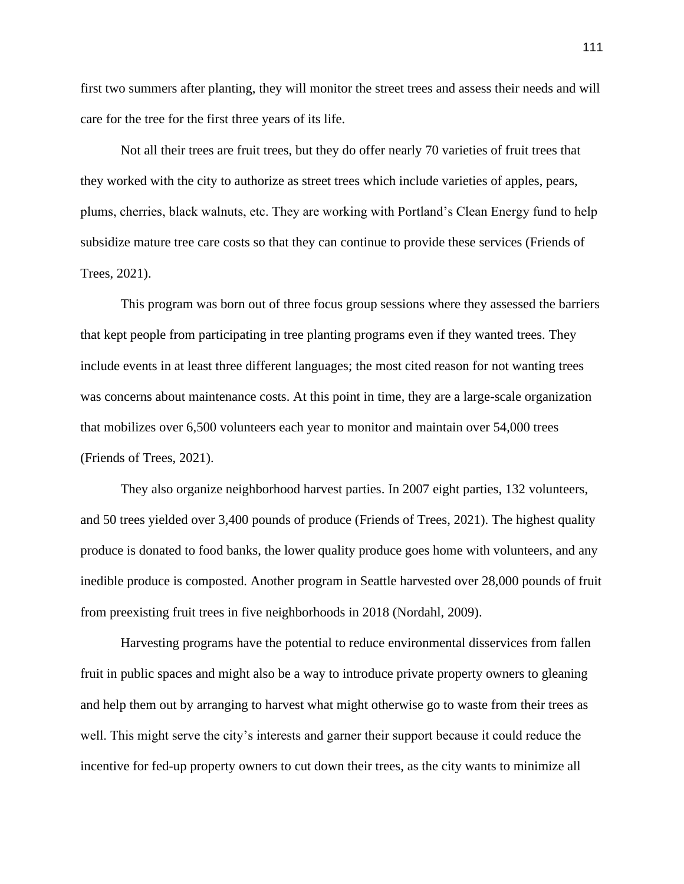first two summers after planting, they will monitor the street trees and assess their needs and will care for the tree for the first three years of its life.

Not all their trees are fruit trees, but they do offer nearly 70 varieties of fruit trees that they worked with the city to authorize as street trees which include varieties of apples, pears, plums, cherries, black walnuts, etc. They are working with Portland's Clean Energy fund to help subsidize mature tree care costs so that they can continue to provide these services (Friends of Trees, 2021).

This program was born out of three focus group sessions where they assessed the barriers that kept people from participating in tree planting programs even if they wanted trees. They include events in at least three different languages; the most cited reason for not wanting trees was concerns about maintenance costs. At this point in time, they are a large-scale organization that mobilizes over 6,500 volunteers each year to monitor and maintain over 54,000 trees (Friends of Trees, 2021).

They also organize neighborhood harvest parties. In 2007 eight parties, 132 volunteers, and 50 trees yielded over 3,400 pounds of produce (Friends of Trees, 2021). The highest quality produce is donated to food banks, the lower quality produce goes home with volunteers, and any inedible produce is composted. Another program in Seattle harvested over 28,000 pounds of fruit from preexisting fruit trees in five neighborhoods in 2018 (Nordahl, 2009).

Harvesting programs have the potential to reduce environmental disservices from fallen fruit in public spaces and might also be a way to introduce private property owners to gleaning and help them out by arranging to harvest what might otherwise go to waste from their trees as well. This might serve the city's interests and garner their support because it could reduce the incentive for fed-up property owners to cut down their trees, as the city wants to minimize all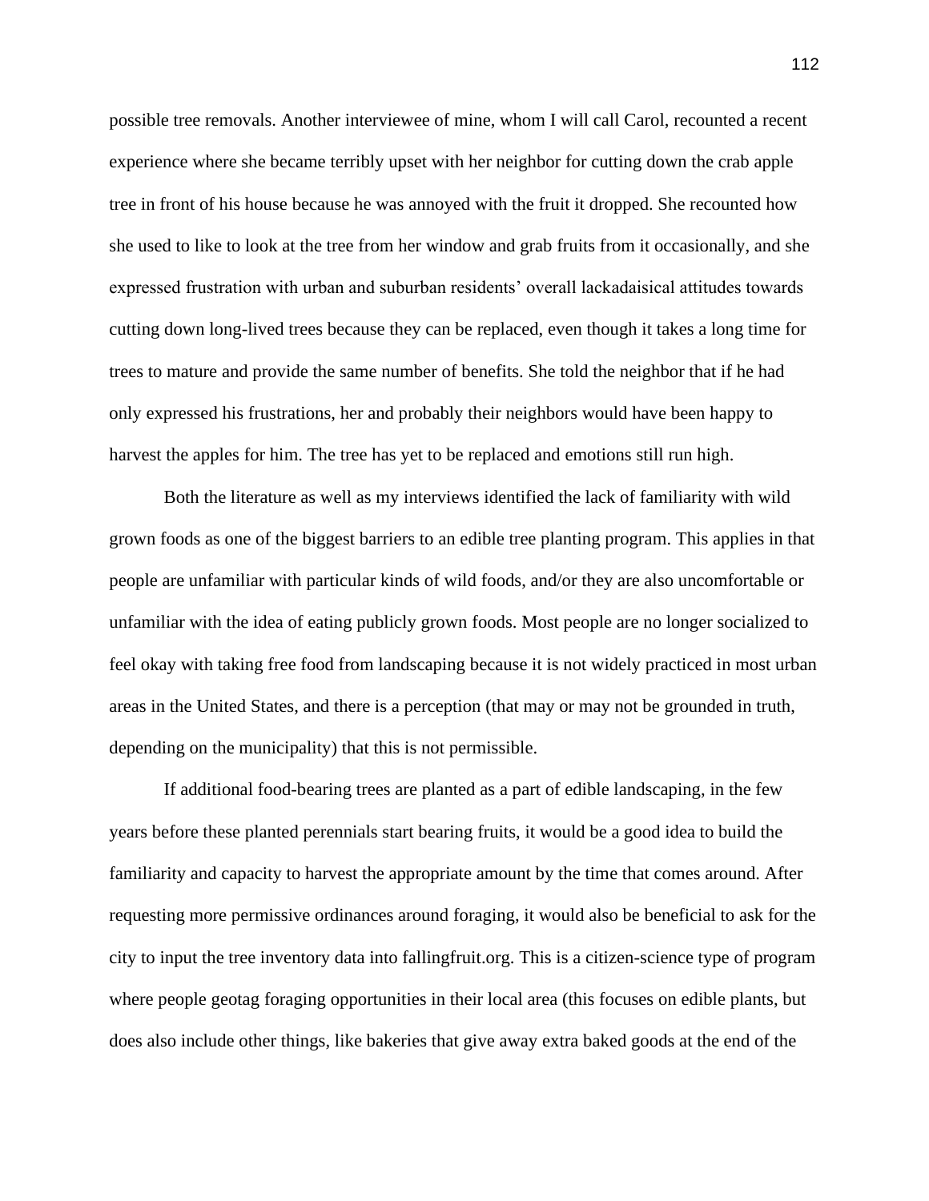possible tree removals. Another interviewee of mine, whom I will call Carol, recounted a recent experience where she became terribly upset with her neighbor for cutting down the crab apple tree in front of his house because he was annoyed with the fruit it dropped. She recounted how she used to like to look at the tree from her window and grab fruits from it occasionally, and she expressed frustration with urban and suburban residents' overall lackadaisical attitudes towards cutting down long-lived trees because they can be replaced, even though it takes a long time for trees to mature and provide the same number of benefits. She told the neighbor that if he had only expressed his frustrations, her and probably their neighbors would have been happy to harvest the apples for him. The tree has yet to be replaced and emotions still run high.

Both the literature as well as my interviews identified the lack of familiarity with wild grown foods as one of the biggest barriers to an edible tree planting program. This applies in that people are unfamiliar with particular kinds of wild foods, and/or they are also uncomfortable or unfamiliar with the idea of eating publicly grown foods. Most people are no longer socialized to feel okay with taking free food from landscaping because it is not widely practiced in most urban areas in the United States, and there is a perception (that may or may not be grounded in truth, depending on the municipality) that this is not permissible.

If additional food-bearing trees are planted as a part of edible landscaping, in the few years before these planted perennials start bearing fruits, it would be a good idea to build the familiarity and capacity to harvest the appropriate amount by the time that comes around. After requesting more permissive ordinances around foraging, it would also be beneficial to ask for the city to input the tree inventory data into fallingfruit.org. This is a citizen-science type of program where people geotag foraging opportunities in their local area (this focuses on edible plants, but does also include other things, like bakeries that give away extra baked goods at the end of the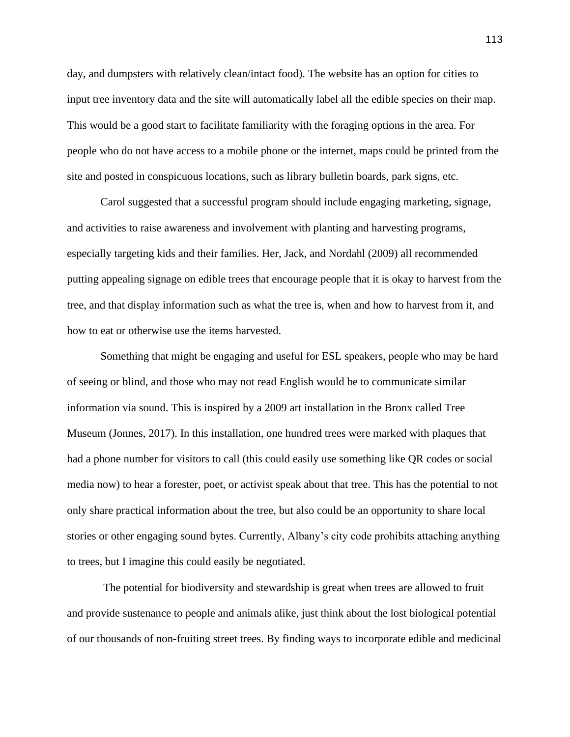day, and dumpsters with relatively clean/intact food). The website has an option for cities to input tree inventory data and the site will automatically label all the edible species on their map. This would be a good start to facilitate familiarity with the foraging options in the area. For people who do not have access to a mobile phone or the internet, maps could be printed from the site and posted in conspicuous locations, such as library bulletin boards, park signs, etc.

Carol suggested that a successful program should include engaging marketing, signage, and activities to raise awareness and involvement with planting and harvesting programs, especially targeting kids and their families. Her, Jack, and Nordahl (2009) all recommended putting appealing signage on edible trees that encourage people that it is okay to harvest from the tree, and that display information such as what the tree is, when and how to harvest from it, and how to eat or otherwise use the items harvested.

Something that might be engaging and useful for ESL speakers, people who may be hard of seeing or blind, and those who may not read English would be to communicate similar information via sound. This is inspired by a 2009 art installation in the Bronx called Tree Museum (Jonnes, 2017). In this installation, one hundred trees were marked with plaques that had a phone number for visitors to call (this could easily use something like QR codes or social media now) to hear a forester, poet, or activist speak about that tree. This has the potential to not only share practical information about the tree, but also could be an opportunity to share local stories or other engaging sound bytes. Currently, Albany's city code prohibits attaching anything to trees, but I imagine this could easily be negotiated.

The potential for biodiversity and stewardship is great when trees are allowed to fruit and provide sustenance to people and animals alike, just think about the lost biological potential of our thousands of non-fruiting street trees. By finding ways to incorporate edible and medicinal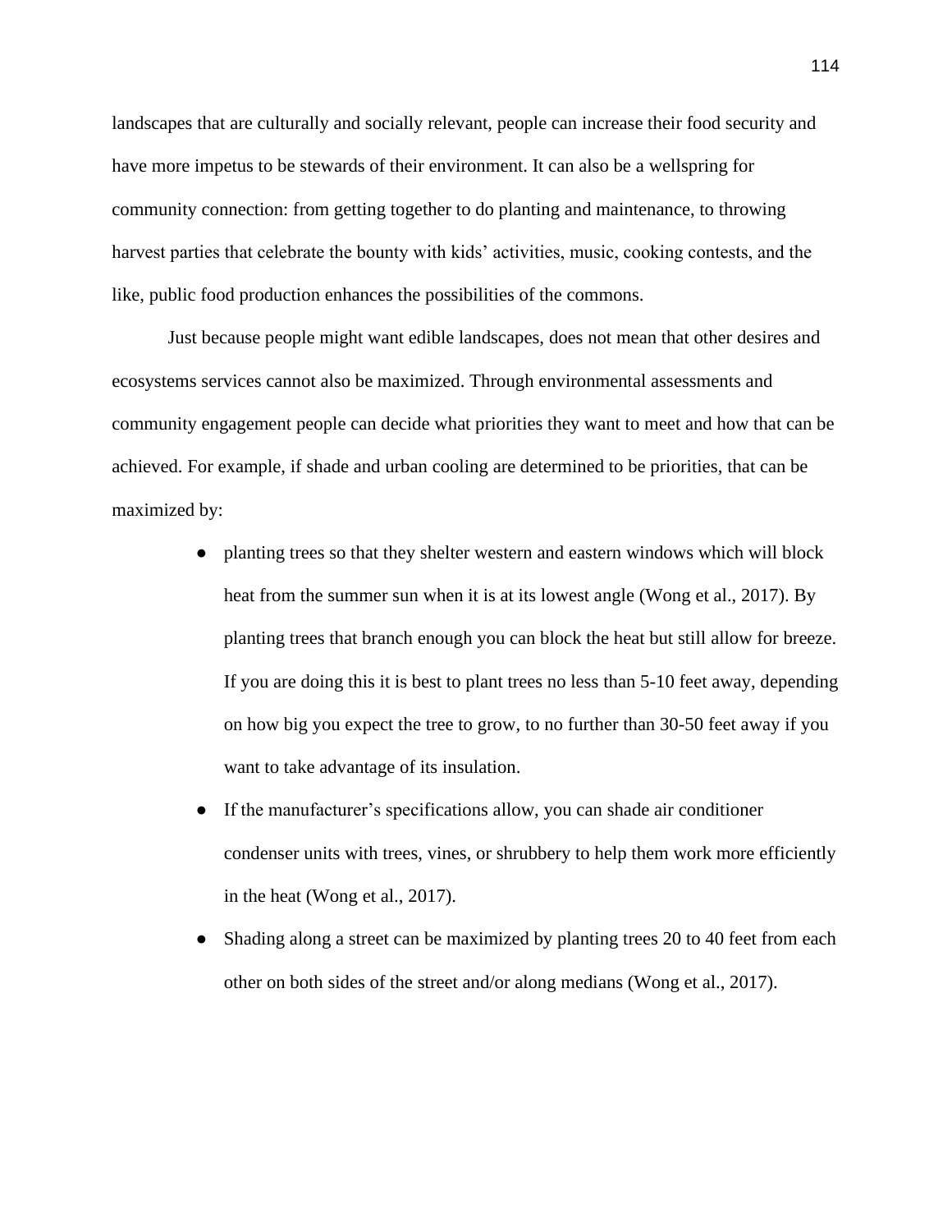landscapes that are culturally and socially relevant, people can increase their food security and have more impetus to be stewards of their environment. It can also be a wellspring for community connection: from getting together to do planting and maintenance, to throwing harvest parties that celebrate the bounty with kids' activities, music, cooking contests, and the like, public food production enhances the possibilities of the commons.

Just because people might want edible landscapes, does not mean that other desires and ecosystems services cannot also be maximized. Through environmental assessments and community engagement people can decide what priorities they want to meet and how that can be achieved. For example, if shade and urban cooling are determined to be priorities, that can be maximized by:

- planting trees so that they shelter western and eastern windows which will block heat from the summer sun when it is at its lowest angle (Wong et al., 2017). By planting trees that branch enough you can block the heat but still allow for breeze. If you are doing this it is best to plant trees no less than 5-10 feet away, depending on how big you expect the tree to grow, to no further than 30-50 feet away if you want to take advantage of its insulation.
- If the manufacturer's specifications allow, you can shade air conditioner condenser units with trees, vines, or shrubbery to help them work more efficiently in the heat (Wong et al., 2017).
- Shading along a street can be maximized by planting trees 20 to 40 feet from each other on both sides of the street and/or along medians (Wong et al., 2017).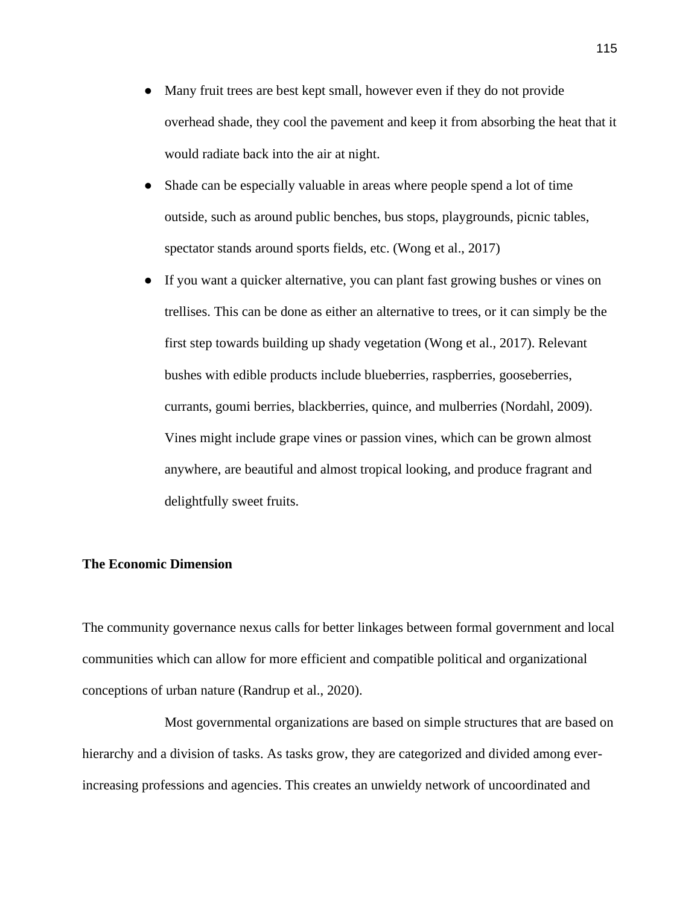- Many fruit trees are best kept small, however even if they do not provide overhead shade, they cool the pavement and keep it from absorbing the heat that it would radiate back into the air at night.
- Shade can be especially valuable in areas where people spend a lot of time outside, such as around public benches, bus stops, playgrounds, picnic tables, spectator stands around sports fields, etc. (Wong et al., 2017)
- If you want a quicker alternative, you can plant fast growing bushes or vines on trellises. This can be done as either an alternative to trees, or it can simply be the first step towards building up shady vegetation (Wong et al., 2017). Relevant bushes with edible products include blueberries, raspberries, gooseberries, currants, goumi berries, blackberries, quince, and mulberries (Nordahl, 2009). Vines might include grape vines or passion vines, which can be grown almost anywhere, are beautiful and almost tropical looking, and produce fragrant and delightfully sweet fruits.

**The Economic Dimension**

The community governance nexus calls for better linkages between formal government and local communities which can allow for more efficient and compatible political and organizational conceptions of urban nature (Randrup et al., 2020).

Most governmental organizations are based on simple structures that are based on hierarchy and a division of tasks. As tasks grow, they are categorized and divided among ever-increasing professions and agencies. This creates an unwieldy network of uncoordinated and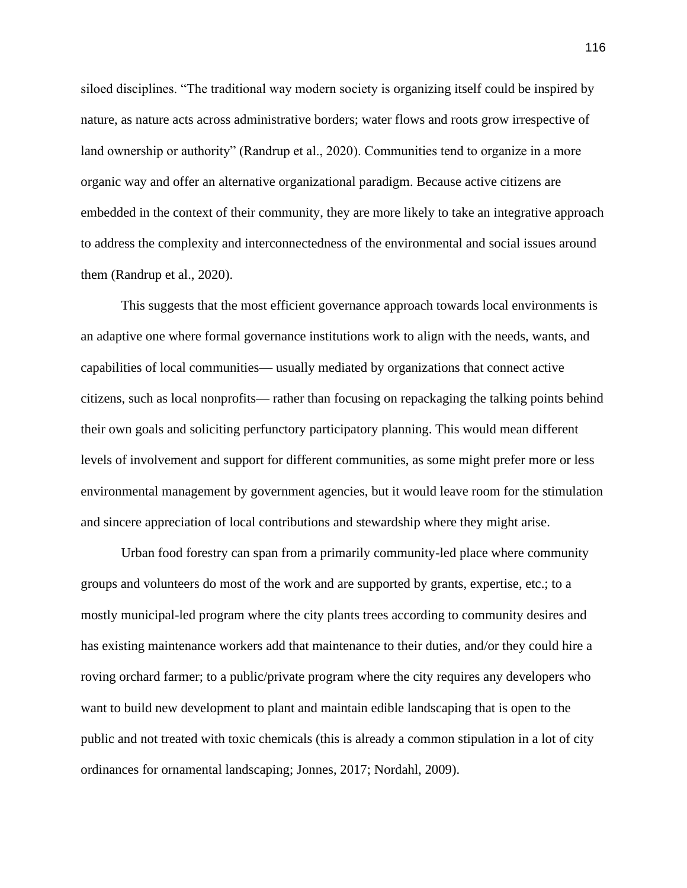siloed disciplines. “The traditional way modern society is organizing itself could be inspired by nature, as nature acts across administrative borders; water flows and roots grow irrespective of land ownership or authority” (Randrup et al., 2020). Communities tend to organize in a more organic way and offer an alternative organizational paradigm. Because active citizens are embedded in the context of their community, they are more likely to take an integrative approach to address the complexity and interconnectedness of the environmental and social issues around them (Randrup et al., 2020).

This suggests that the most efficient governance approach towards local environments is an adaptive one where formal governance institutions work to align with the needs, wants, and capabilities of local communities— usually mediated by organizations that connect active citizens, such as local nonprofits— rather than focusing on repackaging the talking points behind their own goals and soliciting perfunctory participatory planning. This would mean different levels of involvement and support for different communities, as some might prefer more or less environmental management by government agencies, but it would leave room for the stimulation and sincere appreciation of local contributions and stewardship where they might arise.

Urban food forestry can span from a primarily community-led place where community groups and volunteers do most of the work and are supported by grants, expertise, etc.; to a mostly municipal-led program where the city plants trees according to community desires and has existing maintenance workers add that maintenance to their duties, and/or they could hire a roving orchard farmer; to a public/private program where the city requires any developers who want to build new development to plant and maintain edible landscaping that is open to the public and not treated with toxic chemicals (this is already a common stipulation in a lot of city ordinances for ornamental landscaping; Jonnes, 2017; Nordahl, 2009).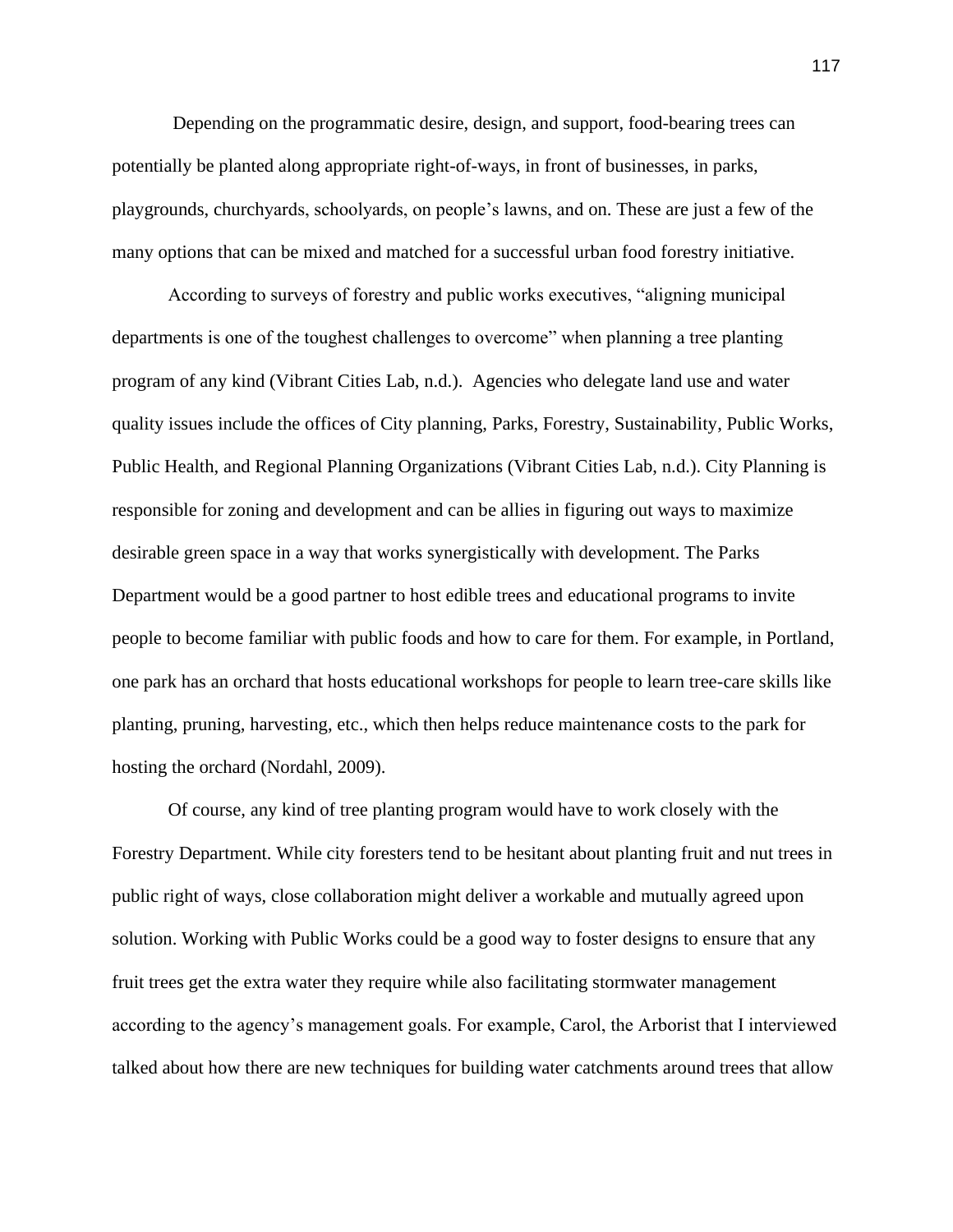Depending on the programmatic desire, design, and support, food-bearing trees can potentially be planted along appropriate right-of-ways, in front of businesses, in parks, playgrounds, churchyards, schoolyards, on people's lawns, and on. These are just a few of the many options that can be mixed and matched for a successful urban food forestry initiative.

According to surveys of forestry and public works executives, "aligning municipal departments is one of the toughest challenges to overcome" when planning a tree planting program of any kind (Vibrant Cities Lab, n.d.). Agencies who delegate land use and water quality issues include the offices of City planning, Parks, Forestry, Sustainability, Public Works, Public Health, and Regional Planning Organizations (Vibrant Cities Lab, n.d.). City Planning is responsible for zoning and development and can be allies in figuring out ways to maximize desirable green space in a way that works synergistically with development. The Parks Department would be a good partner to host edible trees and educational programs to invite people to become familiar with public foods and how to care for them. For example, in Portland, one park has an orchard that hosts educational workshops for people to learn tree-care skills like planting, pruning, harvesting, etc., which then helps reduce maintenance costs to the park for hosting the orchard (Nordahl, 2009).

Of course, any kind of tree planting program would have to work closely with the Forestry Department. While city foresters tend to be hesitant about planting fruit and nut trees in public right of ways, close collaboration might deliver a workable and mutually agreed upon solution. Working with Public Works could be a good way to foster designs to ensure that any fruit trees get the extra water they require while also facilitating stormwater management according to the agency's management goals. For example, Carol, the Arborist that I interviewed talked about how there are new techniques for building water catchments around trees that allow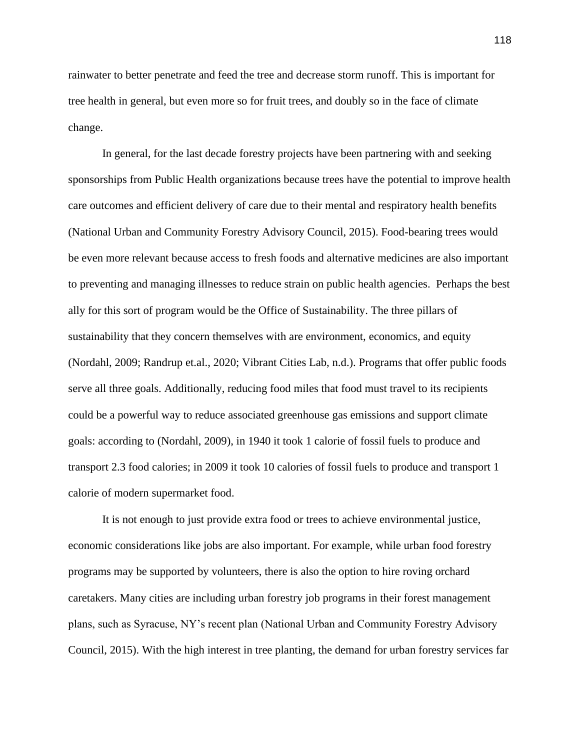rainwater to better penetrate and feed the tree and decrease storm runoff. This is important for tree health in general, but even more so for fruit trees, and doubly so in the face of climate change.

In general, for the last decade forestry projects have been partnering with and seeking sponsorships from Public Health organizations because trees have the potential to improve health care outcomes and efficient delivery of care due to their mental and respiratory health benefits (National Urban and Community Forestry Advisory Council, 2015). Food-bearing trees would be even more relevant because access to fresh foods and alternative medicines are also important to preventing and managing illnesses to reduce strain on public health agencies. Perhaps the best ally for this sort of program would be the Office of Sustainability. The three pillars of sustainability that they concern themselves with are environment, economics, and equity (Nordahl, 2009; Randrup et.al., 2020; Vibrant Cities Lab, n.d.). Programs that offer public foods serve all three goals. Additionally, reducing food miles that food must travel to its recipients could be a powerful way to reduce associated greenhouse gas emissions and support climate goals: according to (Nordahl, 2009), in 1940 it took 1 calorie of fossil fuels to produce and transport 2.3 food calories; in 2009 it took 10 calories of fossil fuels to produce and transport 1 calorie of modern supermarket food.

It is not enough to just provide extra food or trees to achieve environmental justice, economic considerations like jobs are also important. For example, while urban food forestry programs may be supported by volunteers, there is also the option to hire roving orchard caretakers. Many cities are including urban forestry job programs in their forest management plans, such as Syracuse, NY's recent plan (National Urban and Community Forestry Advisory Council, 2015). With the high interest in tree planting, the demand for urban forestry services far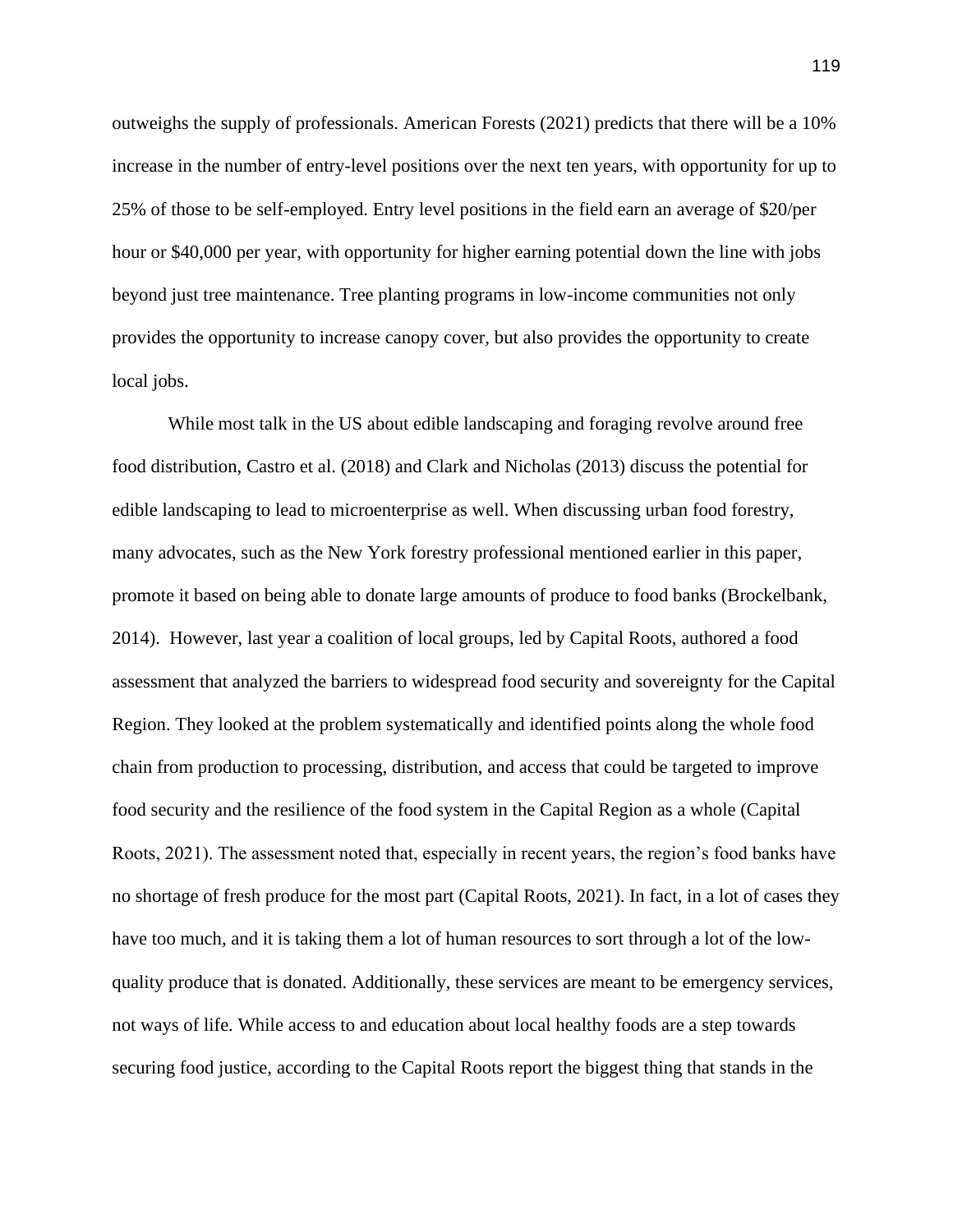outweighs the supply of professionals. American Forests (2021) predicts that there will be a 10% increase in the number of entry-level positions over the next ten years, with opportunity for up to 25% of those to be self-employed. Entry level positions in the field earn an average of $20/per hour or $40,000 per year, with opportunity for higher earning potential down the line with jobs beyond just tree maintenance. Tree planting programs in low-income communities not only provides the opportunity to increase canopy cover, but also provides the opportunity to create local jobs.

While most talk in the US about edible landscaping and foraging revolve around free food distribution, Castro et al. (2018) and Clark and Nicholas (2013) discuss the potential for edible landscaping to lead to microenterprise as well. When discussing urban food forestry, many advocates, such as the New York forestry professional mentioned earlier in this paper, promote it based on being able to donate large amounts of produce to food banks (Brockelbank, 2014). However, last year a coalition of local groups, led by Capital Roots, authored a food assessment that analyzed the barriers to widespread food security and sovereignty for the Capital Region. They looked at the problem systematically and identified points along the whole food chain from production to processing, distribution, and access that could be targeted to improve food security and the resilience of the food system in the Capital Region as a whole (Capital Roots, 2021). The assessment noted that, especially in recent years, the region's food banks have no shortage of fresh produce for the most part (Capital Roots, 2021). In fact, in a lot of cases they have too much, and it is taking them a lot of human resources to sort through a lot of the low-quality produce that is donated. Additionally, these services are meant to be emergency services, not ways of life. While access to and education about local healthy foods are a step towards securing food justice, according to the Capital Roots report the biggest thing that stands in the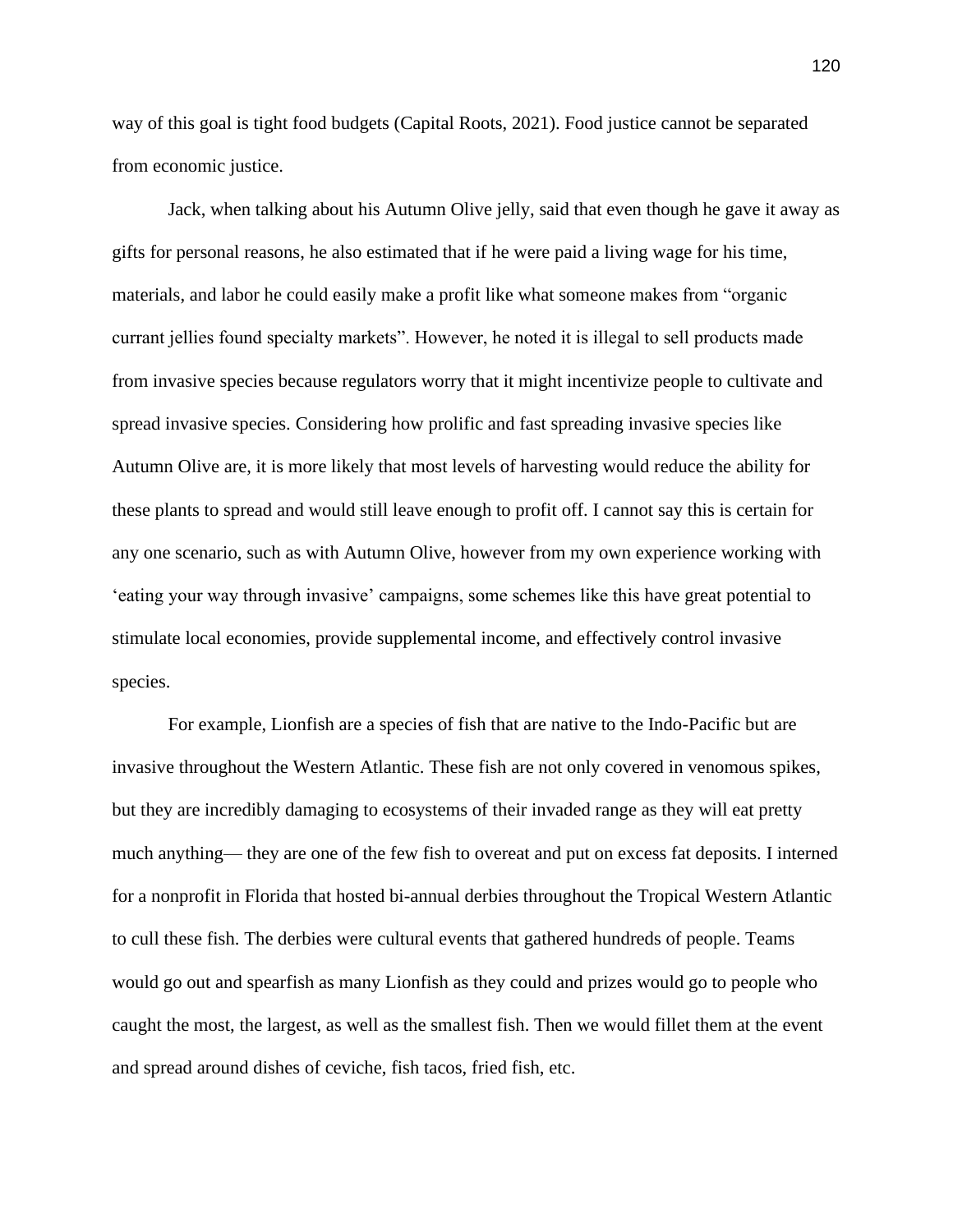way of this goal is tight food budgets (Capital Roots, 2021). Food justice cannot be separated from economic justice.

Jack, when talking about his Autumn Olive jelly, said that even though he gave it away as gifts for personal reasons, he also estimated that if he were paid a living wage for his time, materials, and labor he could easily make a profit like what someone makes from "organic currant jellies found specialty markets". However, he noted it is illegal to sell products made from invasive species because regulators worry that it might incentivize people to cultivate and spread invasive species. Considering how prolific and fast spreading invasive species like Autumn Olive are, it is more likely that most levels of harvesting would reduce the ability for these plants to spread and would still leave enough to profit off. I cannot say this is certain for any one scenario, such as with Autumn Olive, however from my own experience working with 'eating your way through invasive' campaigns, some schemes like this have great potential to stimulate local economies, provide supplemental income, and effectively control invasive species.

For example, Lionfish are a species of fish that are native to the Indo-Pacific but are invasive throughout the Western Atlantic. These fish are not only covered in venomous spikes, but they are incredibly damaging to ecosystems of their invaded range as they will eat pretty much anything— they are one of the few fish to overeat and put on excess fat deposits. I interned for a nonprofit in Florida that hosted bi-annual derbies throughout the Tropical Western Atlantic to cull these fish. The derbies were cultural events that gathered hundreds of people. Teams would go out and spearfish as many Lionfish as they could and prizes would go to people who caught the most, the largest, as well as the smallest fish. Then we would fillet them at the event and spread around dishes of ceviche, fish tacos, fried fish, etc.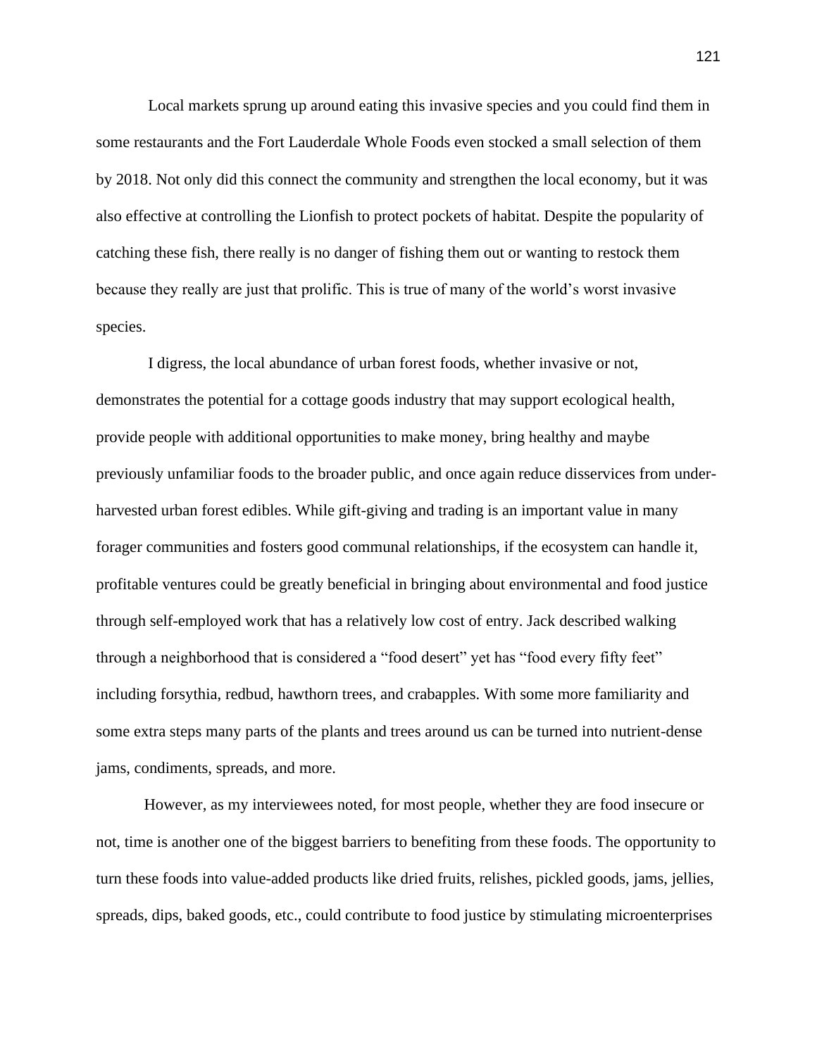Local markets sprung up around eating this invasive species and you could find them in some restaurants and the Fort Lauderdale Whole Foods even stocked a small selection of them by 2018. Not only did this connect the community and strengthen the local economy, but it was also effective at controlling the Lionfish to protect pockets of habitat. Despite the popularity of catching these fish, there really is no danger of fishing them out or wanting to restock them because they really are just that prolific. This is true of many of the world's worst invasive species.

I digress, the local abundance of urban forest foods, whether invasive or not, demonstrates the potential for a cottage goods industry that may support ecological health, provide people with additional opportunities to make money, bring healthy and maybe previously unfamiliar foods to the broader public, and once again reduce disservices from under-harvested urban forest edibles. While gift-giving and trading is an important value in many forager communities and fosters good communal relationships, if the ecosystem can handle it, profitable ventures could be greatly beneficial in bringing about environmental and food justice through self-employed work that has a relatively low cost of entry. Jack described walking through a neighborhood that is considered a "food desert" yet has "food every fifty feet" including forsythia, redbud, hawthorn trees, and crabapples. With some more familiarity and some extra steps many parts of the plants and trees around us can be turned into nutrient-dense jams, condiments, spreads, and more.

However, as my interviewees noted, for most people, whether they are food insecure or not, time is another one of the biggest barriers to benefiting from these foods. The opportunity to turn these foods into value-added products like dried fruits, relishes, pickled goods, jams, jellies, spreads, dips, baked goods, etc., could contribute to food justice by stimulating microenterprises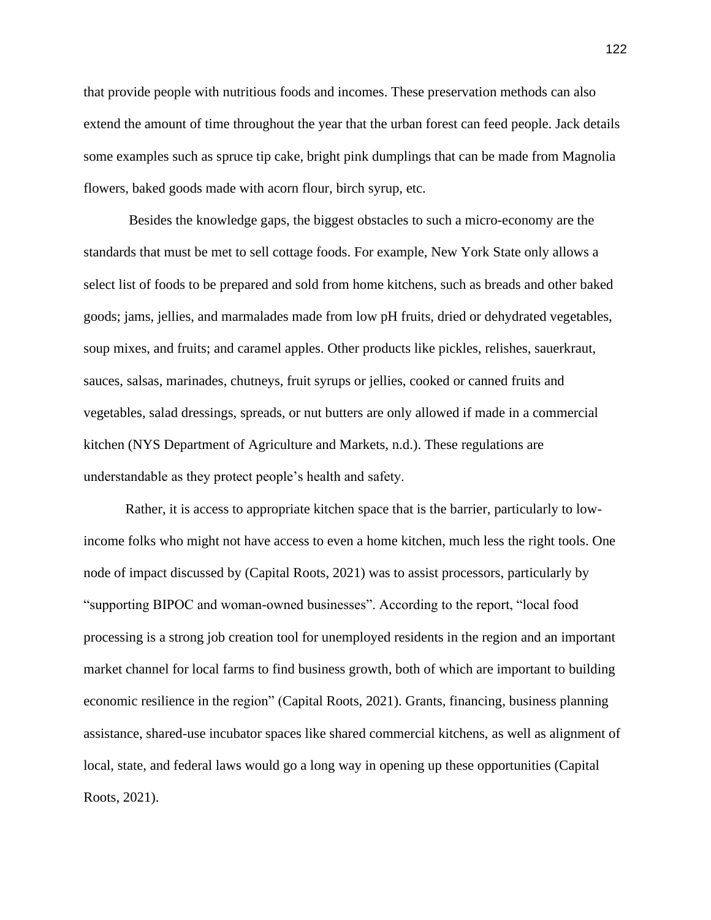that provide people with nutritious foods and incomes. These preservation methods can also extend the amount of time throughout the year that the urban forest can feed people. Jack details some examples such as spruce tip cake, bright pink dumplings that can be made from Magnolia flowers, baked goods made with acorn flour, birch syrup, etc.

Besides the knowledge gaps, the biggest obstacles to such a micro-economy are the standards that must be met to sell cottage foods. For example, New York State only allows a select list of foods to be prepared and sold from home kitchens, such as breads and other baked goods; jams, jellies, and marmalades made from low pH fruits, dried or dehydrated vegetables, soup mixes, and fruits; and caramel apples. Other products like pickles, relishes, sauerkraut, sauces, salsas, marinades, chutneys, fruit syrups or jellies, cooked or canned fruits and vegetables, salad dressings, spreads, or nut butters are only allowed if made in a commercial kitchen (NYS Department of Agriculture and Markets, n.d.). These regulations are understandable as they protect people's health and safety.

Rather, it is access to appropriate kitchen space that is the barrier, particularly to low-income folks who might not have access to even a home kitchen, much less the right tools. One node of impact discussed by (Capital Roots, 2021) was to assist processors, particularly by "supporting BIPOC and woman-owned businesses". According to the report, "local food processing is a strong job creation tool for unemployed residents in the region and an important market channel for local farms to find business growth, both of which are important to building economic resilience in the region" (Capital Roots, 2021). Grants, financing, business planning assistance, shared-use incubator spaces like shared commercial kitchens, as well as alignment of local, state, and federal laws would go a long way in opening up these opportunities (Capital Roots, 2021).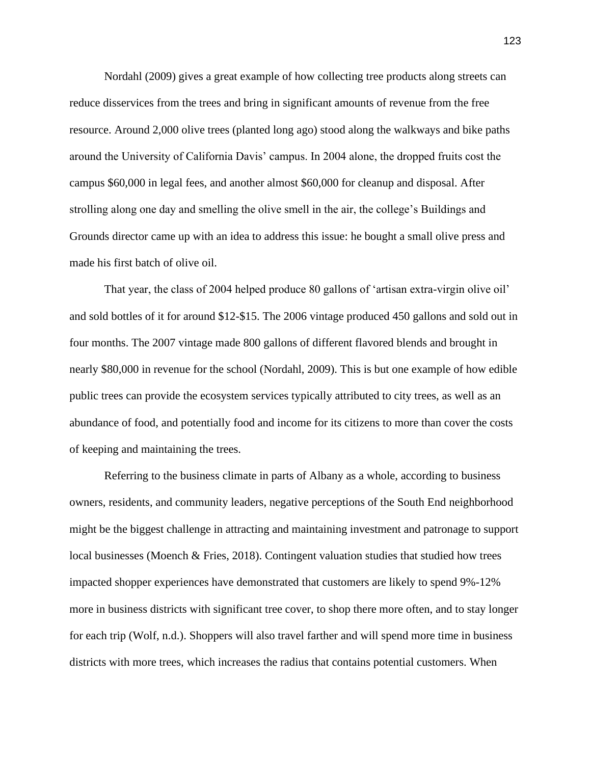Nordahl (2009) gives a great example of how collecting tree products along streets can reduce disservices from the trees and bring in significant amounts of revenue from the free resource. Around 2,000 olive trees (planted long ago) stood along the walkways and bike paths around the University of California Davis' campus. In 2004 alone, the dropped fruits cost the campus $60,000 in legal fees, and another almost $60,000 for cleanup and disposal. After strolling along one day and smelling the olive smell in the air, the college's Buildings and Grounds director came up with an idea to address this issue: he bought a small olive press and made his first batch of olive oil.

That year, the class of 2004 helped produce 80 gallons of 'artisan extra-virgin olive oil' and sold bottles of it for around $12-$15. The 2006 vintage produced 450 gallons and sold out in four months. The 2007 vintage made 800 gallons of different flavored blends and brought in nearly $80,000 in revenue for the school (Nordahl, 2009). This is but one example of how edible public trees can provide the ecosystem services typically attributed to city trees, as well as an abundance of food, and potentially food and income for its citizens to more than cover the costs of keeping and maintaining the trees.

Referring to the business climate in parts of Albany as a whole, according to business owners, residents, and community leaders, negative perceptions of the South End neighborhood might be the biggest challenge in attracting and maintaining investment and patronage to support local businesses (Moench & Fries, 2018). Contingent valuation studies that studied how trees impacted shopper experiences have demonstrated that customers are likely to spend 9%-12% more in business districts with significant tree cover, to shop there more often, and to stay longer for each trip (Wolf, n.d.). Shoppers will also travel farther and will spend more time in business districts with more trees, which increases the radius that contains potential customers. When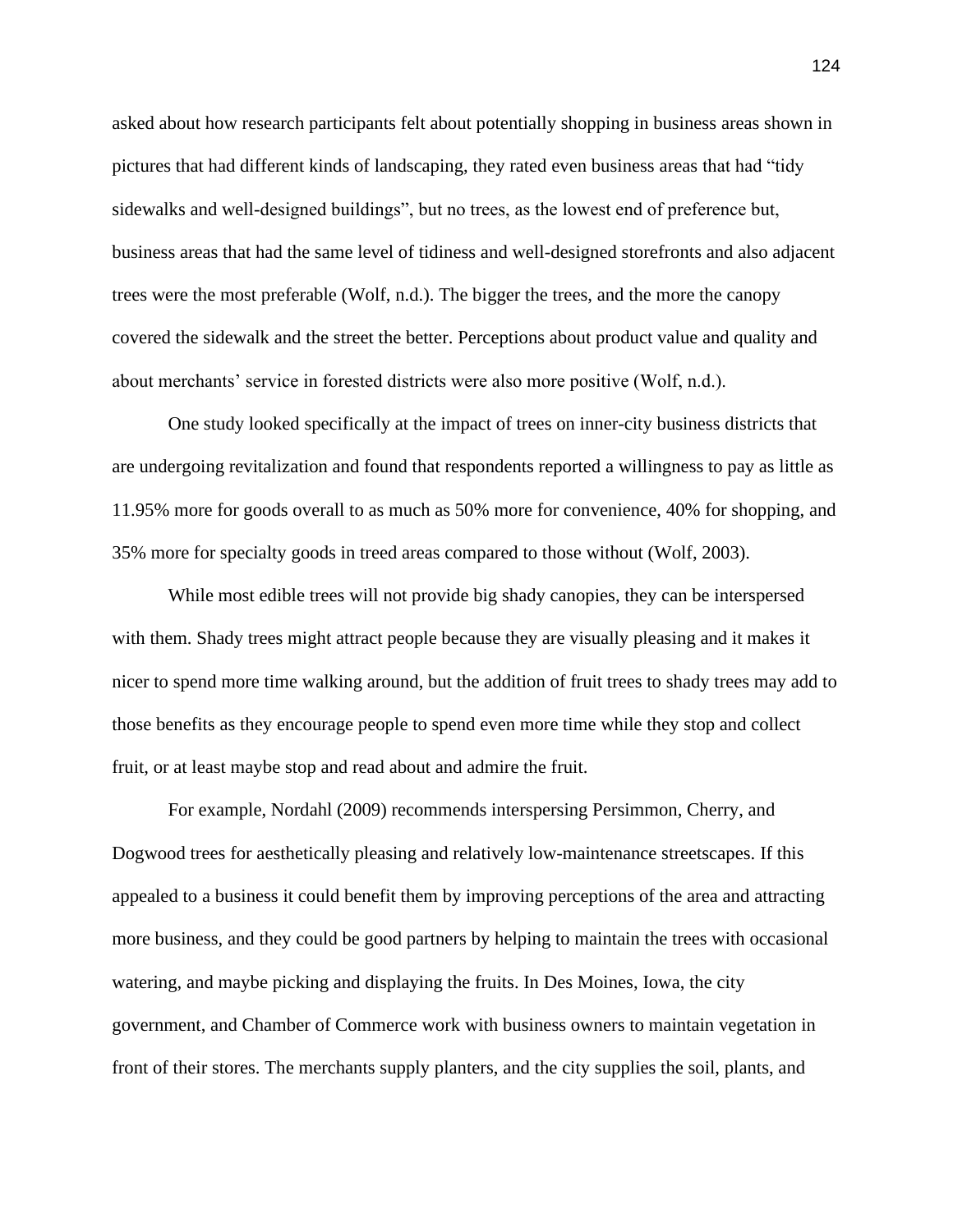asked about how research participants felt about potentially shopping in business areas shown in pictures that had different kinds of landscaping, they rated even business areas that had "tidy sidewalks and well-designed buildings", but no trees, as the lowest end of preference but, business areas that had the same level of tidiness and well-designed storefronts and also adjacent trees were the most preferable (Wolf, n.d.). The bigger the trees, and the more the canopy covered the sidewalk and the street the better. Perceptions about product value and quality and about merchants' service in forested districts were also more positive (Wolf, n.d.).

One study looked specifically at the impact of trees on inner-city business districts that are undergoing revitalization and found that respondents reported a willingness to pay as little as 11.95% more for goods overall to as much as 50% more for convenience, 40% for shopping, and 35% more for specialty goods in treed areas compared to those without (Wolf, 2003).

While most edible trees will not provide big shady canopies, they can be interspersed with them. Shady trees might attract people because they are visually pleasing and it makes it nicer to spend more time walking around, but the addition of fruit trees to shady trees may add to those benefits as they encourage people to spend even more time while they stop and collect fruit, or at least maybe stop and read about and admire the fruit.

For example, Nordahl (2009) recommends interspersing Persimmon, Cherry, and Dogwood trees for aesthetically pleasing and relatively low-maintenance streetscapes. If this appealed to a business it could benefit them by improving perceptions of the area and attracting more business, and they could be good partners by helping to maintain the trees with occasional watering, and maybe picking and displaying the fruits. In Des Moines, Iowa, the city government, and Chamber of Commerce work with business owners to maintain vegetation in front of their stores. The merchants supply planters, and the city supplies the soil, plants, and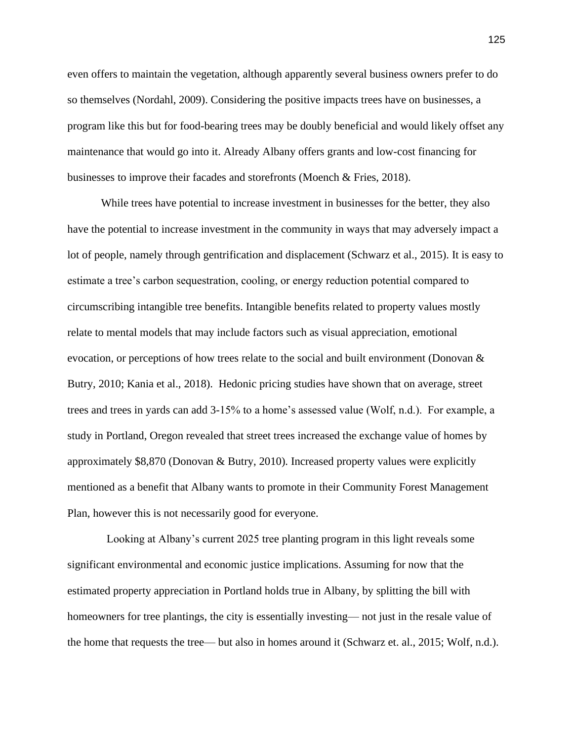even offers to maintain the vegetation, although apparently several business owners prefer to do so themselves (Nordahl, 2009). Considering the positive impacts trees have on businesses, a program like this but for food-bearing trees may be doubly beneficial and would likely offset any maintenance that would go into it. Already Albany offers grants and low-cost financing for businesses to improve their facades and storefronts (Moench & Fries, 2018).

While trees have potential to increase investment in businesses for the better, they also have the potential to increase investment in the community in ways that may adversely impact a lot of people, namely through gentrification and displacement (Schwarz et al., 2015). It is easy to estimate a tree's carbon sequestration, cooling, or energy reduction potential compared to circumscribing intangible tree benefits. Intangible benefits related to property values mostly relate to mental models that may include factors such as visual appreciation, emotional evocation, or perceptions of how trees relate to the social and built environment (Donovan & Butry, 2010; Kania et al., 2018). Hedonic pricing studies have shown that on average, street trees and trees in yards can add 3-15% to a home's assessed value (Wolf, n.d.). For example, a study in Portland, Oregon revealed that street trees increased the exchange value of homes by approximately $8,870 (Donovan & Butry, 2010). Increased property values were explicitly mentioned as a benefit that Albany wants to promote in their Community Forest Management Plan, however this is not necessarily good for everyone.

Looking at Albany's current 2025 tree planting program in this light reveals some significant environmental and economic justice implications. Assuming for now that the estimated property appreciation in Portland holds true in Albany, by splitting the bill with homeowners for tree plantings, the city is essentially investing— not just in the resale value of the home that requests the tree— but also in homes around it (Schwarz et. al., 2015; Wolf, n.d.).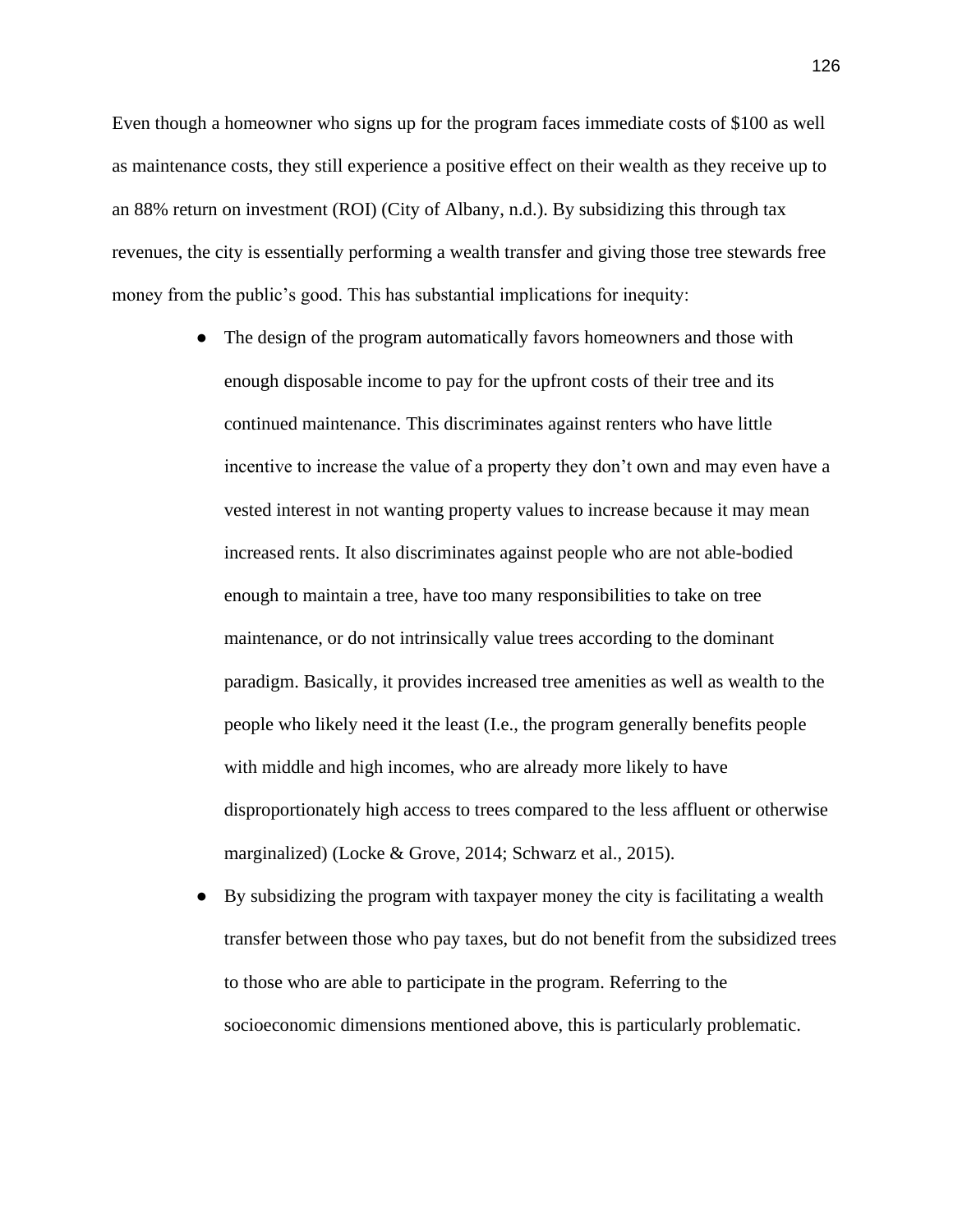Even though a homeowner who signs up for the program faces immediate costs of $100 as well as maintenance costs, they still experience a positive effect on their wealth as they receive up to an 88% return on investment (ROI) (City of Albany, n.d.). By subsidizing this through tax revenues, the city is essentially performing a wealth transfer and giving those tree stewards free money from the public's good. This has substantial implications for inequity:

- The design of the program automatically favors homeowners and those with enough disposable income to pay for the upfront costs of their tree and its continued maintenance. This discriminates against renters who have little incentive to increase the value of a property they don't own and may even have a vested interest in not wanting property values to increase because it may mean increased rents. It also discriminates against people who are not able-bodied enough to maintain a tree, have too many responsibilities to take on tree maintenance, or do not intrinsically value trees according to the dominant paradigm. Basically, it provides increased tree amenities as well as wealth to the people who likely need it the least (I.e., the program generally benefits people with middle and high incomes, who are already more likely to have disproportionately high access to trees compared to the less affluent or otherwise marginalized) (Locke & Grove, 2014; Schwarz et al., 2015).
- By subsidizing the program with taxpayer money the city is facilitating a wealth transfer between those who pay taxes, but do not benefit from the subsidized trees to those who are able to participate in the program. Referring to the socioeconomic dimensions mentioned above, this is particularly problematic.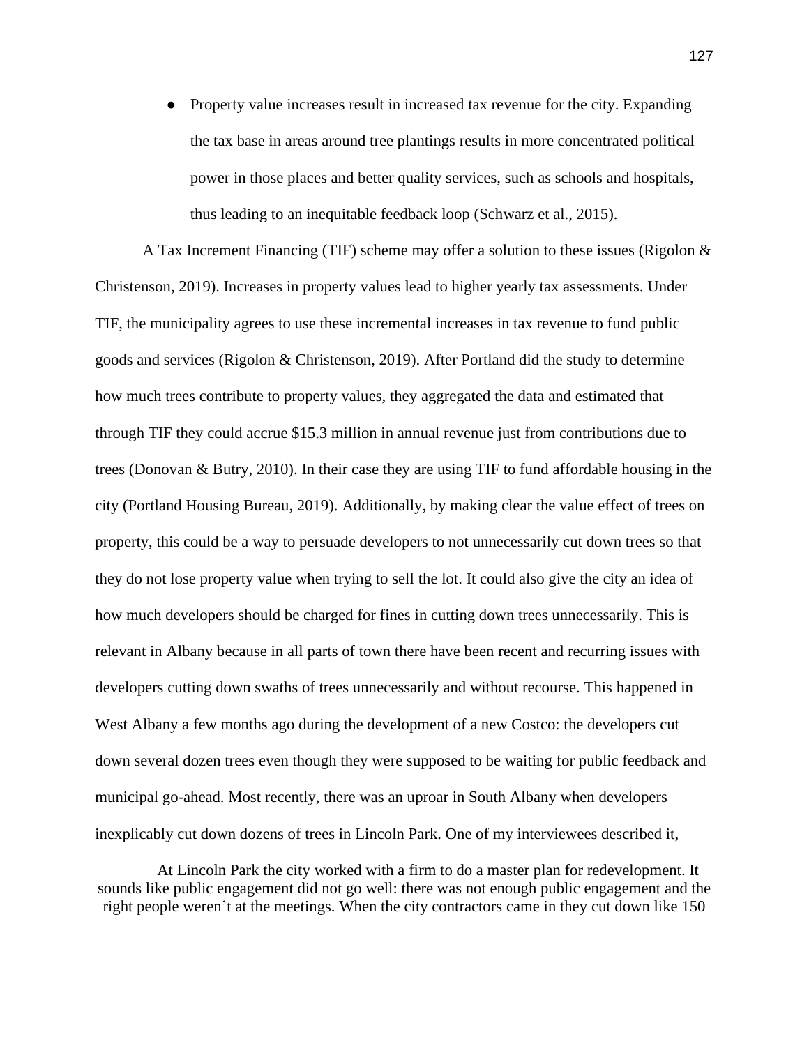- Property value increases result in increased tax revenue for the city. Expanding the tax base in areas around tree plantings results in more concentrated political power in those places and better quality services, such as schools and hospitals, thus leading to an inequitable feedback loop (Schwarz et al., 2015).

A Tax Increment Financing (TIF) scheme may offer a solution to these issues (Rigolon & Christenson, 2019). Increases in property values lead to higher yearly tax assessments. Under TIF, the municipality agrees to use these incremental increases in tax revenue to fund public goods and services (Rigolon & Christenson, 2019). After Portland did the study to determine how much trees contribute to property values, they aggregated the data and estimated that through TIF they could accrue $15.3 million in annual revenue just from contributions due to trees (Donovan & Butry, 2010). In their case they are using TIF to fund affordable housing in the city (Portland Housing Bureau, 2019). Additionally, by making clear the value effect of trees on property, this could be a way to persuade developers to not unnecessarily cut down trees so that they do not lose property value when trying to sell the lot. It could also give the city an idea of how much developers should be charged for fines in cutting down trees unnecessarily. This is relevant in Albany because in all parts of town there have been recent and recurring issues with developers cutting down swaths of trees unnecessarily and without recourse. This happened in West Albany a few months ago during the development of a new Costco: the developers cut down several dozen trees even though they were supposed to be waiting for public feedback and municipal go-ahead. Most recently, there was an uproar in South Albany when developers inexplicably cut down dozens of trees in Lincoln Park. One of my interviewees described it,

> At Lincoln Park the city worked with a firm to do a master plan for redevelopment. It sounds like public engagement did not go well: there was not enough public engagement and the right people weren't at the meetings. When the city contractors came in they cut down like 150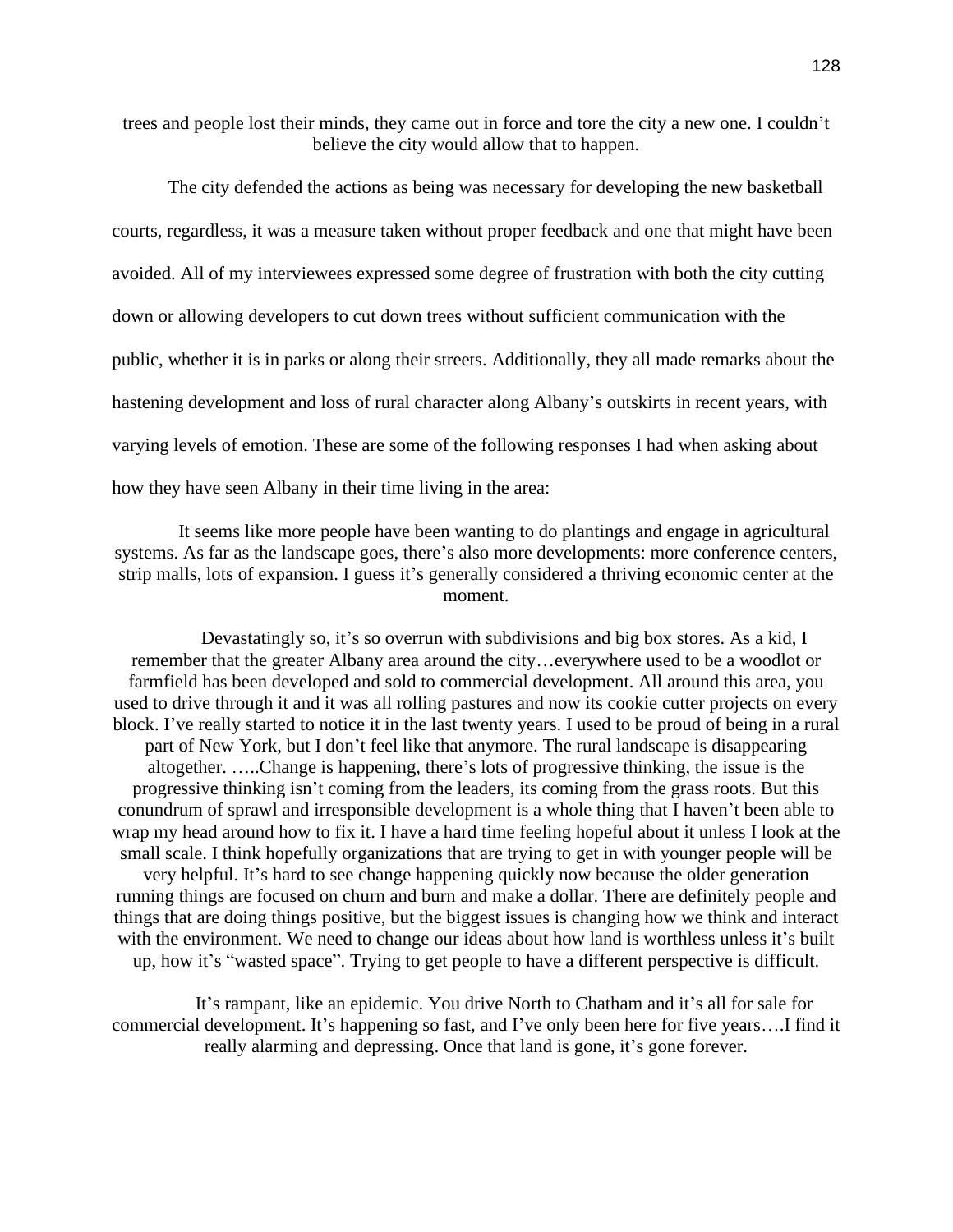trees and people lost their minds, they came out in force and tore the city a new one. I couldn't believe the city would allow that to happen.

The city defended the actions as being was necessary for developing the new basketball courts, regardless, it was a measure taken without proper feedback and one that might have been avoided. All of my interviewees expressed some degree of frustration with both the city cutting down or allowing developers to cut down trees without sufficient communication with the public, whether it is in parks or along their streets. Additionally, they all made remarks about the hastening development and loss of rural character along Albany's outskirts in recent years, with varying levels of emotion. These are some of the following responses I had when asking about how they have seen Albany in their time living in the area:

> It seems like more people have been wanting to do plantings and engage in agricultural systems. As far as the landscape goes, there's also more developments: more conference centers, strip malls, lots of expansion. I guess it's generally considered a thriving economic center at the moment.

> Devastatingly so, it's so overrun with subdivisions and big box stores. As a kid, I remember that the greater Albany area around the city…everywhere used to be a woodlot or farmfield has been developed and sold to commercial development. All around this area, you used to drive through it and it was all rolling pastures and now its cookie cutter projects on every block. I've really started to notice it in the last twenty years. I used to be proud of being in a rural part of New York, but I don't feel like that anymore. The rural landscape is disappearing altogether. …..Change is happening, there's lots of progressive thinking, the issue is the progressive thinking isn't coming from the leaders, its coming from the grass roots. But this conundrum of sprawl and irresponsible development is a whole thing that I haven't been able to wrap my head around how to fix it. I have a hard time feeling hopeful about it unless I look at the small scale. I think hopefully organizations that are trying to get in with younger people will be very helpful. It's hard to see change happening quickly now because the older generation running things are focused on churn and burn and make a dollar. There are definitely people and things that are doing things positive, but the biggest issues is changing how we think and interact with the environment. We need to change our ideas about how land is worthless unless it's built up, how it's "wasted space". Trying to get people to have a different perspective is difficult.

> It's rampant, like an epidemic. You drive North to Chatham and it's all for sale for commercial development. It's happening so fast, and I've only been here for five years….I find it really alarming and depressing. Once that land is gone, it's gone forever.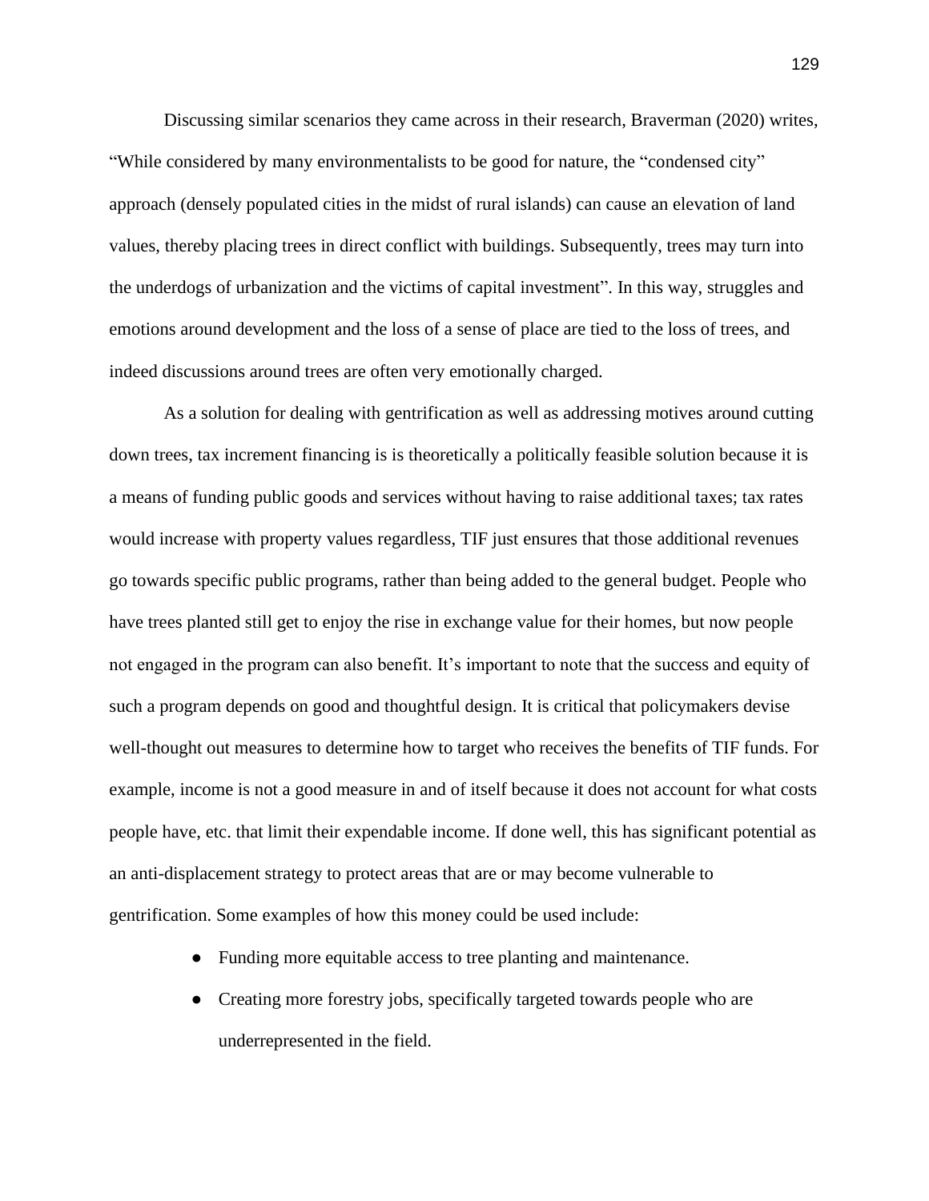Discussing similar scenarios they came across in their research, Braverman (2020) writes, "While considered by many environmentalists to be good for nature, the "condensed city" approach (densely populated cities in the midst of rural islands) can cause an elevation of land values, thereby placing trees in direct conflict with buildings. Subsequently, trees may turn into the underdogs of urbanization and the victims of capital investment". In this way, struggles and emotions around development and the loss of a sense of place are tied to the loss of trees, and indeed discussions around trees are often very emotionally charged.

As a solution for dealing with gentrification as well as addressing motives around cutting down trees, tax increment financing is is theoretically a politically feasible solution because it is a means of funding public goods and services without having to raise additional taxes; tax rates would increase with property values regardless, TIF just ensures that those additional revenues go towards specific public programs, rather than being added to the general budget. People who have trees planted still get to enjoy the rise in exchange value for their homes, but now people not engaged in the program can also benefit. It's important to note that the success and equity of such a program depends on good and thoughtful design. It is critical that policymakers devise well-thought out measures to determine how to target who receives the benefits of TIF funds. For example, income is not a good measure in and of itself because it does not account for what costs people have, etc. that limit their expendable income. If done well, this has significant potential as an anti-displacement strategy to protect areas that are or may become vulnerable to gentrification. Some examples of how this money could be used include:

- Funding more equitable access to tree planting and maintenance.
- Creating more forestry jobs, specifically targeted towards people who are underrepresented in the field.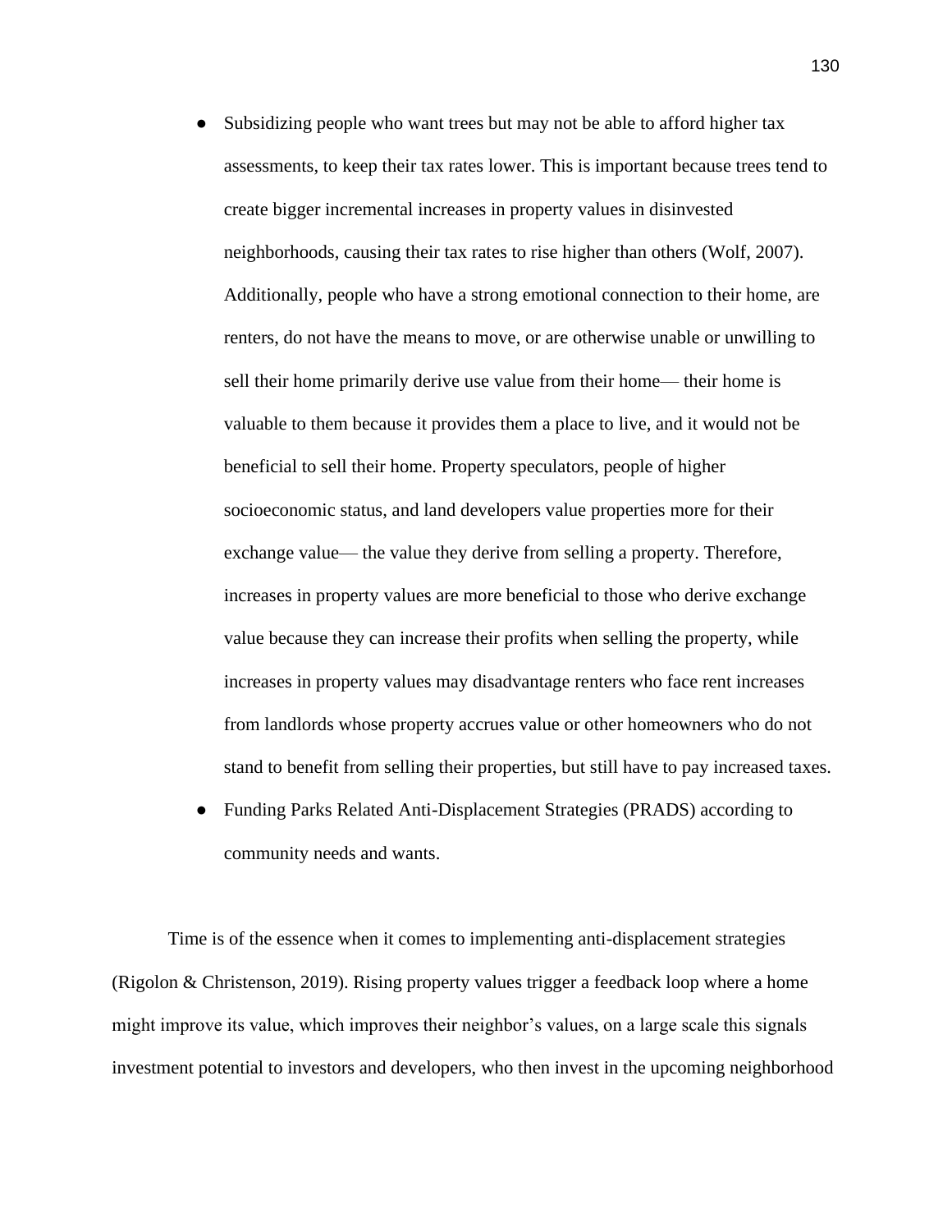- Subsidizing people who want trees but may not be able to afford higher tax assessments, to keep their tax rates lower. This is important because trees tend to create bigger incremental increases in property values in disinvested neighborhoods, causing their tax rates to rise higher than others (Wolf, 2007). Additionally, people who have a strong emotional connection to their home, are renters, do not have the means to move, or are otherwise unable or unwilling to sell their home primarily derive use value from their home— their home is valuable to them because it provides them a place to live, and it would not be beneficial to sell their home. Property speculators, people of higher socioeconomic status, and land developers value properties more for their exchange value— the value they derive from selling a property. Therefore, increases in property values are more beneficial to those who derive exchange value because they can increase their profits when selling the property, while increases in property values may disadvantage renters who face rent increases from landlords whose property accrues value or other homeowners who do not stand to benefit from selling their properties, but still have to pay increased taxes.
- Funding Parks Related Anti-Displacement Strategies (PRADS) according to community needs and wants.

Time is of the essence when it comes to implementing anti-displacement strategies (Rigolon & Christenson, 2019). Rising property values trigger a feedback loop where a home might improve its value, which improves their neighbor's values, on a large scale this signals investment potential to investors and developers, who then invest in the upcoming neighborhood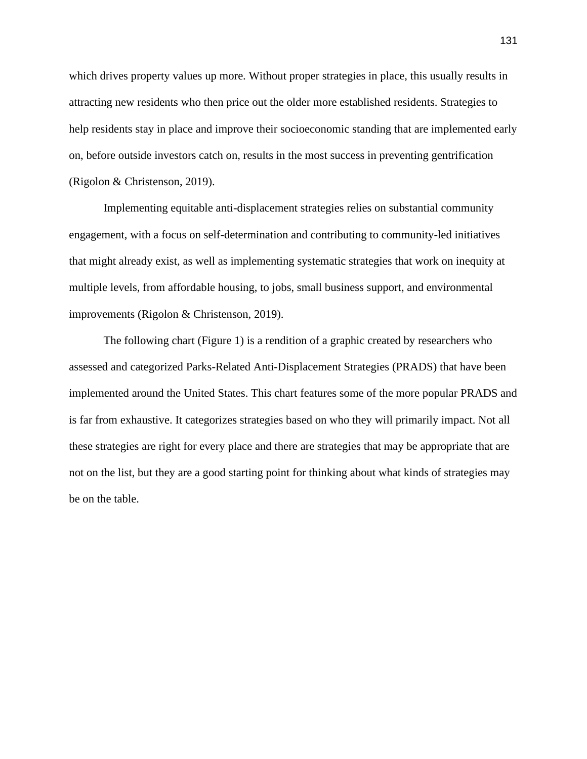which drives property values up more. Without proper strategies in place, this usually results in attracting new residents who then price out the older more established residents. Strategies to help residents stay in place and improve their socioeconomic standing that are implemented early on, before outside investors catch on, results in the most success in preventing gentrification (Rigolon & Christenson, 2019).

Implementing equitable anti-displacement strategies relies on substantial community engagement, with a focus on self-determination and contributing to community-led initiatives that might already exist, as well as implementing systematic strategies that work on inequity at multiple levels, from affordable housing, to jobs, small business support, and environmental improvements (Rigolon & Christenson, 2019).

The following chart (Figure 1) is a rendition of a graphic created by researchers who assessed and categorized Parks-Related Anti-Displacement Strategies (PRADS) that have been implemented around the United States. This chart features some of the more popular PRADS and is far from exhaustive. It categorizes strategies based on who they will primarily impact. Not all these strategies are right for every place and there are strategies that may be appropriate that are not on the list, but they are a good starting point for thinking about what kinds of strategies may be on the table.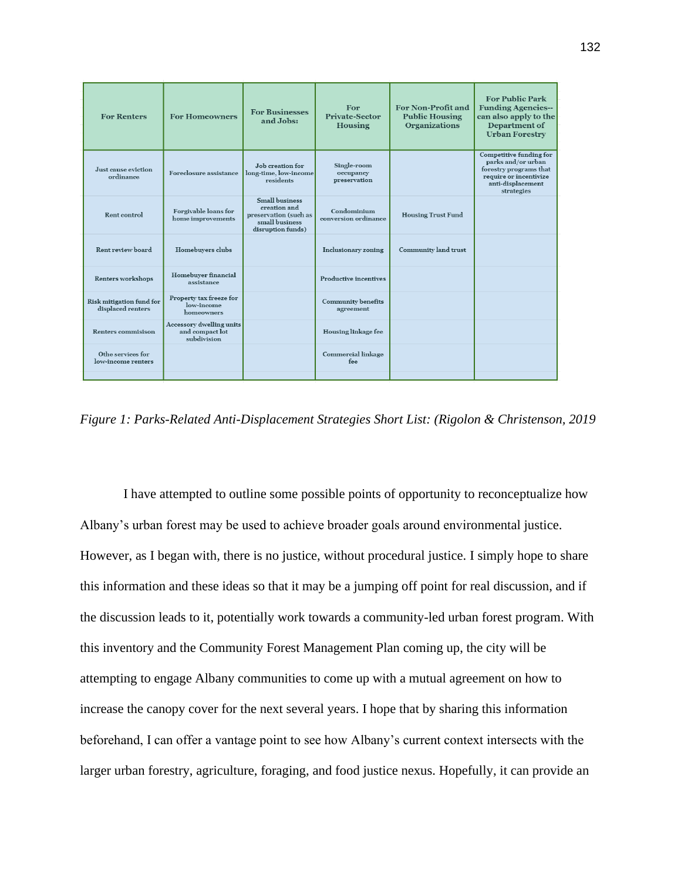| For Renters | For Homeowners | For Businesses and Jobs: | For Private-Sector Housing | For Non-Profit and Public Housing Organizations | For Public Park Funding Agencies-- can also apply to the Department of Urban Forestry |
|---|---|---|---|---|---|
| Just cause eviction ordinance | Foreclosure assistance | Job creation for long-time, low-income residents | Single-room occupancy preservation | | Competitive funding for parks and/or urban forestry programs that require or incentivize anti-displacement strategies |
| Rent control | Forgivable loans for home improvements | Small business creation and preservation (such as small business disruption funds) | Condominium conversion ordinance | Housing Trust Fund | |
| Rent review board | Homebuyers clubs | | Inclusionary zoning | Community land trust | |
| Renters workshops | Homebuyer financial assistance | | Productive incentives | | |
| Risk mitigation fund for displaced renters | Property tax freeze for low-income homeowners | | Community benefits agreement | | |
| Renters commisison | Accessory dwelling units and compact lot subdivision | | Housing linkage fee | | |
| Othe services for low-income renters | | | Commercial linkage fee | | |

*Figure 1: Parks-Related Anti-Displacement Strategies Short List: (Rigolon & Christenson, 2019*

I have attempted to outline some possible points of opportunity to reconceptualize how Albany's urban forest may be used to achieve broader goals around environmental justice. However, as I began with, there is no justice, without procedural justice. I simply hope to share this information and these ideas so that it may be a jumping off point for real discussion, and if the discussion leads to it, potentially work towards a community-led urban forest program. With this inventory and the Community Forest Management Plan coming up, the city will be attempting to engage Albany communities to come up with a mutual agreement on how to increase the canopy cover for the next several years. I hope that by sharing this information beforehand, I can offer a vantage point to see how Albany's current context intersects with the larger urban forestry, agriculture, foraging, and food justice nexus. Hopefully, it can provide an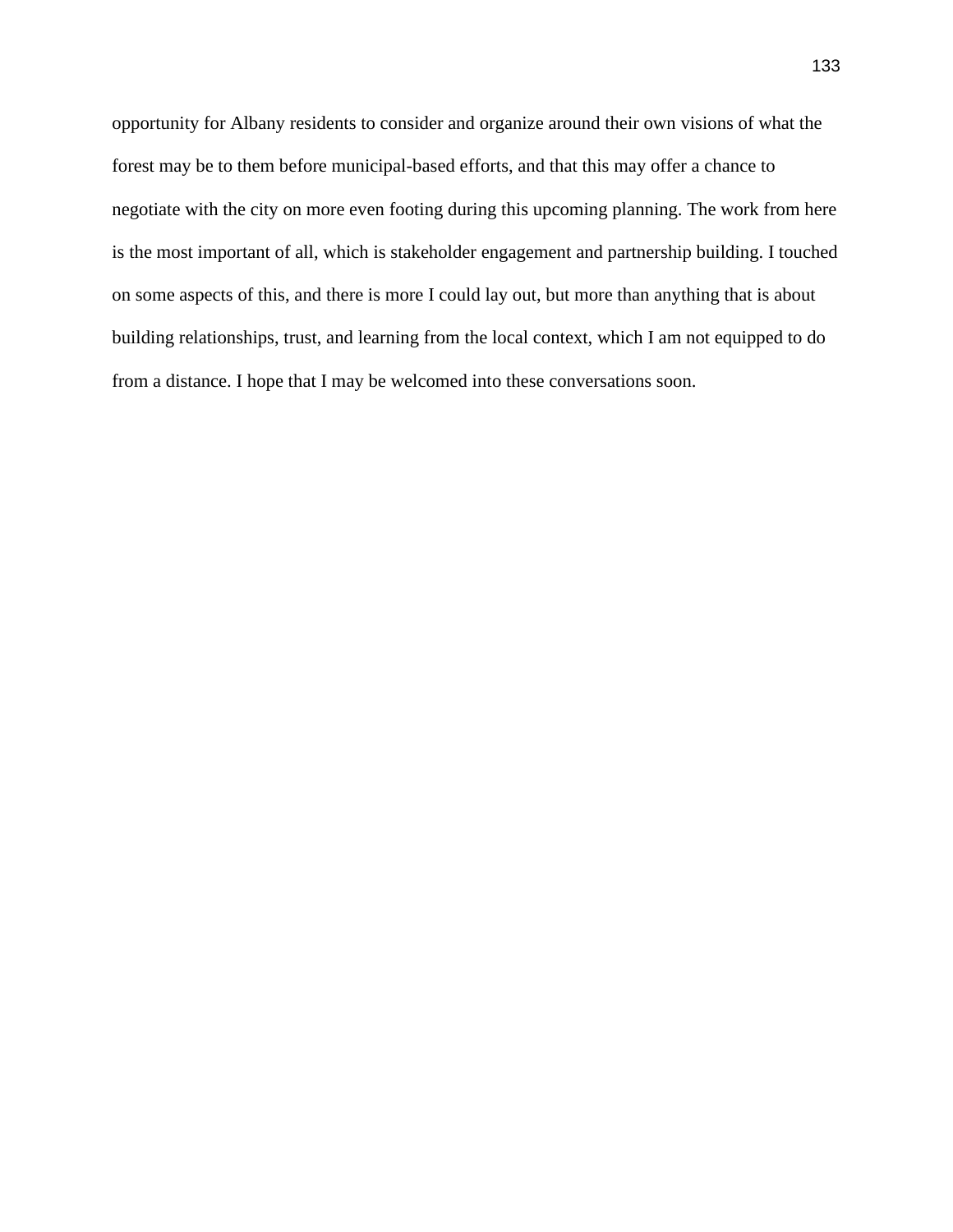opportunity for Albany residents to consider and organize around their own visions of what the forest may be to them before municipal-based efforts, and that this may offer a chance to negotiate with the city on more even footing during this upcoming planning. The work from here is the most important of all, which is stakeholder engagement and partnership building. I touched on some aspects of this, and there is more I could lay out, but more than anything that is about building relationships, trust, and learning from the local context, which I am not equipped to do from a distance. I hope that I may be welcomed into these conversations soon.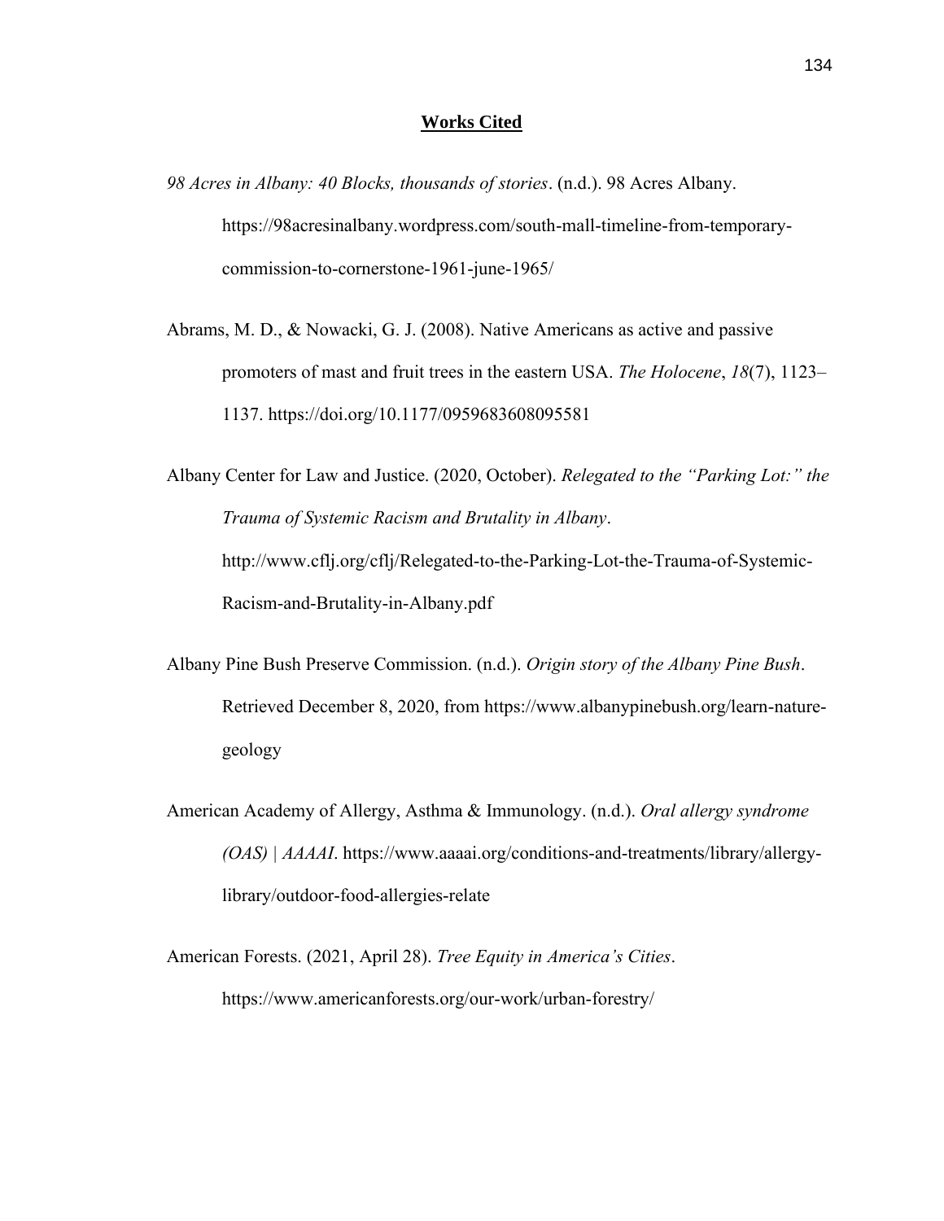## Works Cited

*98 Acres in Albany: 40 Blocks, thousands of stories*. (n.d.). 98 Acres Albany. https://98acresinalbany.wordpress.com/south-mall-timeline-from-temporary-commission-to-cornerstone-1961-june-1965/

Abrams, M. D., & Nowacki, G. J. (2008). Native Americans as active and passive promoters of mast and fruit trees in the eastern USA. *The Holocene*, *18*(7), 1123–1137. https://doi.org/10.1177/0959683608095581

Albany Center for Law and Justice. (2020, October). *Relegated to the "Parking Lot:" the Trauma of Systemic Racism and Brutality in Albany*. http://www.cflj.org/cflj/Relegated-to-the-Parking-Lot-the-Trauma-of-Systemic-Racism-and-Brutality-in-Albany.pdf

Albany Pine Bush Preserve Commission. (n.d.). *Origin story of the Albany Pine Bush*. Retrieved December 8, 2020, from https://www.albanypinebush.org/learn-nature-geology

American Academy of Allergy, Asthma & Immunology. (n.d.). *Oral allergy syndrome (OAS) | AAAAI*. https://www.aaaai.org/conditions-and-treatments/library/allergy-library/outdoor-food-allergies-relate

American Forests. (2021, April 28). *Tree Equity in America's Cities*. https://www.americanforests.org/our-work/urban-forestry/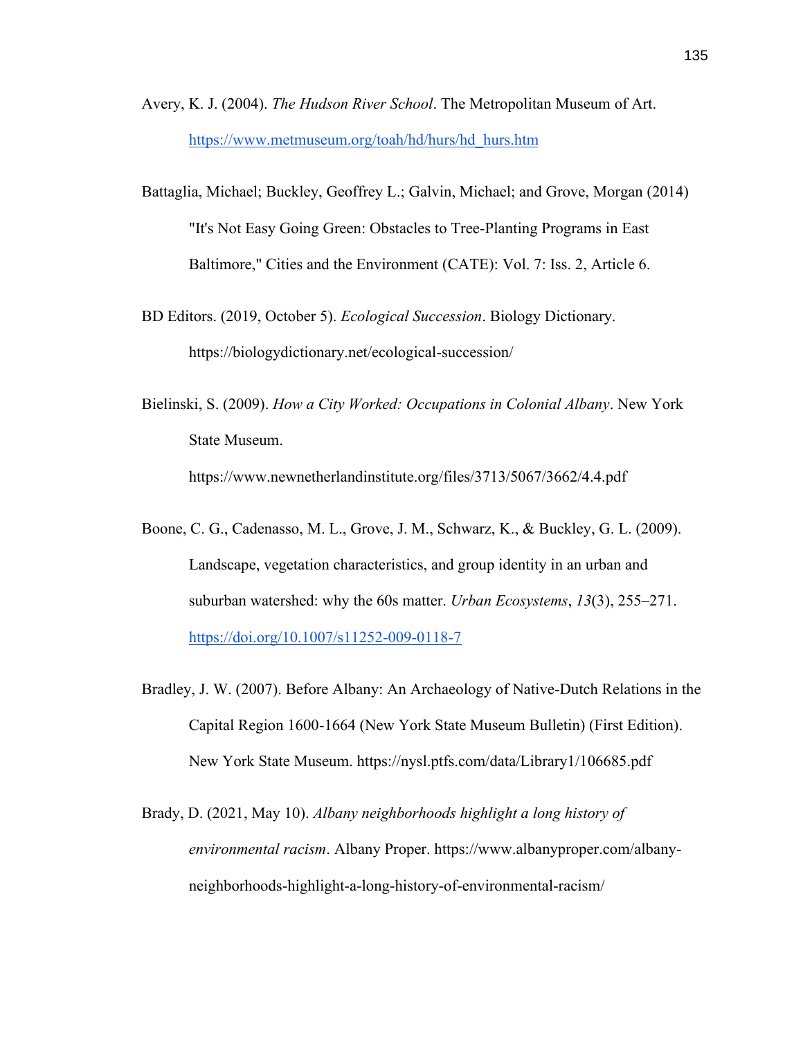Avery, K. J. (2004). *The Hudson River School*. The Metropolitan Museum of Art. https://www.metmuseum.org/toah/hd/hurs/hd_hurs.htm

Battaglia, Michael; Buckley, Geoffrey L.; Galvin, Michael; and Grove, Morgan (2014) "It's Not Easy Going Green: Obstacles to Tree-Planting Programs in East Baltimore," Cities and the Environment (CATE): Vol. 7: Iss. 2, Article 6.

BD Editors. (2019, October 5). *Ecological Succession*. Biology Dictionary. https://biologydictionary.net/ecological-succession/

Bielinski, S. (2009). *How a City Worked: Occupations in Colonial Albany*. New York State Museum. https://www.newnetherlandinstitute.org/files/3713/5067/3662/4.4.pdf

Boone, C. G., Cadenasso, M. L., Grove, J. M., Schwarz, K., & Buckley, G. L. (2009). Landscape, vegetation characteristics, and group identity in an urban and suburban watershed: why the 60s matter. *Urban Ecosystems*, *13*(3), 255–271. https://doi.org/10.1007/s11252-009-0118-7

Bradley, J. W. (2007). Before Albany: An Archaeology of Native-Dutch Relations in the Capital Region 1600-1664 (New York State Museum Bulletin) (First Edition). New York State Museum. https://nysl.ptfs.com/data/Library1/106685.pdf

Brady, D. (2021, May 10). *Albany neighborhoods highlight a long history of environmental racism*. Albany Proper. https://www.albanyproper.com/albany-neighborhoods-highlight-a-long-history-of-environmental-racism/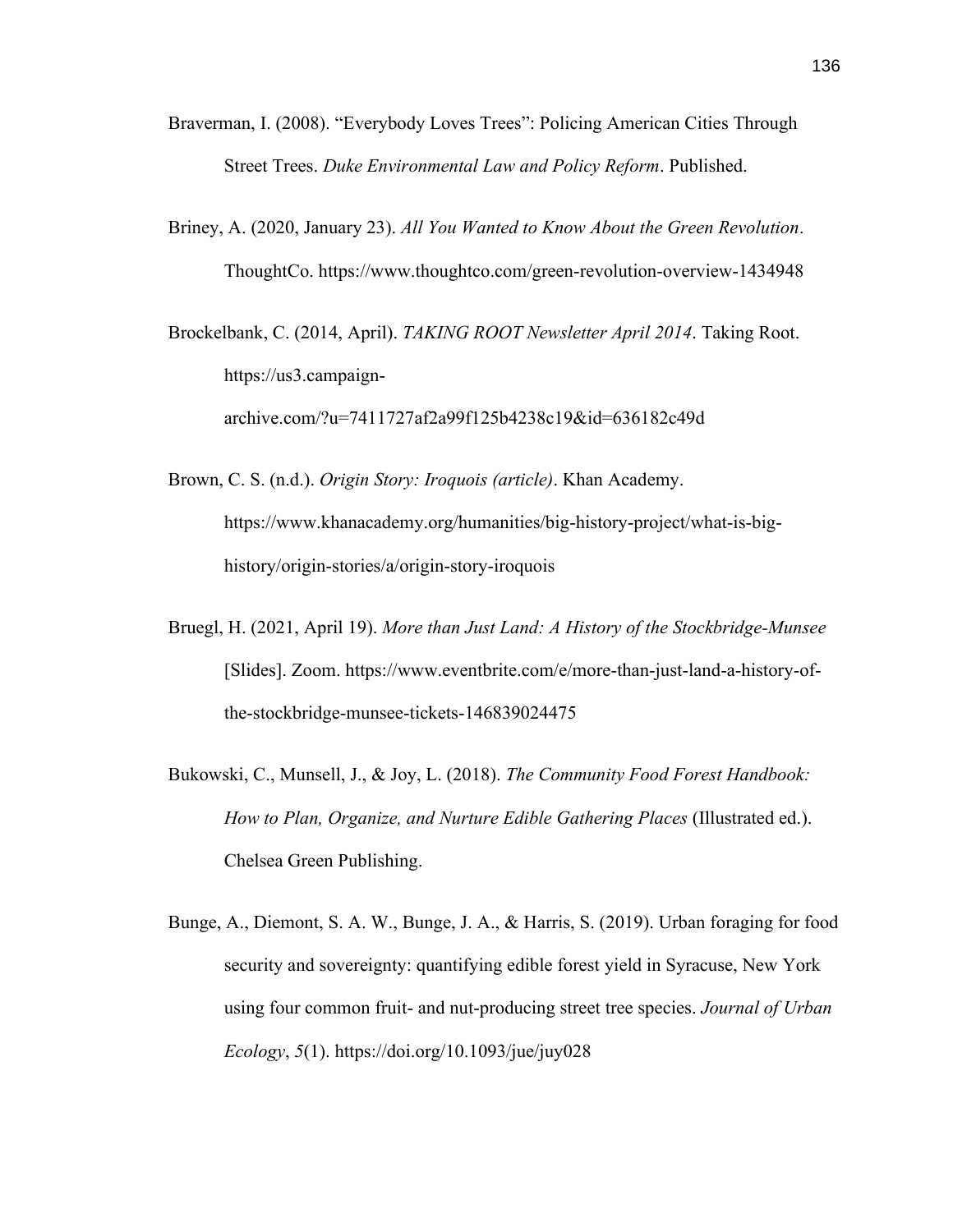Braverman, I. (2008). "Everybody Loves Trees": Policing American Cities Through Street Trees. *Duke Environmental Law and Policy Reform*. Published.

Briney, A. (2020, January 23). *All You Wanted to Know About the Green Revolution*. ThoughtCo. https://www.thoughtco.com/green-revolution-overview-1434948

Brockelbank, C. (2014, April). *TAKING ROOT Newsletter April 2014*. Taking Root. https://us3.campaign-archive.com/?u=7411727af2a99f125b4238c19&id=636182c49d

Brown, C. S. (n.d.). *Origin Story: Iroquois (article)*. Khan Academy. https://www.khanacademy.org/humanities/big-history-project/what-is-big-history/origin-stories/a/origin-story-iroquois

Bruegl, H. (2021, April 19). *More than Just Land: A History of the Stockbridge-Munsee* [Slides]. Zoom. https://www.eventbrite.com/e/more-than-just-land-a-history-of-the-stockbridge-munsee-tickets-146839024475

Bukowski, C., Munsell, J., & Joy, L. (2018). *The Community Food Forest Handbook: How to Plan, Organize, and Nurture Edible Gathering Places* (Illustrated ed.). Chelsea Green Publishing.

Bunge, A., Diemont, S. A. W., Bunge, J. A., & Harris, S. (2019). Urban foraging for food security and sovereignty: quantifying edible forest yield in Syracuse, New York using four common fruit- and nut-producing street tree species. *Journal of Urban Ecology*, *5*(1). https://doi.org/10.1093/jue/juy028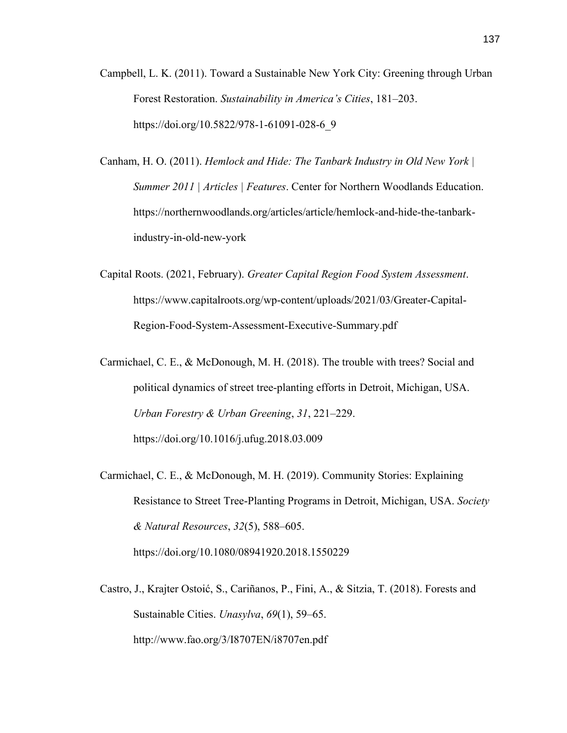Campbell, L. K. (2011). Toward a Sustainable New York City: Greening through Urban Forest Restoration. *Sustainability in America's Cities*, 181–203. https://doi.org/10.5822/978-1-61091-028-6_9

Canham, H. O. (2011). *Hemlock and Hide: The Tanbark Industry in Old New York | Summer 2011 | Articles | Features*. Center for Northern Woodlands Education. https://northernwoodlands.org/articles/article/hemlock-and-hide-the-tanbark-industry-in-old-new-york

Capital Roots. (2021, February). *Greater Capital Region Food System Assessment*. https://www.capitalroots.org/wp-content/uploads/2021/03/Greater-Capital-Region-Food-System-Assessment-Executive-Summary.pdf

Carmichael, C. E., & McDonough, M. H. (2018). The trouble with trees? Social and political dynamics of street tree-planting efforts in Detroit, Michigan, USA. *Urban Forestry & Urban Greening*, *31*, 221–229. https://doi.org/10.1016/j.ufug.2018.03.009

Carmichael, C. E., & McDonough, M. H. (2019). Community Stories: Explaining Resistance to Street Tree-Planting Programs in Detroit, Michigan, USA. *Society & Natural Resources*, *32*(5), 588–605. https://doi.org/10.1080/08941920.2018.1550229

Castro, J., Krajter Ostoić, S., Cariñanos, P., Fini, A., & Sitzia, T. (2018). Forests and Sustainable Cities. *Unasylva*, *69*(1), 59–65. http://www.fao.org/3/I8707EN/i8707en.pdf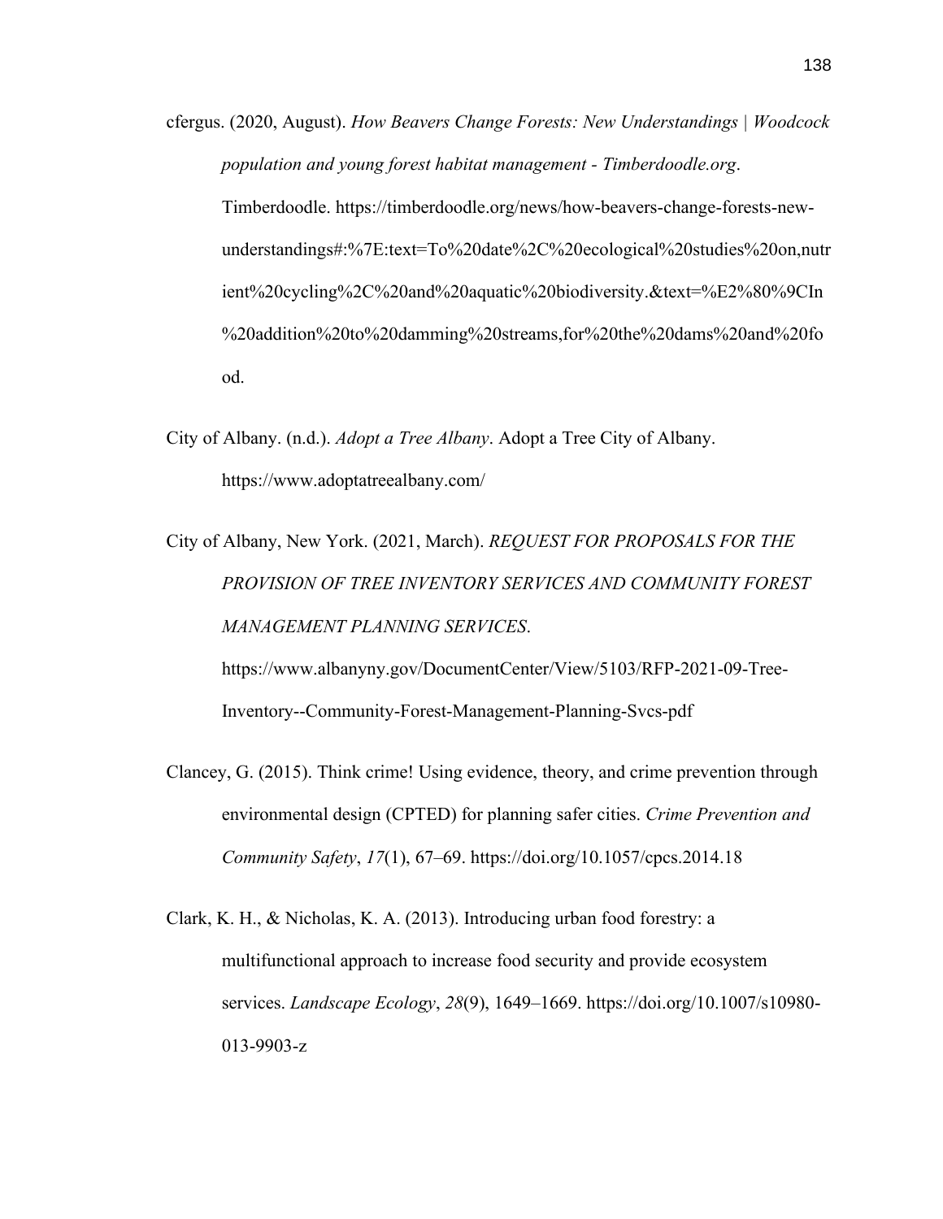cfergus. (2020, August). *How Beavers Change Forests: New Understandings | Woodcock population and young forest habitat management - Timberdoodle.org*. Timberdoodle. https://timberdoodle.org/news/how-beavers-change-forests-new-understandings#:%7E:text=To%20date%2C%20ecological%20studies%20on,nutrient%20cycling%2C%20and%20aquatic%20biodiversity.&text=%E2%80%9CIn%20addition%20to%20damming%20streams,for%20the%20dams%20and%20food.

City of Albany. (n.d.). *Adopt a Tree Albany*. Adopt a Tree City of Albany. https://www.adoptatreealbany.com/

City of Albany, New York. (2021, March). *REQUEST FOR PROPOSALS FOR THE PROVISION OF TREE INVENTORY SERVICES AND COMMUNITY FOREST MANAGEMENT PLANNING SERVICES*. https://www.albanyny.gov/DocumentCenter/View/5103/RFP-2021-09-Tree-Inventory--Community-Forest-Management-Planning-Svcs-pdf

Clancey, G. (2015). Think crime! Using evidence, theory, and crime prevention through environmental design (CPTED) for planning safer cities. *Crime Prevention and Community Safety*, *17*(1), 67–69. https://doi.org/10.1057/cpcs.2014.18

Clark, K. H., & Nicholas, K. A. (2013). Introducing urban food forestry: a multifunctional approach to increase food security and provide ecosystem services. *Landscape Ecology*, *28*(9), 1649–1669. https://doi.org/10.1007/s10980-013-9903-z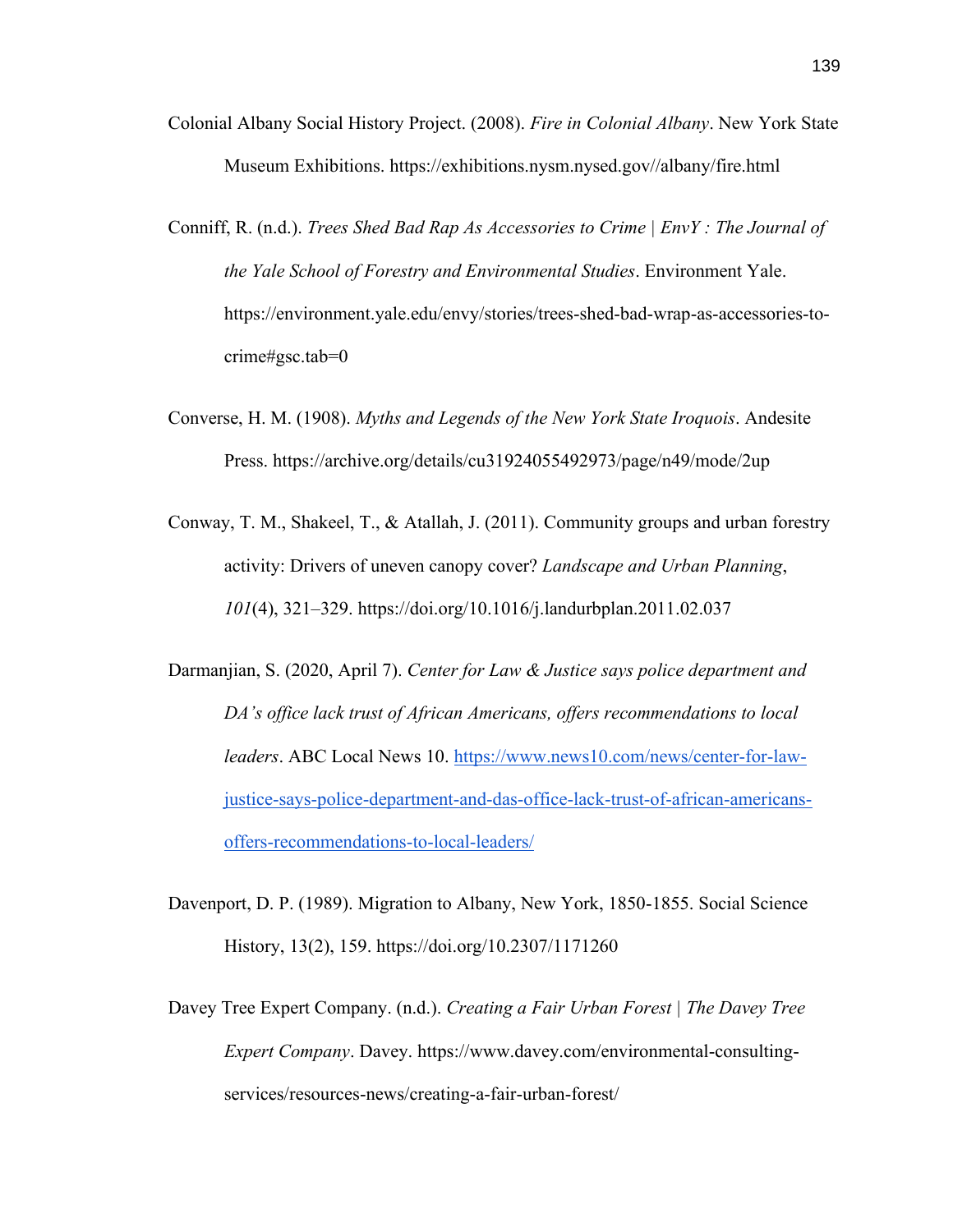Colonial Albany Social History Project. (2008). *Fire in Colonial Albany*. New York State Museum Exhibitions. https://exhibitions.nysm.nysed.gov//albany/fire.html

Conniff, R. (n.d.). *Trees Shed Bad Rap As Accessories to Crime | EnvY : The Journal of the Yale School of Forestry and Environmental Studies*. Environment Yale. https://environment.yale.edu/envy/stories/trees-shed-bad-wrap-as-accessories-to-crime#gsc.tab=0

Converse, H. M. (1908). *Myths and Legends of the New York State Iroquois*. Andesite Press. https://archive.org/details/cu31924055492973/page/n49/mode/2up

Conway, T. M., Shakeel, T., & Atallah, J. (2011). Community groups and urban forestry activity: Drivers of uneven canopy cover? *Landscape and Urban Planning*, *101*(4), 321–329. https://doi.org/10.1016/j.landurbplan.2011.02.037

Darmanjian, S. (2020, April 7). *Center for Law & Justice says police department and DA's office lack trust of African Americans, offers recommendations to local leaders*. ABC Local News 10. [https://www.news10.com/news/center-for-law-justice-says-police-department-and-das-office-lack-trust-of-african-americans-offers-recommendations-to-local-leaders/](https://www.news10.com/news/center-for-law-justice-says-police-department-and-das-office-lack-trust-of-african-americans-offers-recommendations-to-local-leaders/)

Davenport, D. P. (1989). Migration to Albany, New York, 1850-1855. Social Science History, 13(2), 159. https://doi.org/10.2307/1171260

Davey Tree Expert Company. (n.d.). *Creating a Fair Urban Forest | The Davey Tree Expert Company*. Davey. https://www.davey.com/environmental-consulting-services/resources-news/creating-a-fair-urban-forest/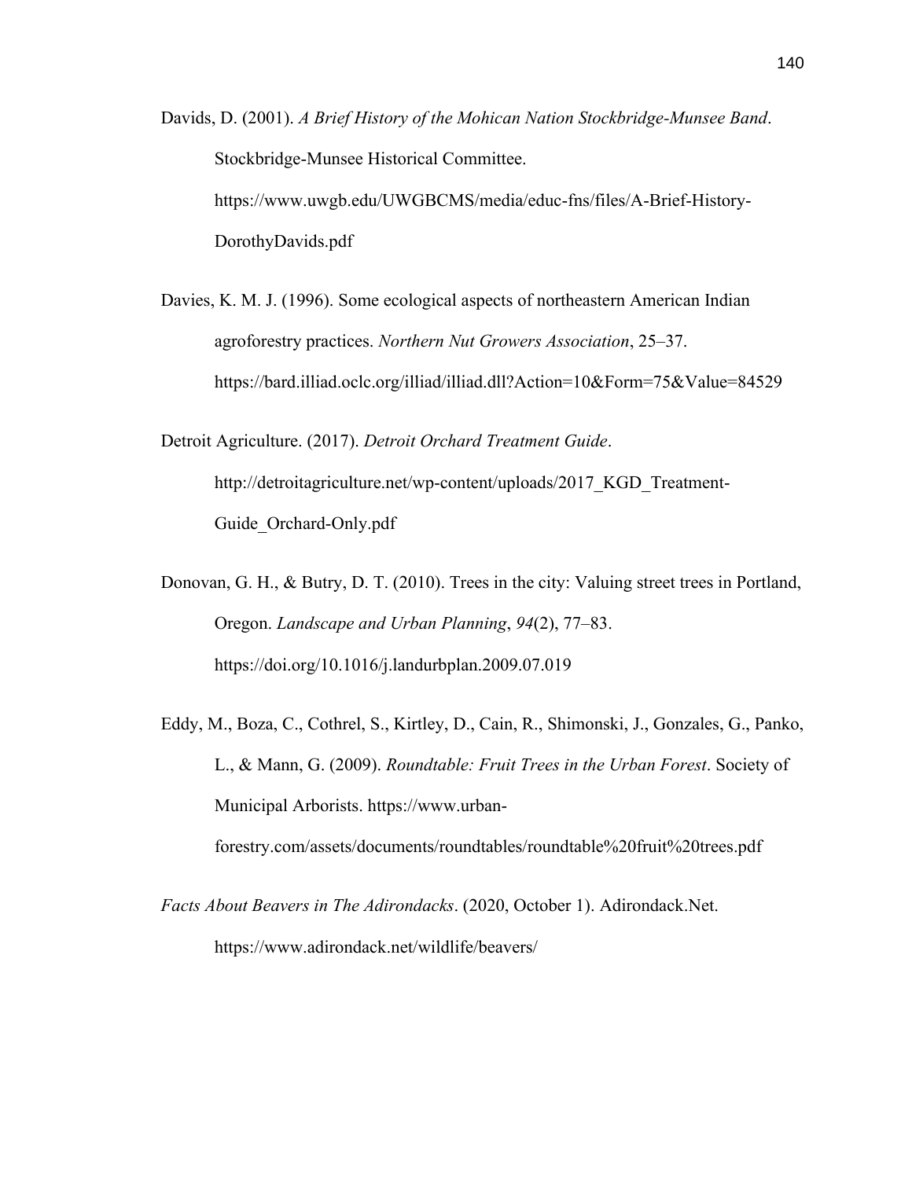Davids, D. (2001). *A Brief History of the Mohican Nation Stockbridge-Munsee Band*. Stockbridge-Munsee Historical Committee. https://www.uwgb.edu/UWGBCMS/media/educ-fns/files/A-Brief-History-DorothyDavids.pdf

Davies, K. M. J. (1996). Some ecological aspects of northeastern American Indian agroforestry practices. *Northern Nut Growers Association*, 25–37. https://bard.illiad.oclc.org/illiad/illiad.dll?Action=10&Form=75&Value=84529

Detroit Agriculture. (2017). *Detroit Orchard Treatment Guide*. http://detroitagriculture.net/wp-content/uploads/2017_KGD_Treatment-Guide_Orchard-Only.pdf

Donovan, G. H., & Butry, D. T. (2010). Trees in the city: Valuing street trees in Portland, Oregon. *Landscape and Urban Planning*, *94*(2), 77–83. https://doi.org/10.1016/j.landurbplan.2009.07.019

Eddy, M., Boza, C., Cothrel, S., Kirtley, D., Cain, R., Shimonski, J., Gonzales, G., Panko, L., & Mann, G. (2009). *Roundtable: Fruit Trees in the Urban Forest*. Society of Municipal Arborists. https://www.urban-forestry.com/assets/documents/roundtables/roundtable%20fruit%20trees.pdf

*Facts About Beavers in The Adirondacks*. (2020, October 1). Adirondack.Net. https://www.adirondack.net/wildlife/beavers/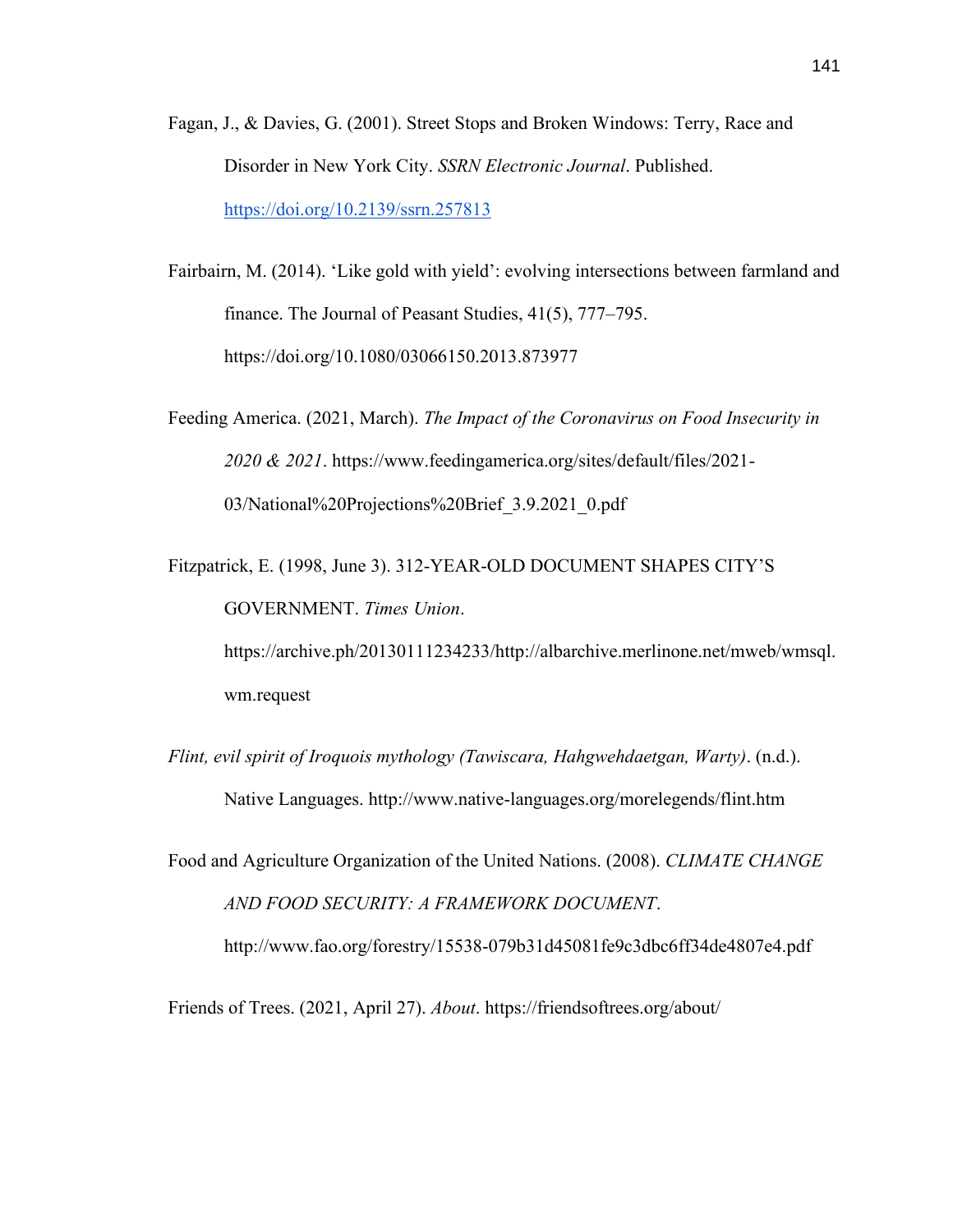Fagan, J., & Davies, G. (2001). Street Stops and Broken Windows: Terry, Race and Disorder in New York City. *SSRN Electronic Journal*. Published. https://doi.org/10.2139/ssrn.257813

Fairbairn, M. (2014). 'Like gold with yield': evolving intersections between farmland and finance. The Journal of Peasant Studies, 41(5), 777–795. https://doi.org/10.1080/03066150.2013.873977

Feeding America. (2021, March). *The Impact of the Coronavirus on Food Insecurity in 2020 & 2021*. https://www.feedingamerica.org/sites/default/files/2021-03/National%20Projections%20Brief_3.9.2021_0.pdf

Fitzpatrick, E. (1998, June 3). 312-YEAR-OLD DOCUMENT SHAPES CITY'S GOVERNMENT. *Times Union*. https://archive.ph/20130111234233/http://albarchive.merlinone.net/mweb/wmsql.wm.request

*Flint, evil spirit of Iroquois mythology (Tawiscara, Hahgwehdaetgan, Warty)*. (n.d.). Native Languages. http://www.native-languages.org/morelegends/flint.htm

Food and Agriculture Organization of the United Nations. (2008). *CLIMATE CHANGE AND FOOD SECURITY: A FRAMEWORK DOCUMENT*. http://www.fao.org/forestry/15538-079b31d45081fe9c3dbc6ff34de4807e4.pdf

Friends of Trees. (2021, April 27). *About*. https://friendsoftrees.org/about/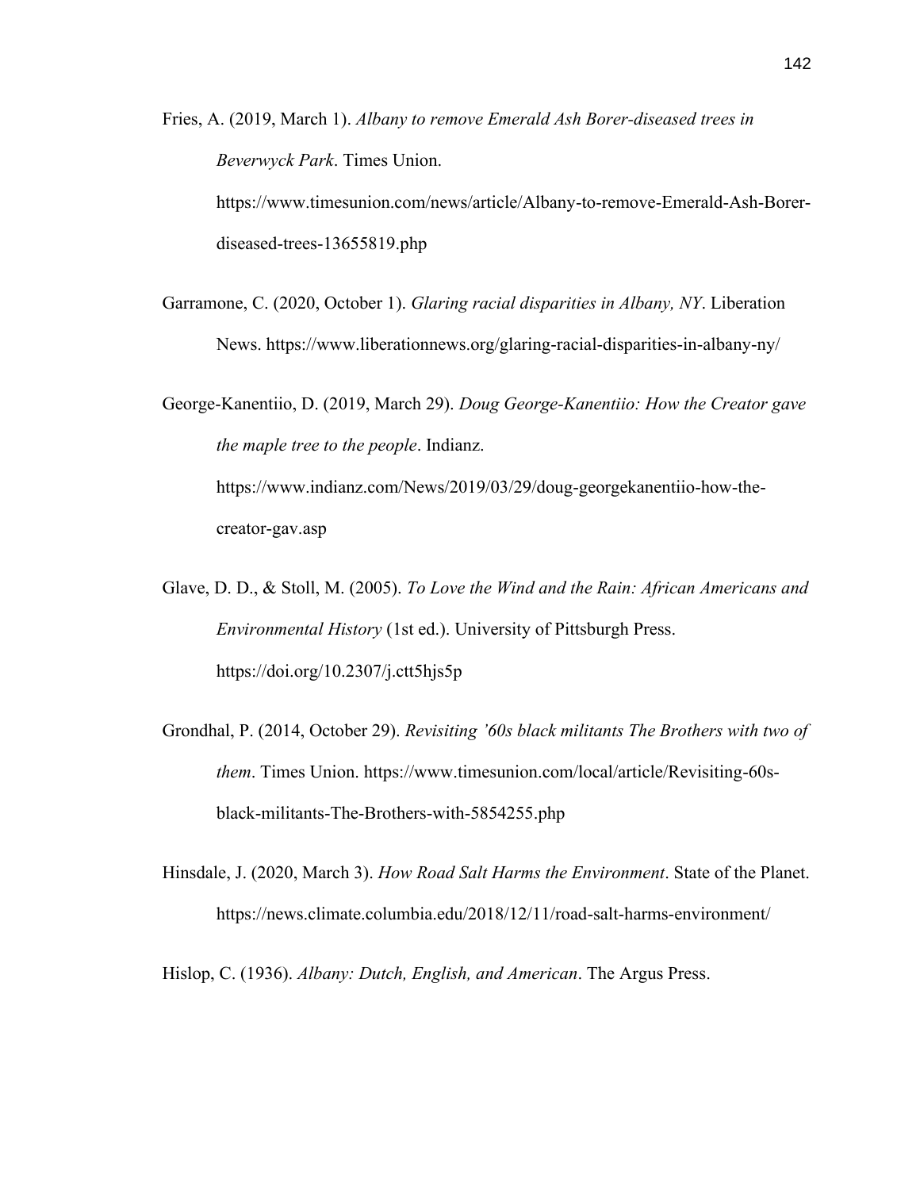Fries, A. (2019, March 1). *Albany to remove Emerald Ash Borer-diseased trees in Beverwyck Park*. Times Union. https://www.timesunion.com/news/article/Albany-to-remove-Emerald-Ash-Borer-diseased-trees-13655819.php

Garramone, C. (2020, October 1). *Glaring racial disparities in Albany, NY*. Liberation News. https://www.liberationnews.org/glaring-racial-disparities-in-albany-ny/

George-Kanentiio, D. (2019, March 29). *Doug George-Kanentiio: How the Creator gave the maple tree to the people*. Indianz. https://www.indianz.com/News/2019/03/29/doug-georgekanentiio-how-the-creator-gav.asp

Glave, D. D., & Stoll, M. (2005). *To Love the Wind and the Rain: African Americans and Environmental History* (1st ed.). University of Pittsburgh Press. https://doi.org/10.2307/j.ctt5hjs5p

Grondhal, P. (2014, October 29). *Revisiting '60s black militants The Brothers with two of them*. Times Union. https://www.timesunion.com/local/article/Revisiting-60s-black-militants-The-Brothers-with-5854255.php

Hinsdale, J. (2020, March 3). *How Road Salt Harms the Environment*. State of the Planet. https://news.climate.columbia.edu/2018/12/11/road-salt-harms-environment/

Hislop, C. (1936). *Albany: Dutch, English, and American*. The Argus Press.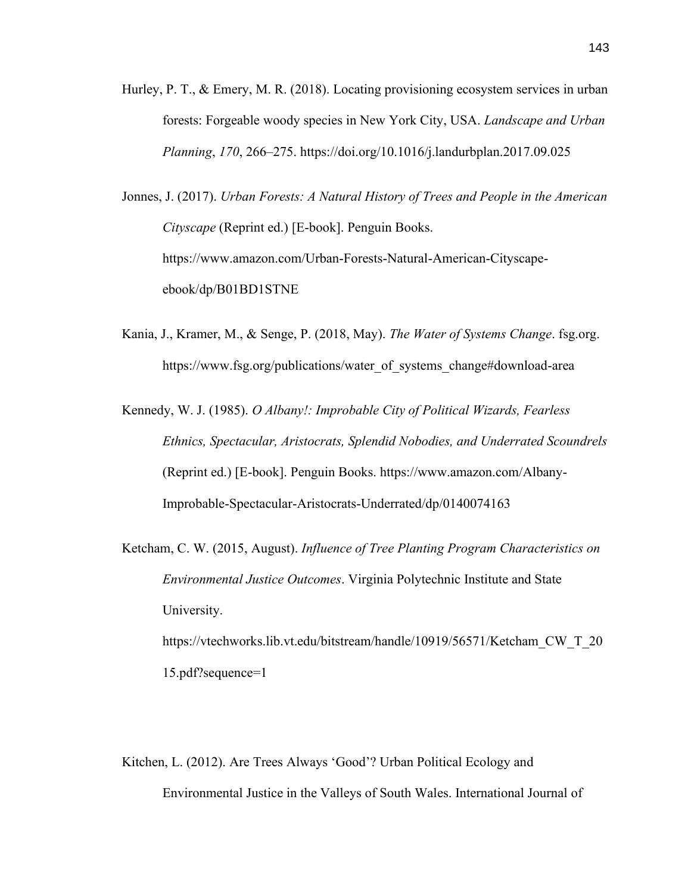Hurley, P. T., & Emery, M. R. (2018). Locating provisioning ecosystem services in urban forests: Forgeable woody species in New York City, USA. *Landscape and Urban Planning*, *170*, 266–275. https://doi.org/10.1016/j.landurbplan.2017.09.025

Jonnes, J. (2017). *Urban Forests: A Natural History of Trees and People in the American Cityscape* (Reprint ed.) [E-book]. Penguin Books. https://www.amazon.com/Urban-Forests-Natural-American-Cityscape-ebook/dp/B01BD1STNE

Kania, J., Kramer, M., & Senge, P. (2018, May). *The Water of Systems Change*. fsg.org. https://www.fsg.org/publications/water_of_systems_change#download-area

Kennedy, W. J. (1985). *O Albany!: Improbable City of Political Wizards, Fearless Ethnics, Spectacular, Aristocrats, Splendid Nobodies, and Underrated Scoundrels* (Reprint ed.) [E-book]. Penguin Books. https://www.amazon.com/Albany-Improbable-Spectacular-Aristocrats-Underrated/dp/0140074163

Ketcham, C. W. (2015, August). *Influence of Tree Planting Program Characteristics on Environmental Justice Outcomes*. Virginia Polytechnic Institute and State University. https://vtechworks.lib.vt.edu/bitstream/handle/10919/56571/Ketcham_CW_T_2015.pdf?sequence=1

Kitchen, L. (2012). Are Trees Always 'Good'? Urban Political Ecology and Environmental Justice in the Valleys of South Wales. International Journal of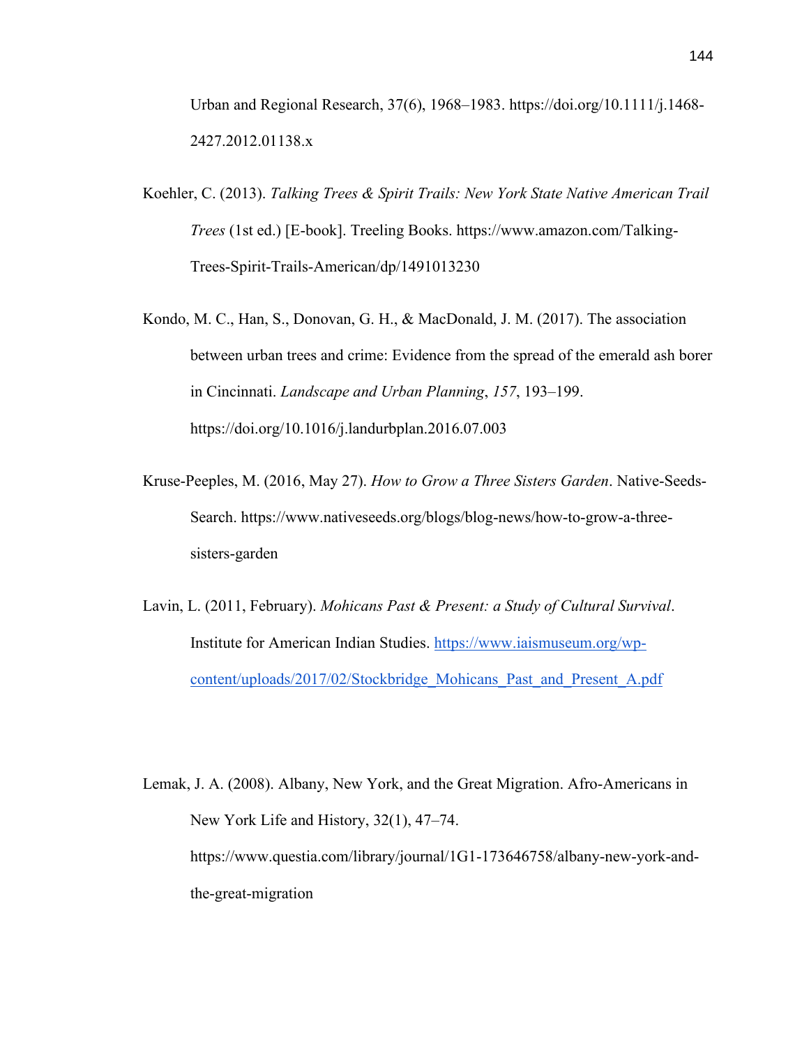Urban and Regional Research, 37(6), 1968–1983. https://doi.org/10.1111/j.1468-2427.2012.01138.x

Koehler, C. (2013). *Talking Trees & Spirit Trails: New York State Native American Trail Trees* (1st ed.) [E-book]. Treeling Books. https://www.amazon.com/Talking-Trees-Spirit-Trails-American/dp/1491013230

Kondo, M. C., Han, S., Donovan, G. H., & MacDonald, J. M. (2017). The association between urban trees and crime: Evidence from the spread of the emerald ash borer in Cincinnati. *Landscape and Urban Planning*, *157*, 193–199. https://doi.org/10.1016/j.landurbplan.2016.07.003

Kruse-Peeples, M. (2016, May 27). *How to Grow a Three Sisters Garden*. Native-Seeds-Search. https://www.nativeseeds.org/blogs/blog-news/how-to-grow-a-three-sisters-garden

Lavin, L. (2011, February). *Mohicans Past & Present: a Study of Cultural Survival*. Institute for American Indian Studies. [https://www.iaismuseum.org/wp-content/uploads/2017/02/Stockbridge_Mohicans_Past_and_Present_A.pdf](https://www.iaismuseum.org/wp-content/uploads/2017/02/Stockbridge_Mohicans_Past_and_Present_A.pdf)

Lemak, J. A. (2008). Albany, New York, and the Great Migration. Afro-Americans in New York Life and History, 32(1), 47–74. https://www.questia.com/library/journal/1G1-173646758/albany-new-york-and-the-great-migration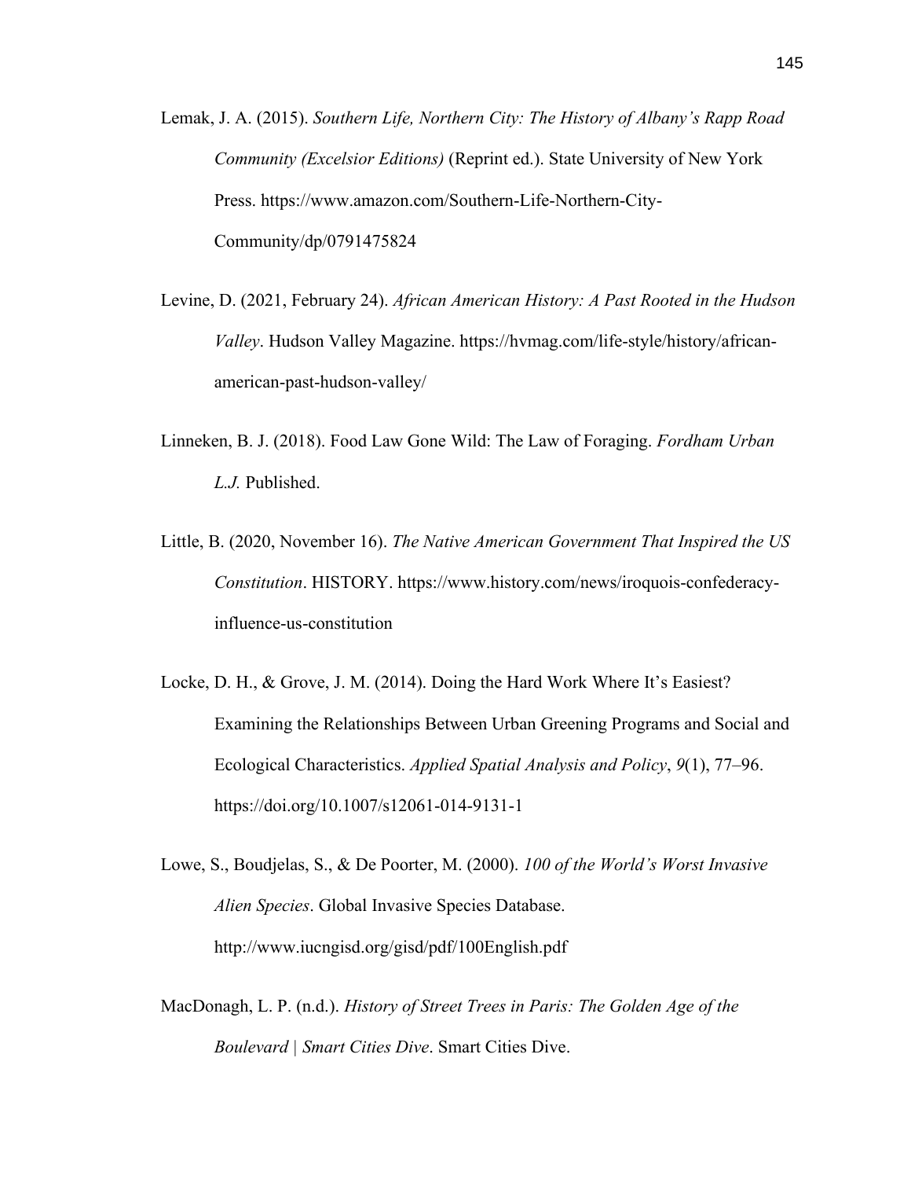Lemak, J. A. (2015). *Southern Life, Northern City: The History of Albany's Rapp Road Community (Excelsior Editions)* (Reprint ed.). State University of New York Press. https://www.amazon.com/Southern-Life-Northern-City-Community/dp/0791475824

Levine, D. (2021, February 24). *African American History: A Past Rooted in the Hudson Valley*. Hudson Valley Magazine. https://hvmag.com/life-style/history/african-american-past-hudson-valley/

Linneken, B. J. (2018). Food Law Gone Wild: The Law of Foraging. *Fordham Urban L.J.* Published.

Little, B. (2020, November 16). *The Native American Government That Inspired the US Constitution*. HISTORY. https://www.history.com/news/iroquois-confederacy-influence-us-constitution

Locke, D. H., & Grove, J. M. (2014). Doing the Hard Work Where It's Easiest? Examining the Relationships Between Urban Greening Programs and Social and Ecological Characteristics. *Applied Spatial Analysis and Policy*, *9*(1), 77–96. https://doi.org/10.1007/s12061-014-9131-1

Lowe, S., Boudjelas, S., & De Poorter, M. (2000). *100 of the World's Worst Invasive Alien Species*. Global Invasive Species Database. http://www.iucngisd.org/gisd/pdf/100English.pdf

MacDonagh, L. P. (n.d.). *History of Street Trees in Paris: The Golden Age of the Boulevard | Smart Cities Dive*. Smart Cities Dive.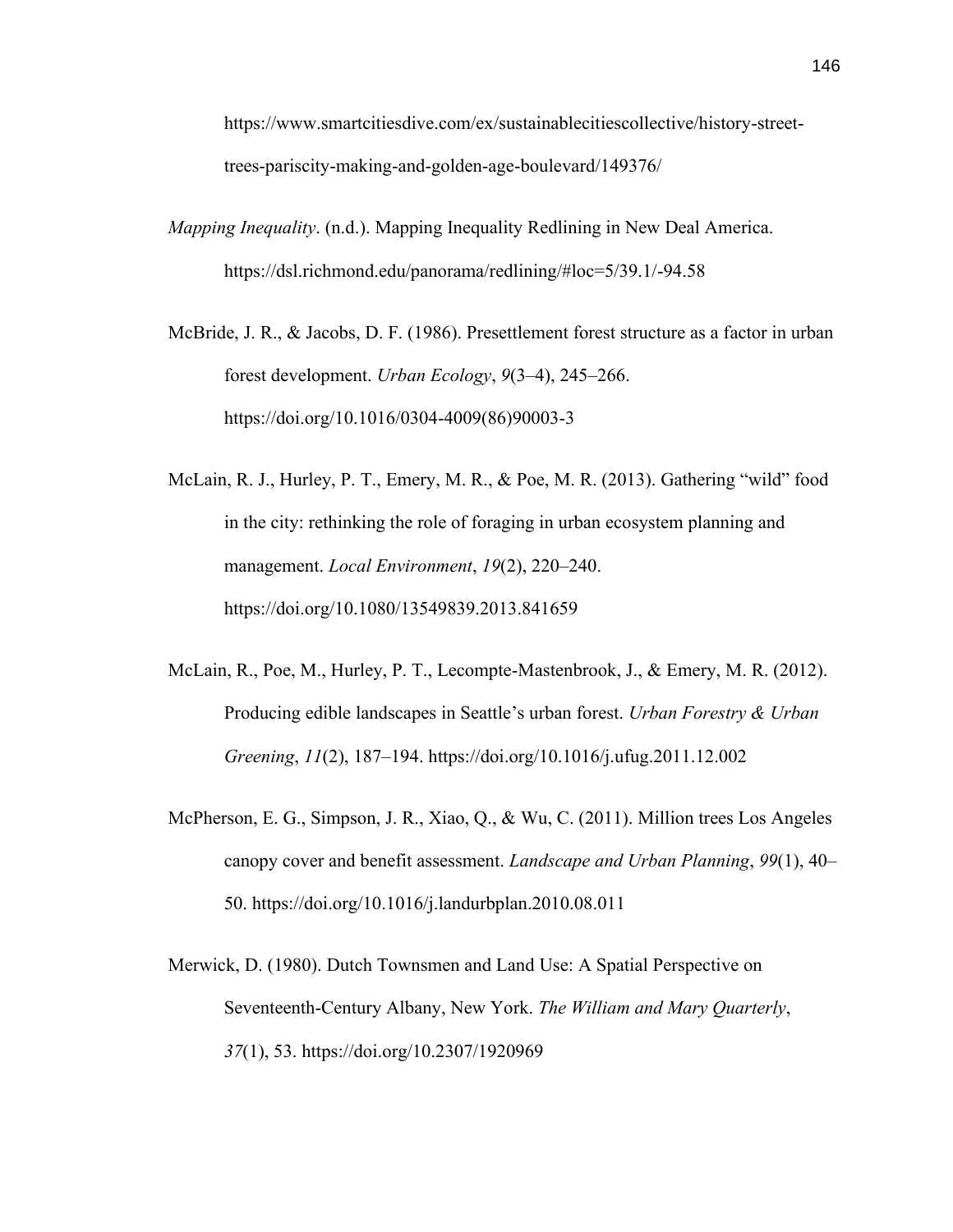https://www.smartcitiesdive.com/ex/sustainablecitiescollective/history-street-trees-pariscity-making-and-golden-age-boulevard/149376/

*Mapping Inequality*. (n.d.). Mapping Inequality Redlining in New Deal America. https://dsl.richmond.edu/panorama/redlining/#loc=5/39.1/-94.58

McBride, J. R., & Jacobs, D. F. (1986). Presettlement forest structure as a factor in urban forest development. *Urban Ecology*, *9*(3–4), 245–266. https://doi.org/10.1016/0304-4009(86)90003-3

McLain, R. J., Hurley, P. T., Emery, M. R., & Poe, M. R. (2013). Gathering "wild" food in the city: rethinking the role of foraging in urban ecosystem planning and management. *Local Environment*, *19*(2), 220–240. https://doi.org/10.1080/13549839.2013.841659

McLain, R., Poe, M., Hurley, P. T., Lecompte-Mastenbrook, J., & Emery, M. R. (2012). Producing edible landscapes in Seattle's urban forest. *Urban Forestry & Urban Greening*, *11*(2), 187–194. https://doi.org/10.1016/j.ufug.2011.12.002

McPherson, E. G., Simpson, J. R., Xiao, Q., & Wu, C. (2011). Million trees Los Angeles canopy cover and benefit assessment. *Landscape and Urban Planning*, *99*(1), 40–50. https://doi.org/10.1016/j.landurbplan.2010.08.011

Merwick, D. (1980). Dutch Townsmen and Land Use: A Spatial Perspective on Seventeenth-Century Albany, New York. *The William and Mary Quarterly*, *37*(1), 53. https://doi.org/10.2307/1920969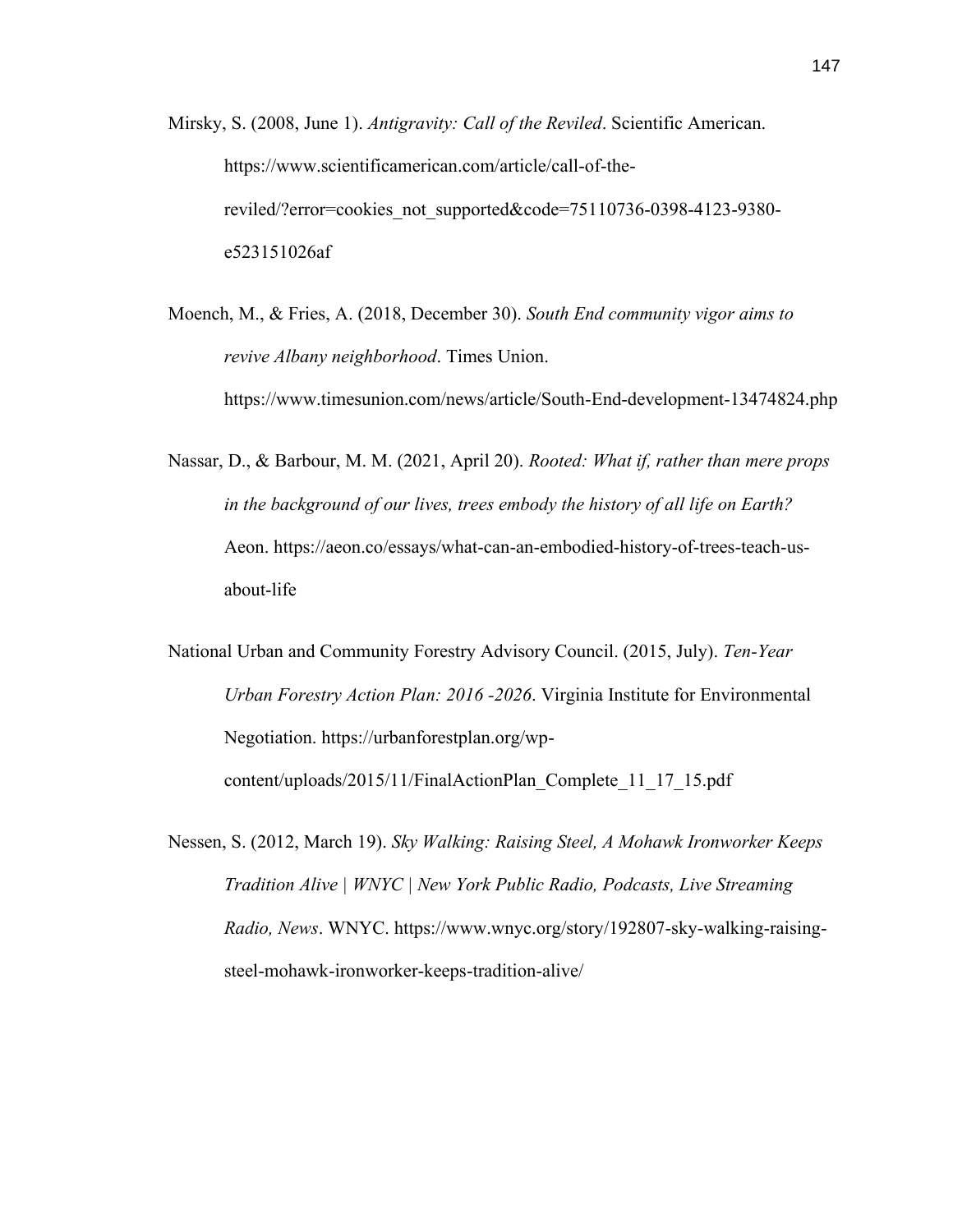Mirsky, S. (2008, June 1). *Antigravity: Call of the Reviled*. Scientific American. https://www.scientificamerican.com/article/call-of-the-reviled/?error=cookies_not_supported&code=75110736-0398-4123-9380-e523151026af

Moench, M., & Fries, A. (2018, December 30). *South End community vigor aims to revive Albany neighborhood*. Times Union. https://www.timesunion.com/news/article/South-End-development-13474824.php

Nassar, D., & Barbour, M. M. (2021, April 20). *Rooted: What if, rather than mere props in the background of our lives, trees embody the history of all life on Earth?* Aeon. https://aeon.co/essays/what-can-an-embodied-history-of-trees-teach-us-about-life

National Urban and Community Forestry Advisory Council. (2015, July). *Ten-Year Urban Forestry Action Plan: 2016 -2026*. Virginia Institute for Environmental Negotiation. https://urbanforestplan.org/wp-content/uploads/2015/11/FinalActionPlan_Complete_11_17_15.pdf

Nessen, S. (2012, March 19). *Sky Walking: Raising Steel, A Mohawk Ironworker Keeps Tradition Alive | WNYC | New York Public Radio, Podcasts, Live Streaming Radio, News*. WNYC. https://www.wnyc.org/story/192807-sky-walking-raising-steel-mohawk-ironworker-keeps-tradition-alive/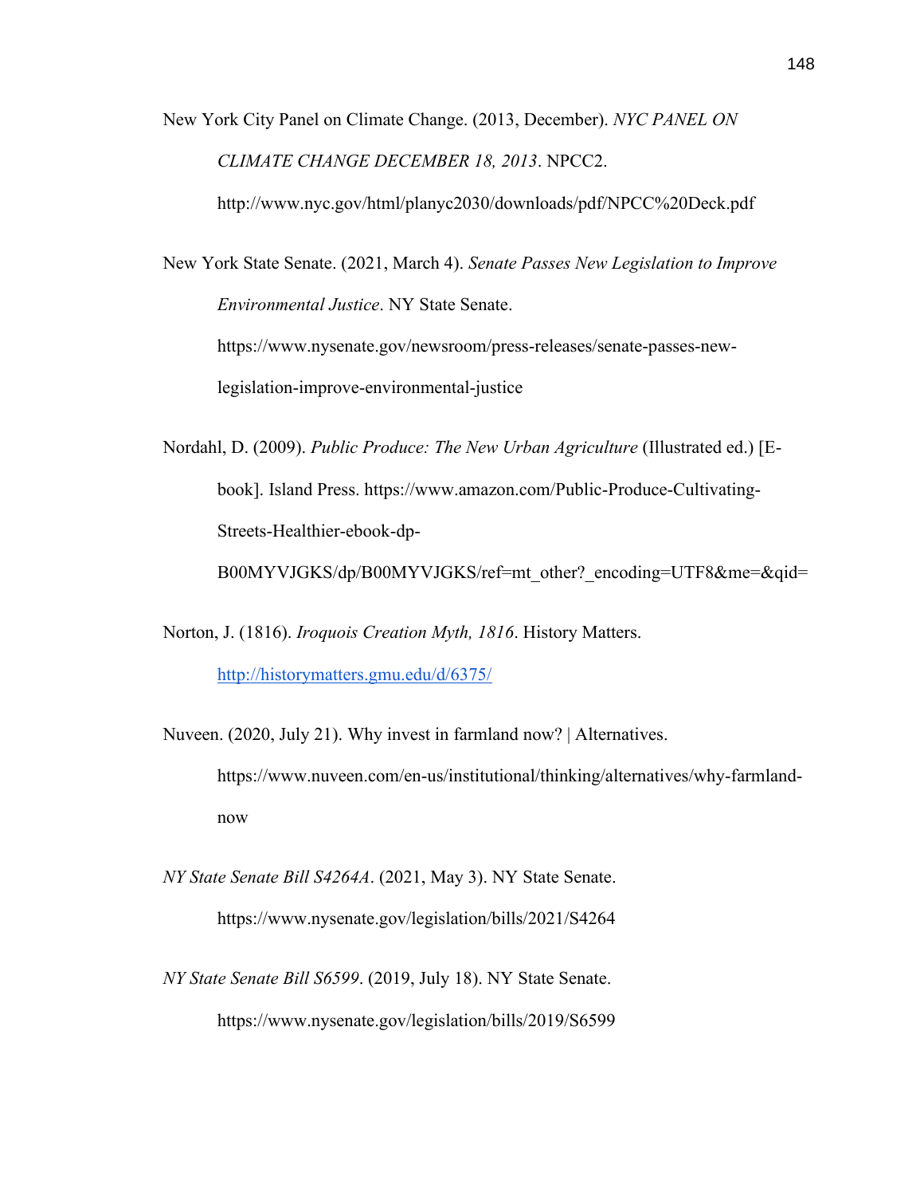New York City Panel on Climate Change. (2013, December). *NYC PANEL ON CLIMATE CHANGE DECEMBER 18, 2013*. NPCC2. http://www.nyc.gov/html/planyc2030/downloads/pdf/NPCC%20Deck.pdf

New York State Senate. (2021, March 4). *Senate Passes New Legislation to Improve Environmental Justice*. NY State Senate. https://www.nysenate.gov/newsroom/press-releases/senate-passes-new-legislation-improve-environmental-justice

Nordahl, D. (2009). *Public Produce: The New Urban Agriculture* (Illustrated ed.) [E-book]. Island Press. https://www.amazon.com/Public-Produce-Cultivating-Streets-Healthier-ebook-dp-B00MYVJGKS/dp/B00MYVJGKS/ref=mt_other?_encoding=UTF8&me=&qid=

Norton, J. (1816). *Iroquois Creation Myth, 1816*. History Matters. http://historymatters.gmu.edu/d/6375/

Nuveen. (2020, July 21). Why invest in farmland now? | Alternatives. https://www.nuveen.com/en-us/institutional/thinking/alternatives/why-farmland-now

*NY State Senate Bill S4264A*. (2021, May 3). NY State Senate. https://www.nysenate.gov/legislation/bills/2021/S4264

*NY State Senate Bill S6599*. (2019, July 18). NY State Senate. https://www.nysenate.gov/legislation/bills/2019/S6599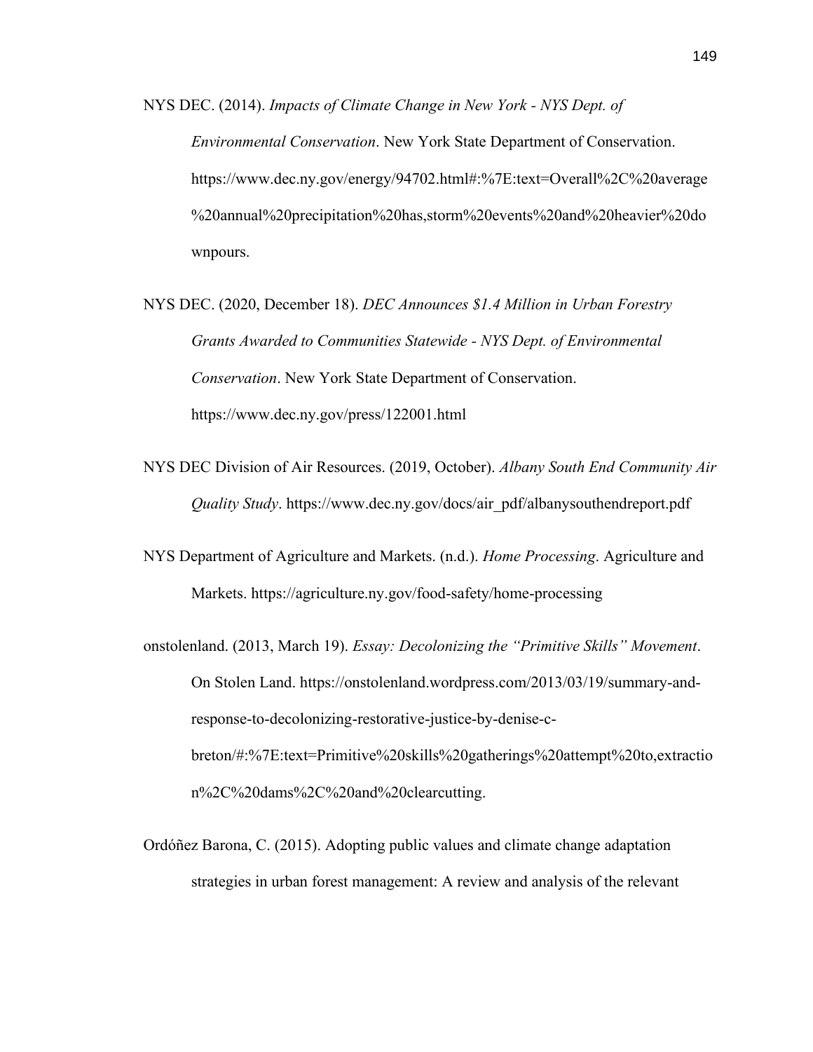NYS DEC. (2014). *Impacts of Climate Change in New York - NYS Dept. of Environmental Conservation*. New York State Department of Conservation. https://www.dec.ny.gov/energy/94702.html#:%7E:text=Overall%2C%20average%20annual%20precipitation%20has,storm%20events%20and%20heavier%20downpours.

NYS DEC. (2020, December 18). *DEC Announces $1.4 Million in Urban Forestry Grants Awarded to Communities Statewide - NYS Dept. of Environmental Conservation*. New York State Department of Conservation. https://www.dec.ny.gov/press/122001.html

NYS DEC Division of Air Resources. (2019, October). *Albany South End Community Air Quality Study*. https://www.dec.ny.gov/docs/air_pdf/albanysouthendreport.pdf

NYS Department of Agriculture and Markets. (n.d.). *Home Processing*. Agriculture and Markets. https://agriculture.ny.gov/food-safety/home-processing

onstolenland. (2013, March 19). *Essay: Decolonizing the "Primitive Skills" Movement*. On Stolen Land. https://onstolenland.wordpress.com/2013/03/19/summary-and-response-to-decolonizing-restorative-justice-by-denise-c-breton/#:%7E:text=Primitive%20skills%20gatherings%20attempt%20to,extraction%2C%20dams%2C%20and%20clearcutting.

Ordóñez Barona, C. (2015). Adopting public values and climate change adaptation strategies in urban forest management: A review and analysis of the relevant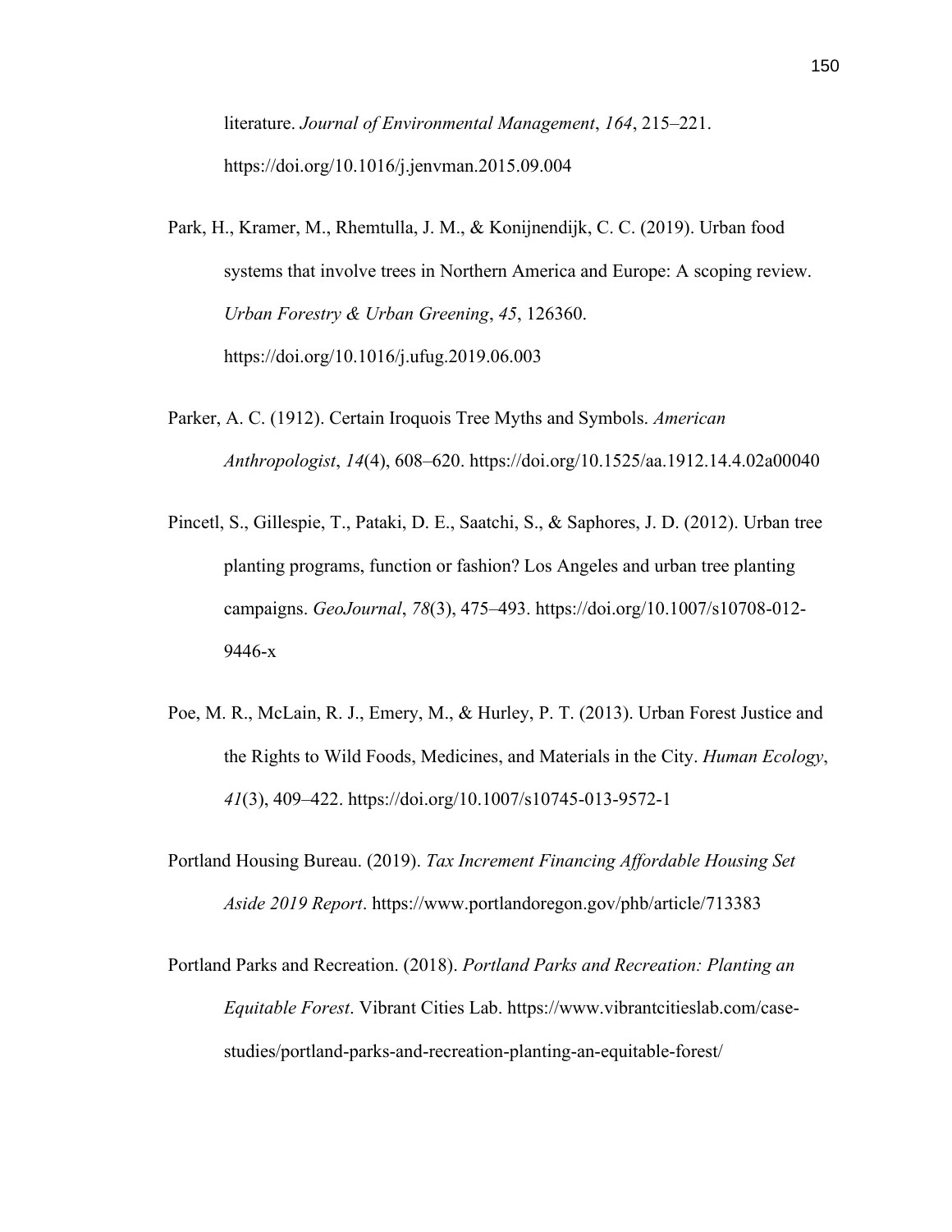literature. *Journal of Environmental Management*, *164*, 215–221. https://doi.org/10.1016/j.jenvman.2015.09.004

Park, H., Kramer, M., Rhemtulla, J. M., & Konijnendijk, C. C. (2019). Urban food systems that involve trees in Northern America and Europe: A scoping review. *Urban Forestry & Urban Greening*, *45*, 126360. https://doi.org/10.1016/j.ufug.2019.06.003

Parker, A. C. (1912). Certain Iroquois Tree Myths and Symbols. *American Anthropologist*, *14*(4), 608–620. https://doi.org/10.1525/aa.1912.14.4.02a00040

Pincetl, S., Gillespie, T., Pataki, D. E., Saatchi, S., & Saphores, J. D. (2012). Urban tree planting programs, function or fashion? Los Angeles and urban tree planting campaigns. *GeoJournal*, *78*(3), 475–493. https://doi.org/10.1007/s10708-012-9446-x

Poe, M. R., McLain, R. J., Emery, M., & Hurley, P. T. (2013). Urban Forest Justice and the Rights to Wild Foods, Medicines, and Materials in the City. *Human Ecology*, *41*(3), 409–422. https://doi.org/10.1007/s10745-013-9572-1

Portland Housing Bureau. (2019). *Tax Increment Financing Affordable Housing Set Aside 2019 Report*. https://www.portlandoregon.gov/phb/article/713383

Portland Parks and Recreation. (2018). *Portland Parks and Recreation: Planting an Equitable Forest*. Vibrant Cities Lab. https://www.vibrantcitieslab.com/case-studies/portland-parks-and-recreation-planting-an-equitable-forest/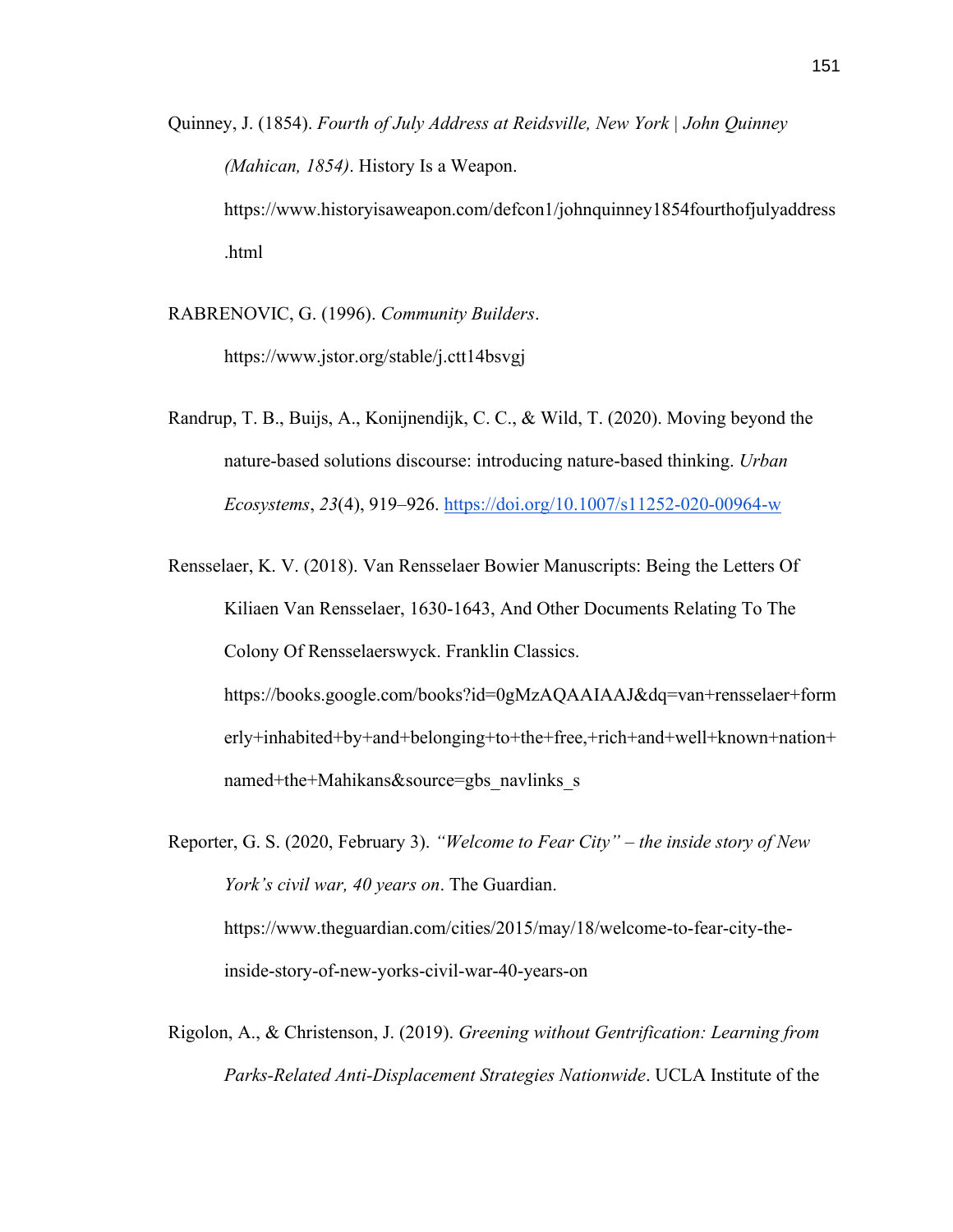Quinney, J. (1854). *Fourth of July Address at Reidsville, New York | John Quinney (Mahican, 1854)*. History Is a Weapon. https://www.historyisaweapon.com/defcon1/johnquinney1854fourthofjulyaddress.html

RABRENOVIC, G. (1996). *Community Builders*. https://www.jstor.org/stable/j.ctt14bsvgj

Randrup, T. B., Buijs, A., Konijnendijk, C. C., & Wild, T. (2020). Moving beyond the nature-based solutions discourse: introducing nature-based thinking. *Urban Ecosystems*, *23*(4), 919–926. https://doi.org/10.1007/s11252-020-00964-w

Rensselaer, K. V. (2018). Van Rensselaer Bowier Manuscripts: Being the Letters Of Kiliaen Van Rensselaer, 1630-1643, And Other Documents Relating To The Colony Of Rensselaerswyck. Franklin Classics. https://books.google.com/books?id=0gMzAQAAIAAJ&dq=van+rensselaer+formerly+inhabited+by+and+belonging+to+the+free,+rich+and+well+known+nation+named+the+Mahikans&source=gbs_navlinks_s

Reporter, G. S. (2020, February 3). *"Welcome to Fear City" – the inside story of New York's civil war, 40 years on*. The Guardian. https://www.theguardian.com/cities/2015/may/18/welcome-to-fear-city-the-inside-story-of-new-yorks-civil-war-40-years-on

Rigolon, A., & Christenson, J. (2019). *Greening without Gentrification: Learning from Parks-Related Anti-Displacement Strategies Nationwide*. UCLA Institute of the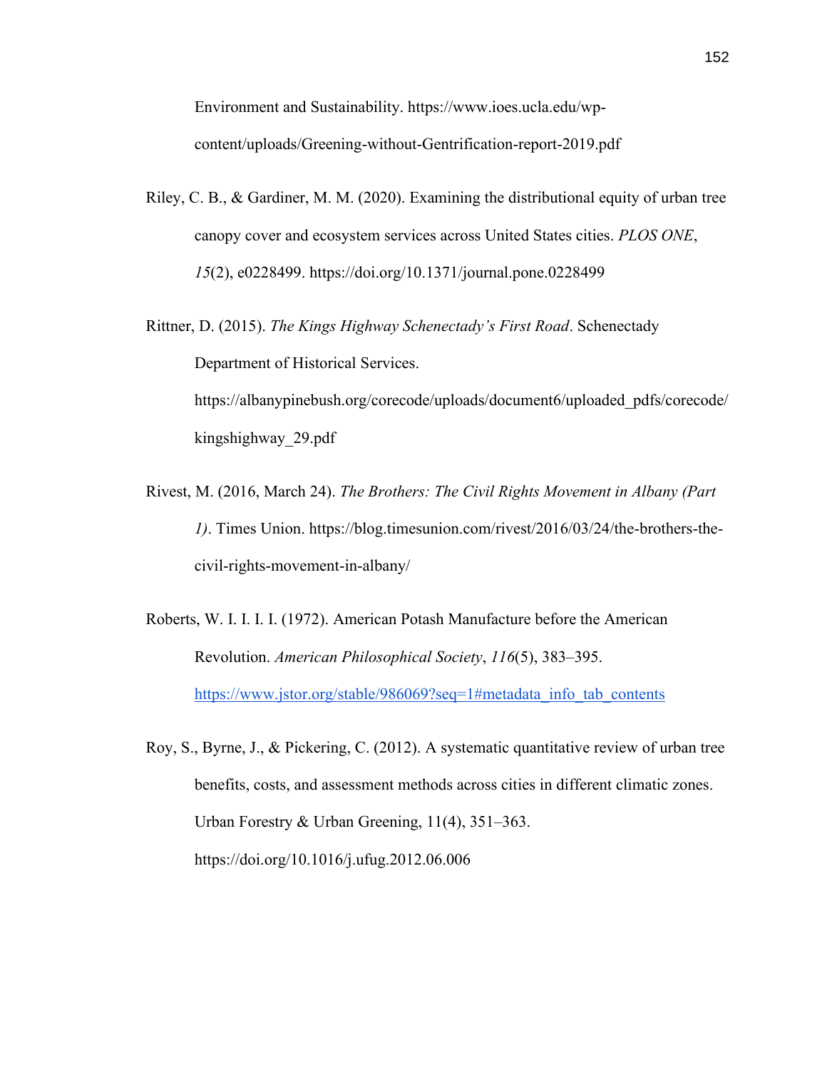Environment and Sustainability. https://www.ioes.ucla.edu/wp-content/uploads/Greening-without-Gentrification-report-2019.pdf

Riley, C. B., & Gardiner, M. M. (2020). Examining the distributional equity of urban tree canopy cover and ecosystem services across United States cities. *PLOS ONE*, *15*(2), e0228499. https://doi.org/10.1371/journal.pone.0228499

Rittner, D. (2015). *The Kings Highway Schenectady's First Road*. Schenectady Department of Historical Services. https://albanypinebush.org/corecode/uploads/document6/uploaded_pdfs/corecode/kingshighway_29.pdf

Rivest, M. (2016, March 24). *The Brothers: The Civil Rights Movement in Albany (Part 1)*. Times Union. https://blog.timesunion.com/rivest/2016/03/24/the-brothers-the-civil-rights-movement-in-albany/

Roberts, W. I. I. I. I. (1972). American Potash Manufacture before the American Revolution. *American Philosophical Society*, *116*(5), 383–395. https://www.jstor.org/stable/986069?seq=1#metadata_info_tab_contents

Roy, S., Byrne, J., & Pickering, C. (2012). A systematic quantitative review of urban tree benefits, costs, and assessment methods across cities in different climatic zones. Urban Forestry & Urban Greening, 11(4), 351–363. https://doi.org/10.1016/j.ufug.2012.06.006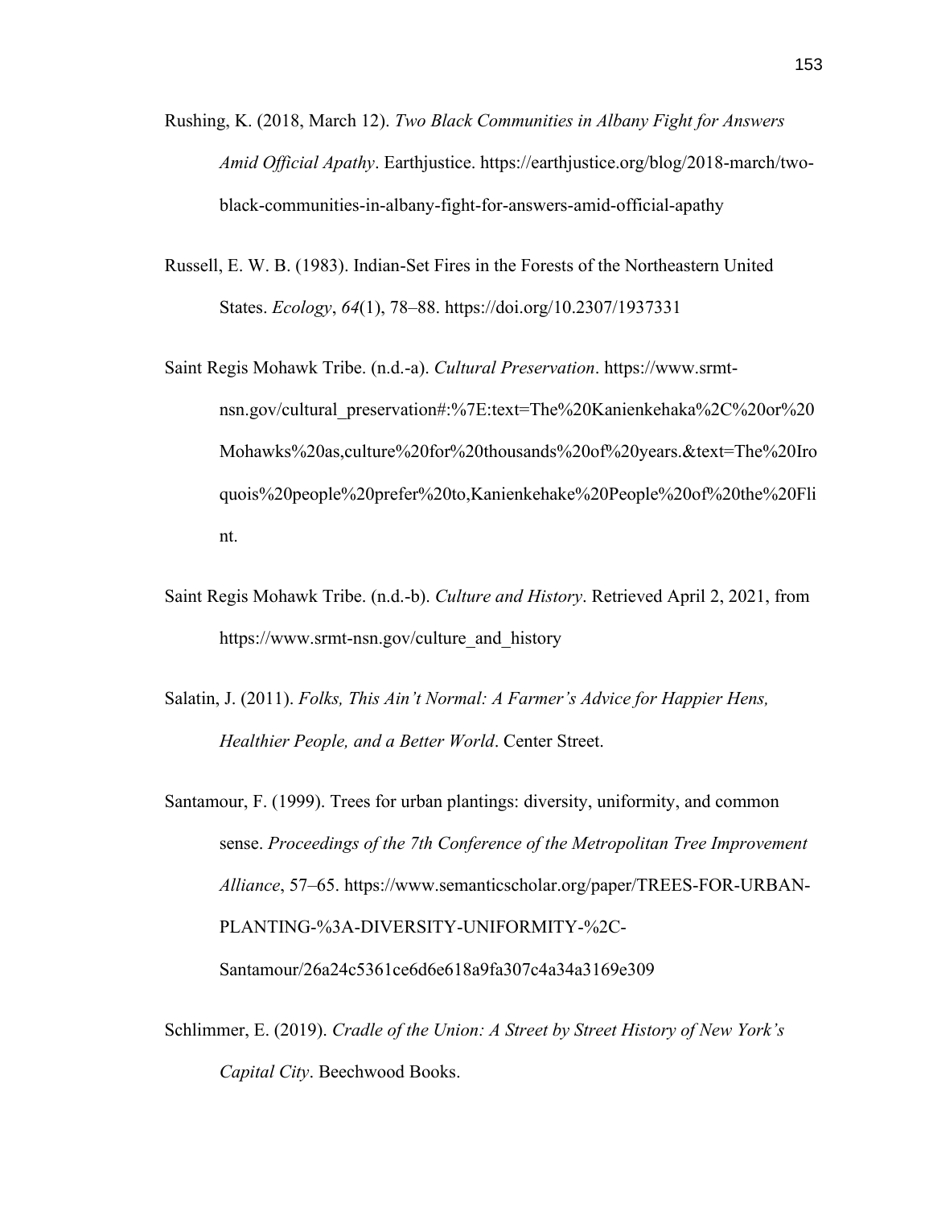Rushing, K. (2018, March 12). *Two Black Communities in Albany Fight for Answers Amid Official Apathy*. Earthjustice. https://earthjustice.org/blog/2018-march/two-black-communities-in-albany-fight-for-answers-amid-official-apathy

Russell, E. W. B. (1983). Indian-Set Fires in the Forests of the Northeastern United States. *Ecology*, *64*(1), 78–88. https://doi.org/10.2307/1937331

Saint Regis Mohawk Tribe. (n.d.-a). *Cultural Preservation*. https://www.srmt-nsn.gov/cultural_preservation#:%7E:text=The%20Kanienkehaka%2C%20or%20Mohawks%20as,culture%20for%20thousands%20of%20years.&text=The%20Iroquois%20people%20prefer%20to,Kanienkehake%20People%20of%20the%20Flint.

Saint Regis Mohawk Tribe. (n.d.-b). *Culture and History*. Retrieved April 2, 2021, from https://www.srmt-nsn.gov/culture_and_history

Salatin, J. (2011). *Folks, This Ain't Normal: A Farmer's Advice for Happier Hens, Healthier People, and a Better World*. Center Street.

Santamour, F. (1999). Trees for urban plantings: diversity, uniformity, and common sense. *Proceedings of the 7th Conference of the Metropolitan Tree Improvement Alliance*, 57–65. https://www.semanticscholar.org/paper/TREES-FOR-URBAN-PLANTING-%3A-DIVERSITY-UNIFORMITY-%2C-Santamour/26a24c5361ce6d6e618a9fa307c4a34a3169e309

Schlimmer, E. (2019). *Cradle of the Union: A Street by Street History of New York's Capital City*. Beechwood Books.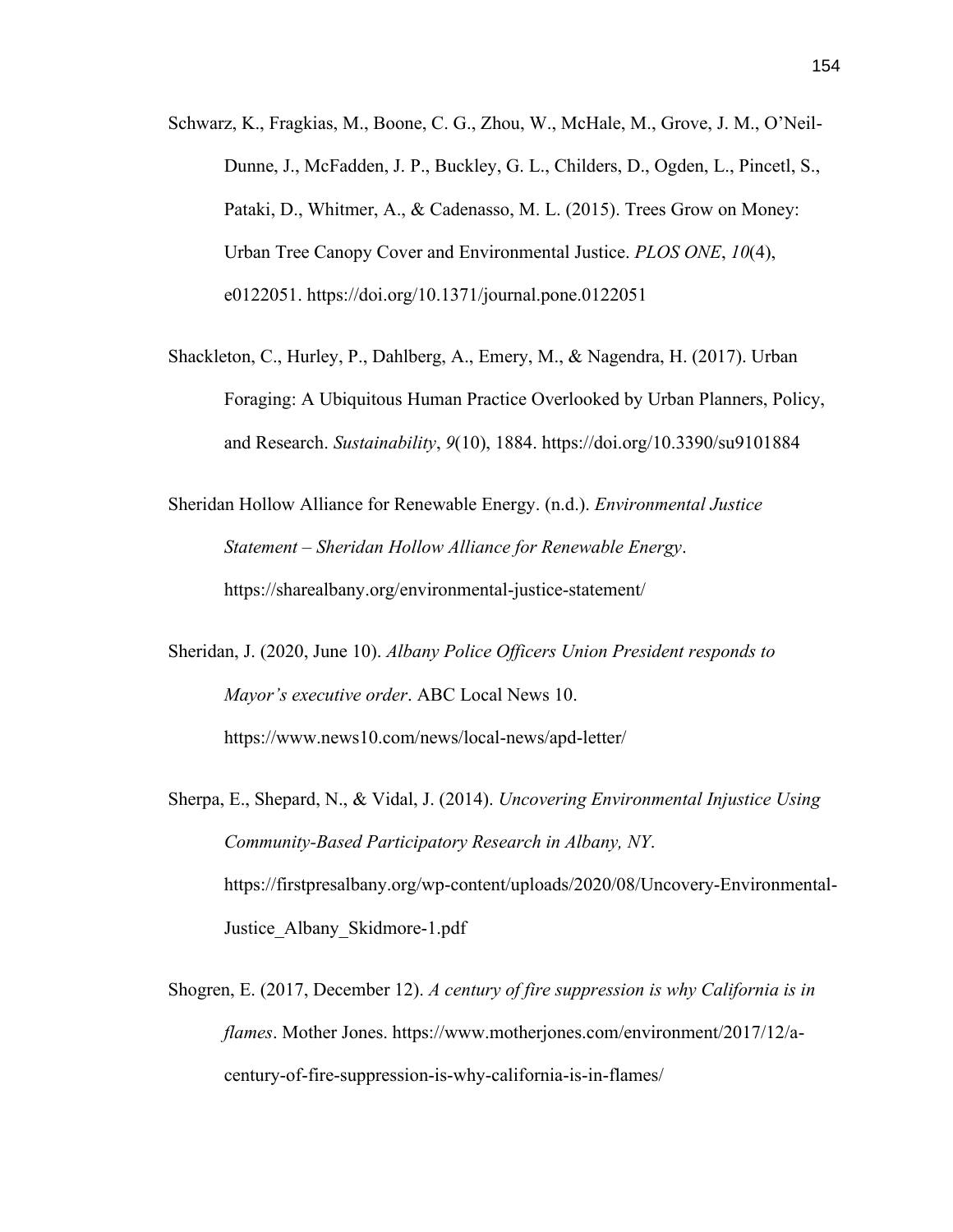Schwarz, K., Fragkias, M., Boone, C. G., Zhou, W., McHale, M., Grove, J. M., O'Neil-Dunne, J., McFadden, J. P., Buckley, G. L., Childers, D., Ogden, L., Pincetl, S., Pataki, D., Whitmer, A., & Cadenasso, M. L. (2015). Trees Grow on Money: Urban Tree Canopy Cover and Environmental Justice. *PLOS ONE*, *10*(4), e0122051. https://doi.org/10.1371/journal.pone.0122051

Shackleton, C., Hurley, P., Dahlberg, A., Emery, M., & Nagendra, H. (2017). Urban Foraging: A Ubiquitous Human Practice Overlooked by Urban Planners, Policy, and Research. *Sustainability*, *9*(10), 1884. https://doi.org/10.3390/su9101884

Sheridan Hollow Alliance for Renewable Energy. (n.d.). *Environmental Justice Statement – Sheridan Hollow Alliance for Renewable Energy*. https://sharealbany.org/environmental-justice-statement/

Sheridan, J. (2020, June 10). *Albany Police Officers Union President responds to Mayor's executive order*. ABC Local News 10. https://www.news10.com/news/local-news/apd-letter/

Sherpa, E., Shepard, N., & Vidal, J. (2014). *Uncovering Environmental Injustice Using Community-Based Participatory Research in Albany, NY*. https://firstpresalbany.org/wp-content/uploads/2020/08/Uncovery-Environmental-Justice_Albany_Skidmore-1.pdf

Shogren, E. (2017, December 12). *A century of fire suppression is why California is in flames*. Mother Jones. https://www.motherjones.com/environment/2017/12/a-century-of-fire-suppression-is-why-california-is-in-flames/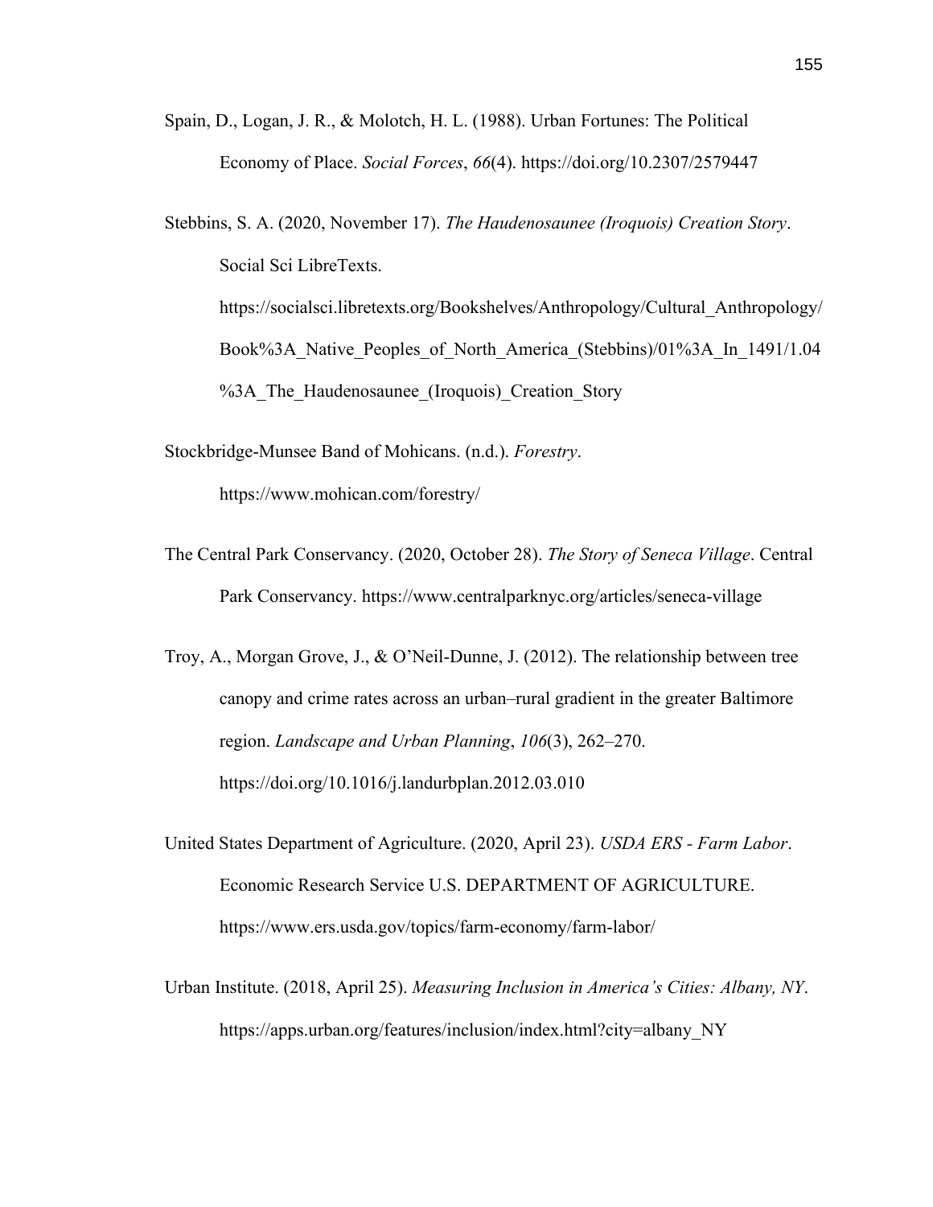Spain, D., Logan, J. R., & Molotch, H. L. (1988). Urban Fortunes: The Political Economy of Place. *Social Forces*, *66*(4). https://doi.org/10.2307/2579447

Stebbins, S. A. (2020, November 17). *The Haudenosaunee (Iroquois) Creation Story*. Social Sci LibreTexts. https://socialsci.libretexts.org/Bookshelves/Anthropology/Cultural_Anthropology/Book%3A_Native_Peoples_of_North_America_(Stebbins)/01%3A_In_1491/1.04%3A_The_Haudenosaunee_(Iroquois)_Creation_Story

Stockbridge-Munsee Band of Mohicans. (n.d.). *Forestry*. https://www.mohican.com/forestry/

The Central Park Conservancy. (2020, October 28). *The Story of Seneca Village*. Central Park Conservancy. https://www.centralparknyc.org/articles/seneca-village

Troy, A., Morgan Grove, J., & O'Neil-Dunne, J. (2012). The relationship between tree canopy and crime rates across an urban–rural gradient in the greater Baltimore region. *Landscape and Urban Planning*, *106*(3), 262–270. https://doi.org/10.1016/j.landurbplan.2012.03.010

United States Department of Agriculture. (2020, April 23). *USDA ERS - Farm Labor*. Economic Research Service U.S. DEPARTMENT OF AGRICULTURE. https://www.ers.usda.gov/topics/farm-economy/farm-labor/

Urban Institute. (2018, April 25). *Measuring Inclusion in America's Cities: Albany, NY*. https://apps.urban.org/features/inclusion/index.html?city=albany_NY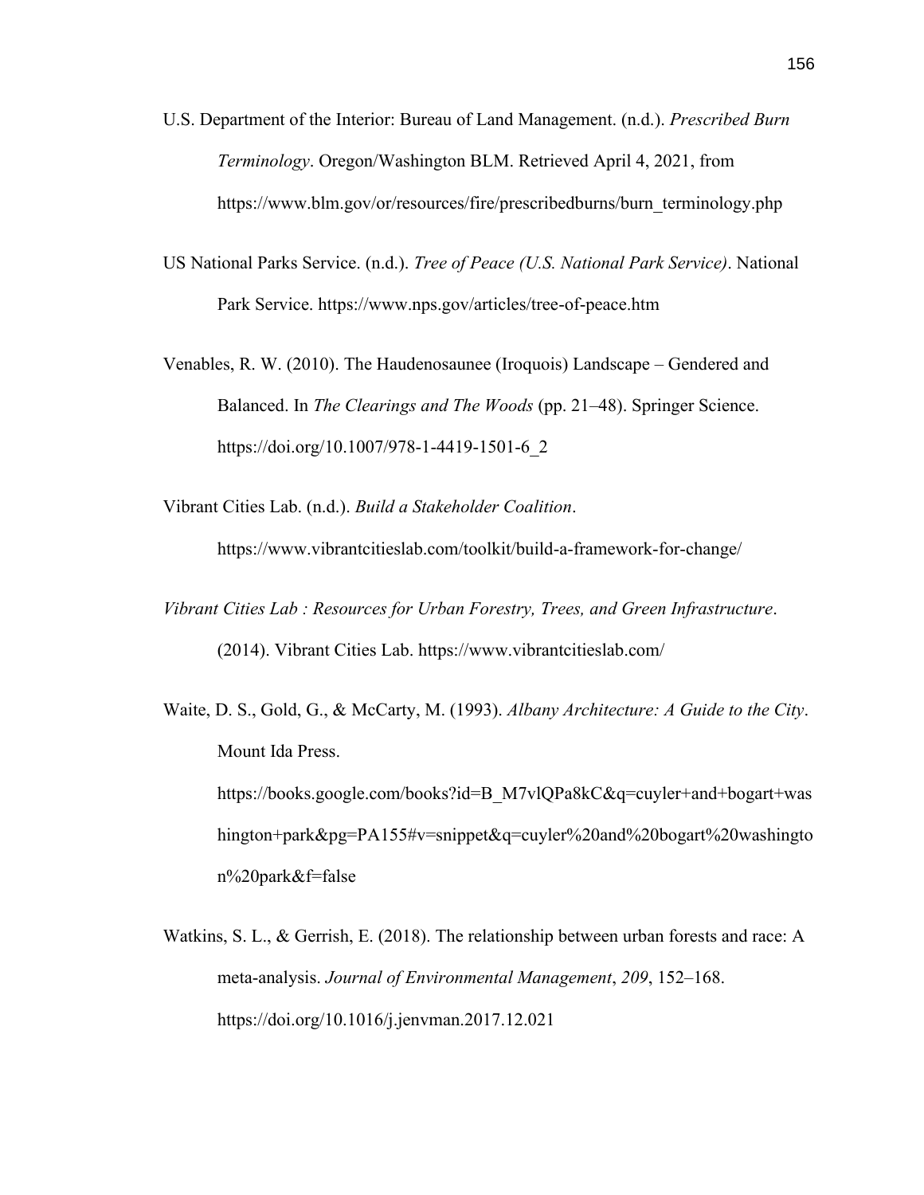U.S. Department of the Interior: Bureau of Land Management. (n.d.). *Prescribed Burn Terminology*. Oregon/Washington BLM. Retrieved April 4, 2021, from https://www.blm.gov/or/resources/fire/prescribedburns/burn_terminology.php

US National Parks Service. (n.d.). *Tree of Peace (U.S. National Park Service)*. National Park Service. https://www.nps.gov/articles/tree-of-peace.htm

Venables, R. W. (2010). The Haudenosaunee (Iroquois) Landscape – Gendered and Balanced. In *The Clearings and The Woods* (pp. 21–48). Springer Science. https://doi.org/10.1007/978-1-4419-1501-6_2

Vibrant Cities Lab. (n.d.). *Build a Stakeholder Coalition*. https://www.vibrantcitieslab.com/toolkit/build-a-framework-for-change/

*Vibrant Cities Lab : Resources for Urban Forestry, Trees, and Green Infrastructure*. (2014). Vibrant Cities Lab. https://www.vibrantcitieslab.com/

Waite, D. S., Gold, G., & McCarty, M. (1993). *Albany Architecture: A Guide to the City*. Mount Ida Press. https://books.google.com/books?id=B_M7vlQPa8kC&q=cuyler+and+bogart+washington+park&pg=PA155#v=snippet&q=cuyler%20and%20bogart%20washington%20park&f=false

Watkins, S. L., & Gerrish, E. (2018). The relationship between urban forests and race: A meta-analysis. *Journal of Environmental Management*, *209*, 152–168. https://doi.org/10.1016/j.jenvman.2017.12.021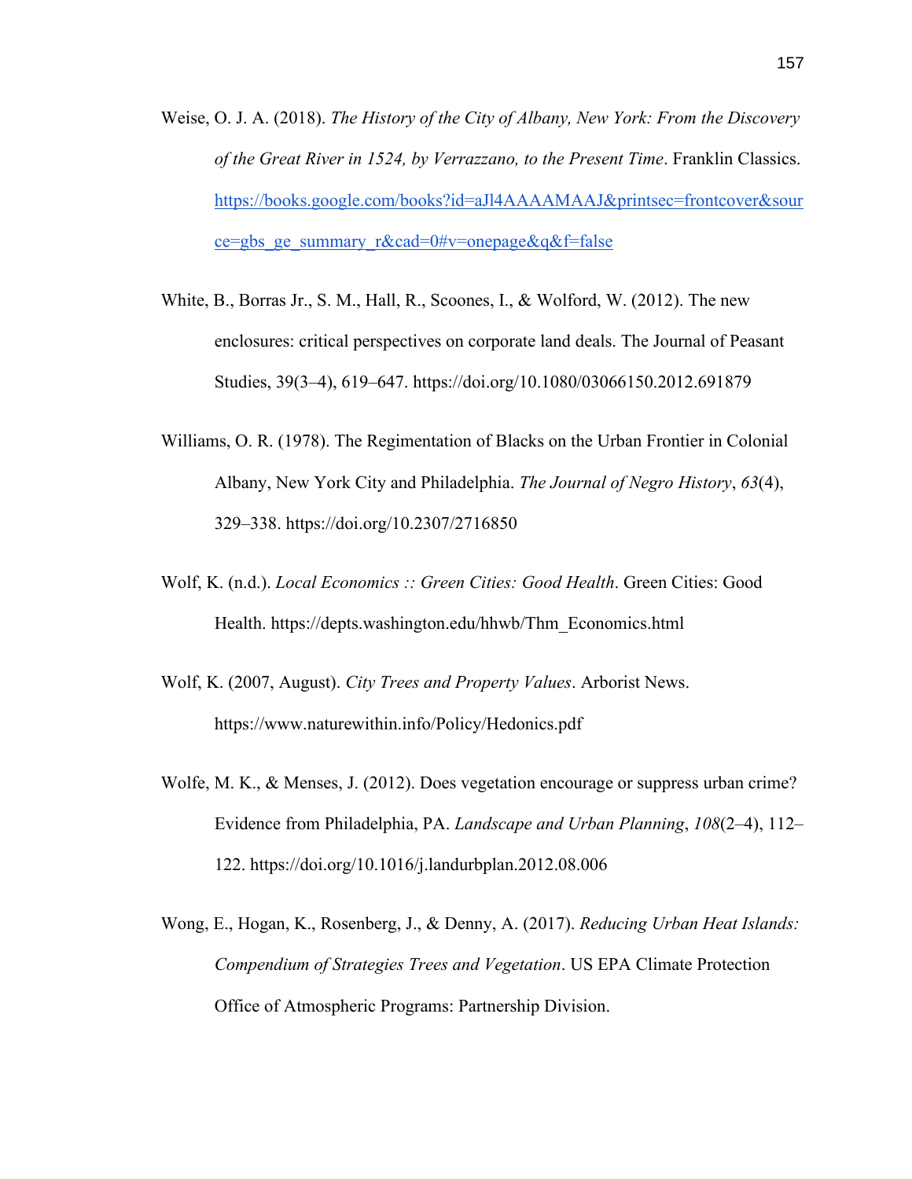Weise, O. J. A. (2018). *The History of the City of Albany, New York: From the Discovery of the Great River in 1524, by Verrazzano, to the Present Time*. Franklin Classics. https://books.google.com/books?id=aJl4AAAAMAAJ&printsec=frontcover&source=gbs_ge_summary_r&cad=0#v=onepage&q&f=false

White, B., Borras Jr., S. M., Hall, R., Scoones, I., & Wolford, W. (2012). The new enclosures: critical perspectives on corporate land deals. The Journal of Peasant Studies, 39(3–4), 619–647. https://doi.org/10.1080/03066150.2012.691879

Williams, O. R. (1978). The Regimentation of Blacks on the Urban Frontier in Colonial Albany, New York City and Philadelphia. *The Journal of Negro History*, *63*(4), 329–338. https://doi.org/10.2307/2716850

Wolf, K. (n.d.). *Local Economics :: Green Cities: Good Health*. Green Cities: Good Health. https://depts.washington.edu/hhwb/Thm_Economics.html

Wolf, K. (2007, August). *City Trees and Property Values*. Arborist News. https://www.naturewithin.info/Policy/Hedonics.pdf

Wolfe, M. K., & Menses, J. (2012). Does vegetation encourage or suppress urban crime? Evidence from Philadelphia, PA. *Landscape and Urban Planning*, *108*(2–4), 112–122. https://doi.org/10.1016/j.landurbplan.2012.08.006

Wong, E., Hogan, K., Rosenberg, J., & Denny, A. (2017). *Reducing Urban Heat Islands: Compendium of Strategies Trees and Vegetation*. US EPA Climate Protection Office of Atmospheric Programs: Partnership Division.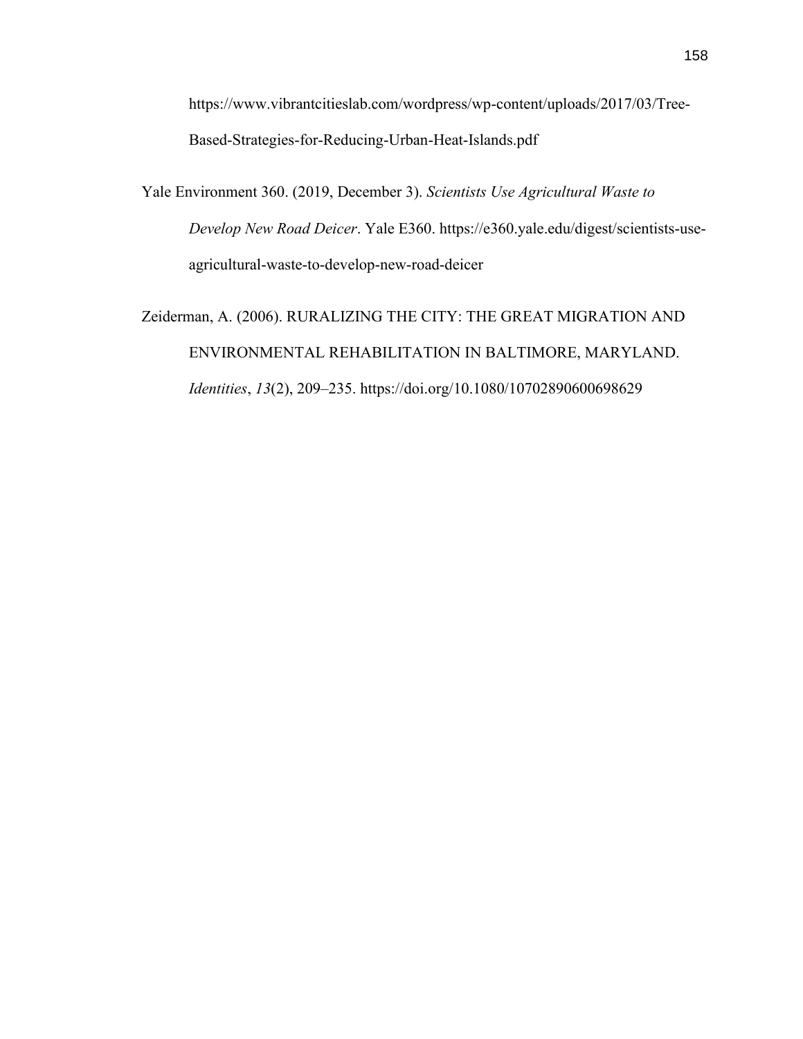https://www.vibrantcitieslab.com/wordpress/wp-content/uploads/2017/03/Tree-Based-Strategies-for-Reducing-Urban-Heat-Islands.pdf

Yale Environment 360. (2019, December 3). *Scientists Use Agricultural Waste to Develop New Road Deicer*. Yale E360. https://e360.yale.edu/digest/scientists-use-agricultural-waste-to-develop-new-road-deicer

Zeiderman, A. (2006). RURALIZING THE CITY: THE GREAT MIGRATION AND ENVIRONMENTAL REHABILITATION IN BALTIMORE, MARYLAND. *Identities*, *13*(2), 209–235. https://doi.org/10.1080/10702890600698629